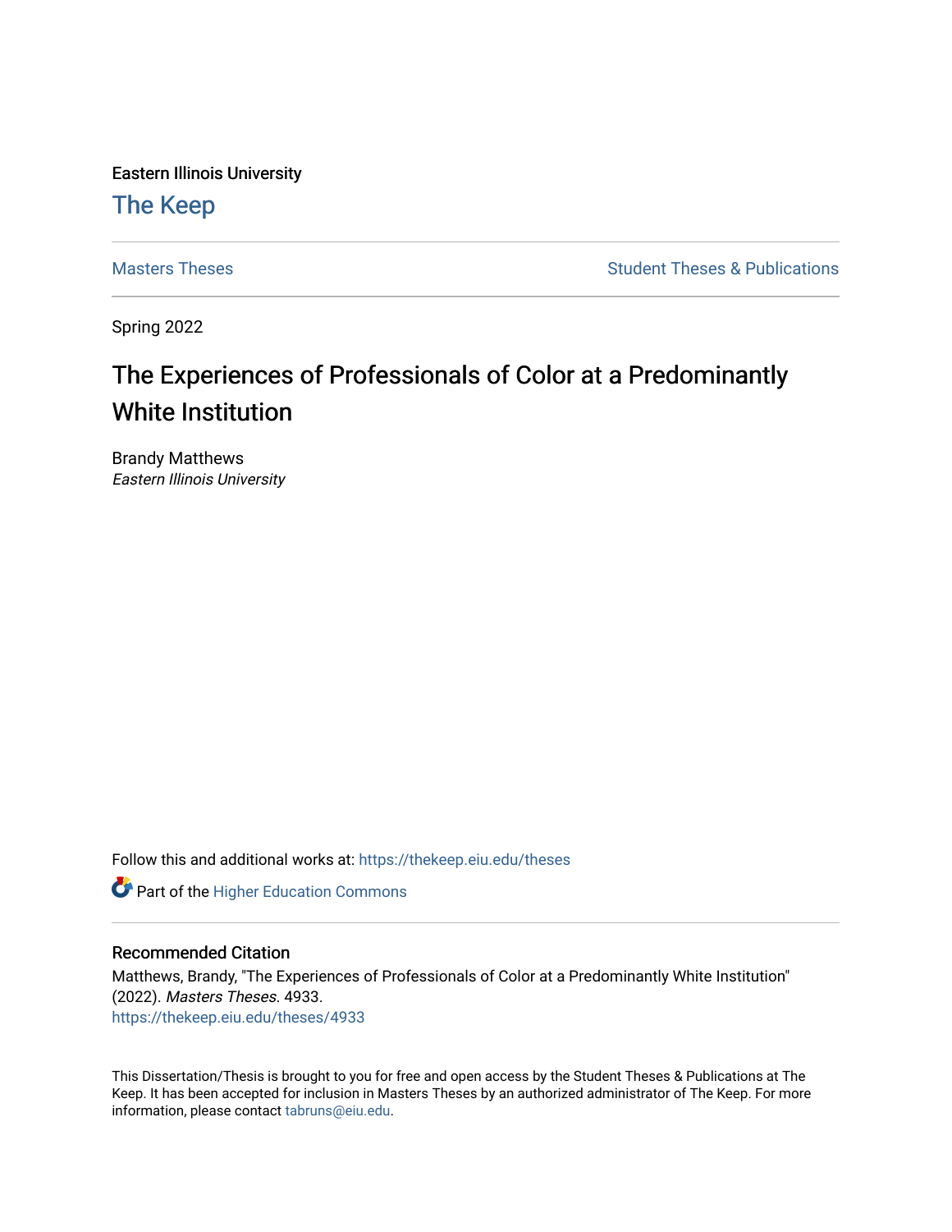Eastern Illinois University

# The Keep

Masters Theses | Student Theses & Publications

Spring 2022

# The Experiences of Professionals of Color at a Predominantly White Institution

Brandy Matthews
*Eastern Illinois University*

Follow this and additional works at: https://thekeep.eiu.edu/theses

Part of the Higher Education Commons

## Recommended Citation

Matthews, Brandy, "The Experiences of Professionals of Color at a Predominantly White Institution" (2022). *Masters Theses*. 4933.
https://thekeep.eiu.edu/theses/4933

This Dissertation/Thesis is brought to you for free and open access by the Student Theses & Publications at The Keep. It has been accepted for inclusion in Masters Theses by an authorized administrator of The Keep. For more information, please contact tabruns@eiu.edu.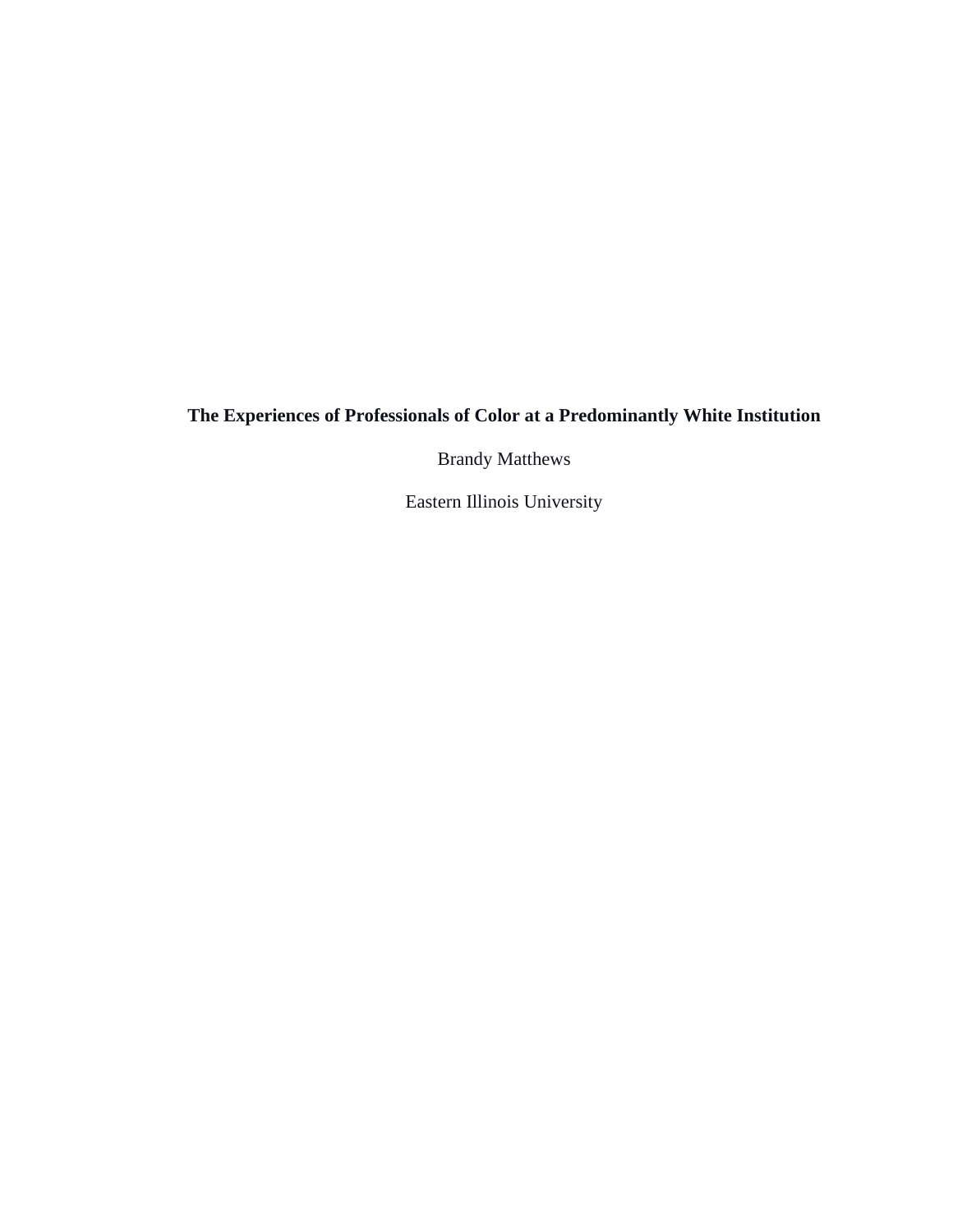**The Experiences of Professionals of Color at a Predominantly White Institution**

Brandy Matthews

Eastern Illinois University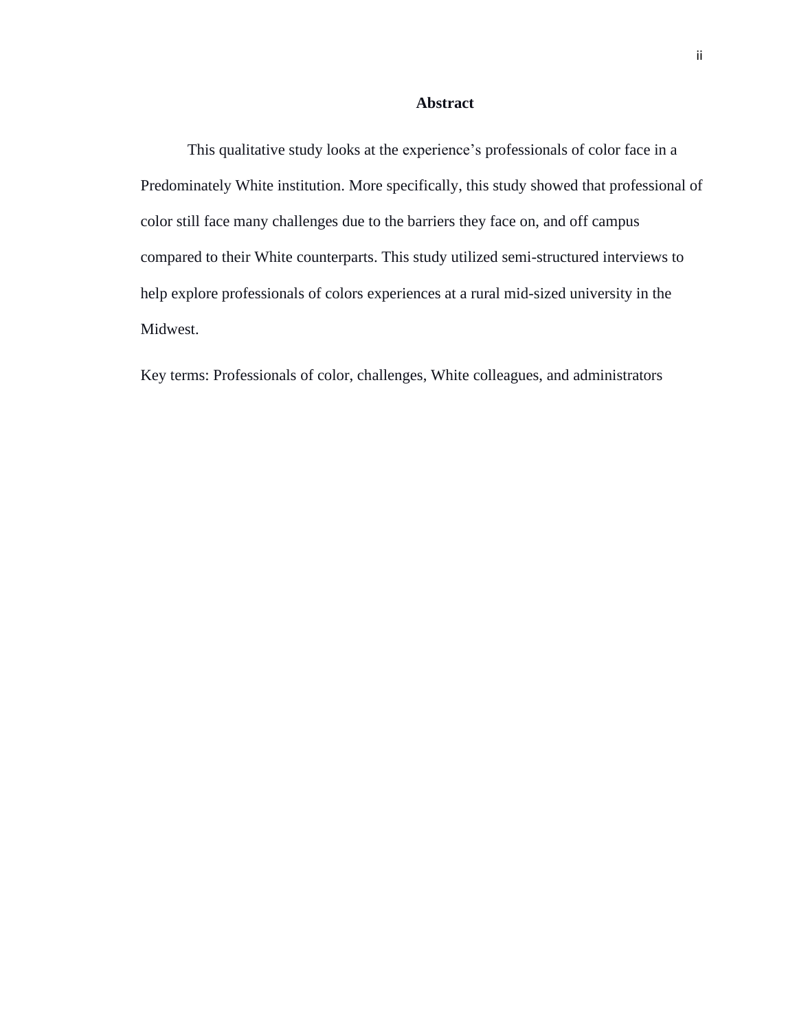## Abstract

This qualitative study looks at the experience's professionals of color face in a Predominately White institution. More specifically, this study showed that professional of color still face many challenges due to the barriers they face on, and off campus compared to their White counterparts. This study utilized semi-structured interviews to help explore professionals of colors experiences at a rural mid-sized university in the Midwest.

Key terms: Professionals of color, challenges, White colleagues, and administrators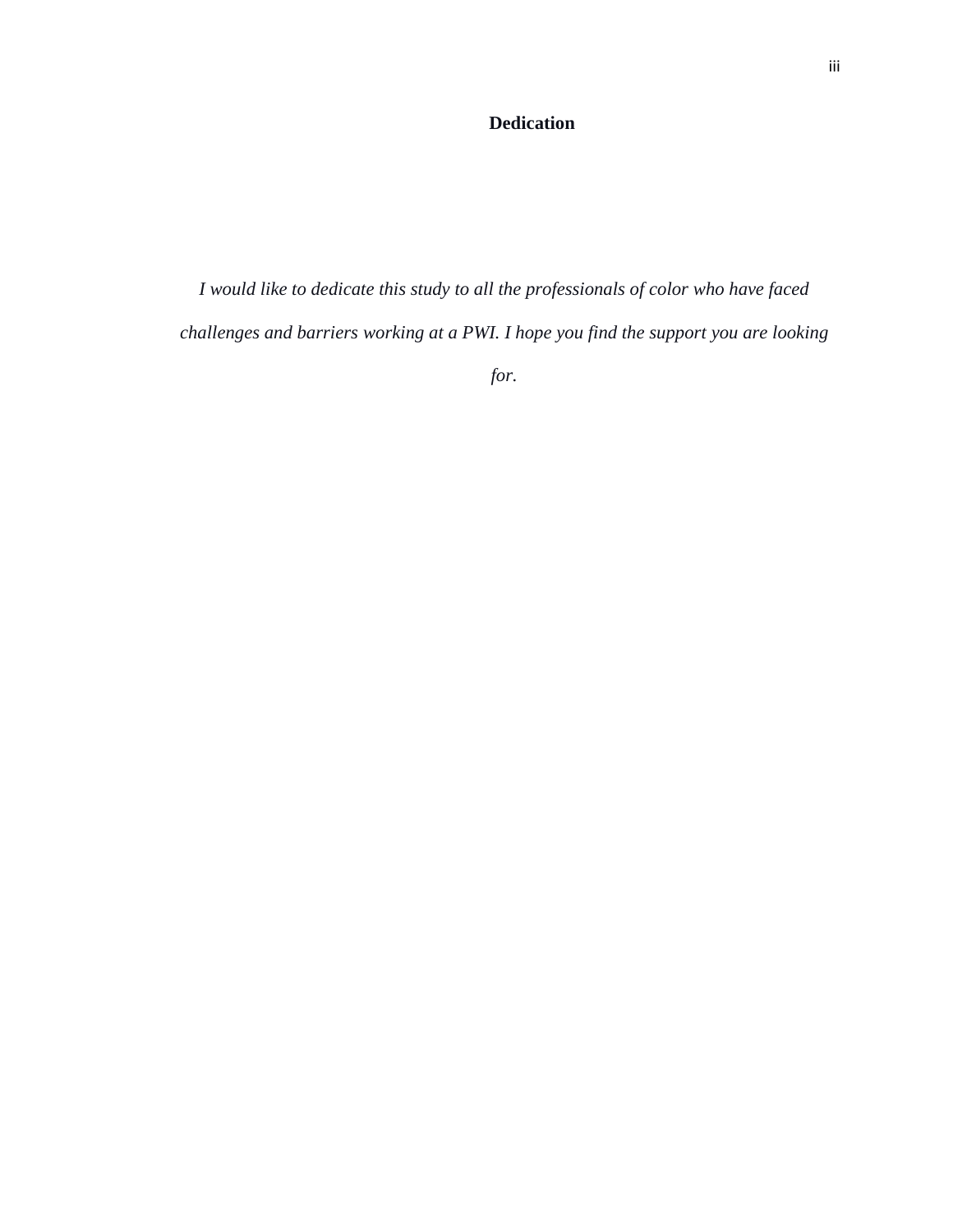# Dedication

*I would like to dedicate this study to all the professionals of color who have faced challenges and barriers working at a PWI. I hope you find the support you are looking for.*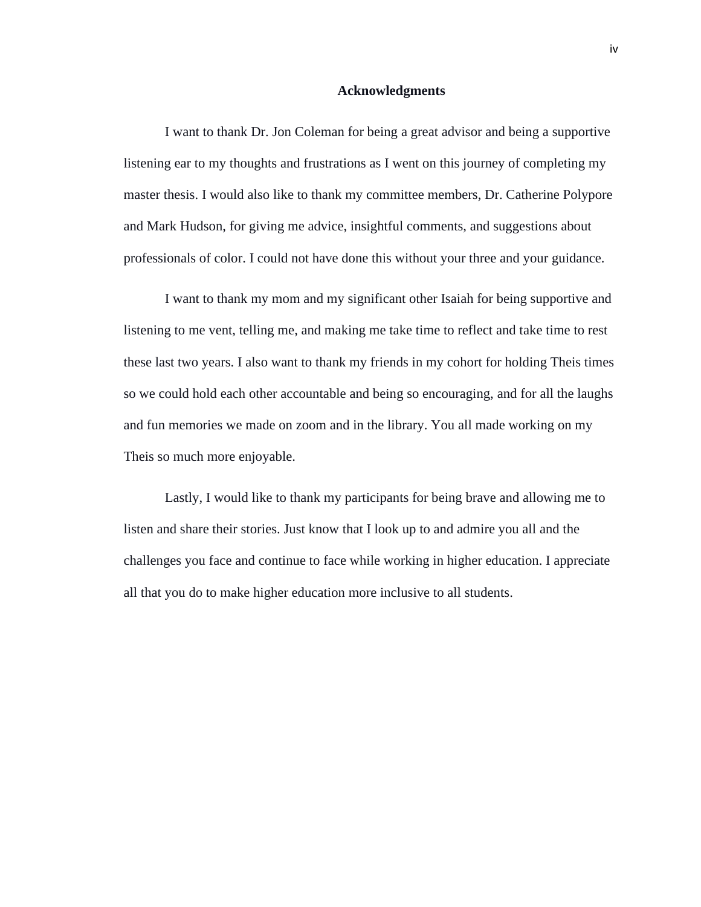# Acknowledgments

I want to thank Dr. Jon Coleman for being a great advisor and being a supportive listening ear to my thoughts and frustrations as I went on this journey of completing my master thesis. I would also like to thank my committee members, Dr. Catherine Polypore and Mark Hudson, for giving me advice, insightful comments, and suggestions about professionals of color. I could not have done this without your three and your guidance.

I want to thank my mom and my significant other Isaiah for being supportive and listening to me vent, telling me, and making me take time to reflect and take time to rest these last two years. I also want to thank my friends in my cohort for holding Theis times so we could hold each other accountable and being so encouraging, and for all the laughs and fun memories we made on zoom and in the library. You all made working on my Theis so much more enjoyable.

Lastly, I would like to thank my participants for being brave and allowing me to listen and share their stories. Just know that I look up to and admire you all and the challenges you face and continue to face while working in higher education. I appreciate all that you do to make higher education more inclusive to all students.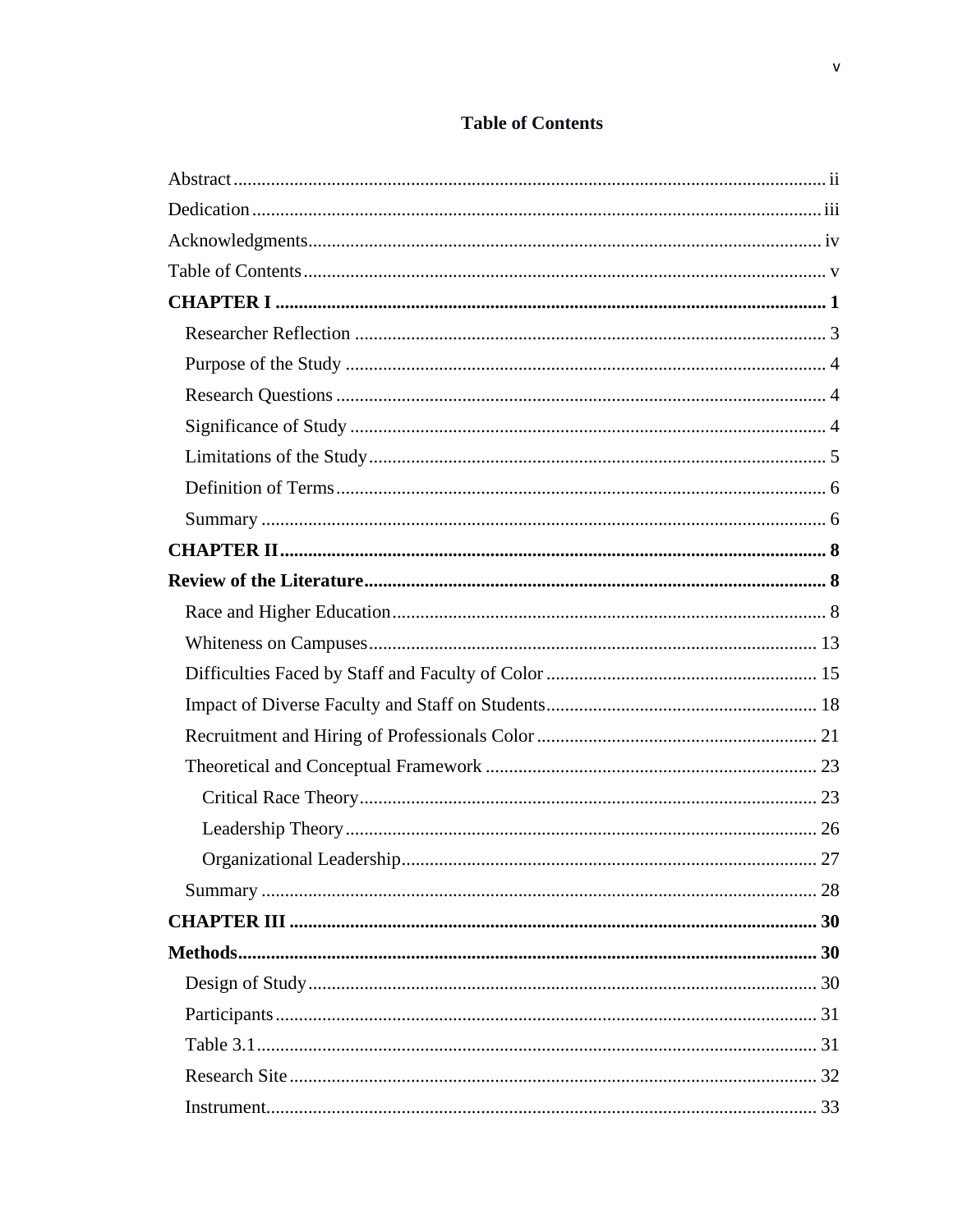# Table of Contents

Abstract .......... ii
Dedication .......... iii
Acknowledgments .......... iv
Table of Contents .......... v
**CHAPTER I .......... 1**
  Researcher Reflection .......... 3
  Purpose of the Study .......... 4
  Research Questions .......... 4
  Significance of Study .......... 4
  Limitations of the Study .......... 5
  Definition of Terms .......... 6
  Summary .......... 6
**CHAPTER II .......... 8**
**Review of the Literature .......... 8**
  Race and Higher Education .......... 8
  Whiteness on Campuses .......... 13
  Difficulties Faced by Staff and Faculty of Color .......... 15
  Impact of Diverse Faculty and Staff on Students .......... 18
  Recruitment and Hiring of Professionals Color .......... 21
  Theoretical and Conceptual Framework .......... 23
    Critical Race Theory .......... 23
    Leadership Theory .......... 26
    Organizational Leadership .......... 27
  Summary .......... 28
**CHAPTER III .......... 30**
**Methods .......... 30**
  Design of Study .......... 30
  Participants .......... 31
  Table 3.1 .......... 31
  Research Site .......... 32
  Instrument .......... 33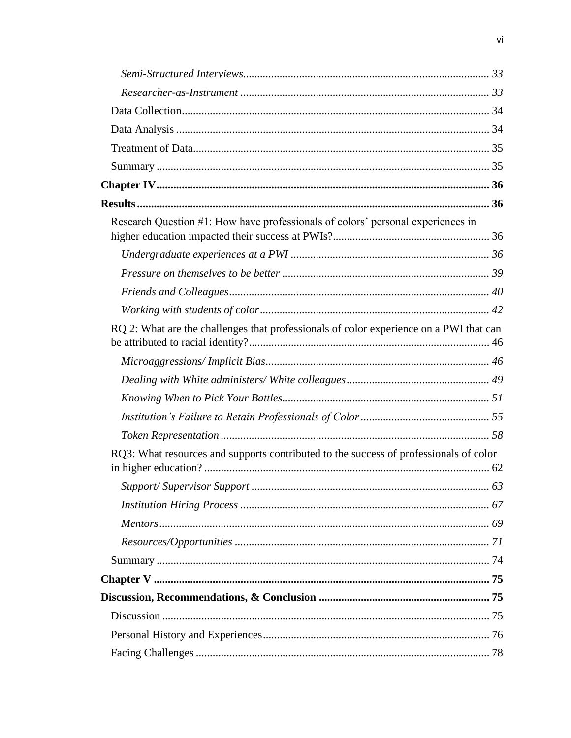*Semi-Structured Interviews* ........................................................................................ 33

*Researcher-as-Instrument* ......................................................................................... 33

Data Collection ................................................................................................................ 34

Data Analysis ................................................................................................................... 34

Treatment of Data ............................................................................................................. 35

Summary .......................................................................................................................... 35

**Chapter IV** ..................................................................................................................... **36**

**Results** ............................................................................................................................ **36**

Research Question #1: How have professionals of colors' personal experiences in higher education impacted their success at PWIs? ........................................................ 36

*Undergraduate experiences at a PWI* ....................................................................... 36

*Pressure on themselves to be better* .......................................................................... 39

*Friends and Colleagues* ............................................................................................. 40

*Working with students of color* ................................................................................. 42

RQ 2: What are the challenges that professionals of color experience on a PWI that can be attributed to racial identity? ..................................................................................... 46

*Microaggressions/ Implicit Bias* ................................................................................ 46

*Dealing with White administers/ White colleagues* ................................................... 49

*Knowing When to Pick Your Battles* ......................................................................... 51

*Institution's Failure to Retain Professionals of Color* .............................................. 55

*Token Representation* ................................................................................................ 58

RQ3: What resources and supports contributed to the success of professionals of color in higher education? ...................................................................................................... 62

*Support/ Supervisor Support* ..................................................................................... 63

*Institution Hiring Process* ......................................................................................... 67

*Mentors* ...................................................................................................................... 69

*Resources/Opportunities* ........................................................................................... 71

Summary .......................................................................................................................... 74

**Chapter V** ....................................................................................................................... **75**

**Discussion, Recommendations, & Conclusion** ............................................................ **75**

Discussion ......................................................................................................................... 75

Personal History and Experiences ..................................................................................... 76

Facing Challenges ............................................................................................................. 78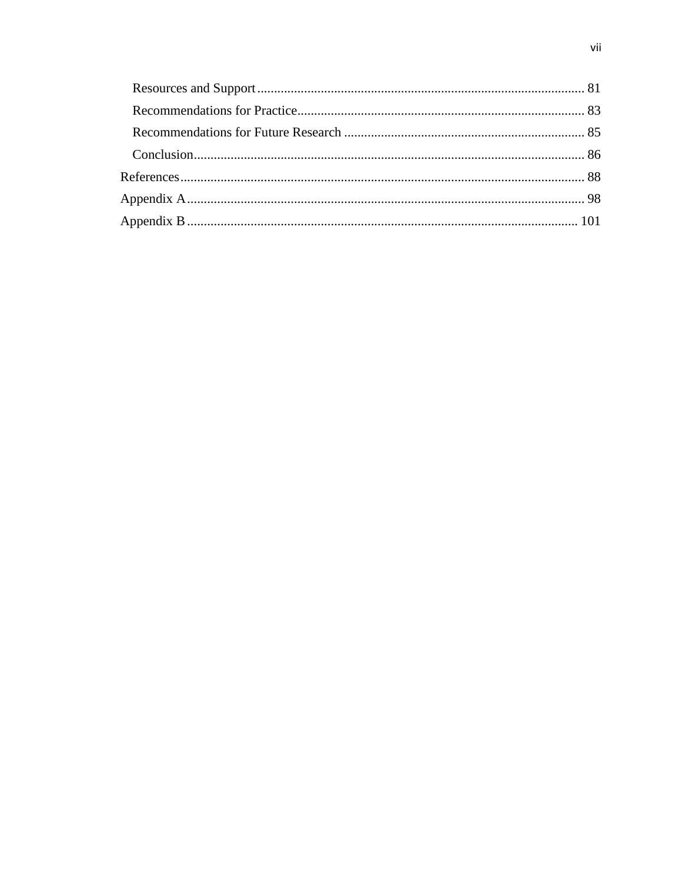Resources and Support ................................................................................................. 81

Recommendations for Practice ...................................................................................... 83

Recommendations for Future Research ........................................................................ 85

Conclusion ..................................................................................................................... 86

References ......................................................................................................................... 88

Appendix A ....................................................................................................................... 98

Appendix B ..................................................................................................................... 101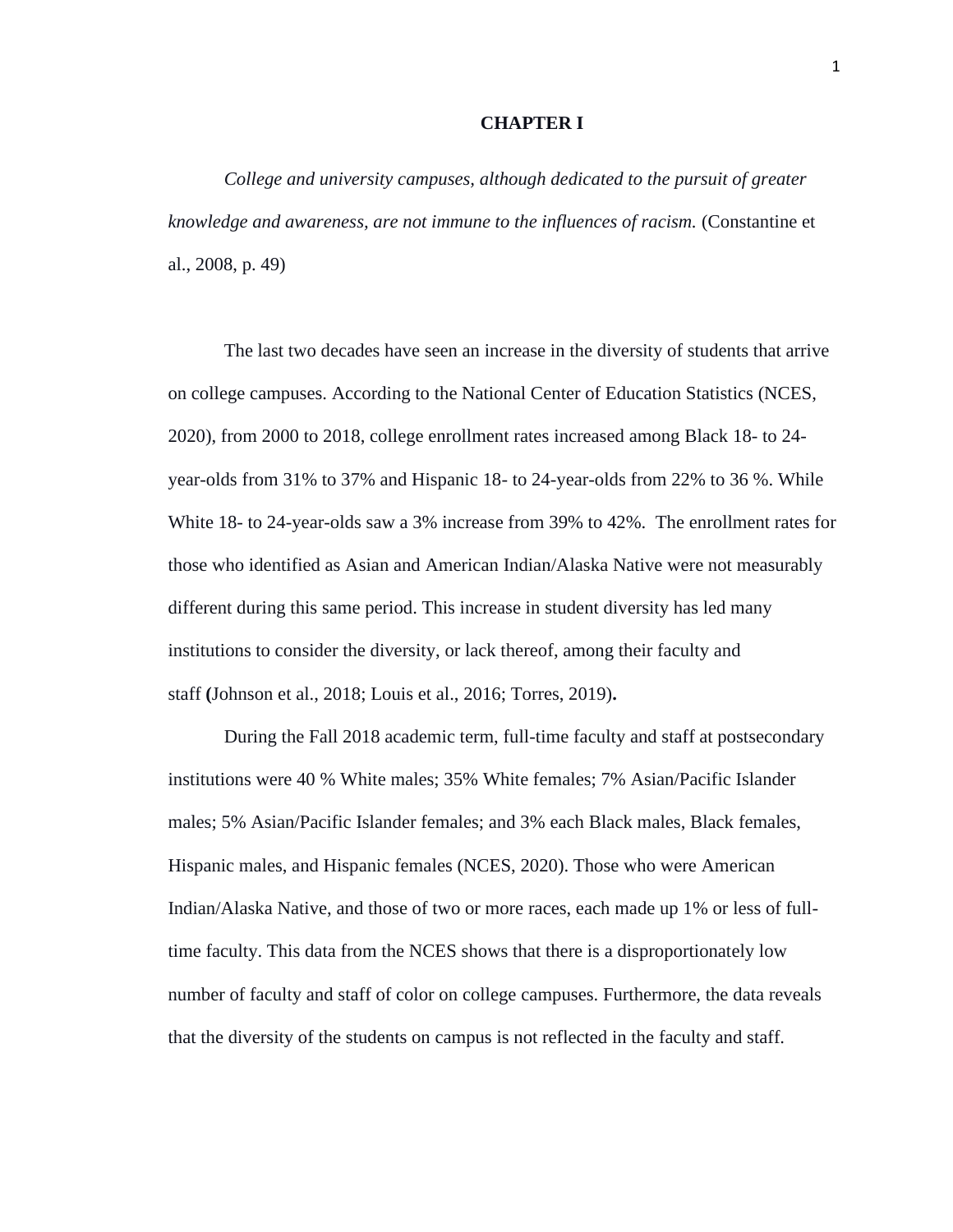# CHAPTER I

*College and university campuses, although dedicated to the pursuit of greater knowledge and awareness, are not immune to the influences of racism.* (Constantine et al., 2008, p. 49)

The last two decades have seen an increase in the diversity of students that arrive on college campuses. According to the National Center of Education Statistics (NCES, 2020), from 2000 to 2018, college enrollment rates increased among Black 18- to 24-year-olds from 31% to 37% and Hispanic 18- to 24-year-olds from 22% to 36 %. While White 18- to 24-year-olds saw a 3% increase from 39% to 42%. The enrollment rates for those who identified as Asian and American Indian/Alaska Native were not measurably different during this same period. This increase in student diversity has led many institutions to consider the diversity, or lack thereof, among their faculty and staff **(**Johnson et al., 2018; Louis et al., 2016; Torres, 2019)**.**

During the Fall 2018 academic term, full-time faculty and staff at postsecondary institutions were 40 % White males; 35% White females; 7% Asian/Pacific Islander males; 5% Asian/Pacific Islander females; and 3% each Black males, Black females, Hispanic males, and Hispanic females (NCES, 2020). Those who were American Indian/Alaska Native, and those of two or more races, each made up 1% or less of full-time faculty. This data from the NCES shows that there is a disproportionately low number of faculty and staff of color on college campuses. Furthermore, the data reveals that the diversity of the students on campus is not reflected in the faculty and staff.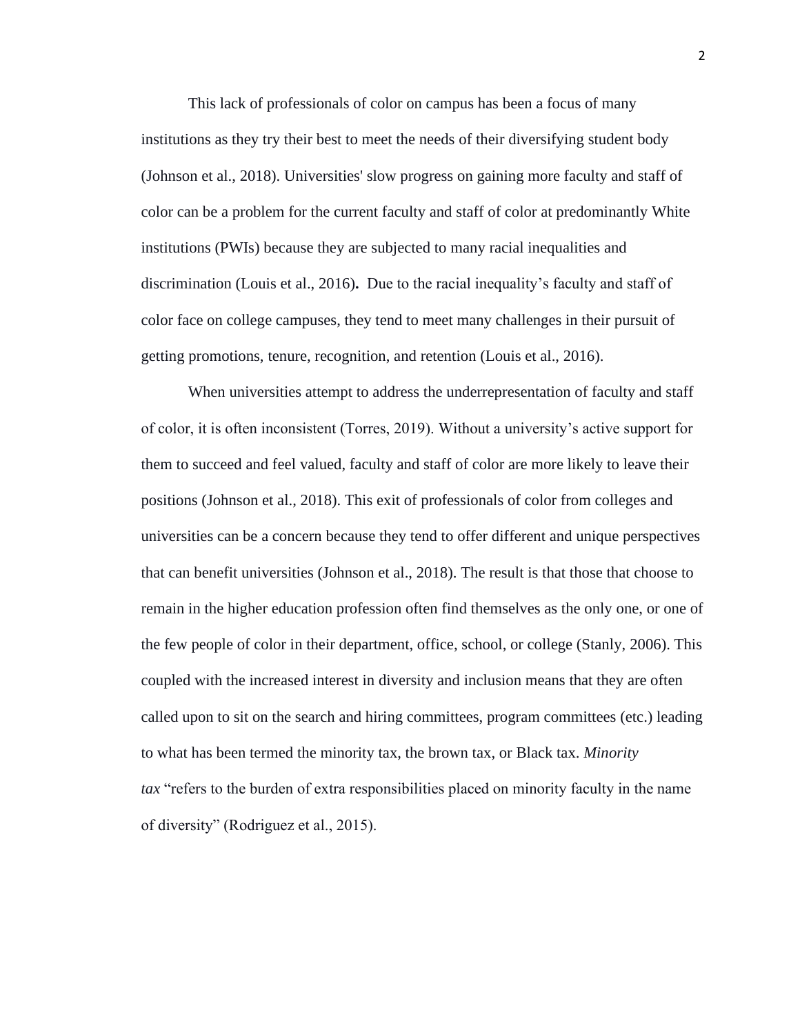This lack of professionals of color on campus has been a focus of many institutions as they try their best to meet the needs of their diversifying student body (Johnson et al., 2018). Universities' slow progress on gaining more faculty and staff of color can be a problem for the current faculty and staff of color at predominantly White institutions (PWIs) because they are subjected to many racial inequalities and discrimination (Louis et al., 2016)**.** Due to the racial inequality's faculty and staff of color face on college campuses, they tend to meet many challenges in their pursuit of getting promotions, tenure, recognition, and retention (Louis et al., 2016).

When universities attempt to address the underrepresentation of faculty and staff of color, it is often inconsistent (Torres, 2019). Without a university's active support for them to succeed and feel valued, faculty and staff of color are more likely to leave their positions (Johnson et al., 2018). This exit of professionals of color from colleges and universities can be a concern because they tend to offer different and unique perspectives that can benefit universities (Johnson et al., 2018). The result is that those that choose to remain in the higher education profession often find themselves as the only one, or one of the few people of color in their department, office, school, or college (Stanly, 2006). This coupled with the increased interest in diversity and inclusion means that they are often called upon to sit on the search and hiring committees, program committees (etc.) leading to what has been termed the minority tax, the brown tax, or Black tax. *Minority tax* "refers to the burden of extra responsibilities placed on minority faculty in the name of diversity" (Rodriguez et al., 2015).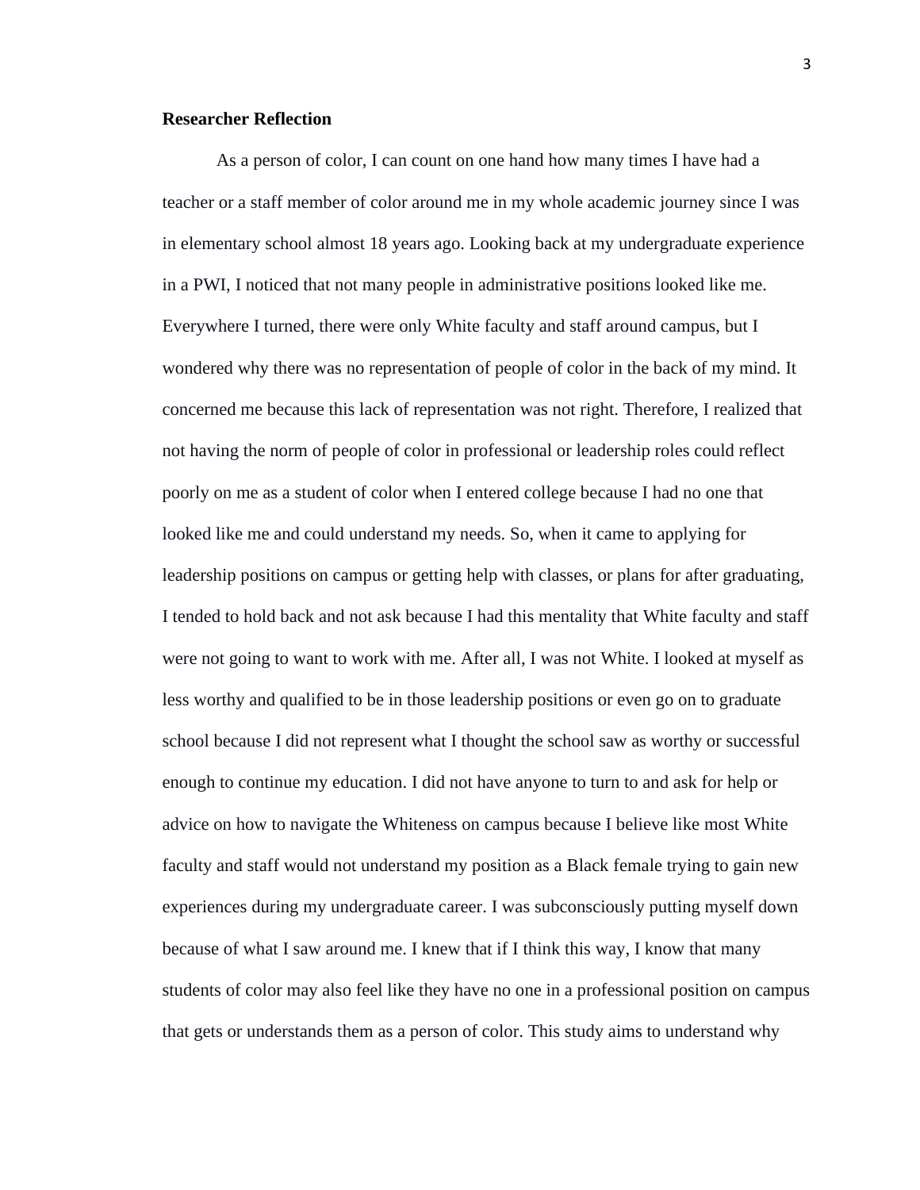**Researcher Reflection**

As a person of color, I can count on one hand how many times I have had a teacher or a staff member of color around me in my whole academic journey since I was in elementary school almost 18 years ago. Looking back at my undergraduate experience in a PWI, I noticed that not many people in administrative positions looked like me. Everywhere I turned, there were only White faculty and staff around campus, but I wondered why there was no representation of people of color in the back of my mind. It concerned me because this lack of representation was not right. Therefore, I realized that not having the norm of people of color in professional or leadership roles could reflect poorly on me as a student of color when I entered college because I had no one that looked like me and could understand my needs. So, when it came to applying for leadership positions on campus or getting help with classes, or plans for after graduating, I tended to hold back and not ask because I had this mentality that White faculty and staff were not going to want to work with me. After all, I was not White. I looked at myself as less worthy and qualified to be in those leadership positions or even go on to graduate school because I did not represent what I thought the school saw as worthy or successful enough to continue my education. I did not have anyone to turn to and ask for help or advice on how to navigate the Whiteness on campus because I believe like most White faculty and staff would not understand my position as a Black female trying to gain new experiences during my undergraduate career. I was subconsciously putting myself down because of what I saw around me. I knew that if I think this way, I know that many students of color may also feel like they have no one in a professional position on campus that gets or understands them as a person of color. This study aims to understand why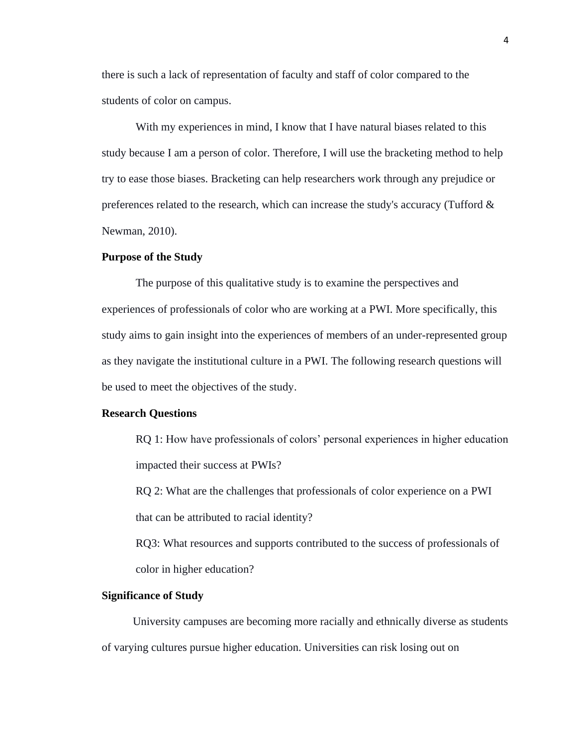there is such a lack of representation of faculty and staff of color compared to the students of color on campus.

With my experiences in mind, I know that I have natural biases related to this study because I am a person of color. Therefore, I will use the bracketing method to help try to ease those biases. Bracketing can help researchers work through any prejudice or preferences related to the research, which can increase the study's accuracy (Tufford & Newman, 2010).

### Purpose of the Study

The purpose of this qualitative study is to examine the perspectives and experiences of professionals of color who are working at a PWI. More specifically, this study aims to gain insight into the experiences of members of an under-represented group as they navigate the institutional culture in a PWI. The following research questions will be used to meet the objectives of the study.

### Research Questions

RQ 1: How have professionals of colors' personal experiences in higher education impacted their success at PWIs?

RQ 2: What are the challenges that professionals of color experience on a PWI that can be attributed to racial identity?

RQ3: What resources and supports contributed to the success of professionals of color in higher education?

### Significance of Study

University campuses are becoming more racially and ethnically diverse as students of varying cultures pursue higher education. Universities can risk losing out on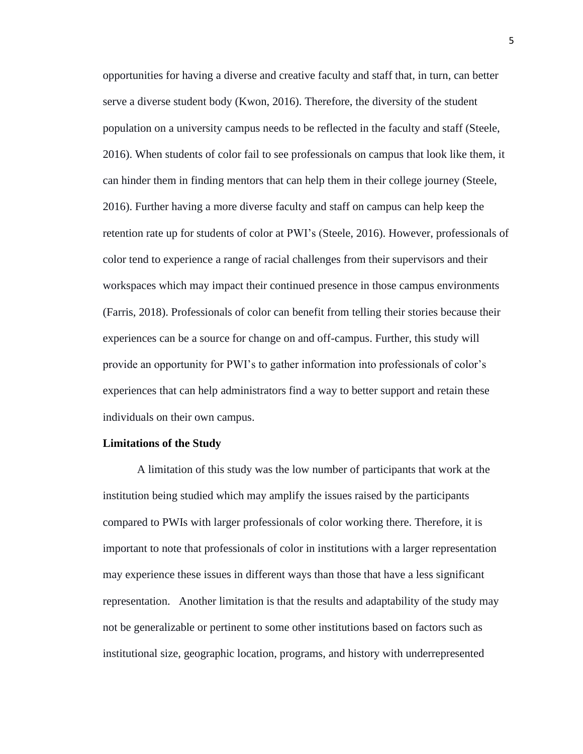opportunities for having a diverse and creative faculty and staff that, in turn, can better serve a diverse student body (Kwon, 2016). Therefore, the diversity of the student population on a university campus needs to be reflected in the faculty and staff (Steele, 2016). When students of color fail to see professionals on campus that look like them, it can hinder them in finding mentors that can help them in their college journey (Steele, 2016). Further having a more diverse faculty and staff on campus can help keep the retention rate up for students of color at PWI's (Steele, 2016). However, professionals of color tend to experience a range of racial challenges from their supervisors and their workspaces which may impact their continued presence in those campus environments (Farris, 2018). Professionals of color can benefit from telling their stories because their experiences can be a source for change on and off-campus. Further, this study will provide an opportunity for PWI's to gather information into professionals of color's experiences that can help administrators find a way to better support and retain these individuals on their own campus.

**Limitations of the Study**

A limitation of this study was the low number of participants that work at the institution being studied which may amplify the issues raised by the participants compared to PWIs with larger professionals of color working there. Therefore, it is important to note that professionals of color in institutions with a larger representation may experience these issues in different ways than those that have a less significant representation. Another limitation is that the results and adaptability of the study may not be generalizable or pertinent to some other institutions based on factors such as institutional size, geographic location, programs, and history with underrepresented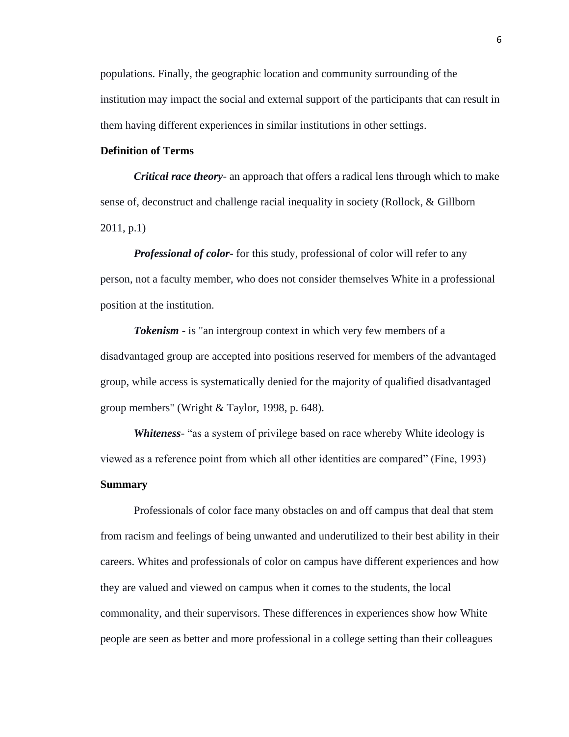populations. Finally, the geographic location and community surrounding of the institution may impact the social and external support of the participants that can result in them having different experiences in similar institutions in other settings.

**Definition of Terms**

***Critical race theory***- an approach that offers a radical lens through which to make sense of, deconstruct and challenge racial inequality in society (Rollock, & Gillborn 2011, p.1)

***Professional of color-*** for this study, professional of color will refer to any person, not a faculty member, who does not consider themselves White in a professional position at the institution.

***Tokenism*** - is "an intergroup context in which very few members of a disadvantaged group are accepted into positions reserved for members of the advantaged group, while access is systematically denied for the majority of qualified disadvantaged group members" (Wright & Taylor, 1998, p. 648).

***Whiteness***- "as a system of privilege based on race whereby White ideology is viewed as a reference point from which all other identities are compared" (Fine, 1993)

**Summary**

Professionals of color face many obstacles on and off campus that deal that stem from racism and feelings of being unwanted and underutilized to their best ability in their careers. Whites and professionals of color on campus have different experiences and how they are valued and viewed on campus when it comes to the students, the local commonality, and their supervisors. These differences in experiences show how White people are seen as better and more professional in a college setting than their colleagues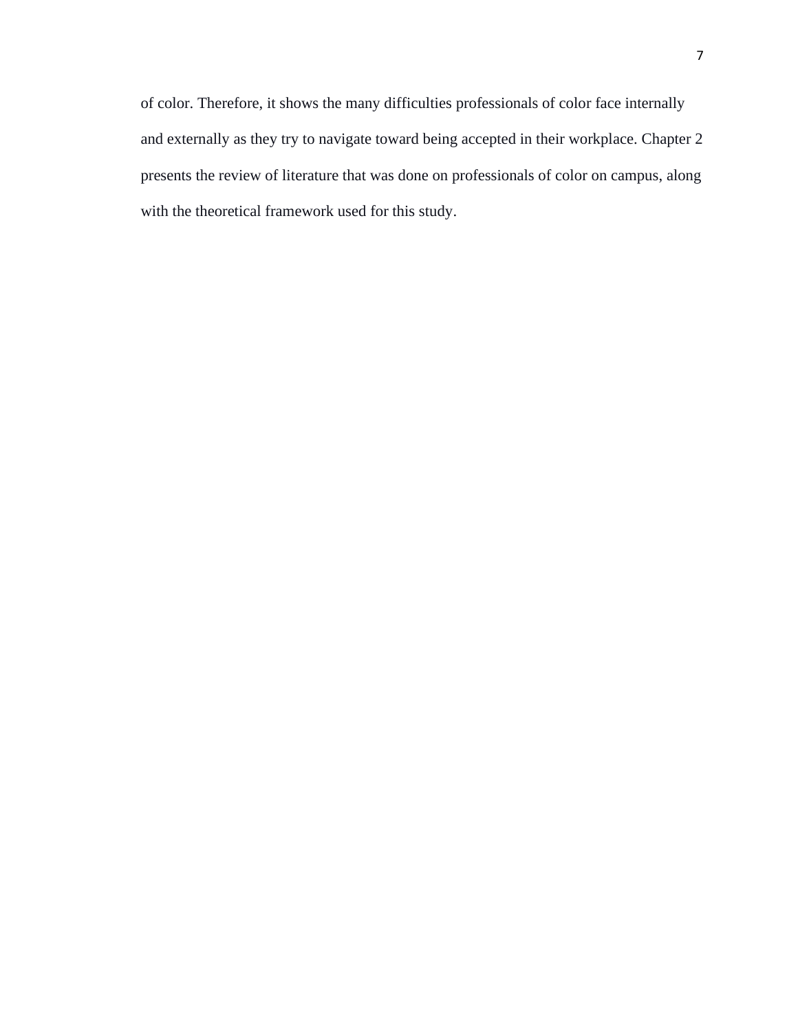of color. Therefore, it shows the many difficulties professionals of color face internally and externally as they try to navigate toward being accepted in their workplace. Chapter 2 presents the review of literature that was done on professionals of color on campus, along with the theoretical framework used for this study.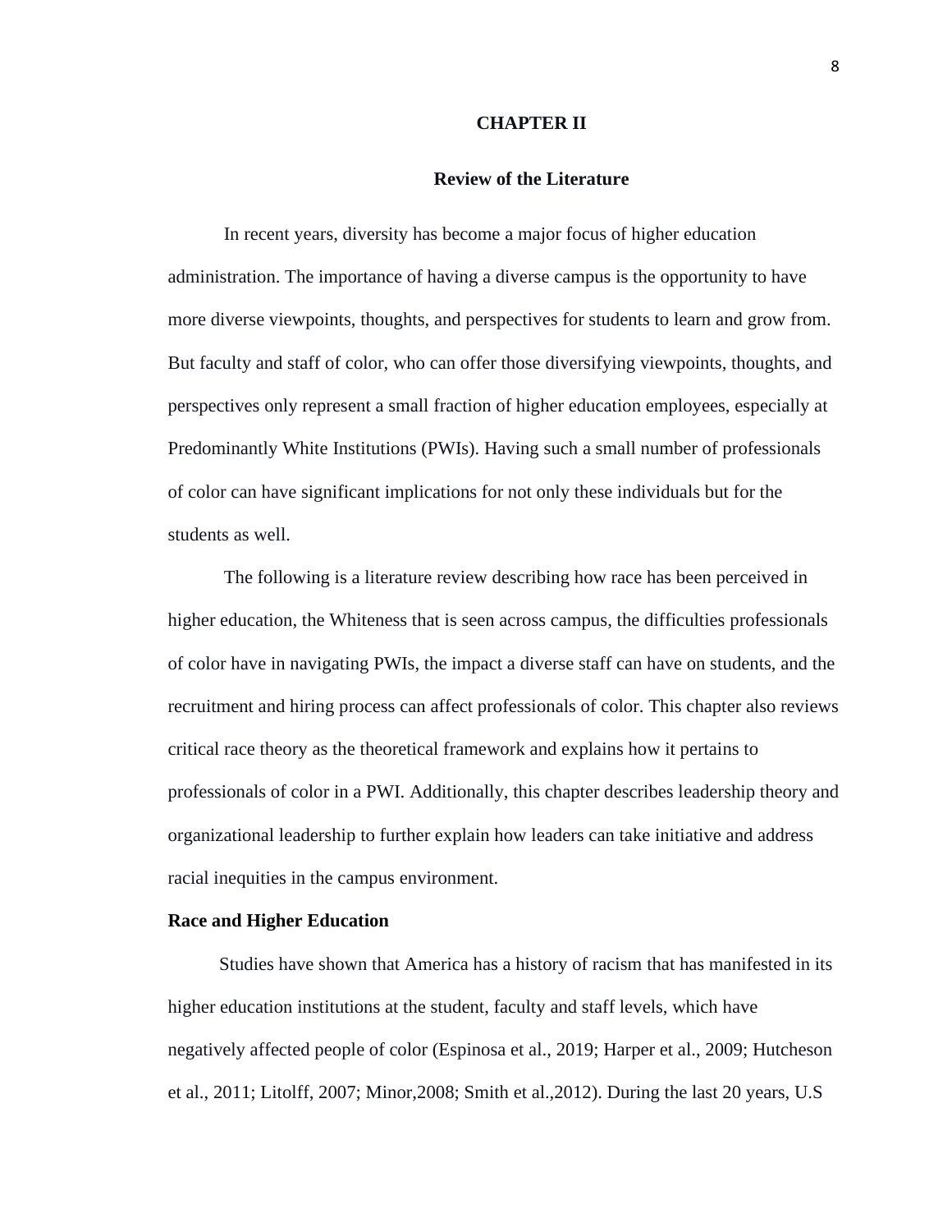# CHAPTER II

## Review of the Literature

In recent years, diversity has become a major focus of higher education administration. The importance of having a diverse campus is the opportunity to have more diverse viewpoints, thoughts, and perspectives for students to learn and grow from. But faculty and staff of color, who can offer those diversifying viewpoints, thoughts, and perspectives only represent a small fraction of higher education employees, especially at Predominantly White Institutions (PWIs). Having such a small number of professionals of color can have significant implications for not only these individuals but for the students as well.

The following is a literature review describing how race has been perceived in higher education, the Whiteness that is seen across campus, the difficulties professionals of color have in navigating PWIs, the impact a diverse staff can have on students, and the recruitment and hiring process can affect professionals of color. This chapter also reviews critical race theory as the theoretical framework and explains how it pertains to professionals of color in a PWI. Additionally, this chapter describes leadership theory and organizational leadership to further explain how leaders can take initiative and address racial inequities in the campus environment.

### Race and Higher Education

Studies have shown that America has a history of racism that has manifested in its higher education institutions at the student, faculty and staff levels, which have negatively affected people of color (Espinosa et al., 2019; Harper et al., 2009; Hutcheson et al., 2011; Litolff, 2007; Minor,2008; Smith et al.,2012). During the last 20 years, U.S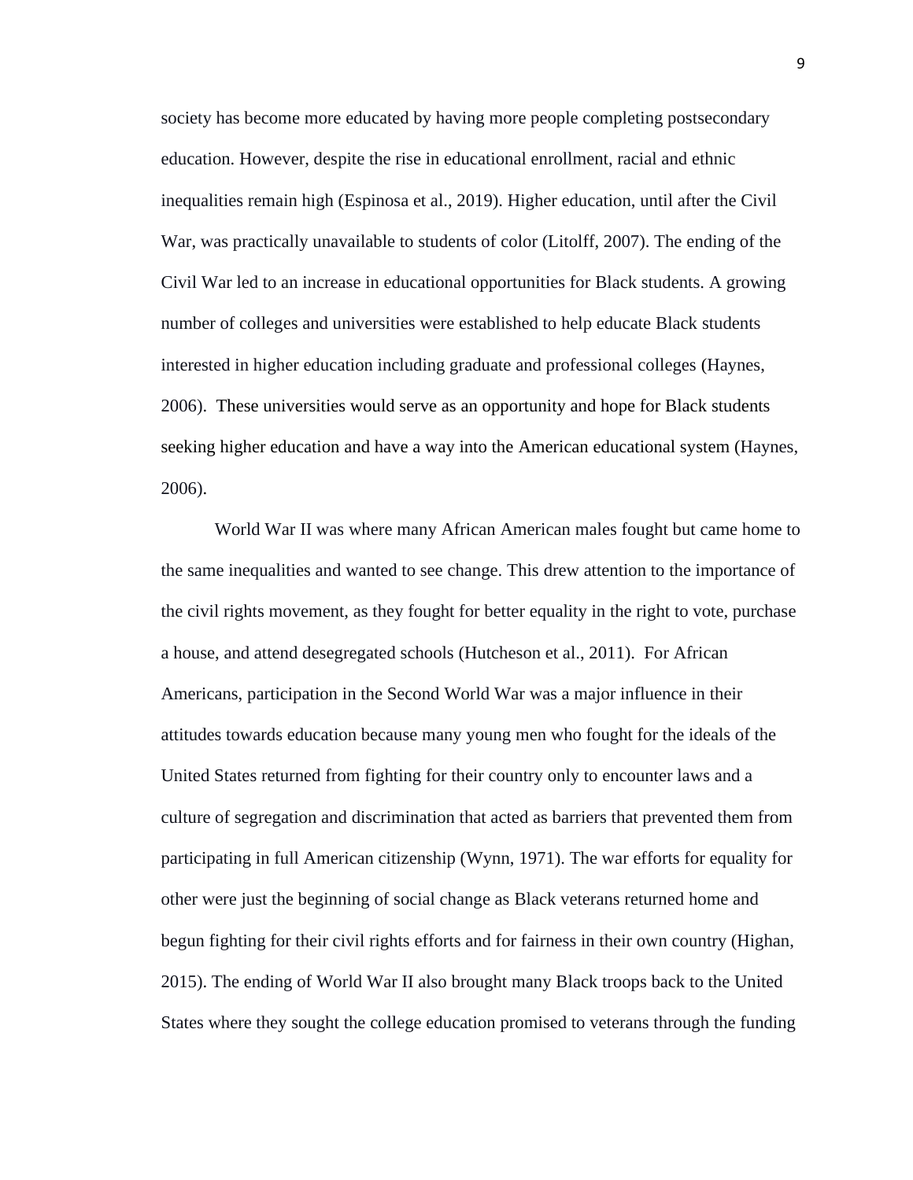society has become more educated by having more people completing postsecondary education. However, despite the rise in educational enrollment, racial and ethnic inequalities remain high (Espinosa et al., 2019). Higher education, until after the Civil War, was practically unavailable to students of color (Litolff, 2007). The ending of the Civil War led to an increase in educational opportunities for Black students. A growing number of colleges and universities were established to help educate Black students interested in higher education including graduate and professional colleges (Haynes, 2006). These universities would serve as an opportunity and hope for Black students seeking higher education and have a way into the American educational system (Haynes, 2006).

World War II was where many African American males fought but came home to the same inequalities and wanted to see change. This drew attention to the importance of the civil rights movement, as they fought for better equality in the right to vote, purchase a house, and attend desegregated schools (Hutcheson et al., 2011). For African Americans, participation in the Second World War was a major influence in their attitudes towards education because many young men who fought for the ideals of the United States returned from fighting for their country only to encounter laws and a culture of segregation and discrimination that acted as barriers that prevented them from participating in full American citizenship (Wynn, 1971). The war efforts for equality for other were just the beginning of social change as Black veterans returned home and begun fighting for their civil rights efforts and for fairness in their own country (Highan, 2015). The ending of World War II also brought many Black troops back to the United States where they sought the college education promised to veterans through the funding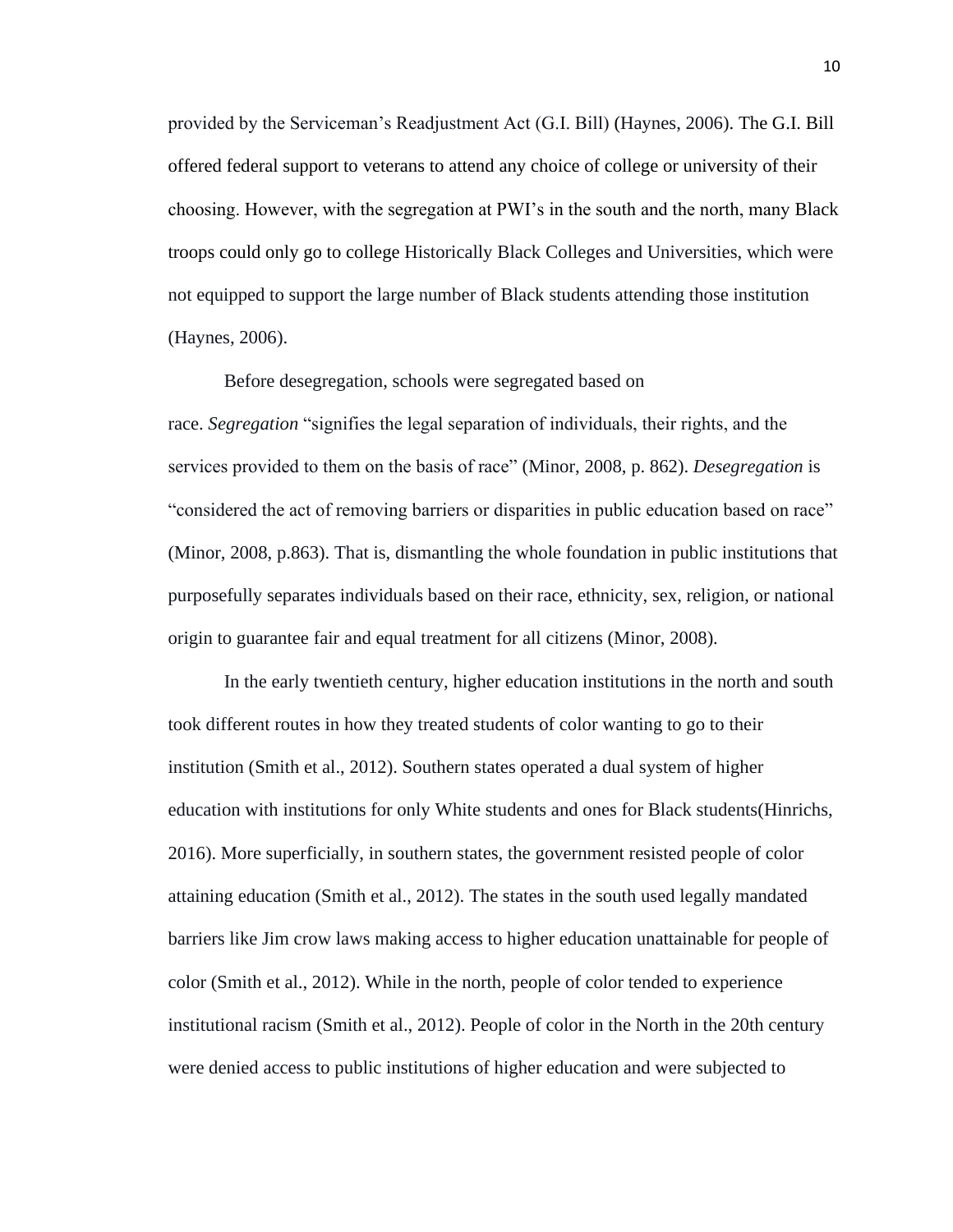provided by the Serviceman's Readjustment Act (G.I. Bill) (Haynes, 2006). The G.I. Bill offered federal support to veterans to attend any choice of college or university of their choosing. However, with the segregation at PWI's in the south and the north, many Black troops could only go to college Historically Black Colleges and Universities, which were not equipped to support the large number of Black students attending those institution (Haynes, 2006).

Before desegregation, schools were segregated based on race. *Segregation* "signifies the legal separation of individuals, their rights, and the services provided to them on the basis of race" (Minor, 2008, p. 862). *Desegregation* is "considered the act of removing barriers or disparities in public education based on race" (Minor, 2008, p.863). That is, dismantling the whole foundation in public institutions that purposefully separates individuals based on their race, ethnicity, sex, religion, or national origin to guarantee fair and equal treatment for all citizens (Minor, 2008).

In the early twentieth century, higher education institutions in the north and south took different routes in how they treated students of color wanting to go to their institution (Smith et al., 2012). Southern states operated a dual system of higher education with institutions for only White students and ones for Black students(Hinrichs, 2016). More superficially, in southern states, the government resisted people of color attaining education (Smith et al., 2012). The states in the south used legally mandated barriers like Jim crow laws making access to higher education unattainable for people of color (Smith et al., 2012). While in the north, people of color tended to experience institutional racism (Smith et al., 2012). People of color in the North in the 20th century were denied access to public institutions of higher education and were subjected to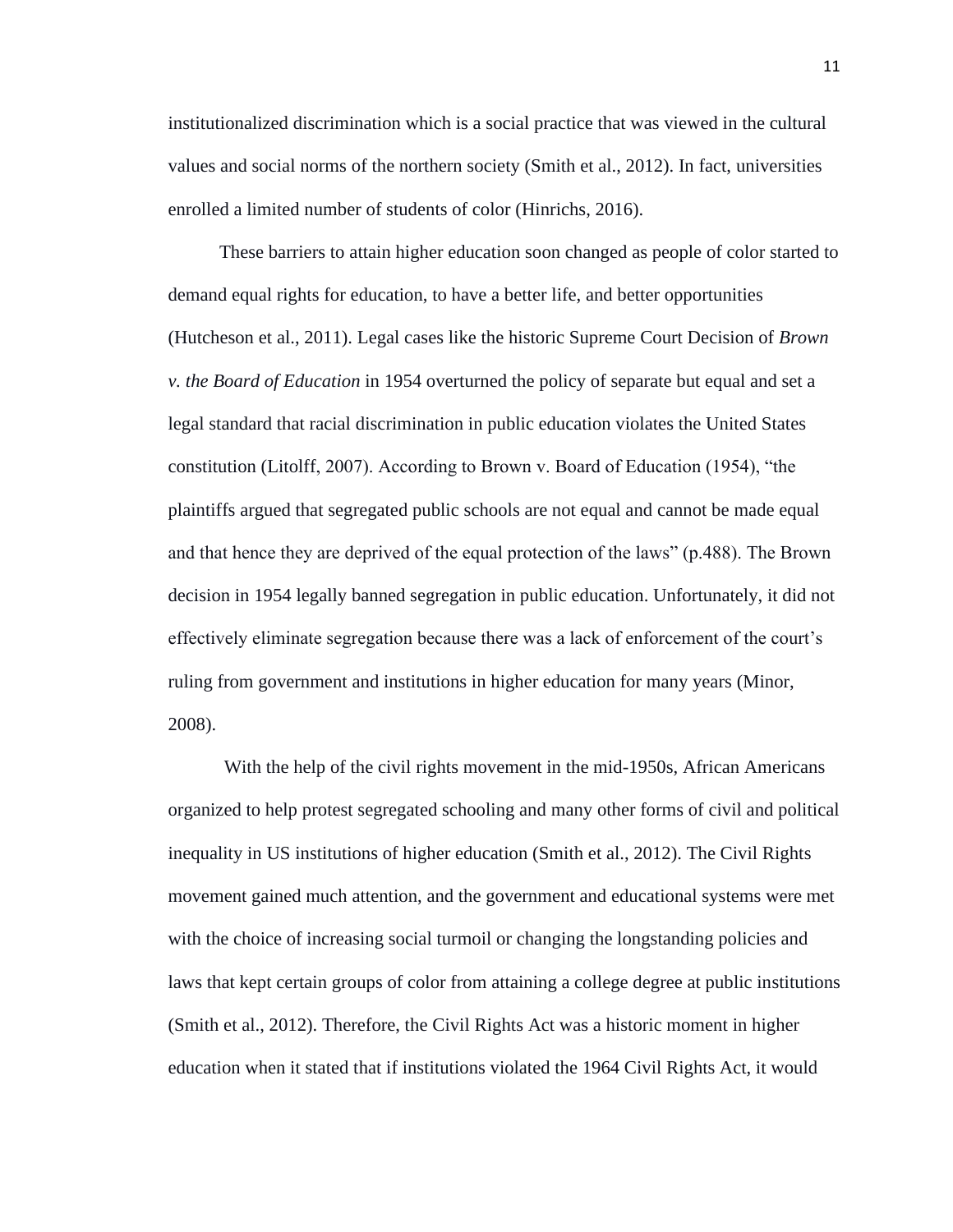institutionalized discrimination which is a social practice that was viewed in the cultural values and social norms of the northern society (Smith et al., 2012). In fact, universities enrolled a limited number of students of color (Hinrichs, 2016).

These barriers to attain higher education soon changed as people of color started to demand equal rights for education, to have a better life, and better opportunities (Hutcheson et al., 2011). Legal cases like the historic Supreme Court Decision of *Brown v. the Board of Education* in 1954 overturned the policy of separate but equal and set a legal standard that racial discrimination in public education violates the United States constitution (Litolff, 2007). According to Brown v. Board of Education (1954), "the plaintiffs argued that segregated public schools are not equal and cannot be made equal and that hence they are deprived of the equal protection of the laws" (p.488). The Brown decision in 1954 legally banned segregation in public education. Unfortunately, it did not effectively eliminate segregation because there was a lack of enforcement of the court's ruling from government and institutions in higher education for many years (Minor, 2008).

With the help of the civil rights movement in the mid-1950s, African Americans organized to help protest segregated schooling and many other forms of civil and political inequality in US institutions of higher education (Smith et al., 2012). The Civil Rights movement gained much attention, and the government and educational systems were met with the choice of increasing social turmoil or changing the longstanding policies and laws that kept certain groups of color from attaining a college degree at public institutions (Smith et al., 2012). Therefore, the Civil Rights Act was a historic moment in higher education when it stated that if institutions violated the 1964 Civil Rights Act, it would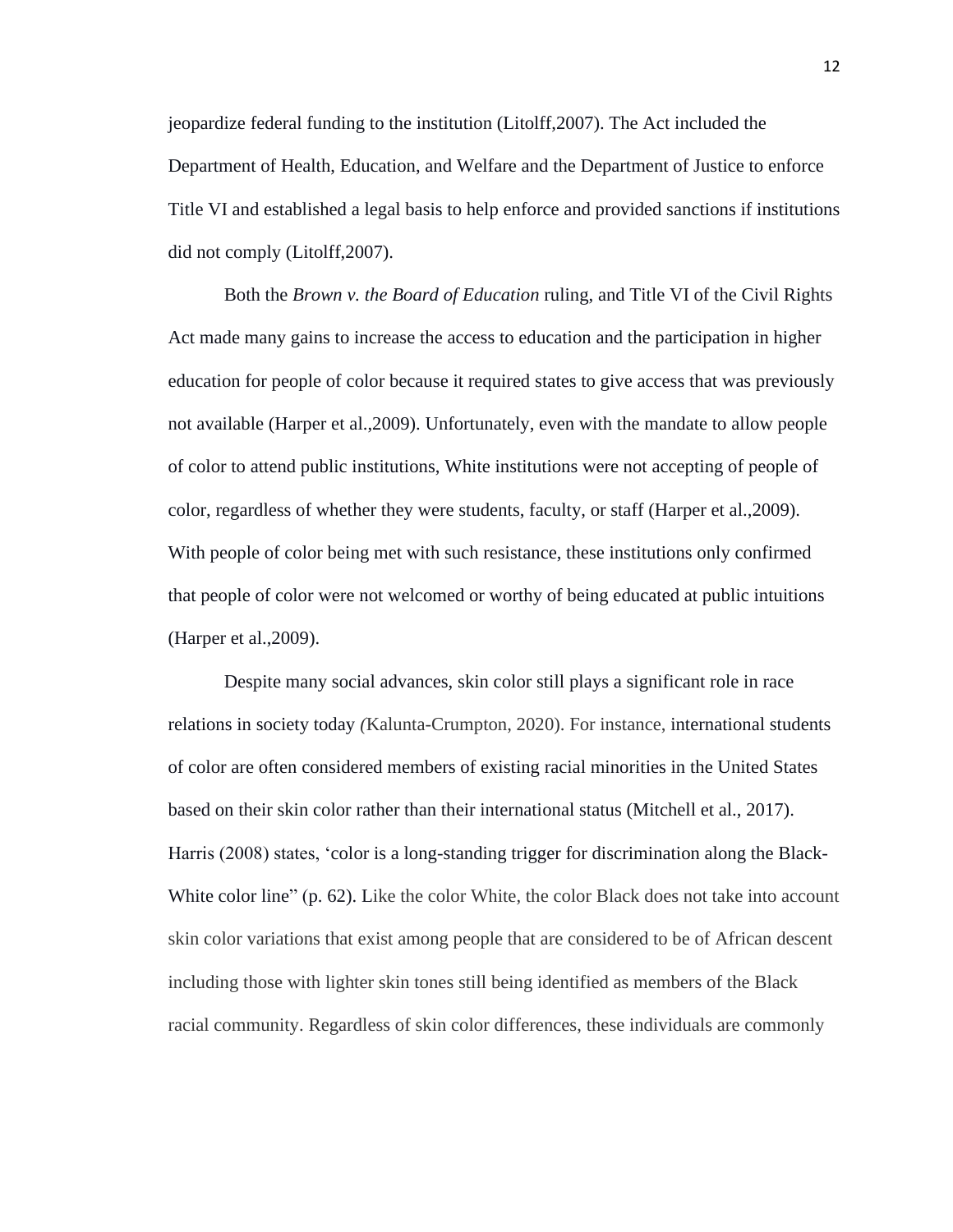jeopardize federal funding to the institution (Litolff,2007). The Act included the Department of Health, Education, and Welfare and the Department of Justice to enforce Title VI and established a legal basis to help enforce and provided sanctions if institutions did not comply (Litolff,2007).

Both the *Brown v. the Board of Education* ruling, and Title VI of the Civil Rights Act made many gains to increase the access to education and the participation in higher education for people of color because it required states to give access that was previously not available (Harper et al.,2009). Unfortunately, even with the mandate to allow people of color to attend public institutions, White institutions were not accepting of people of color, regardless of whether they were students, faculty, or staff (Harper et al.,2009). With people of color being met with such resistance, these institutions only confirmed that people of color were not welcomed or worthy of being educated at public intuitions (Harper et al.,2009).

Despite many social advances, skin color still plays a significant role in race relations in society today *(*Kalunta-Crumpton, 2020). For instance, international students of color are often considered members of existing racial minorities in the United States based on their skin color rather than their international status (Mitchell et al., 2017). Harris (2008) states, 'color is a long-standing trigger for discrimination along the Black-White color line" (p. 62). Like the color White, the color Black does not take into account skin color variations that exist among people that are considered to be of African descent including those with lighter skin tones still being identified as members of the Black racial community. Regardless of skin color differences, these individuals are commonly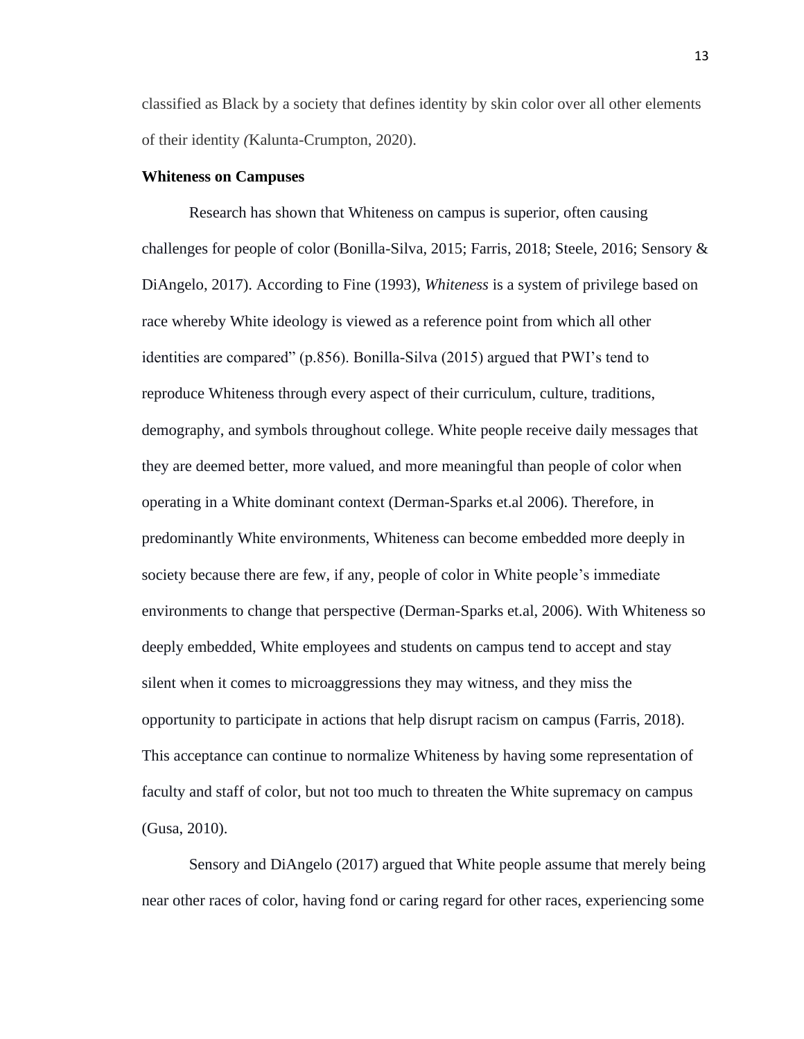classified as Black by a society that defines identity by skin color over all other elements of their identity *(*Kalunta-Crumpton, 2020).

**Whiteness on Campuses**

Research has shown that Whiteness on campus is superior, often causing challenges for people of color (Bonilla-Silva, 2015; Farris, 2018; Steele, 2016; Sensory & DiAngelo, 2017). According to Fine (1993), *Whiteness* is a system of privilege based on race whereby White ideology is viewed as a reference point from which all other identities are compared" (p.856). Bonilla-Silva (2015) argued that PWI's tend to reproduce Whiteness through every aspect of their curriculum, culture, traditions, demography, and symbols throughout college. White people receive daily messages that they are deemed better, more valued, and more meaningful than people of color when operating in a White dominant context (Derman-Sparks et.al 2006). Therefore, in predominantly White environments, Whiteness can become embedded more deeply in society because there are few, if any, people of color in White people's immediate environments to change that perspective (Derman-Sparks et.al, 2006). With Whiteness so deeply embedded, White employees and students on campus tend to accept and stay silent when it comes to microaggressions they may witness, and they miss the opportunity to participate in actions that help disrupt racism on campus (Farris, 2018). This acceptance can continue to normalize Whiteness by having some representation of faculty and staff of color, but not too much to threaten the White supremacy on campus (Gusa, 2010).

Sensory and DiAngelo (2017) argued that White people assume that merely being near other races of color, having fond or caring regard for other races, experiencing some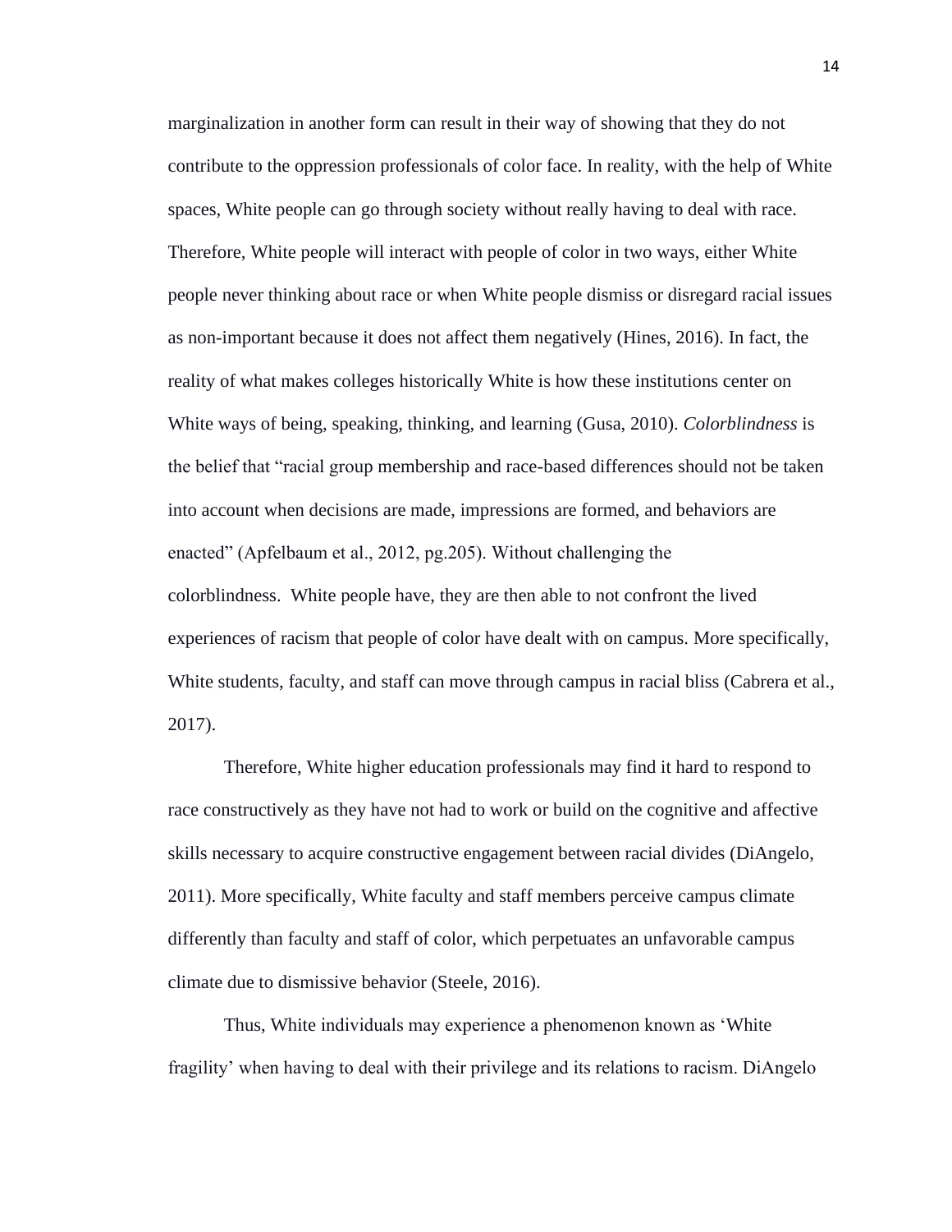marginalization in another form can result in their way of showing that they do not contribute to the oppression professionals of color face. In reality, with the help of White spaces, White people can go through society without really having to deal with race. Therefore, White people will interact with people of color in two ways, either White people never thinking about race or when White people dismiss or disregard racial issues as non-important because it does not affect them negatively (Hines, 2016). In fact, the reality of what makes colleges historically White is how these institutions center on White ways of being, speaking, thinking, and learning (Gusa, 2010). *Colorblindness* is the belief that "racial group membership and race-based differences should not be taken into account when decisions are made, impressions are formed, and behaviors are enacted" (Apfelbaum et al., 2012, pg.205). Without challenging the colorblindness. White people have, they are then able to not confront the lived experiences of racism that people of color have dealt with on campus. More specifically, White students, faculty, and staff can move through campus in racial bliss (Cabrera et al., 2017).

Therefore, White higher education professionals may find it hard to respond to race constructively as they have not had to work or build on the cognitive and affective skills necessary to acquire constructive engagement between racial divides (DiAngelo, 2011). More specifically, White faculty and staff members perceive campus climate differently than faculty and staff of color, which perpetuates an unfavorable campus climate due to dismissive behavior (Steele, 2016).

Thus, White individuals may experience a phenomenon known as 'White fragility' when having to deal with their privilege and its relations to racism. DiAngelo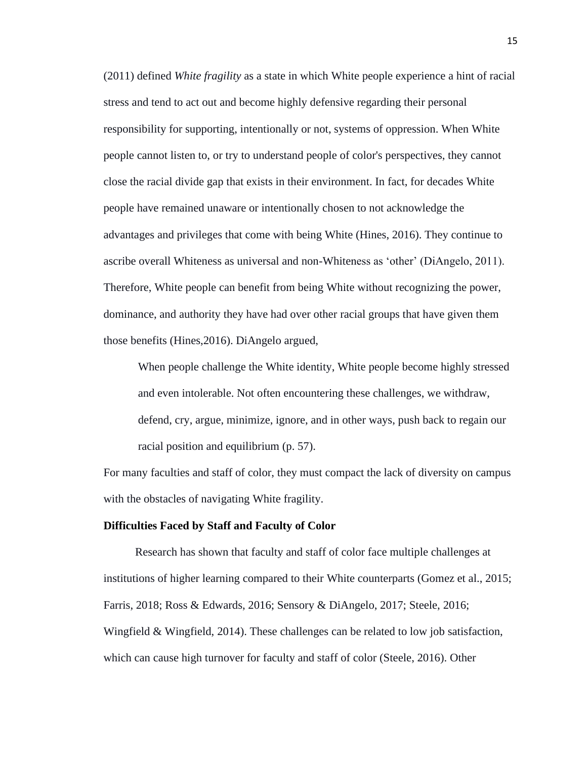(2011) defined *White fragility* as a state in which White people experience a hint of racial stress and tend to act out and become highly defensive regarding their personal responsibility for supporting, intentionally or not, systems of oppression. When White people cannot listen to, or try to understand people of color's perspectives, they cannot close the racial divide gap that exists in their environment. In fact, for decades White people have remained unaware or intentionally chosen to not acknowledge the advantages and privileges that come with being White (Hines, 2016). They continue to ascribe overall Whiteness as universal and non-Whiteness as 'other' (DiAngelo, 2011). Therefore, White people can benefit from being White without recognizing the power, dominance, and authority they have had over other racial groups that have given them those benefits (Hines,2016). DiAngelo argued,

> When people challenge the White identity, White people become highly stressed and even intolerable. Not often encountering these challenges, we withdraw, defend, cry, argue, minimize, ignore, and in other ways, push back to regain our racial position and equilibrium (p. 57).

For many faculties and staff of color, they must compact the lack of diversity on campus with the obstacles of navigating White fragility.

**Difficulties Faced by Staff and Faculty of Color**

Research has shown that faculty and staff of color face multiple challenges at institutions of higher learning compared to their White counterparts (Gomez et al., 2015; Farris, 2018; Ross & Edwards, 2016; Sensory & DiAngelo, 2017; Steele, 2016; Wingfield & Wingfield, 2014). These challenges can be related to low job satisfaction, which can cause high turnover for faculty and staff of color (Steele, 2016). Other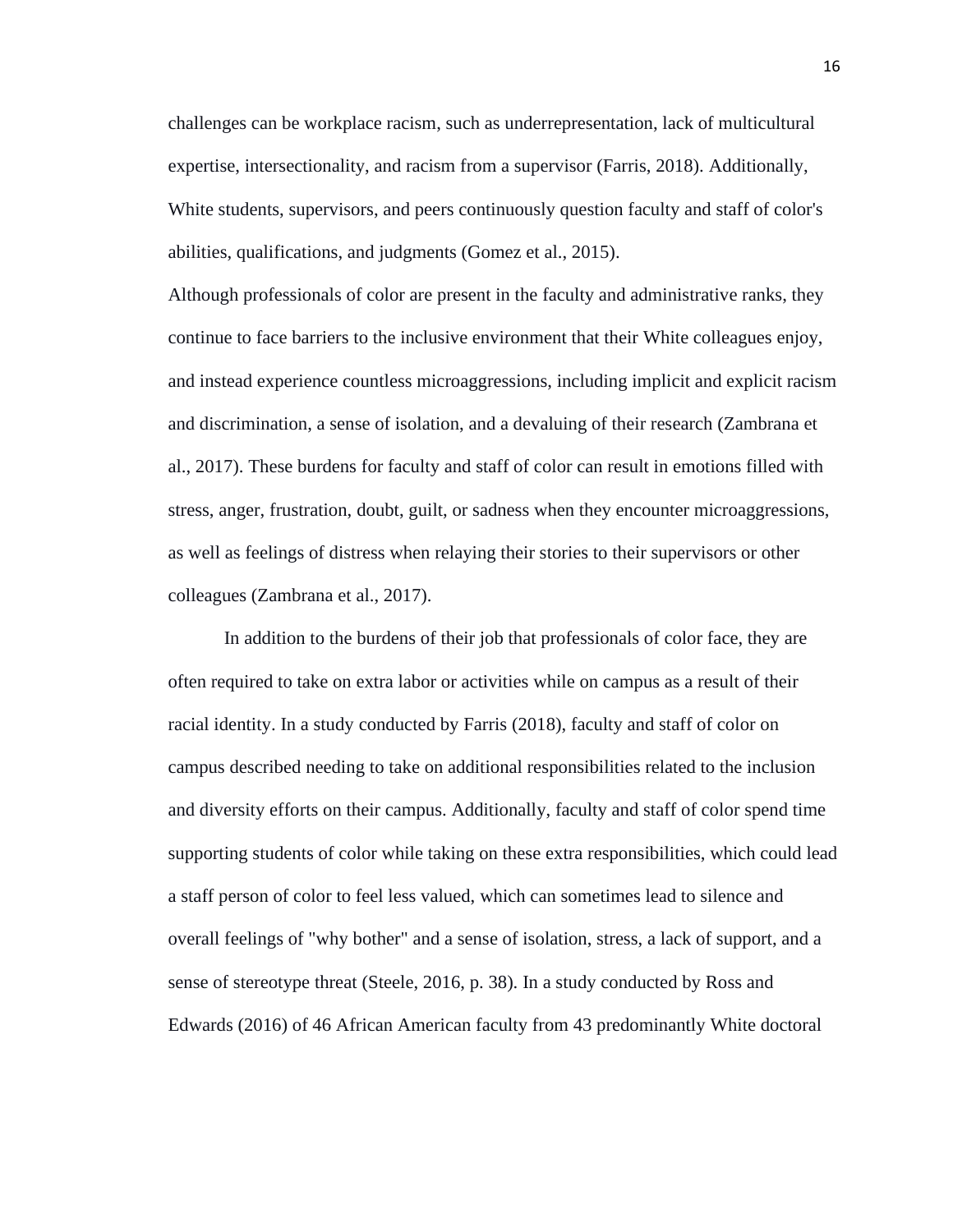challenges can be workplace racism, such as underrepresentation, lack of multicultural expertise, intersectionality, and racism from a supervisor (Farris, 2018). Additionally, White students, supervisors, and peers continuously question faculty and staff of color's abilities, qualifications, and judgments (Gomez et al., 2015).

Although professionals of color are present in the faculty and administrative ranks, they continue to face barriers to the inclusive environment that their White colleagues enjoy, and instead experience countless microaggressions, including implicit and explicit racism and discrimination, a sense of isolation, and a devaluing of their research (Zambrana et al., 2017). These burdens for faculty and staff of color can result in emotions filled with stress, anger, frustration, doubt, guilt, or sadness when they encounter microaggressions, as well as feelings of distress when relaying their stories to their supervisors or other colleagues (Zambrana et al., 2017).

In addition to the burdens of their job that professionals of color face, they are often required to take on extra labor or activities while on campus as a result of their racial identity. In a study conducted by Farris (2018), faculty and staff of color on campus described needing to take on additional responsibilities related to the inclusion and diversity efforts on their campus. Additionally, faculty and staff of color spend time supporting students of color while taking on these extra responsibilities, which could lead a staff person of color to feel less valued, which can sometimes lead to silence and overall feelings of "why bother" and a sense of isolation, stress, a lack of support, and a sense of stereotype threat (Steele, 2016, p. 38). In a study conducted by Ross and Edwards (2016) of 46 African American faculty from 43 predominantly White doctoral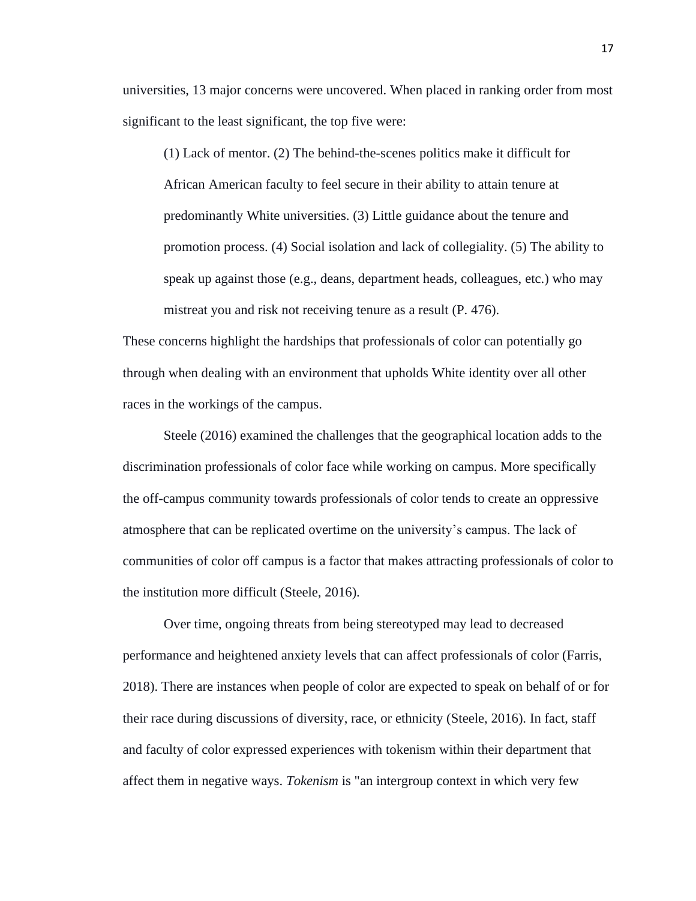universities, 13 major concerns were uncovered. When placed in ranking order from most significant to the least significant, the top five were:

> (1) Lack of mentor. (2) The behind-the-scenes politics make it difficult for African American faculty to feel secure in their ability to attain tenure at predominantly White universities. (3) Little guidance about the tenure and promotion process. (4) Social isolation and lack of collegiality. (5) The ability to speak up against those (e.g., deans, department heads, colleagues, etc.) who may mistreat you and risk not receiving tenure as a result (P. 476).

These concerns highlight the hardships that professionals of color can potentially go through when dealing with an environment that upholds White identity over all other races in the workings of the campus.

Steele (2016) examined the challenges that the geographical location adds to the discrimination professionals of color face while working on campus. More specifically the off-campus community towards professionals of color tends to create an oppressive atmosphere that can be replicated overtime on the university's campus. The lack of communities of color off campus is a factor that makes attracting professionals of color to the institution more difficult (Steele, 2016).

Over time, ongoing threats from being stereotyped may lead to decreased performance and heightened anxiety levels that can affect professionals of color (Farris, 2018). There are instances when people of color are expected to speak on behalf of or for their race during discussions of diversity, race, or ethnicity (Steele, 2016). In fact, staff and faculty of color expressed experiences with tokenism within their department that affect them in negative ways. *Tokenism* is "an intergroup context in which very few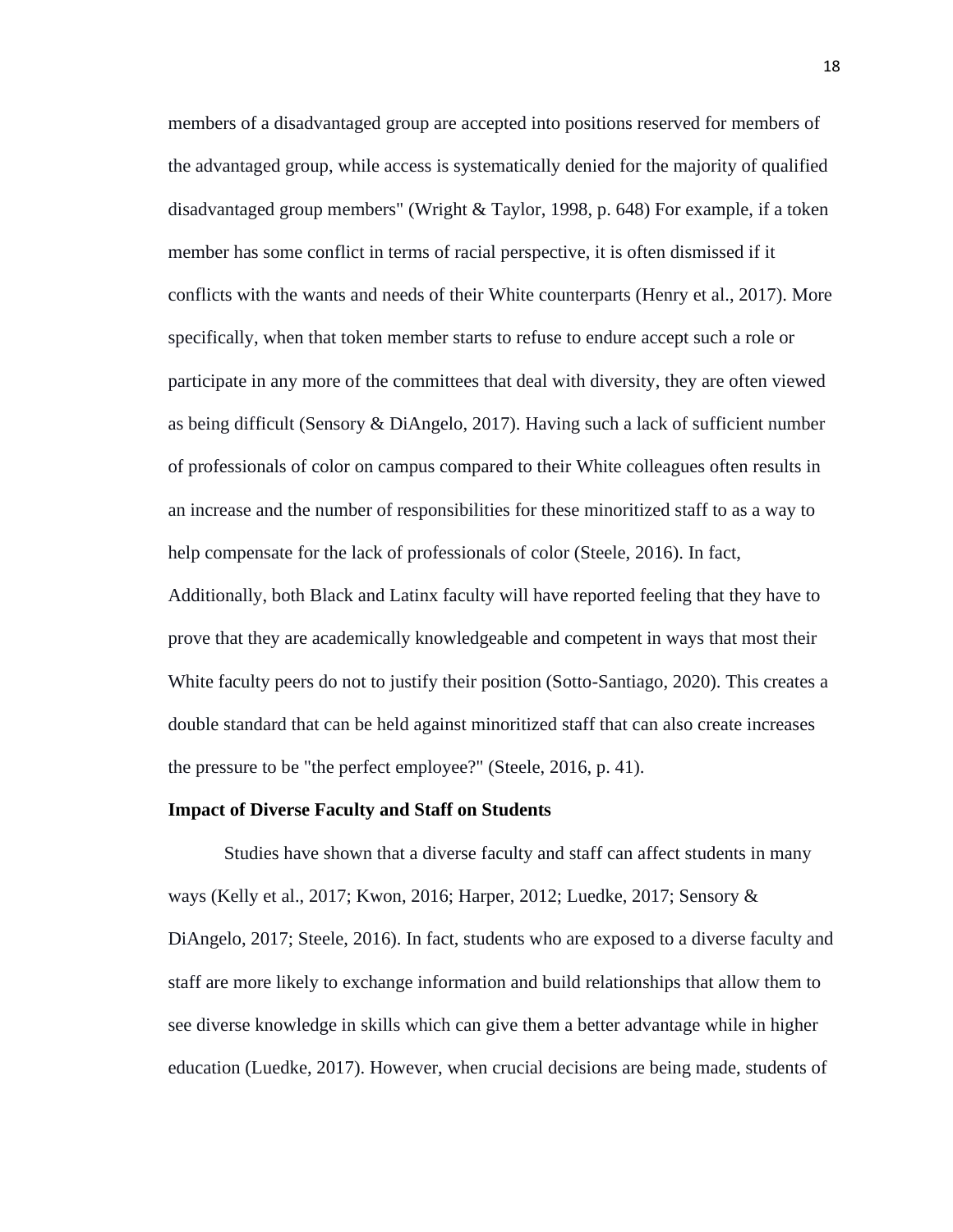members of a disadvantaged group are accepted into positions reserved for members of the advantaged group, while access is systematically denied for the majority of qualified disadvantaged group members" (Wright & Taylor, 1998, p. 648) For example, if a token member has some conflict in terms of racial perspective, it is often dismissed if it conflicts with the wants and needs of their White counterparts (Henry et al., 2017). More specifically, when that token member starts to refuse to endure accept such a role or participate in any more of the committees that deal with diversity, they are often viewed as being difficult (Sensory & DiAngelo, 2017). Having such a lack of sufficient number of professionals of color on campus compared to their White colleagues often results in an increase and the number of responsibilities for these minoritized staff to as a way to help compensate for the lack of professionals of color (Steele, 2016). In fact, Additionally, both Black and Latinx faculty will have reported feeling that they have to prove that they are academically knowledgeable and competent in ways that most their White faculty peers do not to justify their position (Sotto-Santiago, 2020). This creates a double standard that can be held against minoritized staff that can also create increases the pressure to be "the perfect employee?" (Steele, 2016, p. 41).

**Impact of Diverse Faculty and Staff on Students**

Studies have shown that a diverse faculty and staff can affect students in many ways (Kelly et al., 2017; Kwon, 2016; Harper, 2012; Luedke, 2017; Sensory & DiAngelo, 2017; Steele, 2016). In fact, students who are exposed to a diverse faculty and staff are more likely to exchange information and build relationships that allow them to see diverse knowledge in skills which can give them a better advantage while in higher education (Luedke, 2017). However, when crucial decisions are being made, students of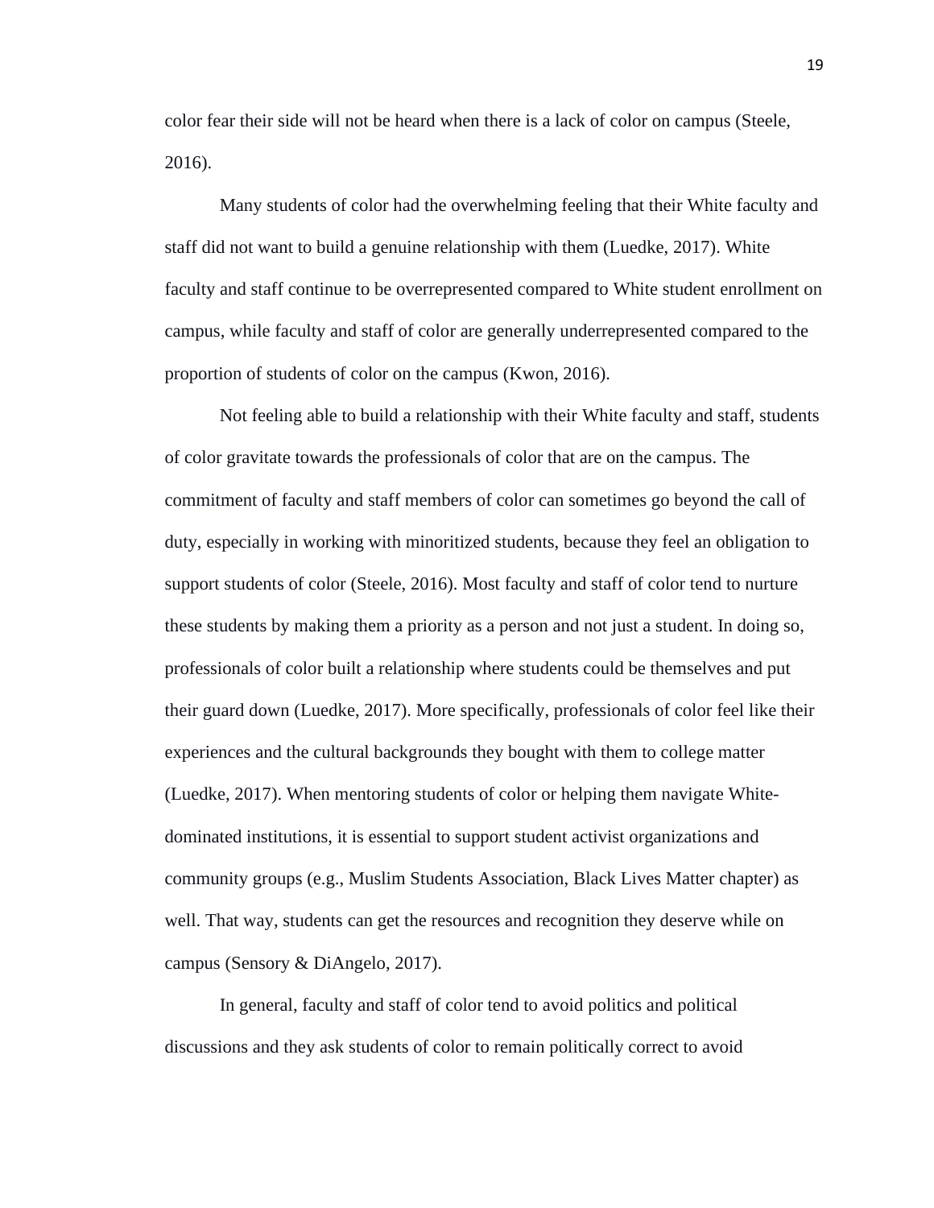color fear their side will not be heard when there is a lack of color on campus (Steele, 2016).

Many students of color had the overwhelming feeling that their White faculty and staff did not want to build a genuine relationship with them (Luedke, 2017). White faculty and staff continue to be overrepresented compared to White student enrollment on campus, while faculty and staff of color are generally underrepresented compared to the proportion of students of color on the campus (Kwon, 2016).

Not feeling able to build a relationship with their White faculty and staff, students of color gravitate towards the professionals of color that are on the campus. The commitment of faculty and staff members of color can sometimes go beyond the call of duty, especially in working with minoritized students, because they feel an obligation to support students of color (Steele, 2016). Most faculty and staff of color tend to nurture these students by making them a priority as a person and not just a student. In doing so, professionals of color built a relationship where students could be themselves and put their guard down (Luedke, 2017). More specifically, professionals of color feel like their experiences and the cultural backgrounds they bought with them to college matter (Luedke, 2017). When mentoring students of color or helping them navigate White-dominated institutions, it is essential to support student activist organizations and community groups (e.g., Muslim Students Association, Black Lives Matter chapter) as well. That way, students can get the resources and recognition they deserve while on campus (Sensory & DiAngelo, 2017).

In general, faculty and staff of color tend to avoid politics and political discussions and they ask students of color to remain politically correct to avoid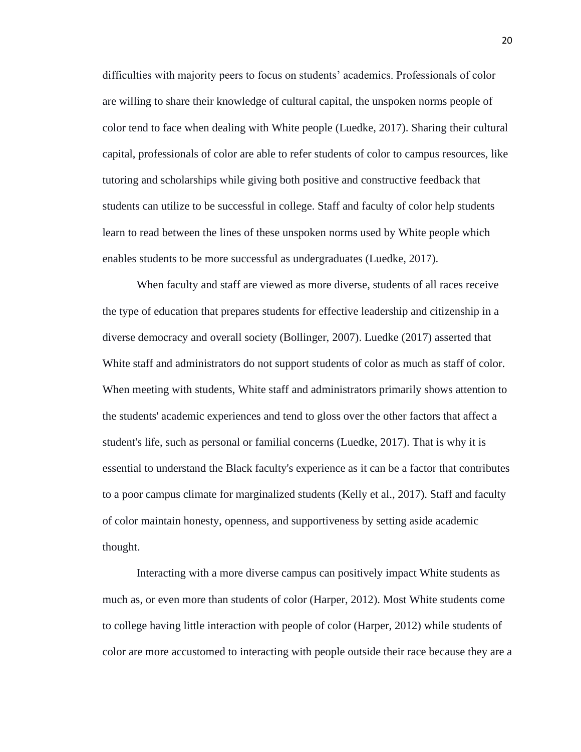difficulties with majority peers to focus on students' academics. Professionals of color are willing to share their knowledge of cultural capital, the unspoken norms people of color tend to face when dealing with White people (Luedke, 2017). Sharing their cultural capital, professionals of color are able to refer students of color to campus resources, like tutoring and scholarships while giving both positive and constructive feedback that students can utilize to be successful in college. Staff and faculty of color help students learn to read between the lines of these unspoken norms used by White people which enables students to be more successful as undergraduates (Luedke, 2017).

When faculty and staff are viewed as more diverse, students of all races receive the type of education that prepares students for effective leadership and citizenship in a diverse democracy and overall society (Bollinger, 2007). Luedke (2017) asserted that White staff and administrators do not support students of color as much as staff of color. When meeting with students, White staff and administrators primarily shows attention to the students' academic experiences and tend to gloss over the other factors that affect a student's life, such as personal or familial concerns (Luedke, 2017). That is why it is essential to understand the Black faculty's experience as it can be a factor that contributes to a poor campus climate for marginalized students (Kelly et al., 2017). Staff and faculty of color maintain honesty, openness, and supportiveness by setting aside academic thought.

Interacting with a more diverse campus can positively impact White students as much as, or even more than students of color (Harper, 2012). Most White students come to college having little interaction with people of color (Harper, 2012) while students of color are more accustomed to interacting with people outside their race because they are a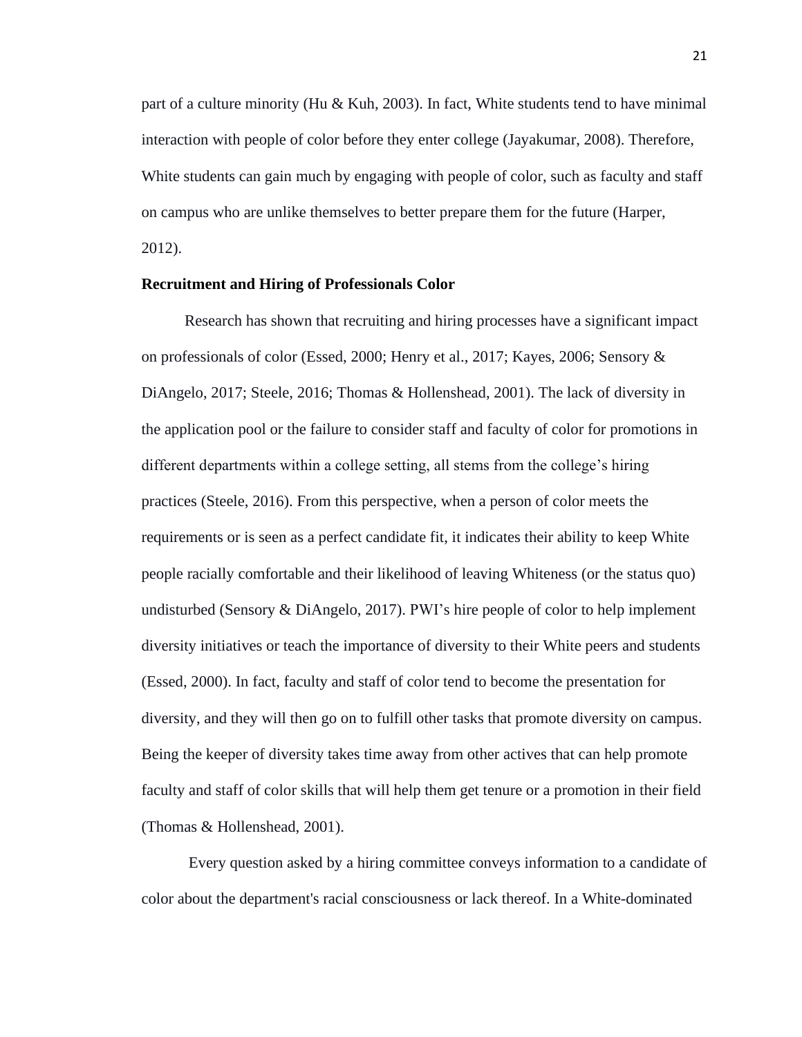part of a culture minority (Hu & Kuh, 2003). In fact, White students tend to have minimal interaction with people of color before they enter college (Jayakumar, 2008). Therefore, White students can gain much by engaging with people of color, such as faculty and staff on campus who are unlike themselves to better prepare them for the future (Harper, 2012).

**Recruitment and Hiring of Professionals Color**

Research has shown that recruiting and hiring processes have a significant impact on professionals of color (Essed, 2000; Henry et al., 2017; Kayes, 2006; Sensory & DiAngelo, 2017; Steele, 2016; Thomas & Hollenshead, 2001). The lack of diversity in the application pool or the failure to consider staff and faculty of color for promotions in different departments within a college setting, all stems from the college's hiring practices (Steele, 2016). From this perspective, when a person of color meets the requirements or is seen as a perfect candidate fit, it indicates their ability to keep White people racially comfortable and their likelihood of leaving Whiteness (or the status quo) undisturbed (Sensory & DiAngelo, 2017). PWI's hire people of color to help implement diversity initiatives or teach the importance of diversity to their White peers and students (Essed, 2000). In fact, faculty and staff of color tend to become the presentation for diversity, and they will then go on to fulfill other tasks that promote diversity on campus. Being the keeper of diversity takes time away from other actives that can help promote faculty and staff of color skills that will help them get tenure or a promotion in their field (Thomas & Hollenshead, 2001).

Every question asked by a hiring committee conveys information to a candidate of color about the department's racial consciousness or lack thereof. In a White-dominated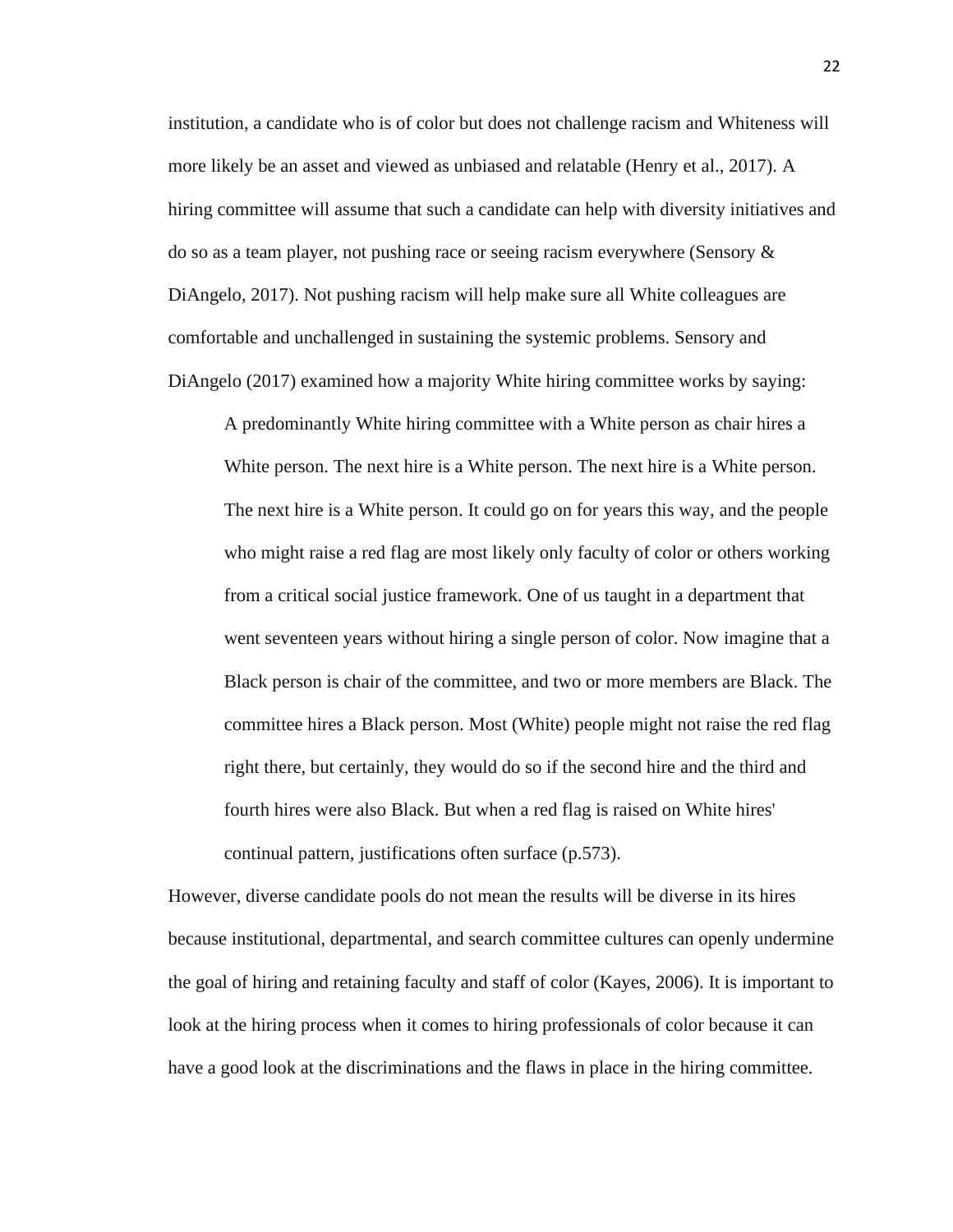institution, a candidate who is of color but does not challenge racism and Whiteness will more likely be an asset and viewed as unbiased and relatable (Henry et al., 2017). A hiring committee will assume that such a candidate can help with diversity initiatives and do so as a team player, not pushing race or seeing racism everywhere (Sensory & DiAngelo, 2017). Not pushing racism will help make sure all White colleagues are comfortable and unchallenged in sustaining the systemic problems. Sensory and DiAngelo (2017) examined how a majority White hiring committee works by saying:

> A predominantly White hiring committee with a White person as chair hires a White person. The next hire is a White person. The next hire is a White person. The next hire is a White person. It could go on for years this way, and the people who might raise a red flag are most likely only faculty of color or others working from a critical social justice framework. One of us taught in a department that went seventeen years without hiring a single person of color. Now imagine that a Black person is chair of the committee, and two or more members are Black. The committee hires a Black person. Most (White) people might not raise the red flag right there, but certainly, they would do so if the second hire and the third and fourth hires were also Black. But when a red flag is raised on White hires' continual pattern, justifications often surface (p.573).

However, diverse candidate pools do not mean the results will be diverse in its hires because institutional, departmental, and search committee cultures can openly undermine the goal of hiring and retaining faculty and staff of color (Kayes, 2006). It is important to look at the hiring process when it comes to hiring professionals of color because it can have a good look at the discriminations and the flaws in place in the hiring committee.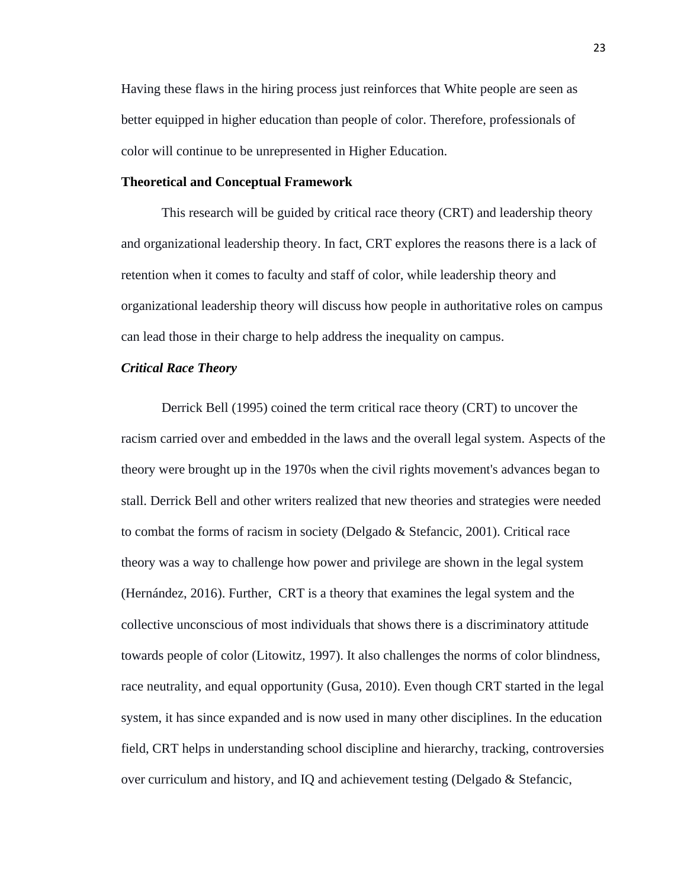Having these flaws in the hiring process just reinforces that White people are seen as better equipped in higher education than people of color. Therefore, professionals of color will continue to be unrepresented in Higher Education.

## Theoretical and Conceptual Framework

This research will be guided by critical race theory (CRT) and leadership theory and organizational leadership theory. In fact, CRT explores the reasons there is a lack of retention when it comes to faculty and staff of color, while leadership theory and organizational leadership theory will discuss how people in authoritative roles on campus can lead those in their charge to help address the inequality on campus.

### *Critical Race Theory*

Derrick Bell (1995) coined the term critical race theory (CRT) to uncover the racism carried over and embedded in the laws and the overall legal system. Aspects of the theory were brought up in the 1970s when the civil rights movement's advances began to stall. Derrick Bell and other writers realized that new theories and strategies were needed to combat the forms of racism in society (Delgado & Stefancic, 2001). Critical race theory was a way to challenge how power and privilege are shown in the legal system (Hernández, 2016). Further, CRT is a theory that examines the legal system and the collective unconscious of most individuals that shows there is a discriminatory attitude towards people of color (Litowitz, 1997). It also challenges the norms of color blindness, race neutrality, and equal opportunity (Gusa, 2010). Even though CRT started in the legal system, it has since expanded and is now used in many other disciplines. In the education field, CRT helps in understanding school discipline and hierarchy, tracking, controversies over curriculum and history, and IQ and achievement testing (Delgado & Stefancic,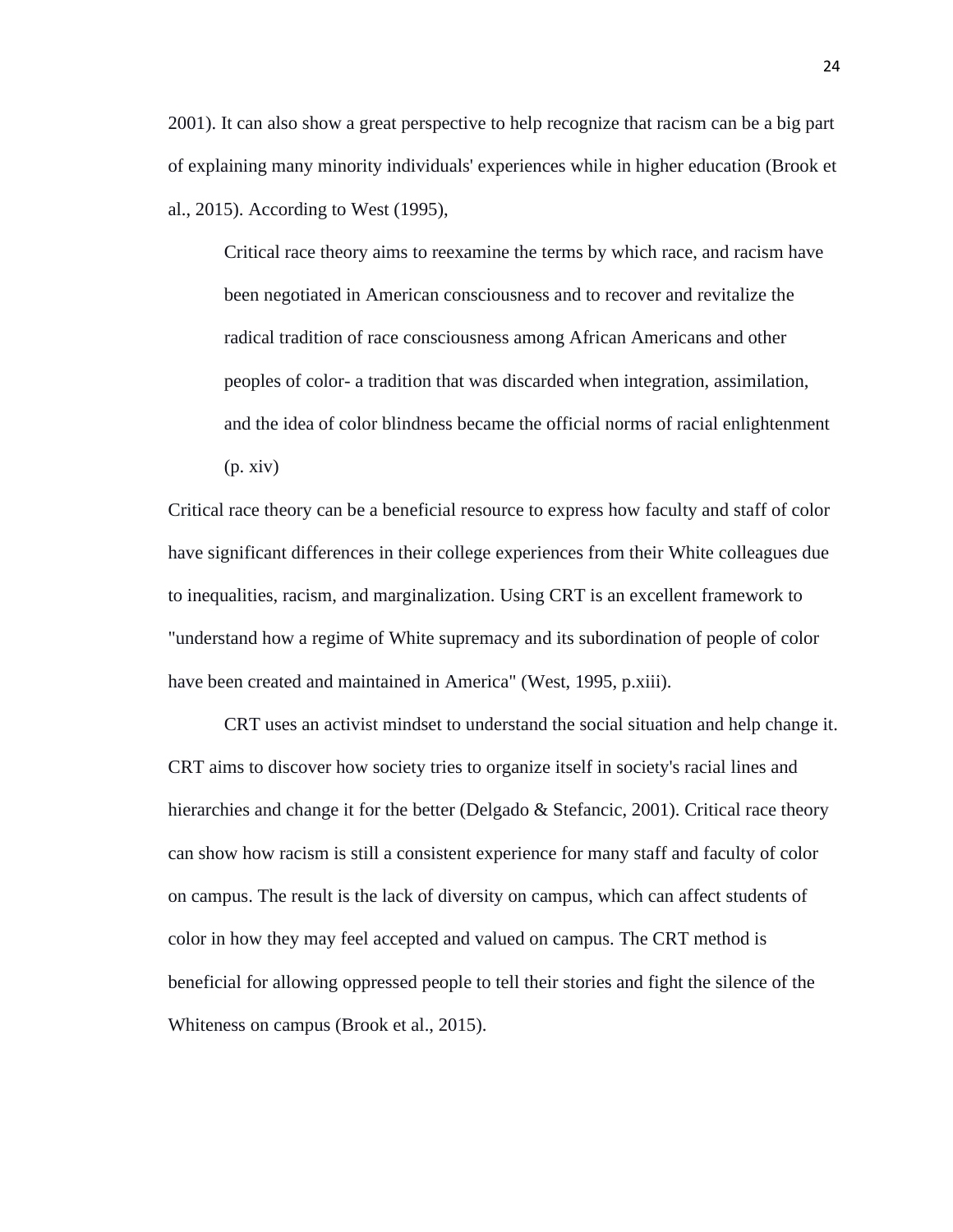2001). It can also show a great perspective to help recognize that racism can be a big part of explaining many minority individuals' experiences while in higher education (Brook et al., 2015). According to West (1995),

> Critical race theory aims to reexamine the terms by which race, and racism have been negotiated in American consciousness and to recover and revitalize the radical tradition of race consciousness among African Americans and other peoples of color- a tradition that was discarded when integration, assimilation, and the idea of color blindness became the official norms of racial enlightenment (p. xiv)

Critical race theory can be a beneficial resource to express how faculty and staff of color have significant differences in their college experiences from their White colleagues due to inequalities, racism, and marginalization. Using CRT is an excellent framework to "understand how a regime of White supremacy and its subordination of people of color have been created and maintained in America" (West, 1995, p.xiii).

CRT uses an activist mindset to understand the social situation and help change it. CRT aims to discover how society tries to organize itself in society's racial lines and hierarchies and change it for the better (Delgado & Stefancic, 2001). Critical race theory can show how racism is still a consistent experience for many staff and faculty of color on campus. The result is the lack of diversity on campus, which can affect students of color in how they may feel accepted and valued on campus. The CRT method is beneficial for allowing oppressed people to tell their stories and fight the silence of the Whiteness on campus (Brook et al., 2015).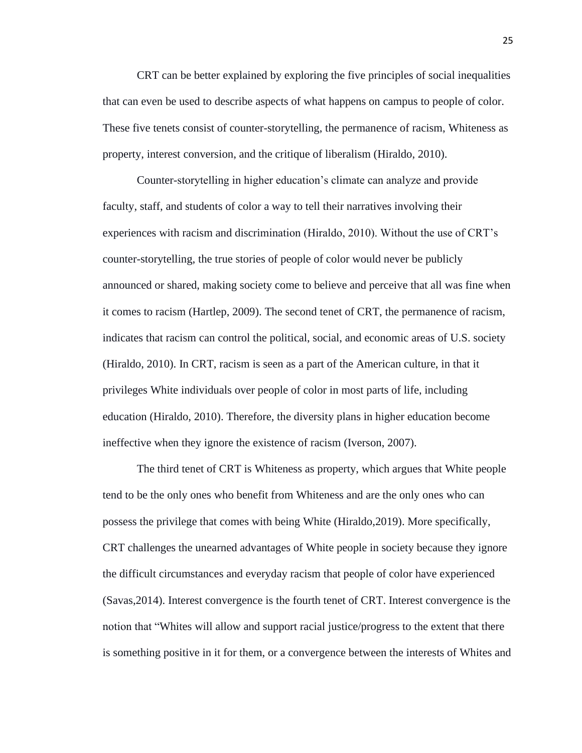CRT can be better explained by exploring the five principles of social inequalities that can even be used to describe aspects of what happens on campus to people of color. These five tenets consist of counter-storytelling, the permanence of racism, Whiteness as property, interest conversion, and the critique of liberalism (Hiraldo, 2010).

Counter-storytelling in higher education's climate can analyze and provide faculty, staff, and students of color a way to tell their narratives involving their experiences with racism and discrimination (Hiraldo, 2010). Without the use of CRT's counter-storytelling, the true stories of people of color would never be publicly announced or shared, making society come to believe and perceive that all was fine when it comes to racism (Hartlep, 2009). The second tenet of CRT, the permanence of racism, indicates that racism can control the political, social, and economic areas of U.S. society (Hiraldo, 2010). In CRT, racism is seen as a part of the American culture, in that it privileges White individuals over people of color in most parts of life, including education (Hiraldo, 2010). Therefore, the diversity plans in higher education become ineffective when they ignore the existence of racism (Iverson, 2007).

The third tenet of CRT is Whiteness as property, which argues that White people tend to be the only ones who benefit from Whiteness and are the only ones who can possess the privilege that comes with being White (Hiraldo,2019). More specifically, CRT challenges the unearned advantages of White people in society because they ignore the difficult circumstances and everyday racism that people of color have experienced (Savas,2014). Interest convergence is the fourth tenet of CRT. Interest convergence is the notion that "Whites will allow and support racial justice/progress to the extent that there is something positive in it for them, or a convergence between the interests of Whites and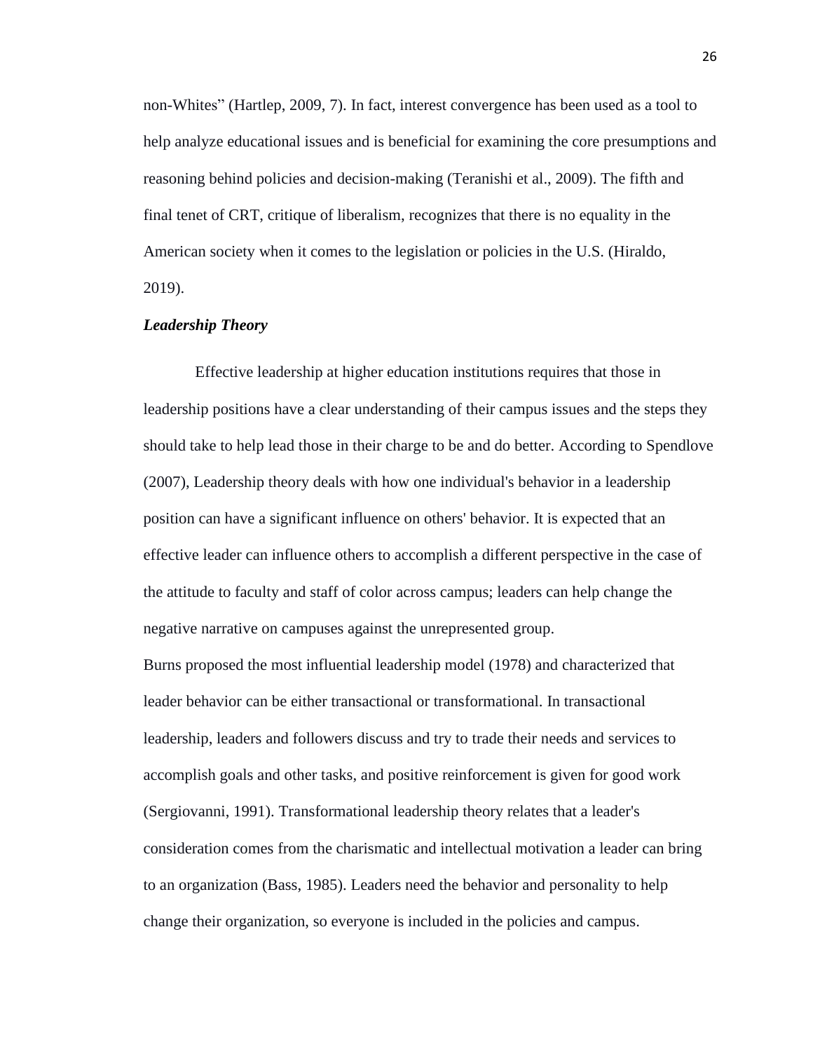non-Whites" (Hartlep, 2009, 7). In fact, interest convergence has been used as a tool to help analyze educational issues and is beneficial for examining the core presumptions and reasoning behind policies and decision-making (Teranishi et al., 2009). The fifth and final tenet of CRT, critique of liberalism, recognizes that there is no equality in the American society when it comes to the legislation or policies in the U.S. (Hiraldo, 2019).

***Leadership Theory***

Effective leadership at higher education institutions requires that those in leadership positions have a clear understanding of their campus issues and the steps they should take to help lead those in their charge to be and do better. According to Spendlove (2007), Leadership theory deals with how one individual's behavior in a leadership position can have a significant influence on others' behavior. It is expected that an effective leader can influence others to accomplish a different perspective in the case of the attitude to faculty and staff of color across campus; leaders can help change the negative narrative on campuses against the unrepresented group.

Burns proposed the most influential leadership model (1978) and characterized that leader behavior can be either transactional or transformational. In transactional leadership, leaders and followers discuss and try to trade their needs and services to accomplish goals and other tasks, and positive reinforcement is given for good work (Sergiovanni, 1991). Transformational leadership theory relates that a leader's consideration comes from the charismatic and intellectual motivation a leader can bring to an organization (Bass, 1985). Leaders need the behavior and personality to help change their organization, so everyone is included in the policies and campus.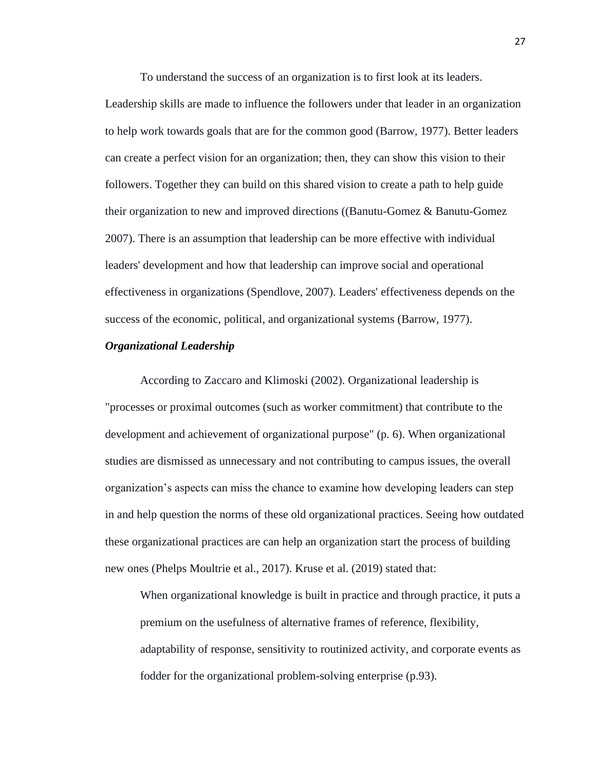To understand the success of an organization is to first look at its leaders. Leadership skills are made to influence the followers under that leader in an organization to help work towards goals that are for the common good (Barrow, 1977). Better leaders can create a perfect vision for an organization; then, they can show this vision to their followers. Together they can build on this shared vision to create a path to help guide their organization to new and improved directions ((Banutu-Gomez & Banutu-Gomez 2007). There is an assumption that leadership can be more effective with individual leaders' development and how that leadership can improve social and operational effectiveness in organizations (Spendlove, 2007). Leaders' effectiveness depends on the success of the economic, political, and organizational systems (Barrow, 1977).

### ***Organizational Leadership***

According to Zaccaro and Klimoski (2002). Organizational leadership is "processes or proximal outcomes (such as worker commitment) that contribute to the development and achievement of organizational purpose" (p. 6). When organizational studies are dismissed as unnecessary and not contributing to campus issues, the overall organization's aspects can miss the chance to examine how developing leaders can step in and help question the norms of these old organizational practices. Seeing how outdated these organizational practices are can help an organization start the process of building new ones (Phelps Moultrie et al., 2017). Kruse et al. (2019) stated that:

> When organizational knowledge is built in practice and through practice, it puts a premium on the usefulness of alternative frames of reference, flexibility, adaptability of response, sensitivity to routinized activity, and corporate events as fodder for the organizational problem-solving enterprise (p.93).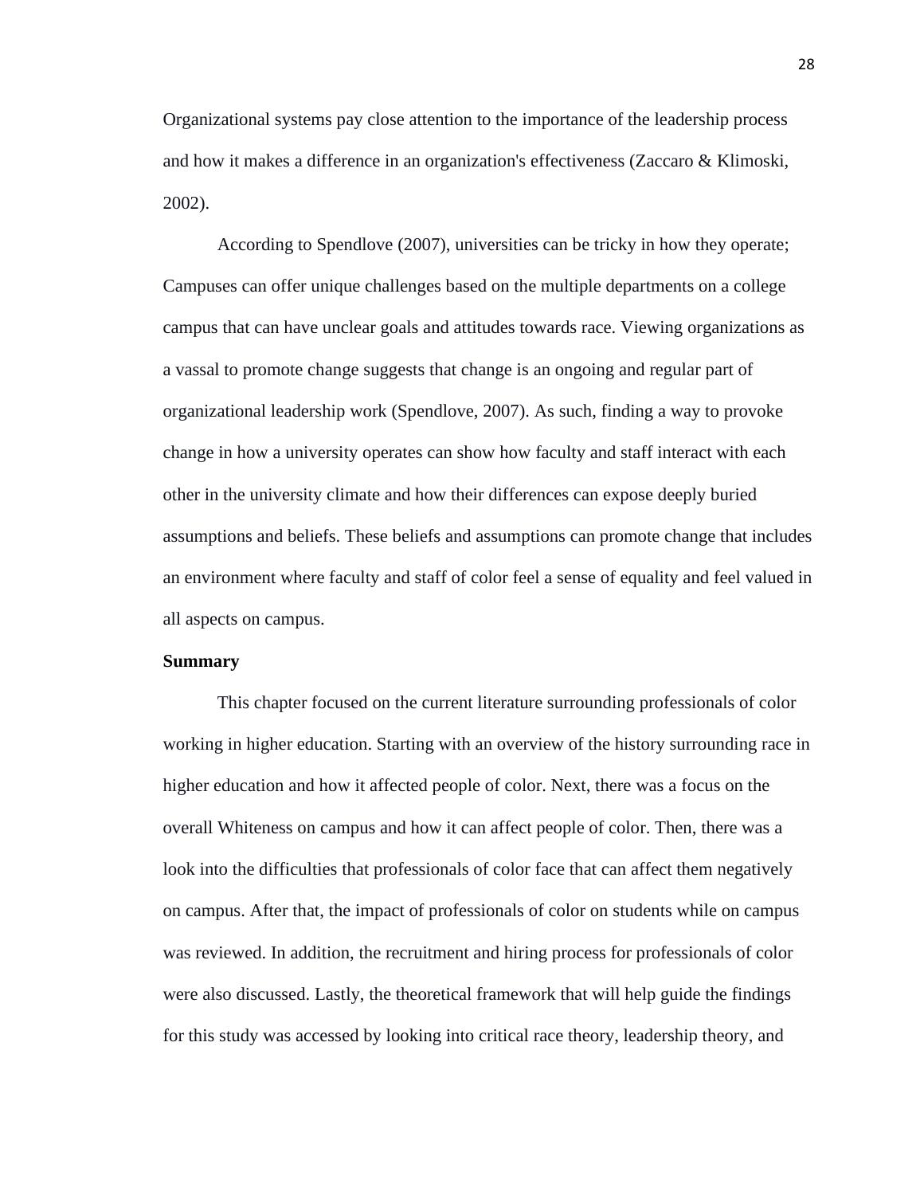Organizational systems pay close attention to the importance of the leadership process and how it makes a difference in an organization's effectiveness (Zaccaro & Klimoski, 2002).

According to Spendlove (2007), universities can be tricky in how they operate; Campuses can offer unique challenges based on the multiple departments on a college campus that can have unclear goals and attitudes towards race. Viewing organizations as a vassal to promote change suggests that change is an ongoing and regular part of organizational leadership work (Spendlove, 2007). As such, finding a way to provoke change in how a university operates can show how faculty and staff interact with each other in the university climate and how their differences can expose deeply buried assumptions and beliefs. These beliefs and assumptions can promote change that includes an environment where faculty and staff of color feel a sense of equality and feel valued in all aspects on campus.

**Summary**

This chapter focused on the current literature surrounding professionals of color working in higher education. Starting with an overview of the history surrounding race in higher education and how it affected people of color. Next, there was a focus on the overall Whiteness on campus and how it can affect people of color. Then, there was a look into the difficulties that professionals of color face that can affect them negatively on campus. After that, the impact of professionals of color on students while on campus was reviewed. In addition, the recruitment and hiring process for professionals of color were also discussed. Lastly, the theoretical framework that will help guide the findings for this study was accessed by looking into critical race theory, leadership theory, and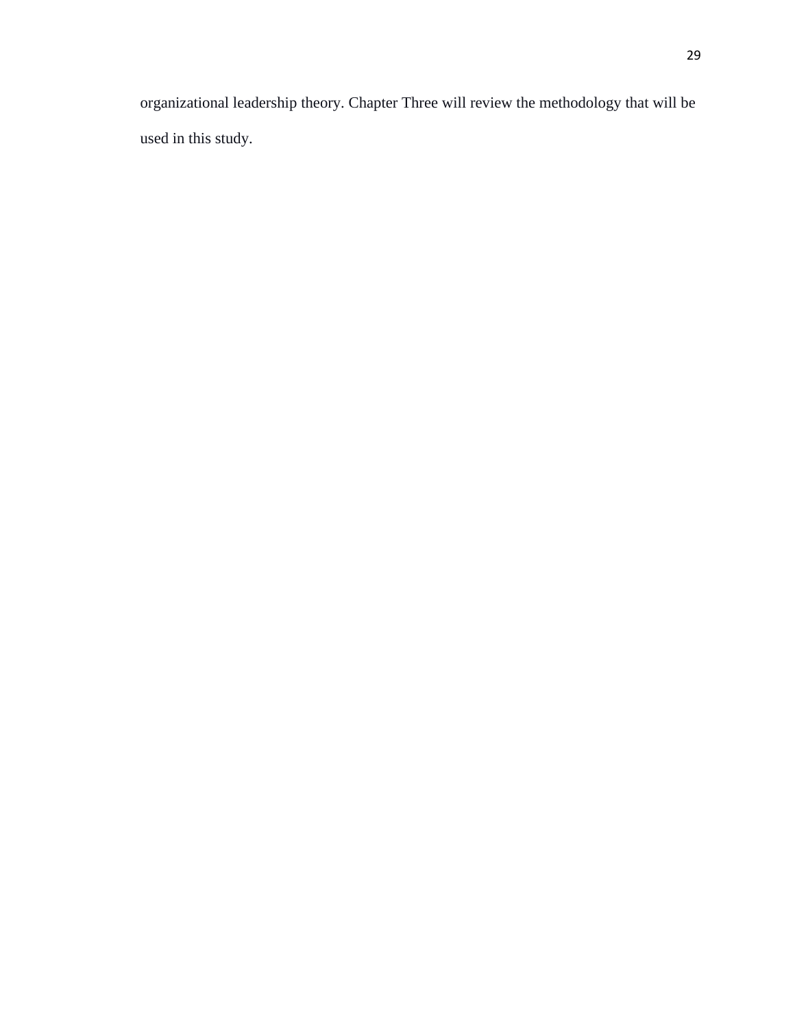organizational leadership theory. Chapter Three will review the methodology that will be used in this study.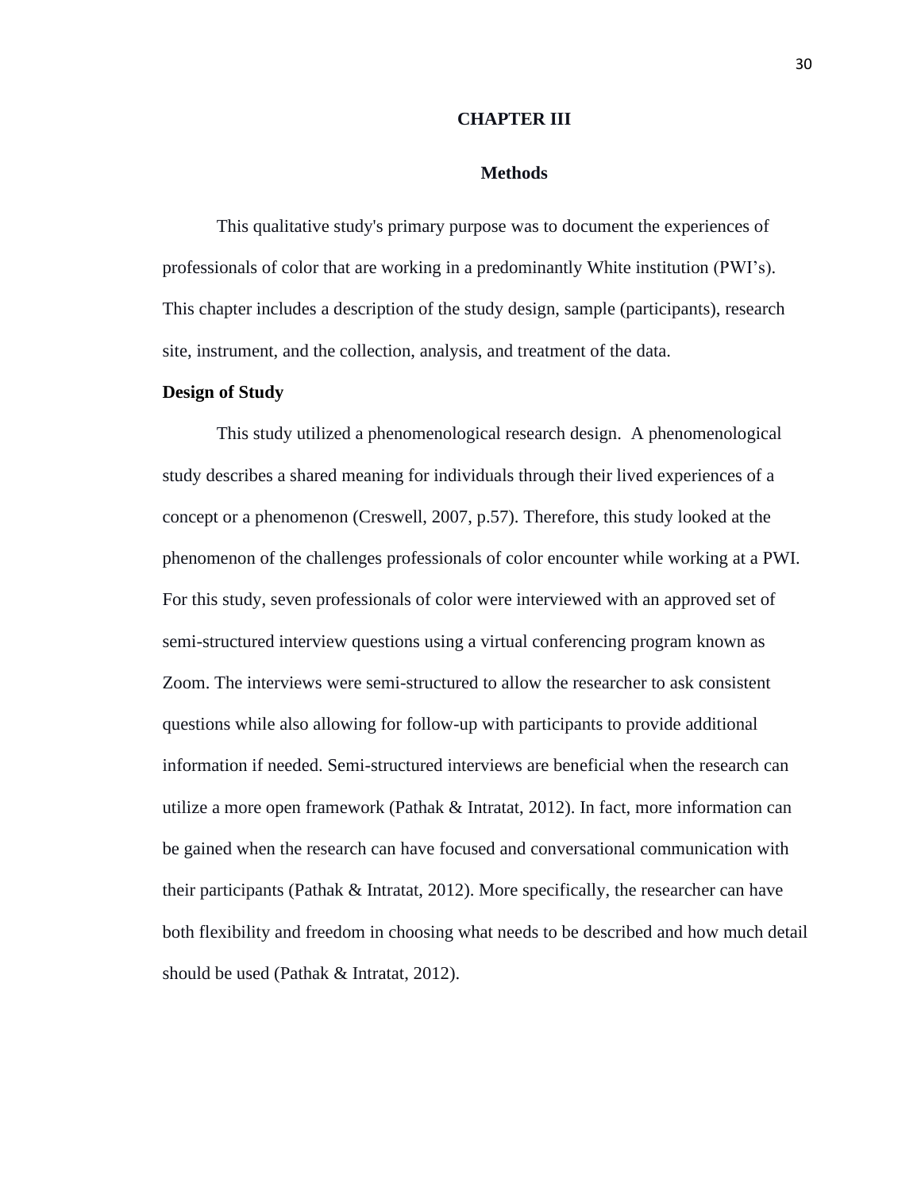# CHAPTER III

## Methods

This qualitative study's primary purpose was to document the experiences of professionals of color that are working in a predominantly White institution (PWI's). This chapter includes a description of the study design, sample (participants), research site, instrument, and the collection, analysis, and treatment of the data.

### Design of Study

This study utilized a phenomenological research design. A phenomenological study describes a shared meaning for individuals through their lived experiences of a concept or a phenomenon (Creswell, 2007, p.57). Therefore, this study looked at the phenomenon of the challenges professionals of color encounter while working at a PWI. For this study, seven professionals of color were interviewed with an approved set of semi-structured interview questions using a virtual conferencing program known as Zoom. The interviews were semi-structured to allow the researcher to ask consistent questions while also allowing for follow-up with participants to provide additional information if needed. Semi-structured interviews are beneficial when the research can utilize a more open framework (Pathak & Intratat, 2012). In fact, more information can be gained when the research can have focused and conversational communication with their participants (Pathak & Intratat, 2012). More specifically, the researcher can have both flexibility and freedom in choosing what needs to be described and how much detail should be used (Pathak & Intratat, 2012).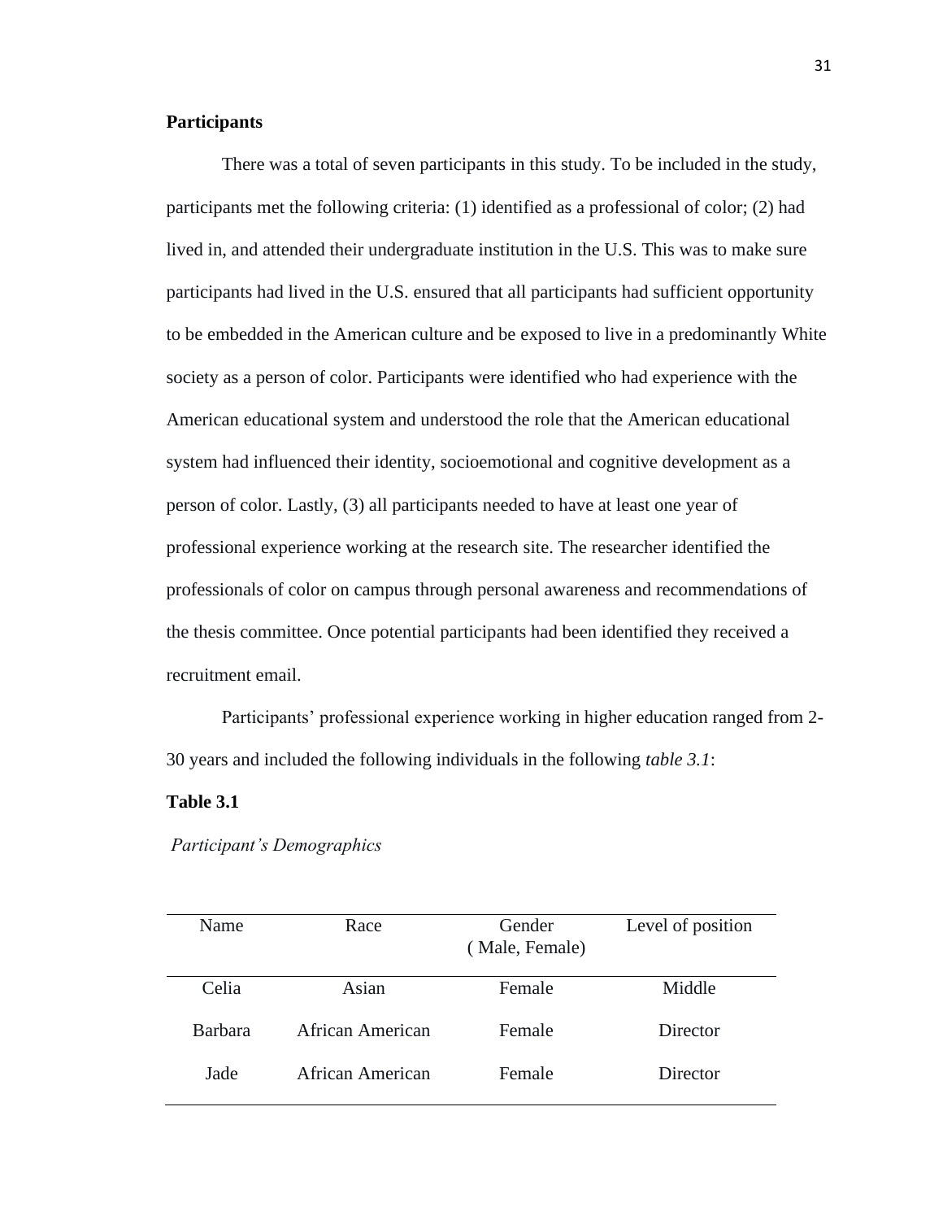**Participants**

There was a total of seven participants in this study. To be included in the study, participants met the following criteria: (1) identified as a professional of color; (2) had lived in, and attended their undergraduate institution in the U.S. This was to make sure participants had lived in the U.S. ensured that all participants had sufficient opportunity to be embedded in the American culture and be exposed to live in a predominantly White society as a person of color. Participants were identified who had experience with the American educational system and understood the role that the American educational system had influenced their identity, socioemotional and cognitive development as a person of color. Lastly, (3) all participants needed to have at least one year of professional experience working at the research site. The researcher identified the professionals of color on campus through personal awareness and recommendations of the thesis committee. Once potential participants had been identified they received a recruitment email.

Participants' professional experience working in higher education ranged from 2-30 years and included the following individuals in the following *table 3.1*:

**Table 3.1**

*Participant's Demographics*

| Name | Race | Gender ( Male, Female) | Level of position |
|---|---|---|---|
| Celia | Asian | Female | Middle |
| Barbara | African American | Female | Director |
| Jade | African American | Female | Director |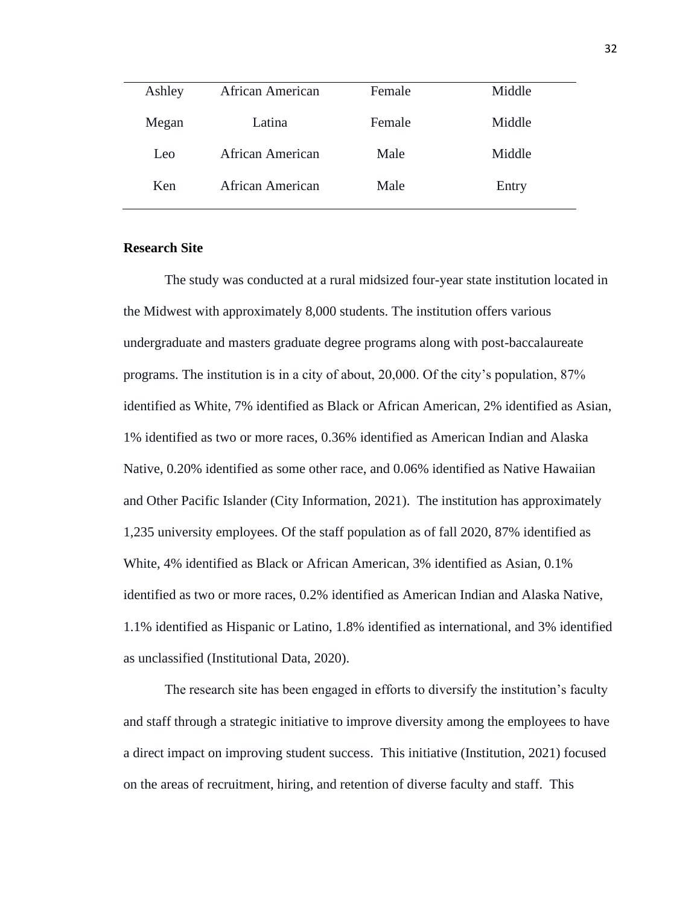| | | | |
|---|---|---|---|
| Ashley | African American | Female | Middle |
| Megan | Latina | Female | Middle |
| Leo | African American | Male | Middle |
| Ken | African American | Male | Entry |

**Research Site**

The study was conducted at a rural midsized four-year state institution located in the Midwest with approximately 8,000 students. The institution offers various undergraduate and masters graduate degree programs along with post-baccalaureate programs. The institution is in a city of about, 20,000. Of the city's population, 87% identified as White, 7% identified as Black or African American, 2% identified as Asian, 1% identified as two or more races, 0.36% identified as American Indian and Alaska Native, 0.20% identified as some other race, and 0.06% identified as Native Hawaiian and Other Pacific Islander (City Information, 2021). The institution has approximately 1,235 university employees. Of the staff population as of fall 2020, 87% identified as White, 4% identified as Black or African American, 3% identified as Asian, 0.1% identified as two or more races, 0.2% identified as American Indian and Alaska Native, 1.1% identified as Hispanic or Latino, 1.8% identified as international, and 3% identified as unclassified (Institutional Data, 2020).

The research site has been engaged in efforts to diversify the institution's faculty and staff through a strategic initiative to improve diversity among the employees to have a direct impact on improving student success. This initiative (Institution, 2021) focused on the areas of recruitment, hiring, and retention of diverse faculty and staff. This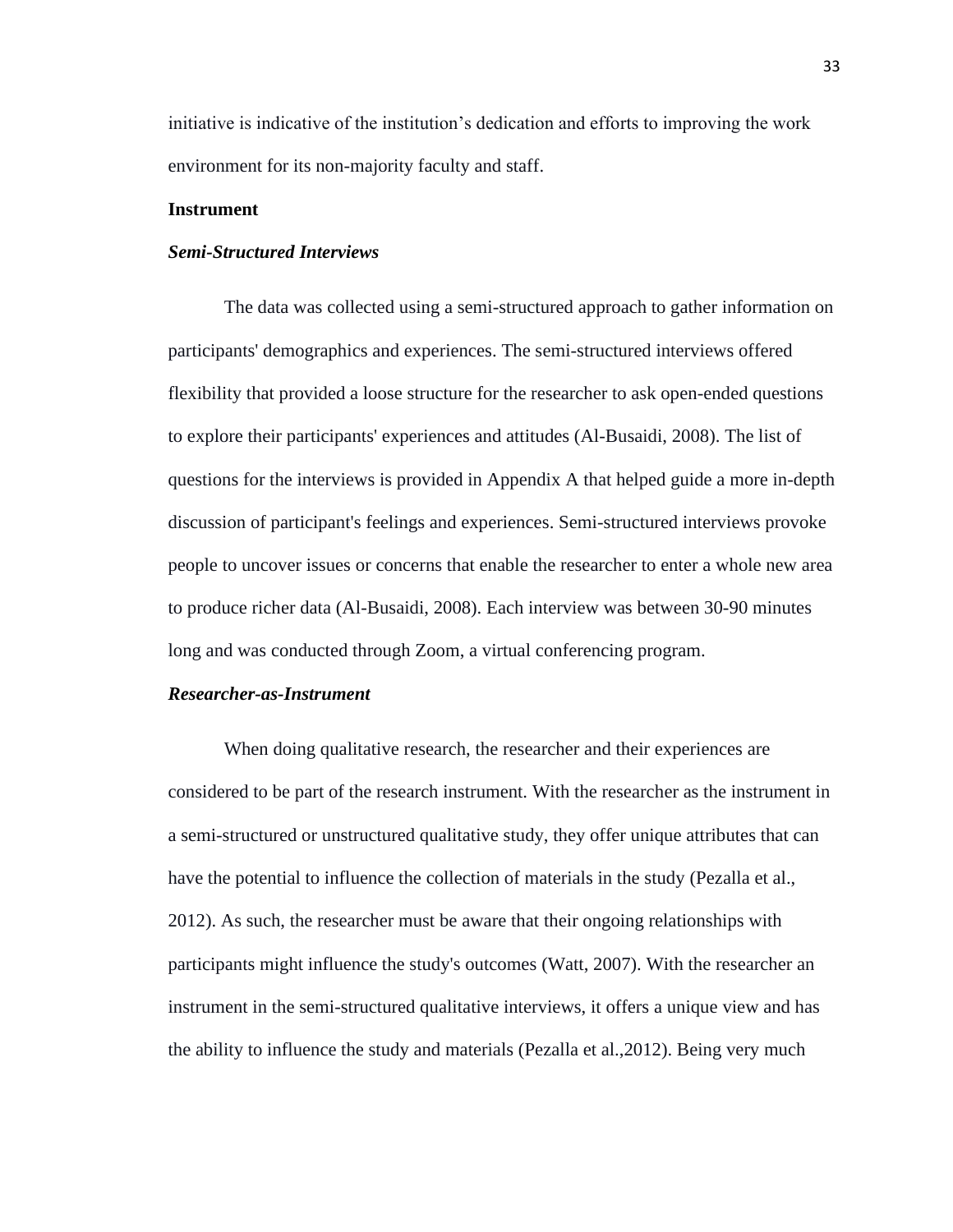initiative is indicative of the institution's dedication and efforts to improving the work environment for its non-majority faculty and staff.

## Instrument

### *Semi-Structured Interviews*

The data was collected using a semi-structured approach to gather information on participants' demographics and experiences. The semi-structured interviews offered flexibility that provided a loose structure for the researcher to ask open-ended questions to explore their participants' experiences and attitudes (Al-Busaidi, 2008). The list of questions for the interviews is provided in Appendix A that helped guide a more in-depth discussion of participant's feelings and experiences. Semi-structured interviews provoke people to uncover issues or concerns that enable the researcher to enter a whole new area to produce richer data (Al-Busaidi, 2008). Each interview was between 30-90 minutes long and was conducted through Zoom, a virtual conferencing program.

### *Researcher-as-Instrument*

When doing qualitative research, the researcher and their experiences are considered to be part of the research instrument. With the researcher as the instrument in a semi-structured or unstructured qualitative study, they offer unique attributes that can have the potential to influence the collection of materials in the study (Pezalla et al., 2012). As such, the researcher must be aware that their ongoing relationships with participants might influence the study's outcomes (Watt, 2007). With the researcher an instrument in the semi-structured qualitative interviews, it offers a unique view and has the ability to influence the study and materials (Pezalla et al.,2012). Being very much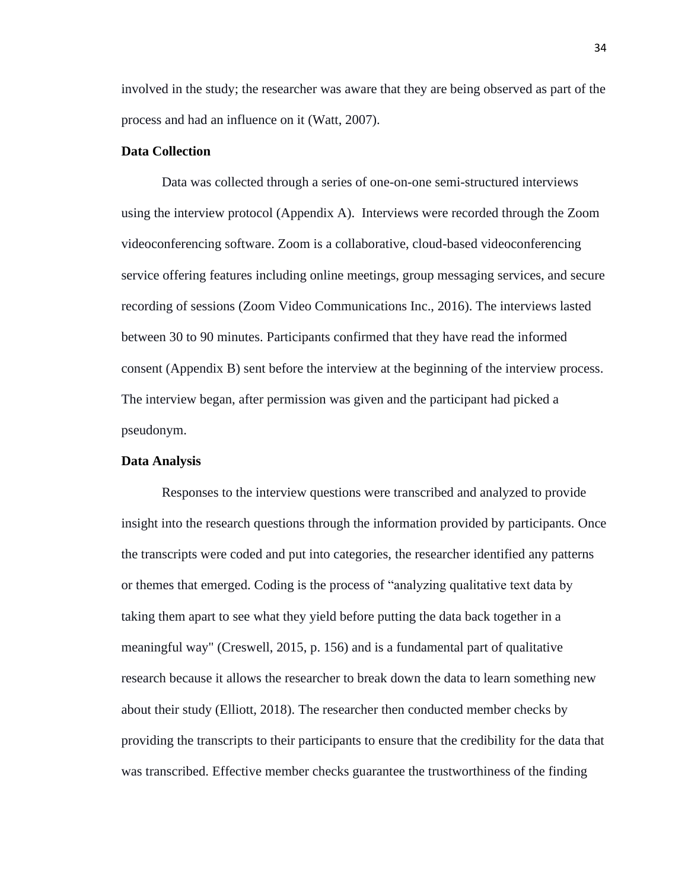involved in the study; the researcher was aware that they are being observed as part of the process and had an influence on it (Watt, 2007).

**Data Collection**

Data was collected through a series of one-on-one semi-structured interviews using the interview protocol (Appendix A). Interviews were recorded through the Zoom videoconferencing software. Zoom is a collaborative, cloud-based videoconferencing service offering features including online meetings, group messaging services, and secure recording of sessions (Zoom Video Communications Inc., 2016). The interviews lasted between 30 to 90 minutes. Participants confirmed that they have read the informed consent (Appendix B) sent before the interview at the beginning of the interview process. The interview began, after permission was given and the participant had picked a pseudonym.

**Data Analysis**

Responses to the interview questions were transcribed and analyzed to provide insight into the research questions through the information provided by participants. Once the transcripts were coded and put into categories, the researcher identified any patterns or themes that emerged. Coding is the process of "analyzing qualitative text data by taking them apart to see what they yield before putting the data back together in a meaningful way" (Creswell, 2015, p. 156) and is a fundamental part of qualitative research because it allows the researcher to break down the data to learn something new about their study (Elliott, 2018). The researcher then conducted member checks by providing the transcripts to their participants to ensure that the credibility for the data that was transcribed. Effective member checks guarantee the trustworthiness of the finding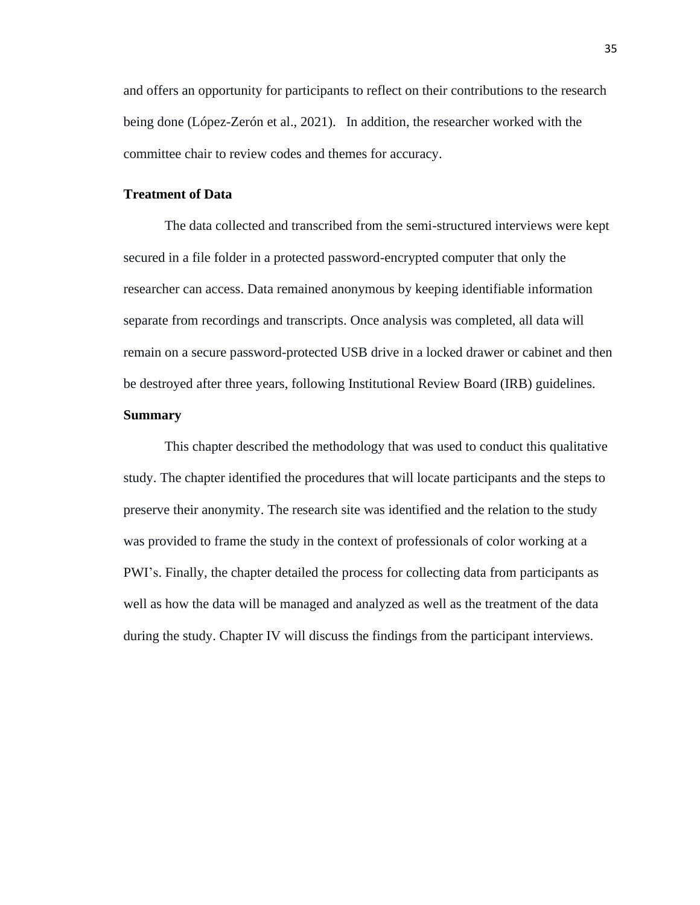and offers an opportunity for participants to reflect on their contributions to the research being done (López-Zerón et al., 2021). In addition, the researcher worked with the committee chair to review codes and themes for accuracy.

### Treatment of Data

The data collected and transcribed from the semi-structured interviews were kept secured in a file folder in a protected password-encrypted computer that only the researcher can access. Data remained anonymous by keeping identifiable information separate from recordings and transcripts. Once analysis was completed, all data will remain on a secure password-protected USB drive in a locked drawer or cabinet and then be destroyed after three years, following Institutional Review Board (IRB) guidelines.

### Summary

This chapter described the methodology that was used to conduct this qualitative study. The chapter identified the procedures that will locate participants and the steps to preserve their anonymity. The research site was identified and the relation to the study was provided to frame the study in the context of professionals of color working at a PWI's. Finally, the chapter detailed the process for collecting data from participants as well as how the data will be managed and analyzed as well as the treatment of the data during the study. Chapter IV will discuss the findings from the participant interviews.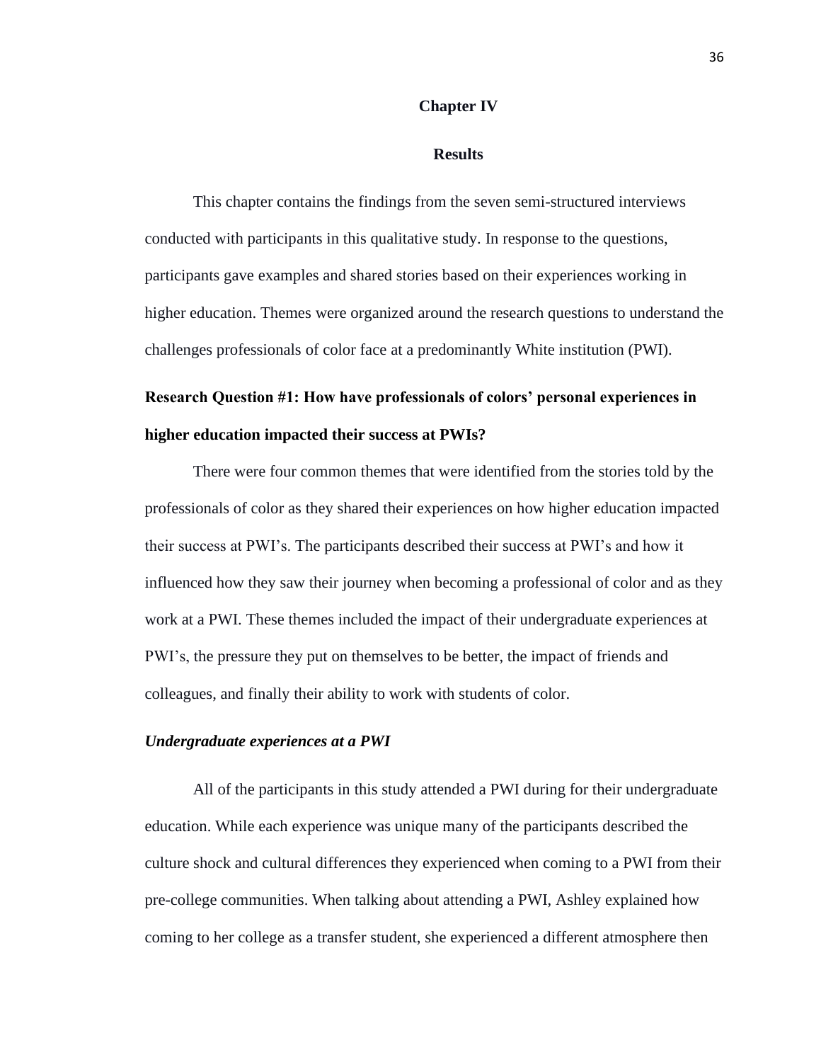# Chapter IV

## Results

This chapter contains the findings from the seven semi-structured interviews conducted with participants in this qualitative study. In response to the questions, participants gave examples and shared stories based on their experiences working in higher education. Themes were organized around the research questions to understand the challenges professionals of color face at a predominantly White institution (PWI).

### Research Question #1: How have professionals of colors' personal experiences in higher education impacted their success at PWIs?

There were four common themes that were identified from the stories told by the professionals of color as they shared their experiences on how higher education impacted their success at PWI's. The participants described their success at PWI's and how it influenced how they saw their journey when becoming a professional of color and as they work at a PWI. These themes included the impact of their undergraduate experiences at PWI's, the pressure they put on themselves to be better, the impact of friends and colleagues, and finally their ability to work with students of color.

#### *Undergraduate experiences at a PWI*

All of the participants in this study attended a PWI during for their undergraduate education. While each experience was unique many of the participants described the culture shock and cultural differences they experienced when coming to a PWI from their pre-college communities. When talking about attending a PWI, Ashley explained how coming to her college as a transfer student, she experienced a different atmosphere then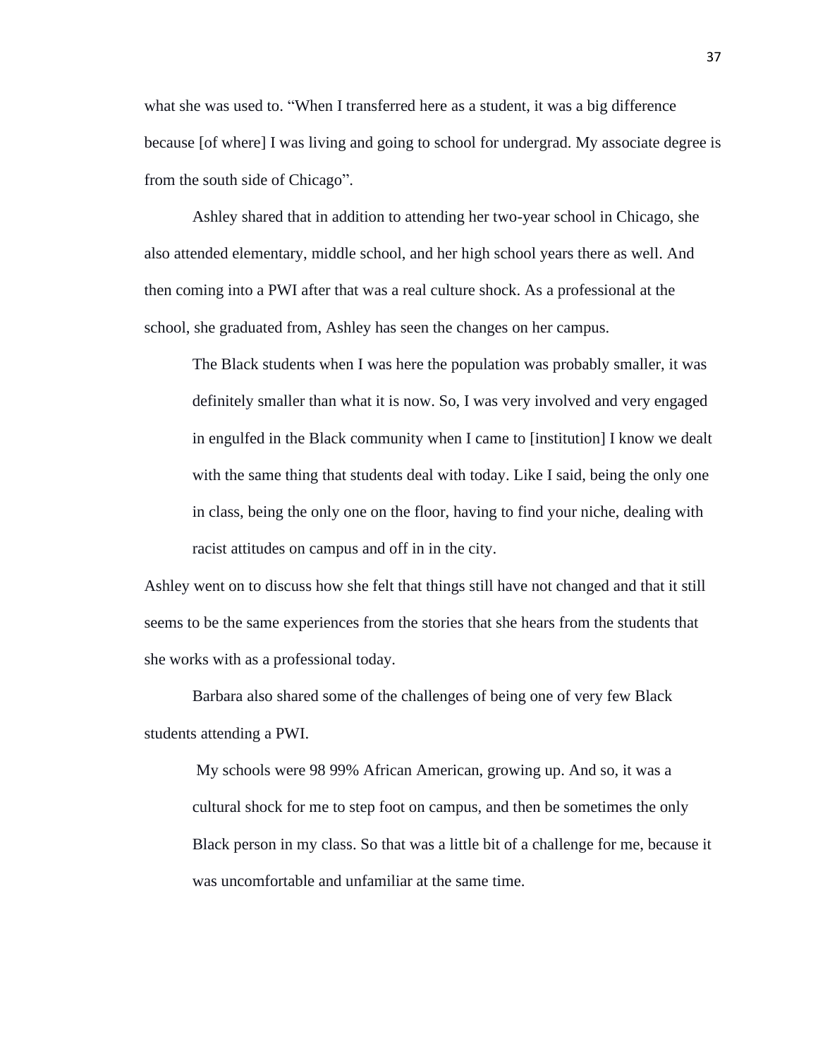what she was used to. “When I transferred here as a student, it was a big difference because [of where] I was living and going to school for undergrad. My associate degree is from the south side of Chicago”.

Ashley shared that in addition to attending her two-year school in Chicago, she also attended elementary, middle school, and her high school years there as well. And then coming into a PWI after that was a real culture shock. As a professional at the school, she graduated from, Ashley has seen the changes on her campus.

> The Black students when I was here the population was probably smaller, it was definitely smaller than what it is now. So, I was very involved and very engaged in engulfed in the Black community when I came to [institution] I know we dealt with the same thing that students deal with today. Like I said, being the only one in class, being the only one on the floor, having to find your niche, dealing with racist attitudes on campus and off in in the city.

Ashley went on to discuss how she felt that things still have not changed and that it still seems to be the same experiences from the stories that she hears from the students that she works with as a professional today.

Barbara also shared some of the challenges of being one of very few Black students attending a PWI.

> My schools were 98 99% African American, growing up. And so, it was a cultural shock for me to step foot on campus, and then be sometimes the only Black person in my class. So that was a little bit of a challenge for me, because it was uncomfortable and unfamiliar at the same time.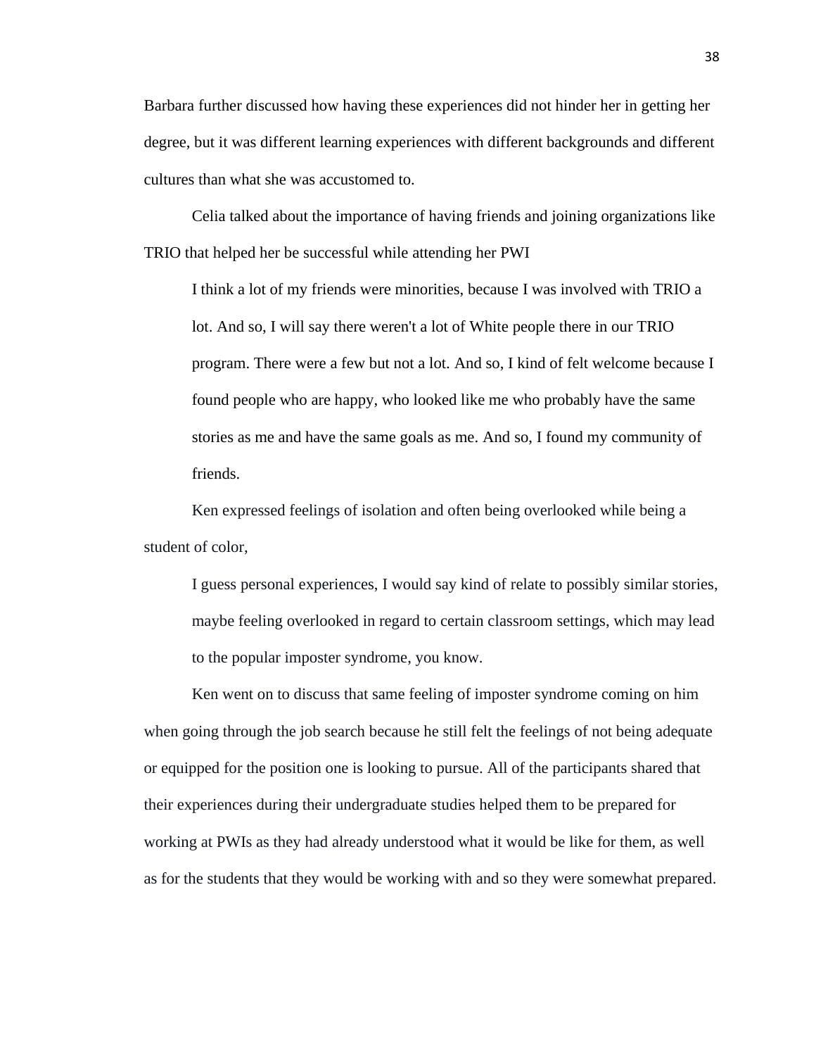Barbara further discussed how having these experiences did not hinder her in getting her degree, but it was different learning experiences with different backgrounds and different cultures than what she was accustomed to.

Celia talked about the importance of having friends and joining organizations like TRIO that helped her be successful while attending her PWI

> I think a lot of my friends were minorities, because I was involved with TRIO a lot. And so, I will say there weren't a lot of White people there in our TRIO program. There were a few but not a lot. And so, I kind of felt welcome because I found people who are happy, who looked like me who probably have the same stories as me and have the same goals as me. And so, I found my community of friends.

Ken expressed feelings of isolation and often being overlooked while being a student of color,

> I guess personal experiences, I would say kind of relate to possibly similar stories, maybe feeling overlooked in regard to certain classroom settings, which may lead to the popular imposter syndrome, you know.

Ken went on to discuss that same feeling of imposter syndrome coming on him when going through the job search because he still felt the feelings of not being adequate or equipped for the position one is looking to pursue. All of the participants shared that their experiences during their undergraduate studies helped them to be prepared for working at PWIs as they had already understood what it would be like for them, as well as for the students that they would be working with and so they were somewhat prepared.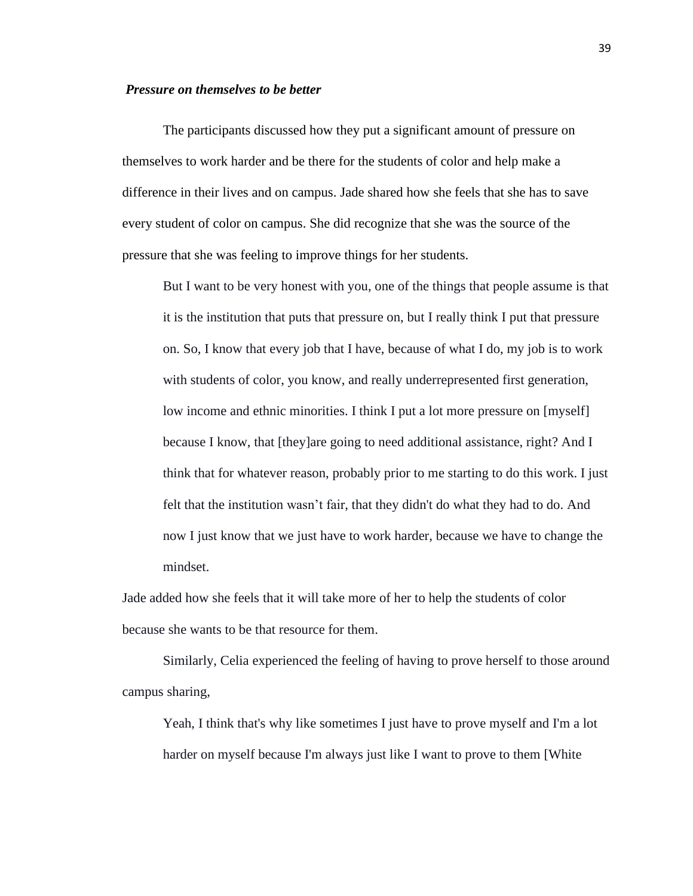***Pressure on themselves to be better***

The participants discussed how they put a significant amount of pressure on themselves to work harder and be there for the students of color and help make a difference in their lives and on campus. Jade shared how she feels that she has to save every student of color on campus. She did recognize that she was the source of the pressure that she was feeling to improve things for her students.

> But I want to be very honest with you, one of the things that people assume is that it is the institution that puts that pressure on, but I really think I put that pressure on. So, I know that every job that I have, because of what I do, my job is to work with students of color, you know, and really underrepresented first generation, low income and ethnic minorities. I think I put a lot more pressure on [myself] because I know, that [they]are going to need additional assistance, right? And I think that for whatever reason, probably prior to me starting to do this work. I just felt that the institution wasn't fair, that they didn't do what they had to do. And now I just know that we just have to work harder, because we have to change the mindset.

Jade added how she feels that it will take more of her to help the students of color because she wants to be that resource for them.

Similarly, Celia experienced the feeling of having to prove herself to those around campus sharing,

> Yeah, I think that's why like sometimes I just have to prove myself and I'm a lot harder on myself because I'm always just like I want to prove to them [White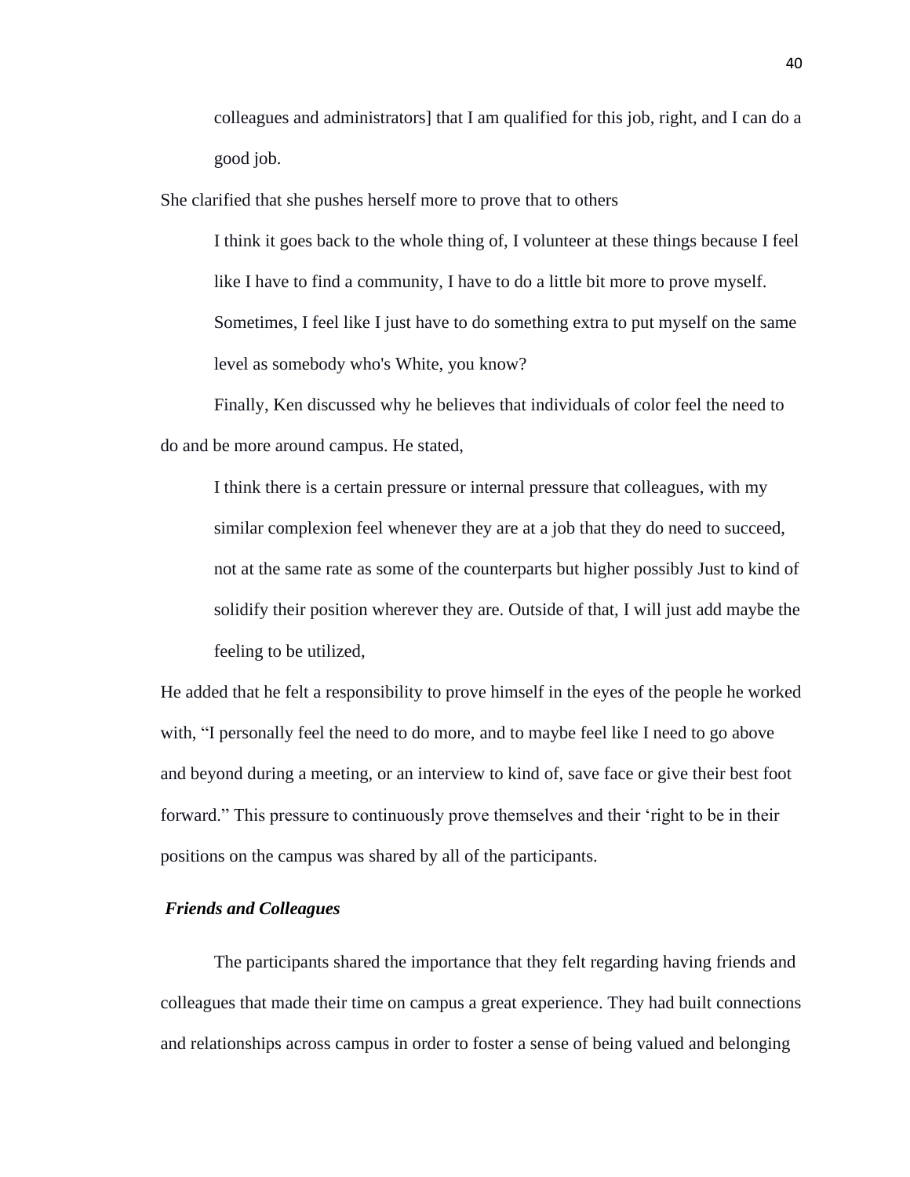> colleagues and administrators] that I am qualified for this job, right, and I can do a good job.

She clarified that she pushes herself more to prove that to others

> I think it goes back to the whole thing of, I volunteer at these things because I feel like I have to find a community, I have to do a little bit more to prove myself. Sometimes, I feel like I just have to do something extra to put myself on the same level as somebody who's White, you know?

Finally, Ken discussed why he believes that individuals of color feel the need to do and be more around campus. He stated,

> I think there is a certain pressure or internal pressure that colleagues, with my similar complexion feel whenever they are at a job that they do need to succeed, not at the same rate as some of the counterparts but higher possibly Just to kind of solidify their position wherever they are. Outside of that, I will just add maybe the feeling to be utilized,

He added that he felt a responsibility to prove himself in the eyes of the people he worked with, "I personally feel the need to do more, and to maybe feel like I need to go above and beyond during a meeting, or an interview to kind of, save face or give their best foot forward." This pressure to continuously prove themselves and their 'right to be in their positions on the campus was shared by all of the participants.

### *Friends and Colleagues*

The participants shared the importance that they felt regarding having friends and colleagues that made their time on campus a great experience. They had built connections and relationships across campus in order to foster a sense of being valued and belonging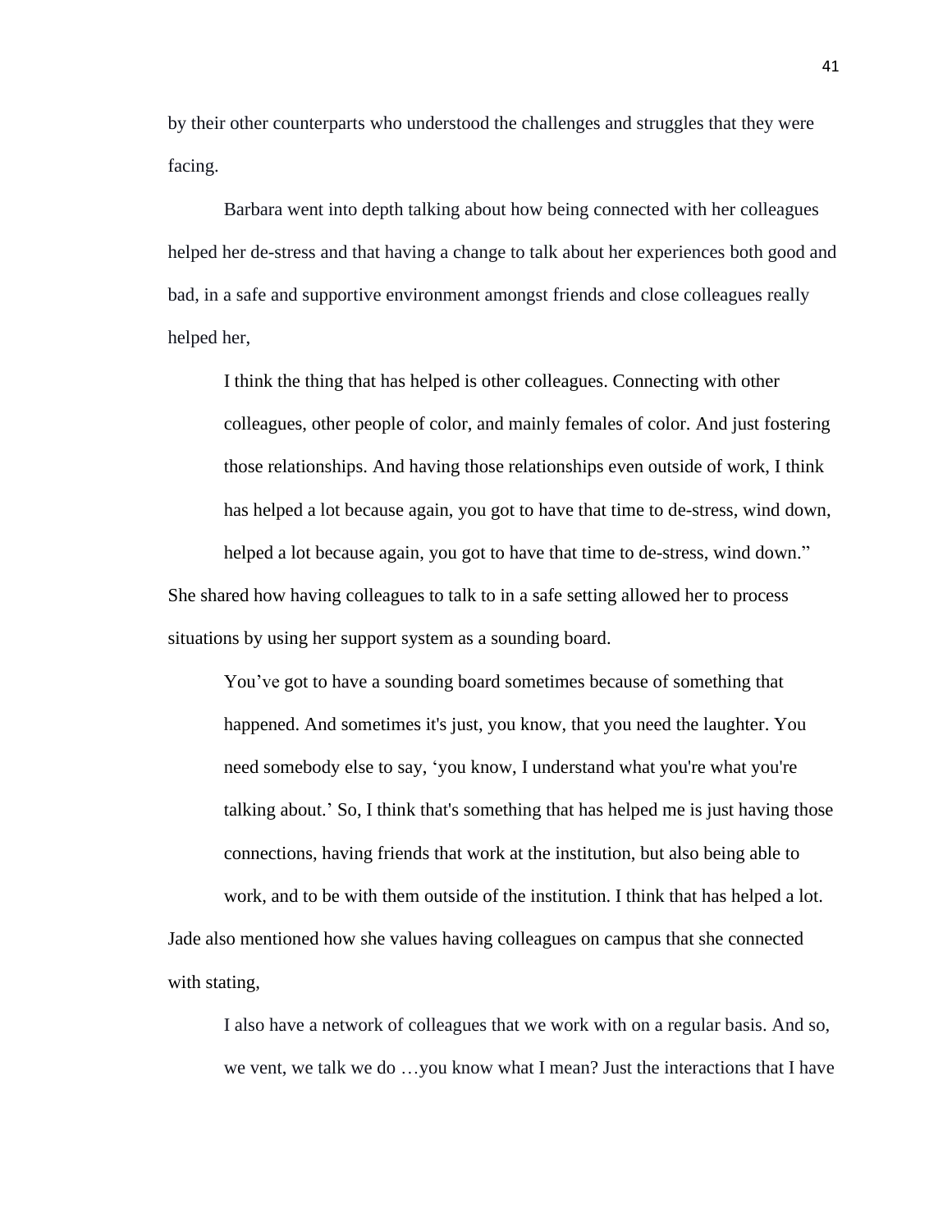by their other counterparts who understood the challenges and struggles that they were facing.

Barbara went into depth talking about how being connected with her colleagues helped her de-stress and that having a change to talk about her experiences both good and bad, in a safe and supportive environment amongst friends and close colleagues really helped her,

> I think the thing that has helped is other colleagues. Connecting with other colleagues, other people of color, and mainly females of color. And just fostering those relationships. And having those relationships even outside of work, I think has helped a lot because again, you got to have that time to de-stress, wind down, helped a lot because again, you got to have that time to de-stress, wind down."

She shared how having colleagues to talk to in a safe setting allowed her to process situations by using her support system as a sounding board.

> You've got to have a sounding board sometimes because of something that happened. And sometimes it's just, you know, that you need the laughter. You need somebody else to say, 'you know, I understand what you're what you're talking about.' So, I think that's something that has helped me is just having those connections, having friends that work at the institution, but also being able to work, and to be with them outside of the institution. I think that has helped a lot.

Jade also mentioned how she values having colleagues on campus that she connected with stating,

> I also have a network of colleagues that we work with on a regular basis. And so, we vent, we talk we do …you know what I mean? Just the interactions that I have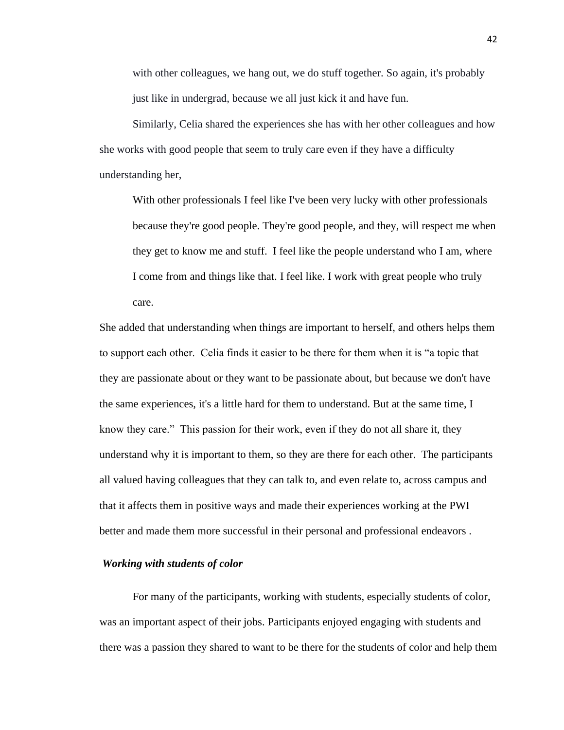with other colleagues, we hang out, we do stuff together. So again, it's probably just like in undergrad, because we all just kick it and have fun.

Similarly, Celia shared the experiences she has with her other colleagues and how she works with good people that seem to truly care even if they have a difficulty understanding her,

> With other professionals I feel like I've been very lucky with other professionals because they're good people. They're good people, and they, will respect me when they get to know me and stuff. I feel like the people understand who I am, where I come from and things like that. I feel like. I work with great people who truly care.

She added that understanding when things are important to herself, and others helps them to support each other. Celia finds it easier to be there for them when it is "a topic that they are passionate about or they want to be passionate about, but because we don't have the same experiences, it's a little hard for them to understand. But at the same time, I know they care." This passion for their work, even if they do not all share it, they understand why it is important to them, so they are there for each other. The participants all valued having colleagues that they can talk to, and even relate to, across campus and that it affects them in positive ways and made their experiences working at the PWI better and made them more successful in their personal and professional endeavors .

***Working with students of color***

For many of the participants, working with students, especially students of color, was an important aspect of their jobs. Participants enjoyed engaging with students and there was a passion they shared to want to be there for the students of color and help them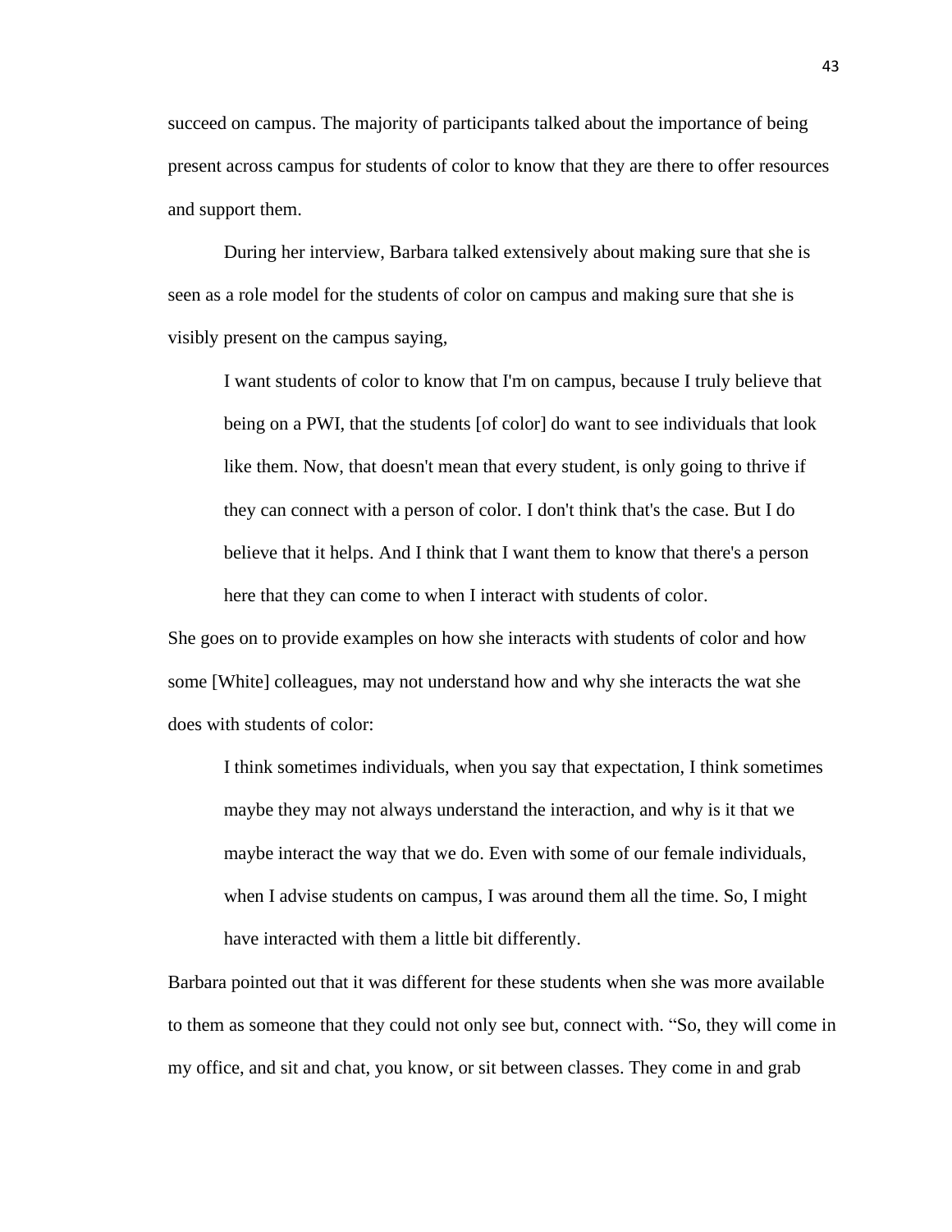succeed on campus. The majority of participants talked about the importance of being present across campus for students of color to know that they are there to offer resources and support them.

During her interview, Barbara talked extensively about making sure that she is seen as a role model for the students of color on campus and making sure that she is visibly present on the campus saying,

> I want students of color to know that I'm on campus, because I truly believe that being on a PWI, that the students [of color] do want to see individuals that look like them. Now, that doesn't mean that every student, is only going to thrive if they can connect with a person of color. I don't think that's the case. But I do believe that it helps. And I think that I want them to know that there's a person here that they can come to when I interact with students of color.

She goes on to provide examples on how she interacts with students of color and how some [White] colleagues, may not understand how and why she interacts the wat she does with students of color:

> I think sometimes individuals, when you say that expectation, I think sometimes maybe they may not always understand the interaction, and why is it that we maybe interact the way that we do. Even with some of our female individuals, when I advise students on campus, I was around them all the time. So, I might have interacted with them a little bit differently.

Barbara pointed out that it was different for these students when she was more available to them as someone that they could not only see but, connect with. "So, they will come in my office, and sit and chat, you know, or sit between classes. They come in and grab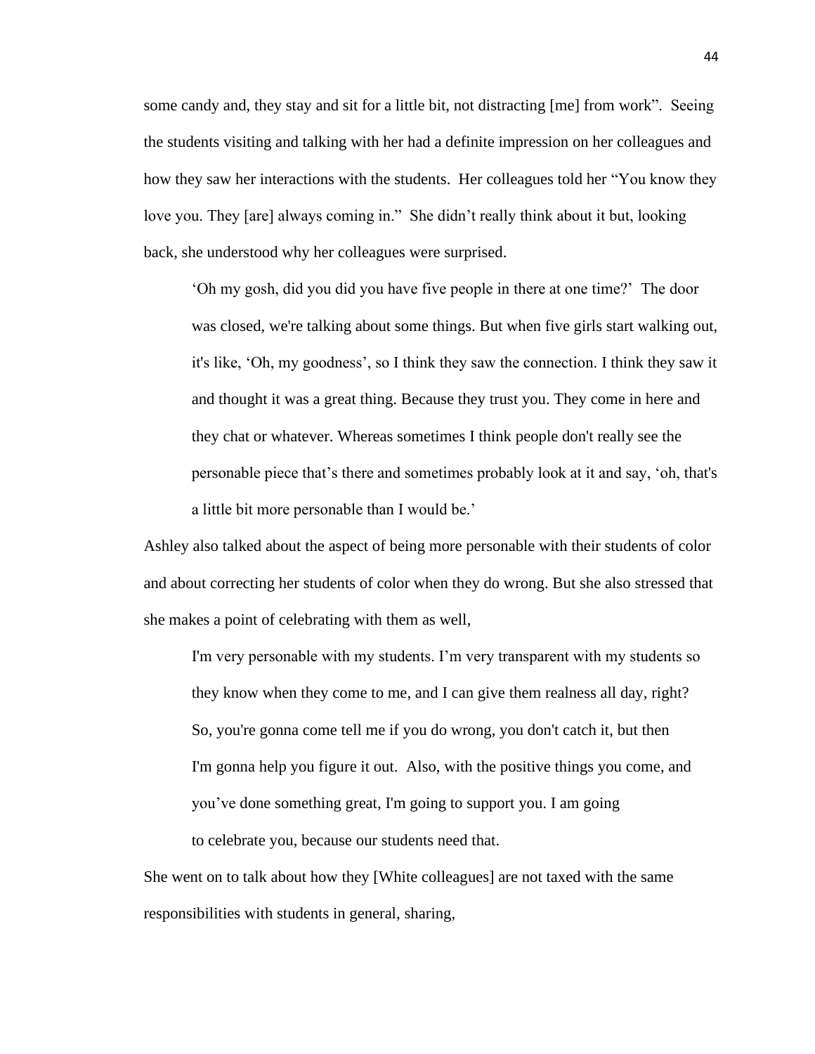some candy and, they stay and sit for a little bit, not distracting [me] from work". Seeing the students visiting and talking with her had a definite impression on her colleagues and how they saw her interactions with the students. Her colleagues told her "You know they love you. They [are] always coming in." She didn't really think about it but, looking back, she understood why her colleagues were surprised.

> 'Oh my gosh, did you did you have five people in there at one time?' The door was closed, we're talking about some things. But when five girls start walking out, it's like, 'Oh, my goodness', so I think they saw the connection. I think they saw it and thought it was a great thing. Because they trust you. They come in here and they chat or whatever. Whereas sometimes I think people don't really see the personable piece that's there and sometimes probably look at it and say, 'oh, that's a little bit more personable than I would be.'

Ashley also talked about the aspect of being more personable with their students of color and about correcting her students of color when they do wrong. But she also stressed that she makes a point of celebrating with them as well,

> I'm very personable with my students. I'm very transparent with my students so they know when they come to me, and I can give them realness all day, right? So, you're gonna come tell me if you do wrong, you don't catch it, but then I'm gonna help you figure it out. Also, with the positive things you come, and you've done something great, I'm going to support you. I am going to celebrate you, because our students need that.

She went on to talk about how they [White colleagues] are not taxed with the same responsibilities with students in general, sharing,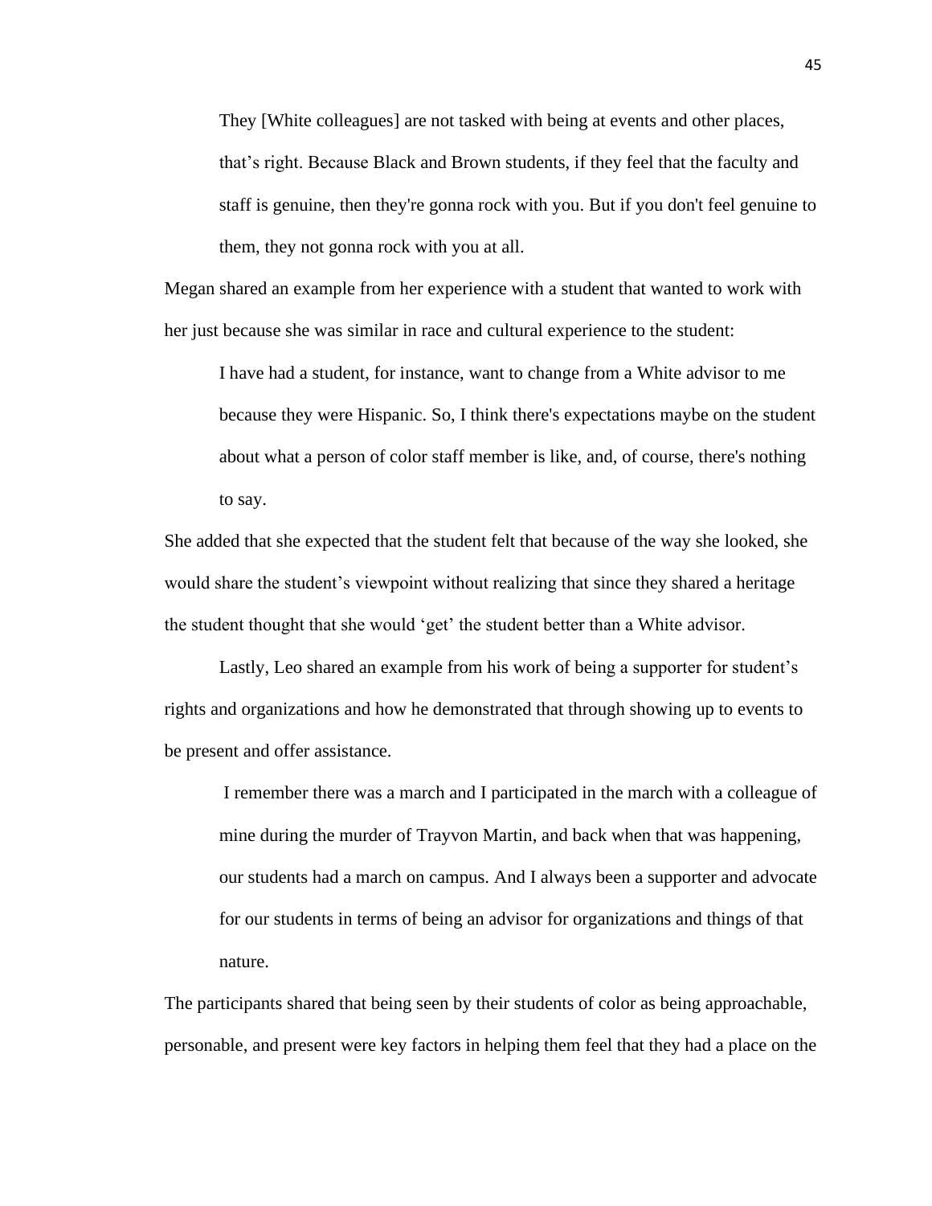> They [White colleagues] are not tasked with being at events and other places, that's right. Because Black and Brown students, if they feel that the faculty and staff is genuine, then they're gonna rock with you. But if you don't feel genuine to them, they not gonna rock with you at all.

Megan shared an example from her experience with a student that wanted to work with her just because she was similar in race and cultural experience to the student:

> I have had a student, for instance, want to change from a White advisor to me because they were Hispanic. So, I think there's expectations maybe on the student about what a person of color staff member is like, and, of course, there's nothing to say.

She added that she expected that the student felt that because of the way she looked, she would share the student's viewpoint without realizing that since they shared a heritage the student thought that she would 'get' the student better than a White advisor.

Lastly, Leo shared an example from his work of being a supporter for student's rights and organizations and how he demonstrated that through showing up to events to be present and offer assistance.

> I remember there was a march and I participated in the march with a colleague of mine during the murder of Trayvon Martin, and back when that was happening, our students had a march on campus. And I always been a supporter and advocate for our students in terms of being an advisor for organizations and things of that nature.

The participants shared that being seen by their students of color as being approachable, personable, and present were key factors in helping them feel that they had a place on the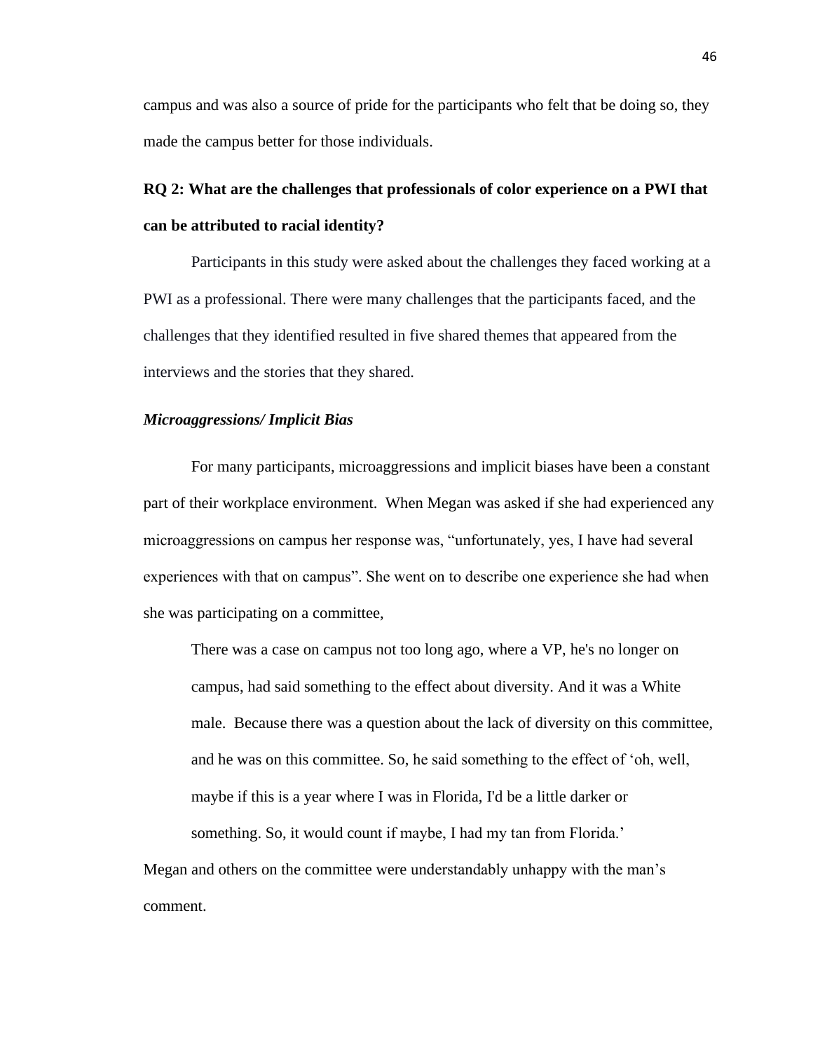campus and was also a source of pride for the participants who felt that be doing so, they made the campus better for those individuals.

## RQ 2: What are the challenges that professionals of color experience on a PWI that can be attributed to racial identity?

Participants in this study were asked about the challenges they faced working at a PWI as a professional. There were many challenges that the participants faced, and the challenges that they identified resulted in five shared themes that appeared from the interviews and the stories that they shared.

### *Microaggressions/ Implicit Bias*

For many participants, microaggressions and implicit biases have been a constant part of their workplace environment. When Megan was asked if she had experienced any microaggressions on campus her response was, "unfortunately, yes, I have had several experiences with that on campus". She went on to describe one experience she had when she was participating on a committee,

> There was a case on campus not too long ago, where a VP, he's no longer on campus, had said something to the effect about diversity. And it was a White male. Because there was a question about the lack of diversity on this committee, and he was on this committee. So, he said something to the effect of 'oh, well, maybe if this is a year where I was in Florida, I'd be a little darker or something. So, it would count if maybe, I had my tan from Florida.'

Megan and others on the committee were understandably unhappy with the man's comment.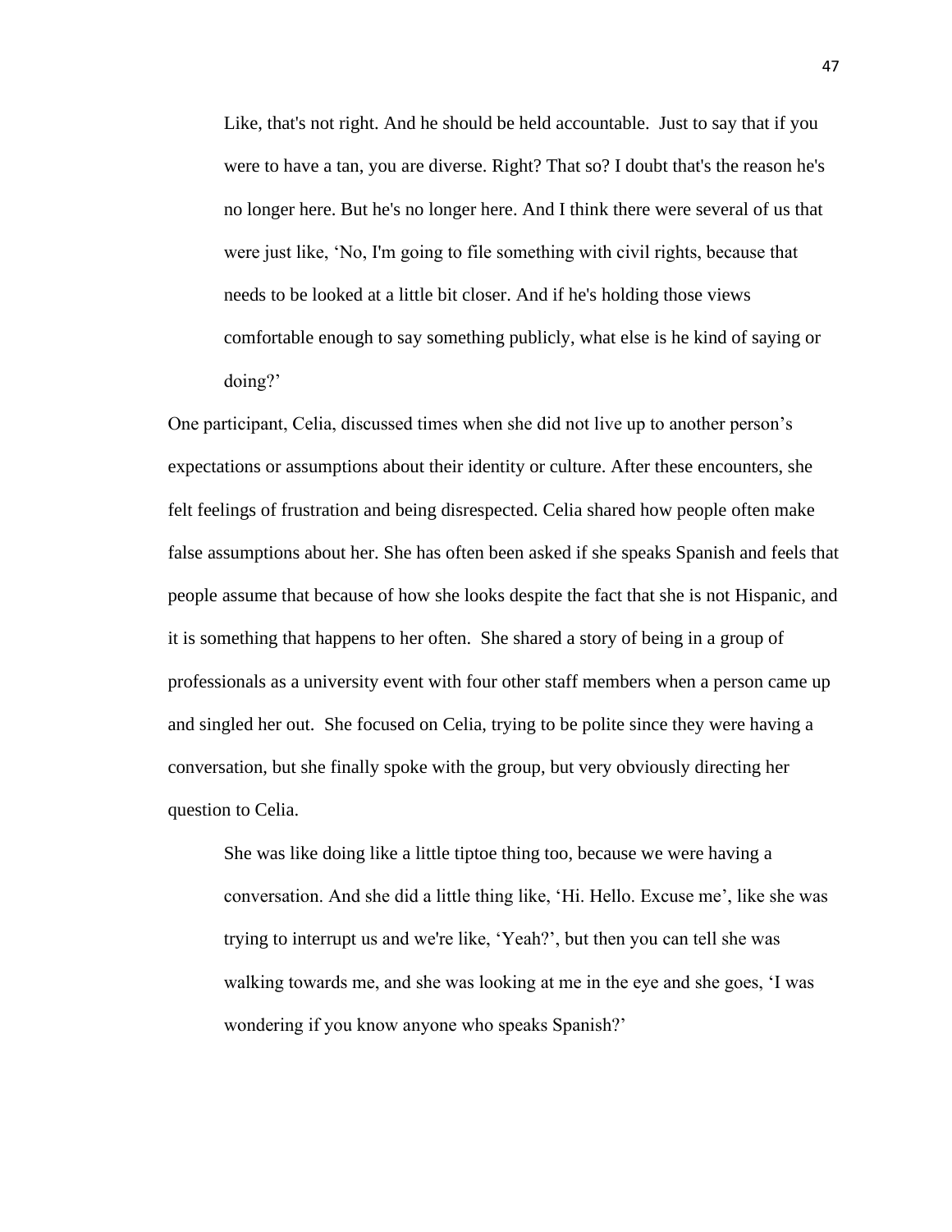> Like, that's not right. And he should be held accountable. Just to say that if you were to have a tan, you are diverse. Right? That so? I doubt that's the reason he's no longer here. But he's no longer here. And I think there were several of us that were just like, 'No, I'm going to file something with civil rights, because that needs to be looked at a little bit closer. And if he's holding those views comfortable enough to say something publicly, what else is he kind of saying or doing?'

One participant, Celia, discussed times when she did not live up to another person's expectations or assumptions about their identity or culture. After these encounters, she felt feelings of frustration and being disrespected. Celia shared how people often make false assumptions about her. She has often been asked if she speaks Spanish and feels that people assume that because of how she looks despite the fact that she is not Hispanic, and it is something that happens to her often. She shared a story of being in a group of professionals as a university event with four other staff members when a person came up and singled her out. She focused on Celia, trying to be polite since they were having a conversation, but she finally spoke with the group, but very obviously directing her question to Celia.

> She was like doing like a little tiptoe thing too, because we were having a conversation. And she did a little thing like, 'Hi. Hello. Excuse me', like she was trying to interrupt us and we're like, 'Yeah?', but then you can tell she was walking towards me, and she was looking at me in the eye and she goes, 'I was wondering if you know anyone who speaks Spanish?'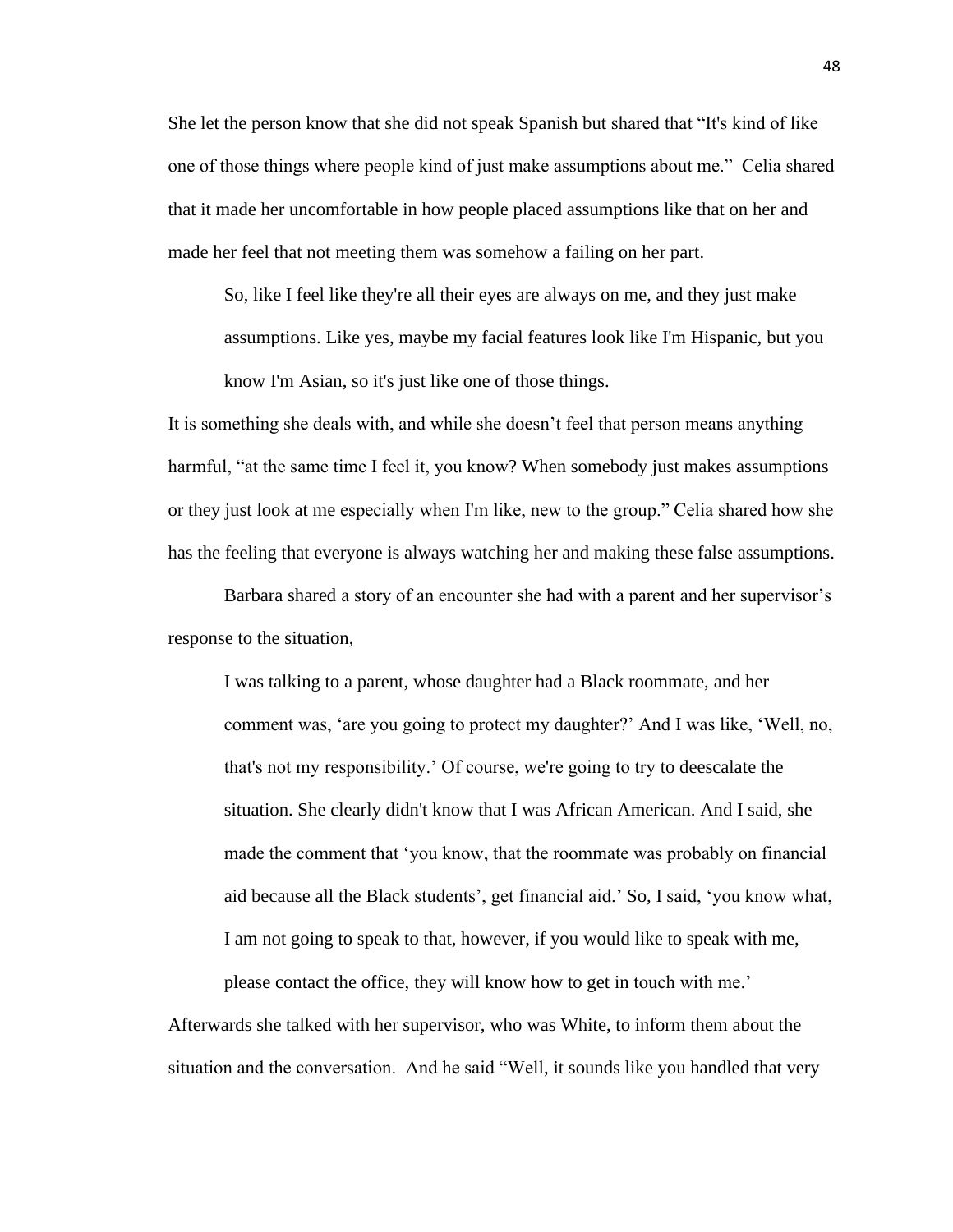She let the person know that she did not speak Spanish but shared that "It's kind of like one of those things where people kind of just make assumptions about me." Celia shared that it made her uncomfortable in how people placed assumptions like that on her and made her feel that not meeting them was somehow a failing on her part.

> So, like I feel like they're all their eyes are always on me, and they just make assumptions. Like yes, maybe my facial features look like I'm Hispanic, but you know I'm Asian, so it's just like one of those things.

It is something she deals with, and while she doesn't feel that person means anything harmful, "at the same time I feel it, you know? When somebody just makes assumptions or they just look at me especially when I'm like, new to the group." Celia shared how she has the feeling that everyone is always watching her and making these false assumptions.

Barbara shared a story of an encounter she had with a parent and her supervisor's response to the situation,

> I was talking to a parent, whose daughter had a Black roommate, and her comment was, 'are you going to protect my daughter?' And I was like, 'Well, no, that's not my responsibility.' Of course, we're going to try to deescalate the situation. She clearly didn't know that I was African American. And I said, she made the comment that 'you know, that the roommate was probably on financial aid because all the Black students', get financial aid.' So, I said, 'you know what, I am not going to speak to that, however, if you would like to speak with me, please contact the office, they will know how to get in touch with me.'

Afterwards she talked with her supervisor, who was White, to inform them about the situation and the conversation. And he said "Well, it sounds like you handled that very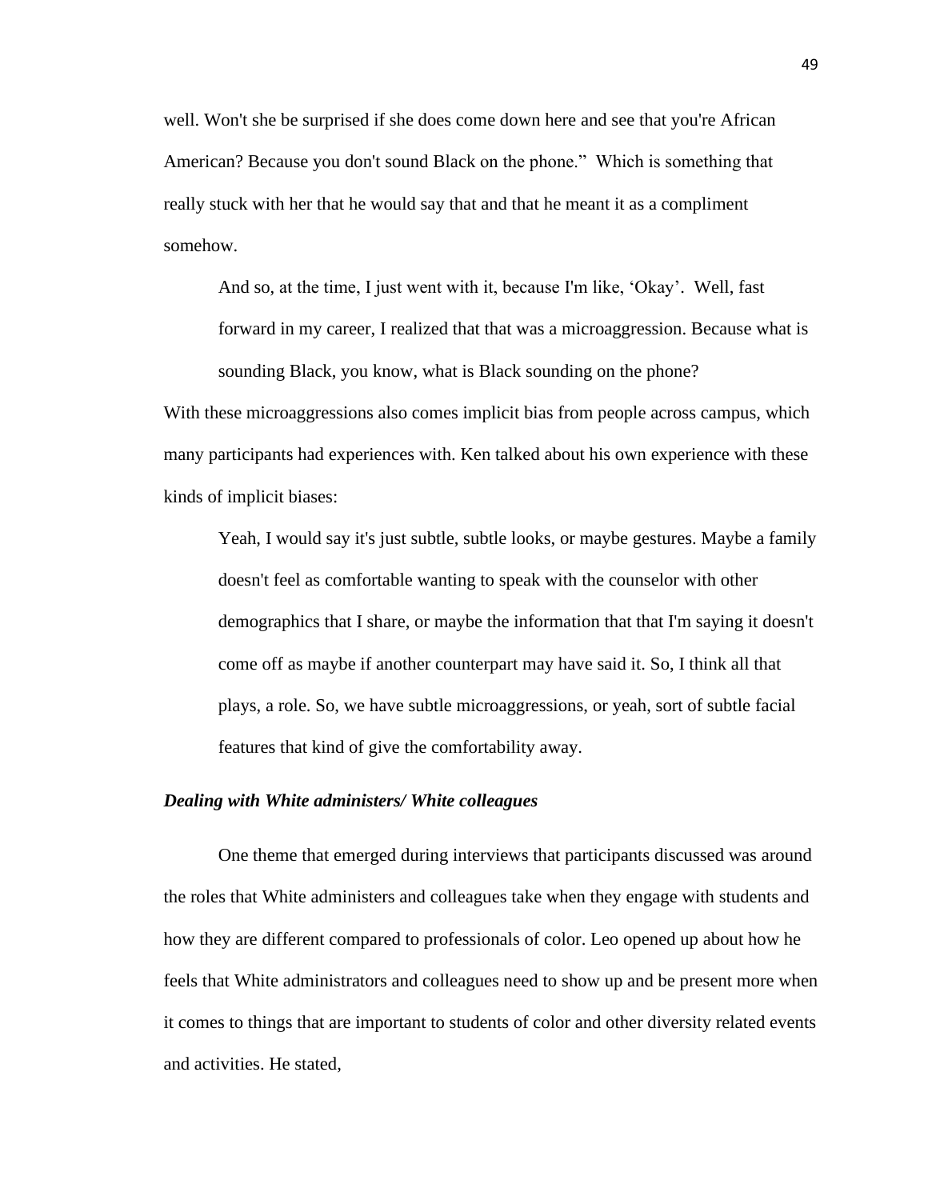well. Won't she be surprised if she does come down here and see that you're African American? Because you don't sound Black on the phone." Which is something that really stuck with her that he would say that and that he meant it as a compliment somehow.

> And so, at the time, I just went with it, because I'm like, 'Okay'. Well, fast forward in my career, I realized that that was a microaggression. Because what is sounding Black, you know, what is Black sounding on the phone?

With these microaggressions also comes implicit bias from people across campus, which many participants had experiences with. Ken talked about his own experience with these kinds of implicit biases:

> Yeah, I would say it's just subtle, subtle looks, or maybe gestures. Maybe a family doesn't feel as comfortable wanting to speak with the counselor with other demographics that I share, or maybe the information that that I'm saying it doesn't come off as maybe if another counterpart may have said it. So, I think all that plays, a role. So, we have subtle microaggressions, or yeah, sort of subtle facial features that kind of give the comfortability away.

### ***Dealing with White administers/ White colleagues***

One theme that emerged during interviews that participants discussed was around the roles that White administers and colleagues take when they engage with students and how they are different compared to professionals of color. Leo opened up about how he feels that White administrators and colleagues need to show up and be present more when it comes to things that are important to students of color and other diversity related events and activities. He stated,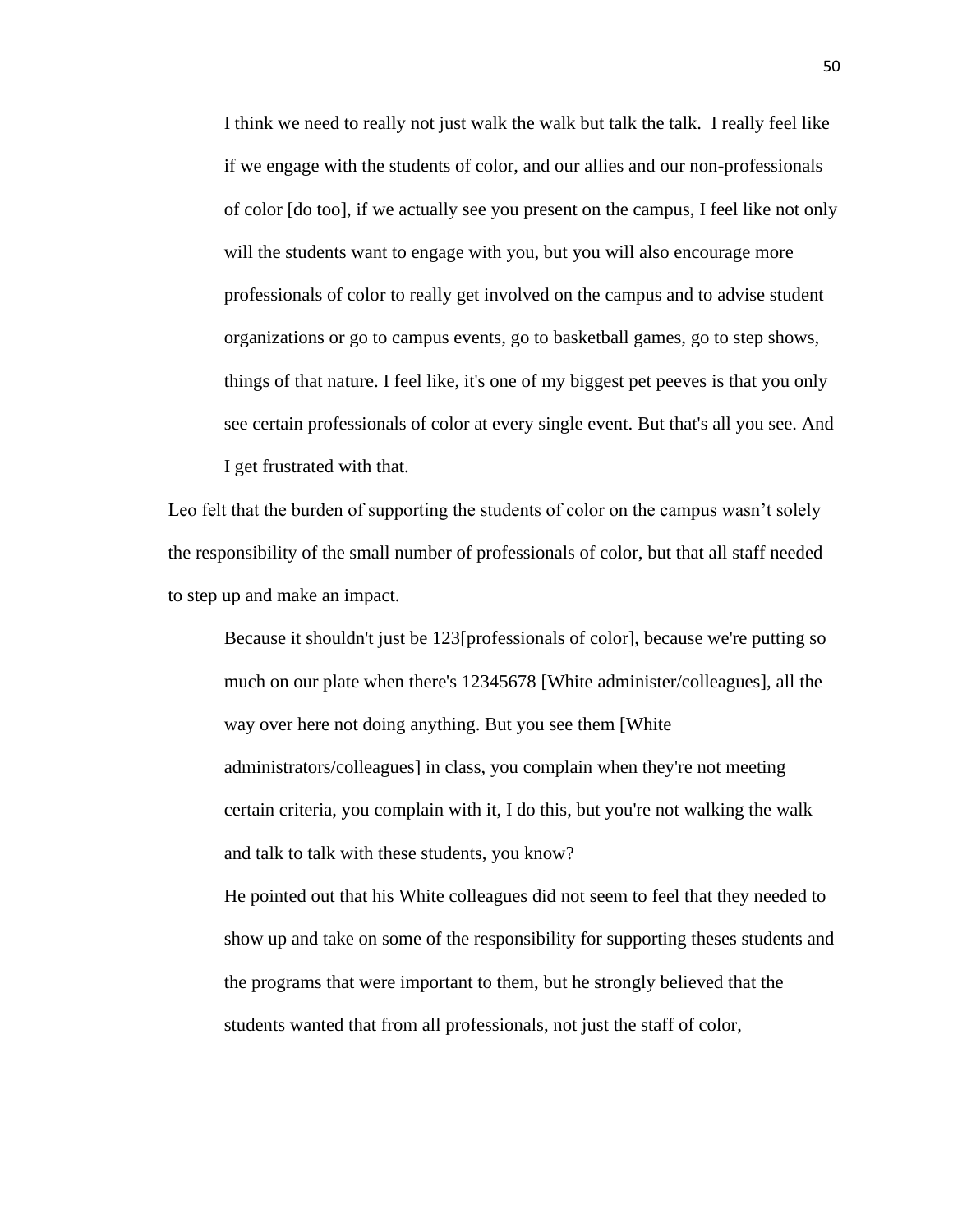> I think we need to really not just walk the walk but talk the talk. I really feel like if we engage with the students of color, and our allies and our non-professionals of color [do too], if we actually see you present on the campus, I feel like not only will the students want to engage with you, but you will also encourage more professionals of color to really get involved on the campus and to advise student organizations or go to campus events, go to basketball games, go to step shows, things of that nature. I feel like, it's one of my biggest pet peeves is that you only see certain professionals of color at every single event. But that's all you see. And I get frustrated with that.

Leo felt that the burden of supporting the students of color on the campus wasn't solely the responsibility of the small number of professionals of color, but that all staff needed to step up and make an impact.

> Because it shouldn't just be 123[professionals of color], because we're putting so much on our plate when there's 12345678 [White administer/colleagues], all the way over here not doing anything. But you see them [White administrators/colleagues] in class, you complain when they're not meeting certain criteria, you complain with it, I do this, but you're not walking the walk and talk to talk with these students, you know?
>
> He pointed out that his White colleagues did not seem to feel that they needed to show up and take on some of the responsibility for supporting theses students and the programs that were important to them, but he strongly believed that the students wanted that from all professionals, not just the staff of color,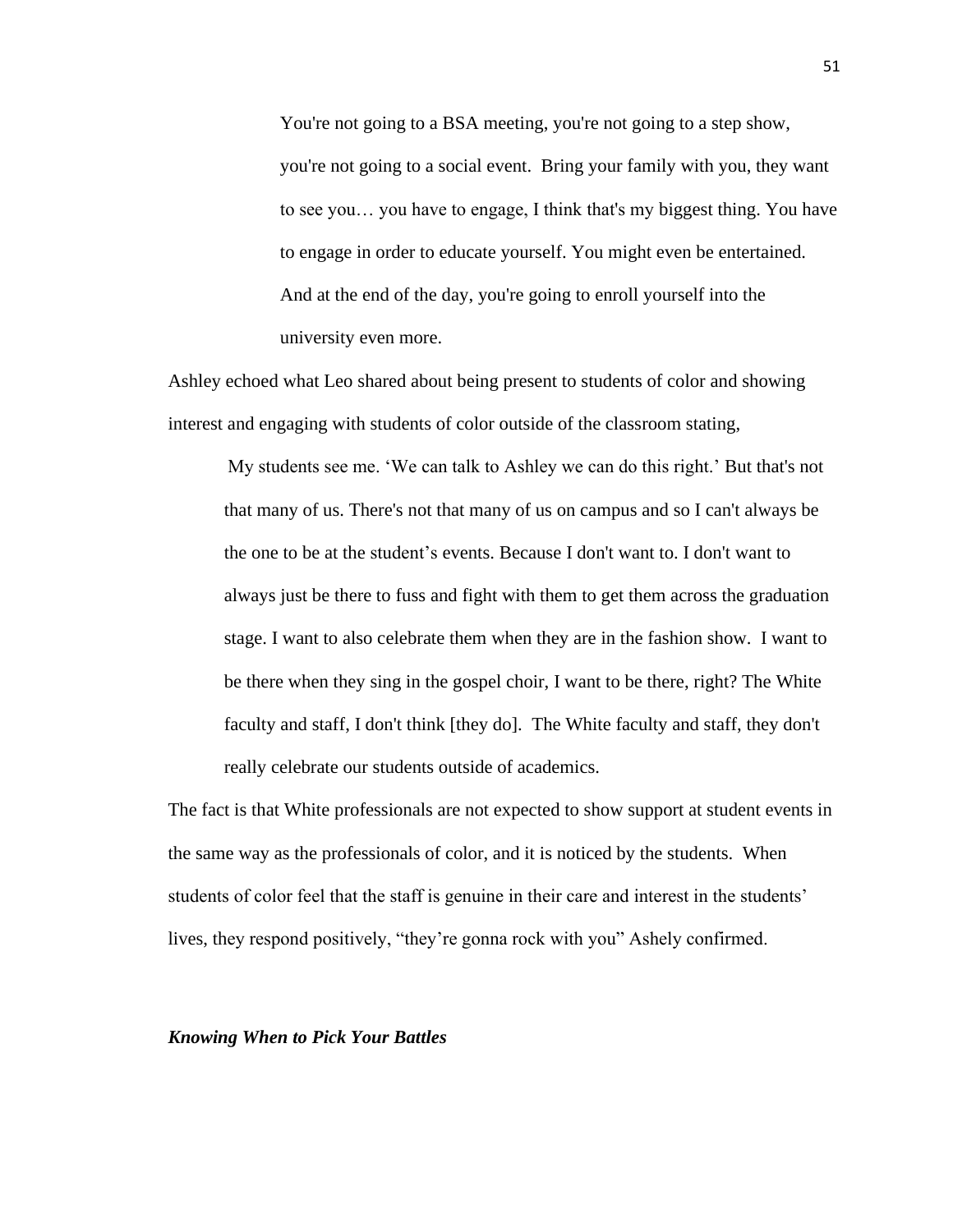> You're not going to a BSA meeting, you're not going to a step show, you're not going to a social event. Bring your family with you, they want to see you… you have to engage, I think that's my biggest thing. You have to engage in order to educate yourself. You might even be entertained. And at the end of the day, you're going to enroll yourself into the university even more.

Ashley echoed what Leo shared about being present to students of color and showing interest and engaging with students of color outside of the classroom stating,

> My students see me. 'We can talk to Ashley we can do this right.' But that's not that many of us. There's not that many of us on campus and so I can't always be the one to be at the student's events. Because I don't want to. I don't want to always just be there to fuss and fight with them to get them across the graduation stage. I want to also celebrate them when they are in the fashion show. I want to be there when they sing in the gospel choir, I want to be there, right? The White faculty and staff, I don't think [they do]. The White faculty and staff, they don't really celebrate our students outside of academics.

The fact is that White professionals are not expected to show support at student events in the same way as the professionals of color, and it is noticed by the students. When students of color feel that the staff is genuine in their care and interest in the students' lives, they respond positively, "they're gonna rock with you" Ashely confirmed.

### ***Knowing When to Pick Your Battles***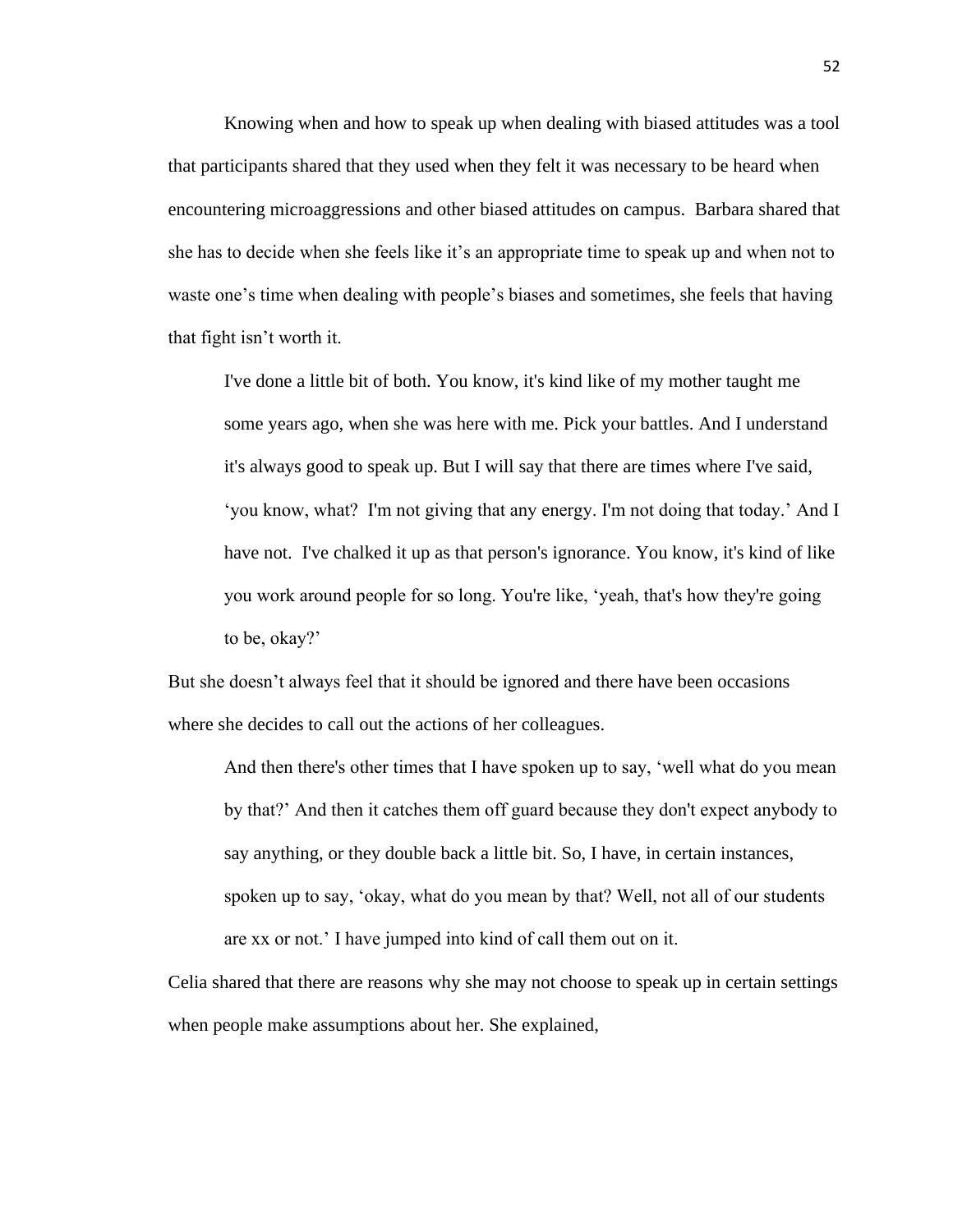Knowing when and how to speak up when dealing with biased attitudes was a tool that participants shared that they used when they felt it was necessary to be heard when encountering microaggressions and other biased attitudes on campus. Barbara shared that she has to decide when she feels like it's an appropriate time to speak up and when not to waste one's time when dealing with people's biases and sometimes, she feels that having that fight isn't worth it.

> I've done a little bit of both. You know, it's kind like of my mother taught me some years ago, when she was here with me. Pick your battles. And I understand it's always good to speak up. But I will say that there are times where I've said, 'you know, what? I'm not giving that any energy. I'm not doing that today.' And I have not. I've chalked it up as that person's ignorance. You know, it's kind of like you work around people for so long. You're like, 'yeah, that's how they're going to be, okay?'

But she doesn't always feel that it should be ignored and there have been occasions where she decides to call out the actions of her colleagues.

> And then there's other times that I have spoken up to say, 'well what do you mean by that?' And then it catches them off guard because they don't expect anybody to say anything, or they double back a little bit. So, I have, in certain instances, spoken up to say, 'okay, what do you mean by that? Well, not all of our students are xx or not.' I have jumped into kind of call them out on it.

Celia shared that there are reasons why she may not choose to speak up in certain settings when people make assumptions about her. She explained,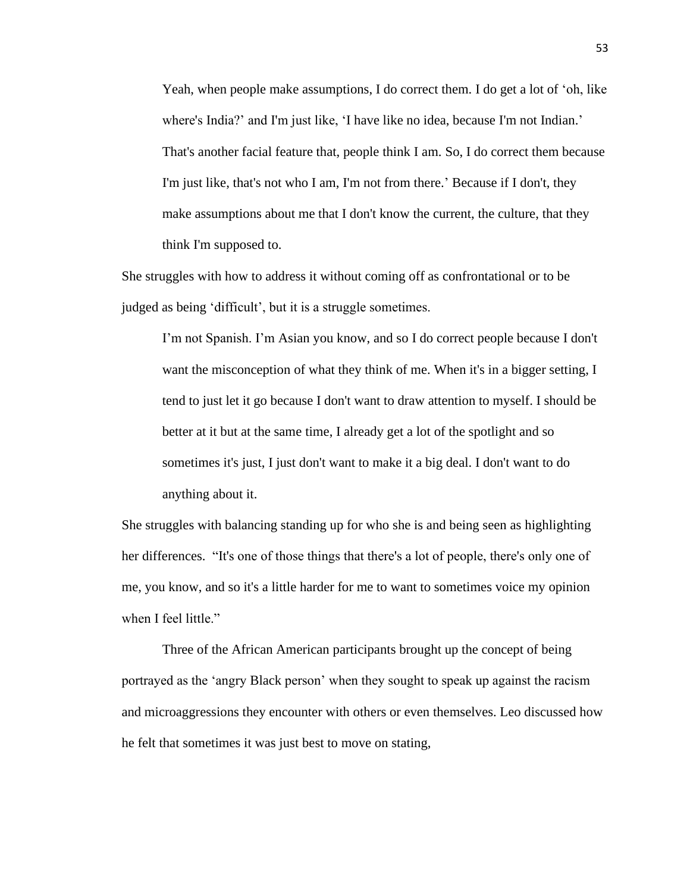> Yeah, when people make assumptions, I do correct them. I do get a lot of 'oh, like where's India?' and I'm just like, 'I have like no idea, because I'm not Indian.' That's another facial feature that, people think I am. So, I do correct them because I'm just like, that's not who I am, I'm not from there.' Because if I don't, they make assumptions about me that I don't know the current, the culture, that they think I'm supposed to.

She struggles with how to address it without coming off as confrontational or to be judged as being 'difficult', but it is a struggle sometimes.

> I'm not Spanish. I'm Asian you know, and so I do correct people because I don't want the misconception of what they think of me. When it's in a bigger setting, I tend to just let it go because I don't want to draw attention to myself. I should be better at it but at the same time, I already get a lot of the spotlight and so sometimes it's just, I just don't want to make it a big deal. I don't want to do anything about it.

She struggles with balancing standing up for who she is and being seen as highlighting her differences. "It's one of those things that there's a lot of people, there's only one of me, you know, and so it's a little harder for me to want to sometimes voice my opinion when I feel little."

Three of the African American participants brought up the concept of being portrayed as the 'angry Black person' when they sought to speak up against the racism and microaggressions they encounter with others or even themselves. Leo discussed how he felt that sometimes it was just best to move on stating,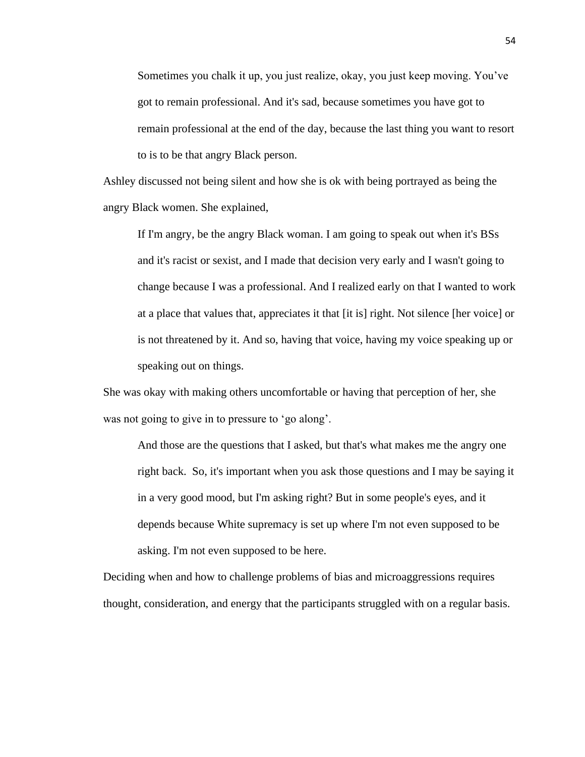> Sometimes you chalk it up, you just realize, okay, you just keep moving. You've got to remain professional. And it's sad, because sometimes you have got to remain professional at the end of the day, because the last thing you want to resort to is to be that angry Black person.

Ashley discussed not being silent and how she is ok with being portrayed as being the angry Black women. She explained,

> If I'm angry, be the angry Black woman. I am going to speak out when it's BSs and it's racist or sexist, and I made that decision very early and I wasn't going to change because I was a professional. And I realized early on that I wanted to work at a place that values that, appreciates it that [it is] right. Not silence [her voice] or is not threatened by it. And so, having that voice, having my voice speaking up or speaking out on things.

She was okay with making others uncomfortable or having that perception of her, she was not going to give in to pressure to 'go along'.

> And those are the questions that I asked, but that's what makes me the angry one right back. So, it's important when you ask those questions and I may be saying it in a very good mood, but I'm asking right? But in some people's eyes, and it depends because White supremacy is set up where I'm not even supposed to be asking. I'm not even supposed to be here.

Deciding when and how to challenge problems of bias and microaggressions requires thought, consideration, and energy that the participants struggled with on a regular basis.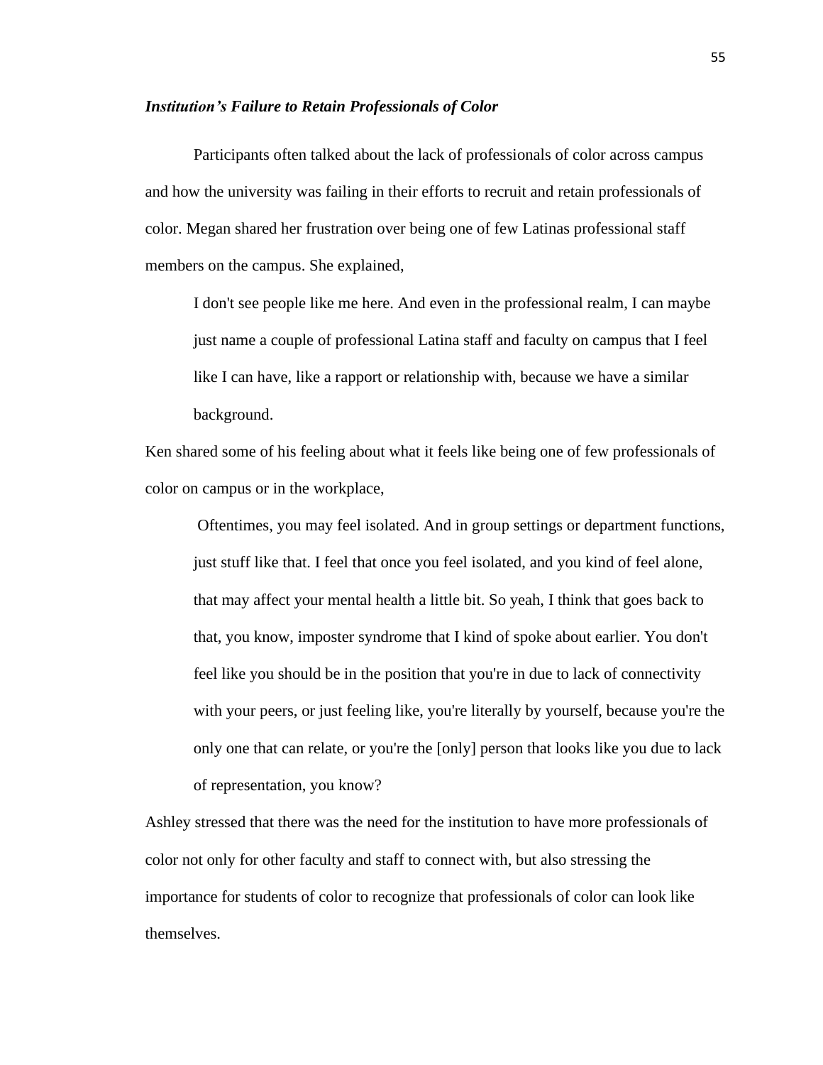### *Institution's Failure to Retain Professionals of Color*

Participants often talked about the lack of professionals of color across campus and how the university was failing in their efforts to recruit and retain professionals of color. Megan shared her frustration over being one of few Latinas professional staff members on the campus. She explained,

> I don't see people like me here. And even in the professional realm, I can maybe just name a couple of professional Latina staff and faculty on campus that I feel like I can have, like a rapport or relationship with, because we have a similar background.

Ken shared some of his feeling about what it feels like being one of few professionals of color on campus or in the workplace,

> Oftentimes, you may feel isolated. And in group settings or department functions, just stuff like that. I feel that once you feel isolated, and you kind of feel alone, that may affect your mental health a little bit. So yeah, I think that goes back to that, you know, imposter syndrome that I kind of spoke about earlier. You don't feel like you should be in the position that you're in due to lack of connectivity with your peers, or just feeling like, you're literally by yourself, because you're the only one that can relate, or you're the [only] person that looks like you due to lack of representation, you know?

Ashley stressed that there was the need for the institution to have more professionals of color not only for other faculty and staff to connect with, but also stressing the importance for students of color to recognize that professionals of color can look like themselves.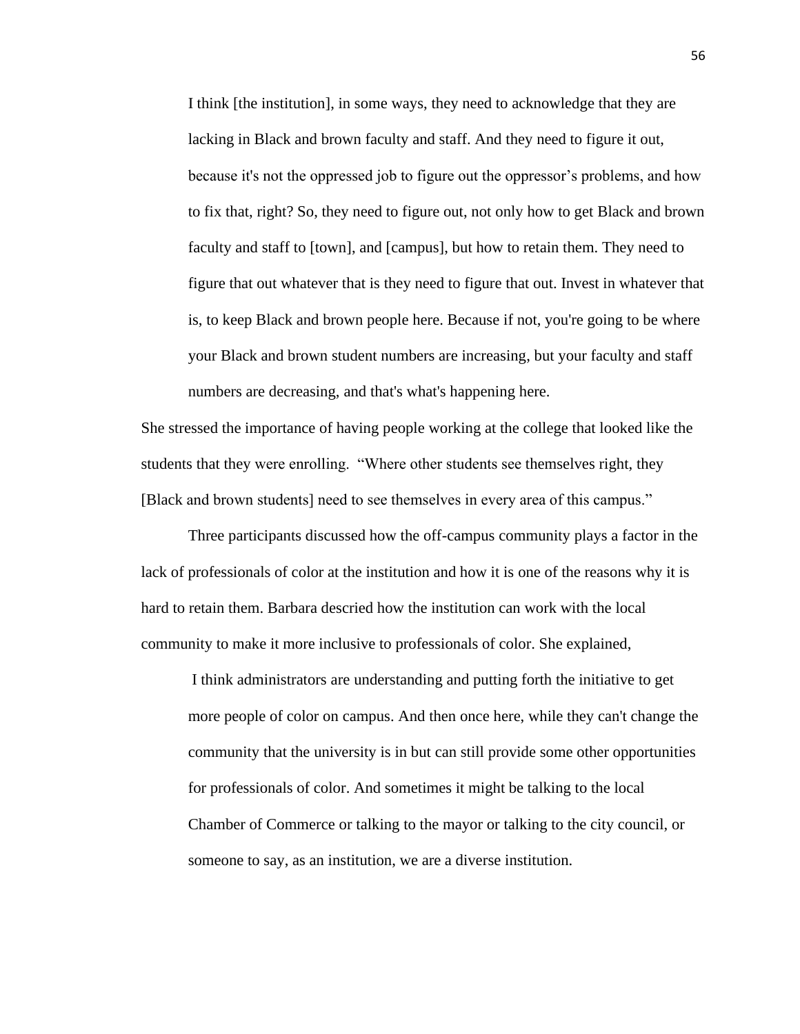> I think [the institution], in some ways, they need to acknowledge that they are lacking in Black and brown faculty and staff. And they need to figure it out, because it's not the oppressed job to figure out the oppressor's problems, and how to fix that, right? So, they need to figure out, not only how to get Black and brown faculty and staff to [town], and [campus], but how to retain them. They need to figure that out whatever that is they need to figure that out. Invest in whatever that is, to keep Black and brown people here. Because if not, you're going to be where your Black and brown student numbers are increasing, but your faculty and staff numbers are decreasing, and that's what's happening here.

She stressed the importance of having people working at the college that looked like the students that they were enrolling. "Where other students see themselves right, they [Black and brown students] need to see themselves in every area of this campus."

Three participants discussed how the off-campus community plays a factor in the lack of professionals of color at the institution and how it is one of the reasons why it is hard to retain them. Barbara descried how the institution can work with the local community to make it more inclusive to professionals of color. She explained,

> I think administrators are understanding and putting forth the initiative to get more people of color on campus. And then once here, while they can't change the community that the university is in but can still provide some other opportunities for professionals of color. And sometimes it might be talking to the local Chamber of Commerce or talking to the mayor or talking to the city council, or someone to say, as an institution, we are a diverse institution.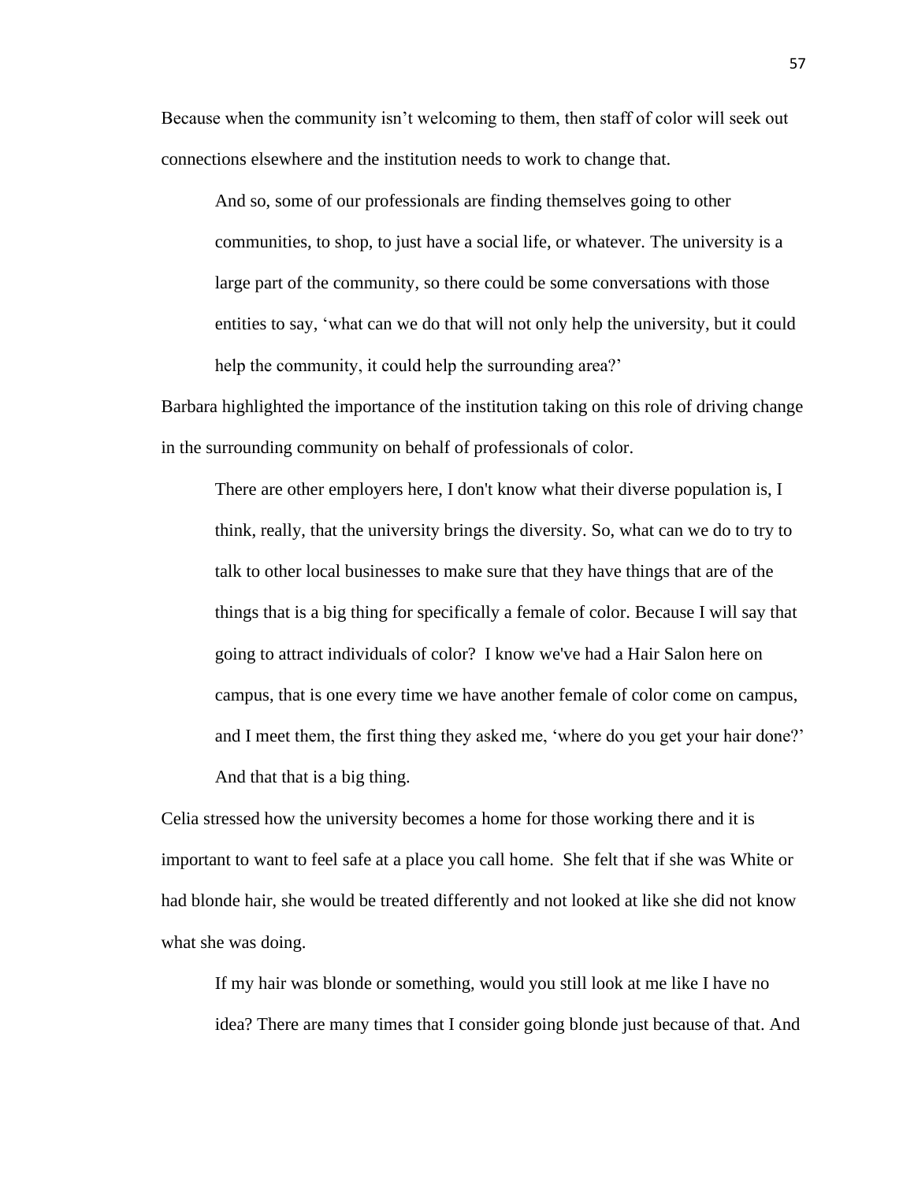Because when the community isn't welcoming to them, then staff of color will seek out connections elsewhere and the institution needs to work to change that.

> And so, some of our professionals are finding themselves going to other communities, to shop, to just have a social life, or whatever. The university is a large part of the community, so there could be some conversations with those entities to say, 'what can we do that will not only help the university, but it could help the community, it could help the surrounding area?'

Barbara highlighted the importance of the institution taking on this role of driving change in the surrounding community on behalf of professionals of color.

> There are other employers here, I don't know what their diverse population is, I think, really, that the university brings the diversity. So, what can we do to try to talk to other local businesses to make sure that they have things that are of the things that is a big thing for specifically a female of color. Because I will say that going to attract individuals of color? I know we've had a Hair Salon here on campus, that is one every time we have another female of color come on campus, and I meet them, the first thing they asked me, 'where do you get your hair done?' And that that is a big thing.

Celia stressed how the university becomes a home for those working there and it is important to want to feel safe at a place you call home. She felt that if she was White or had blonde hair, she would be treated differently and not looked at like she did not know what she was doing.

> If my hair was blonde or something, would you still look at me like I have no idea? There are many times that I consider going blonde just because of that. And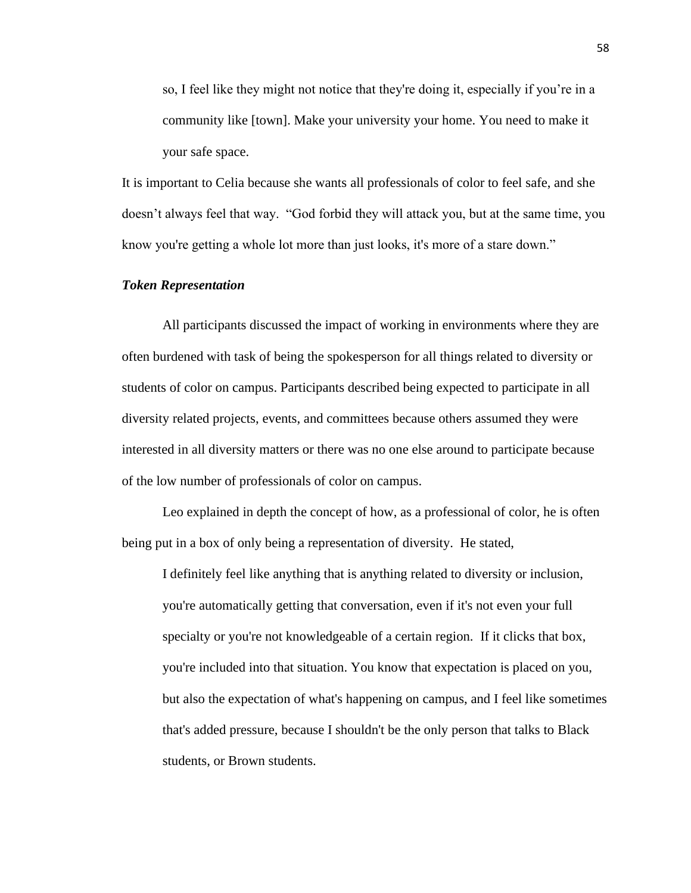> so, I feel like they might not notice that they're doing it, especially if you're in a community like [town]. Make your university your home. You need to make it your safe space.

It is important to Celia because she wants all professionals of color to feel safe, and she doesn't always feel that way. "God forbid they will attack you, but at the same time, you know you're getting a whole lot more than just looks, it's more of a stare down."

### ***Token Representation***

All participants discussed the impact of working in environments where they are often burdened with task of being the spokesperson for all things related to diversity or students of color on campus. Participants described being expected to participate in all diversity related projects, events, and committees because others assumed they were interested in all diversity matters or there was no one else around to participate because of the low number of professionals of color on campus.

Leo explained in depth the concept of how, as a professional of color, he is often being put in a box of only being a representation of diversity. He stated,

> I definitely feel like anything that is anything related to diversity or inclusion, you're automatically getting that conversation, even if it's not even your full specialty or you're not knowledgeable of a certain region. If it clicks that box, you're included into that situation. You know that expectation is placed on you, but also the expectation of what's happening on campus, and I feel like sometimes that's added pressure, because I shouldn't be the only person that talks to Black students, or Brown students.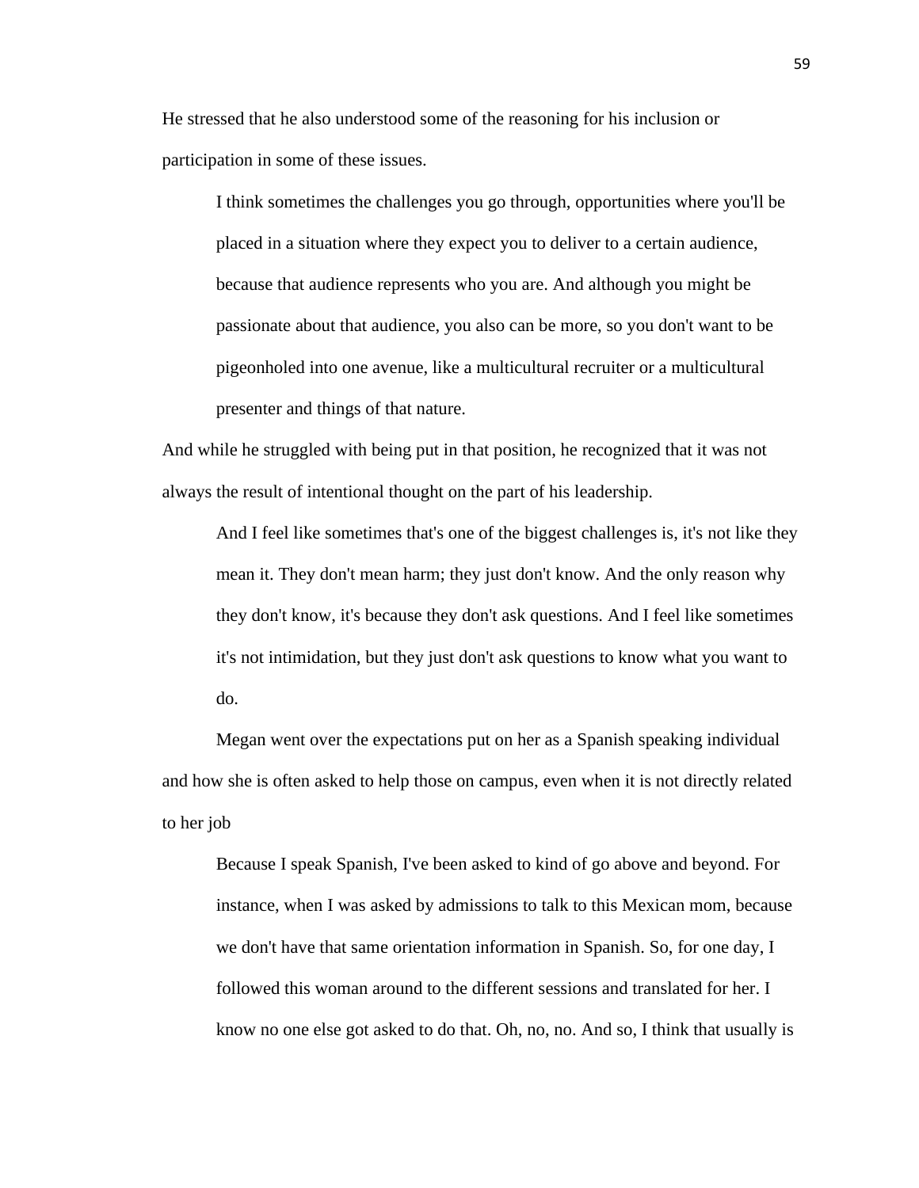He stressed that he also understood some of the reasoning for his inclusion or participation in some of these issues.

> I think sometimes the challenges you go through, opportunities where you'll be placed in a situation where they expect you to deliver to a certain audience, because that audience represents who you are. And although you might be passionate about that audience, you also can be more, so you don't want to be pigeonholed into one avenue, like a multicultural recruiter or a multicultural presenter and things of that nature.

And while he struggled with being put in that position, he recognized that it was not always the result of intentional thought on the part of his leadership.

> And I feel like sometimes that's one of the biggest challenges is, it's not like they mean it. They don't mean harm; they just don't know. And the only reason why they don't know, it's because they don't ask questions. And I feel like sometimes it's not intimidation, but they just don't ask questions to know what you want to do.

Megan went over the expectations put on her as a Spanish speaking individual and how she is often asked to help those on campus, even when it is not directly related to her job

> Because I speak Spanish, I've been asked to kind of go above and beyond. For instance, when I was asked by admissions to talk to this Mexican mom, because we don't have that same orientation information in Spanish. So, for one day, I followed this woman around to the different sessions and translated for her. I know no one else got asked to do that. Oh, no, no. And so, I think that usually is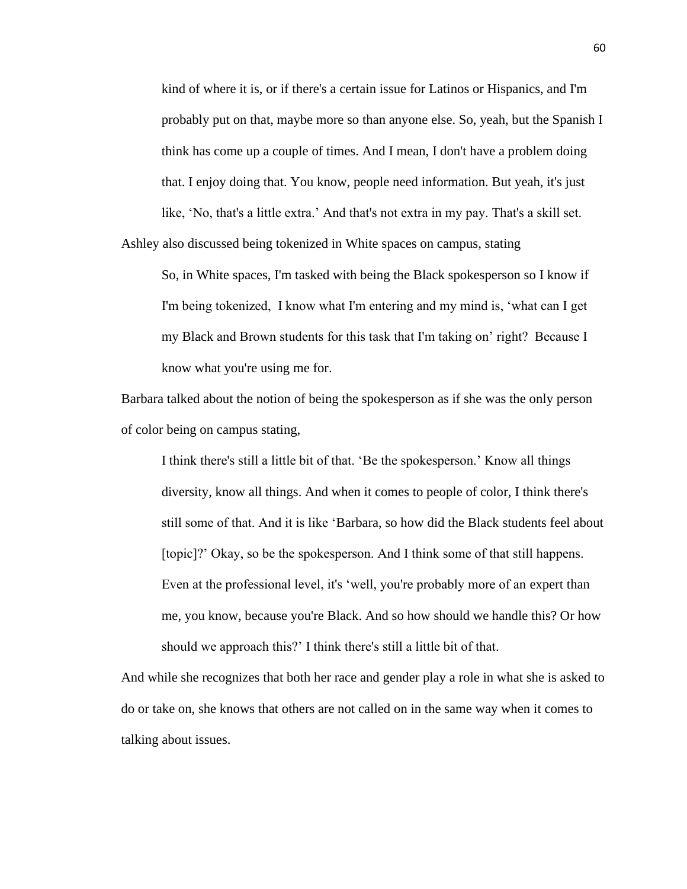> kind of where it is, or if there's a certain issue for Latinos or Hispanics, and I'm probably put on that, maybe more so than anyone else. So, yeah, but the Spanish I think has come up a couple of times. And I mean, I don't have a problem doing that. I enjoy doing that. You know, people need information. But yeah, it's just like, 'No, that's a little extra.' And that's not extra in my pay. That's a skill set.

Ashley also discussed being tokenized in White spaces on campus, stating

> So, in White spaces, I'm tasked with being the Black spokesperson so I know if I'm being tokenized, I know what I'm entering and my mind is, 'what can I get my Black and Brown students for this task that I'm taking on' right? Because I know what you're using me for.

Barbara talked about the notion of being the spokesperson as if she was the only person of color being on campus stating,

> I think there's still a little bit of that. 'Be the spokesperson.' Know all things diversity, know all things. And when it comes to people of color, I think there's still some of that. And it is like 'Barbara, so how did the Black students feel about [topic]?' Okay, so be the spokesperson. And I think some of that still happens. Even at the professional level, it's 'well, you're probably more of an expert than me, you know, because you're Black. And so how should we handle this? Or how should we approach this?' I think there's still a little bit of that.

And while she recognizes that both her race and gender play a role in what she is asked to do or take on, she knows that others are not called on in the same way when it comes to talking about issues.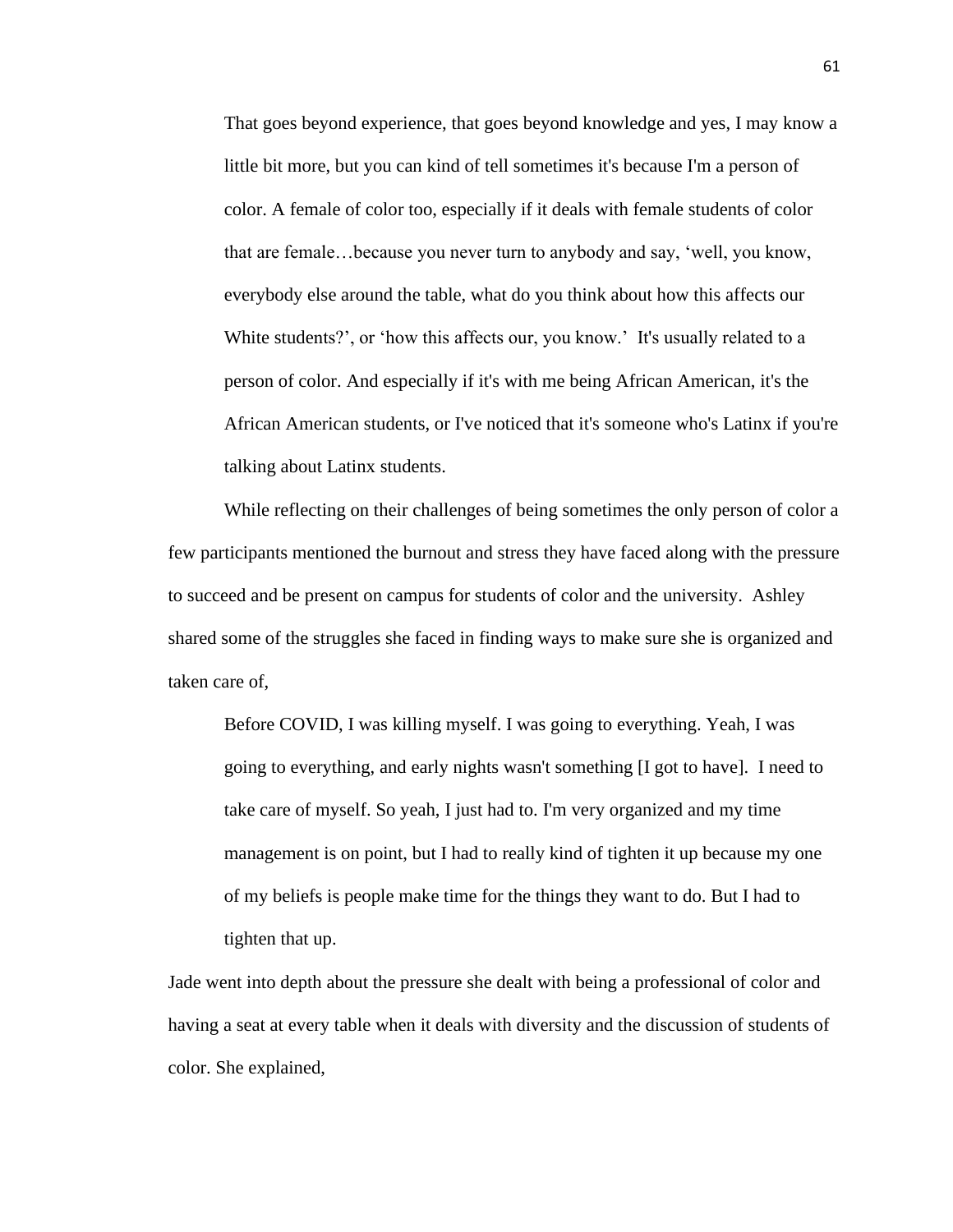> That goes beyond experience, that goes beyond knowledge and yes, I may know a little bit more, but you can kind of tell sometimes it's because I'm a person of color. A female of color too, especially if it deals with female students of color that are female…because you never turn to anybody and say, 'well, you know, everybody else around the table, what do you think about how this affects our White students?', or 'how this affects our, you know.' It's usually related to a person of color. And especially if it's with me being African American, it's the African American students, or I've noticed that it's someone who's Latinx if you're talking about Latinx students.

While reflecting on their challenges of being sometimes the only person of color a few participants mentioned the burnout and stress they have faced along with the pressure to succeed and be present on campus for students of color and the university. Ashley shared some of the struggles she faced in finding ways to make sure she is organized and taken care of,

> Before COVID, I was killing myself. I was going to everything. Yeah, I was going to everything, and early nights wasn't something [I got to have]. I need to take care of myself. So yeah, I just had to. I'm very organized and my time management is on point, but I had to really kind of tighten it up because my one of my beliefs is people make time for the things they want to do. But I had to tighten that up.

Jade went into depth about the pressure she dealt with being a professional of color and having a seat at every table when it deals with diversity and the discussion of students of color. She explained,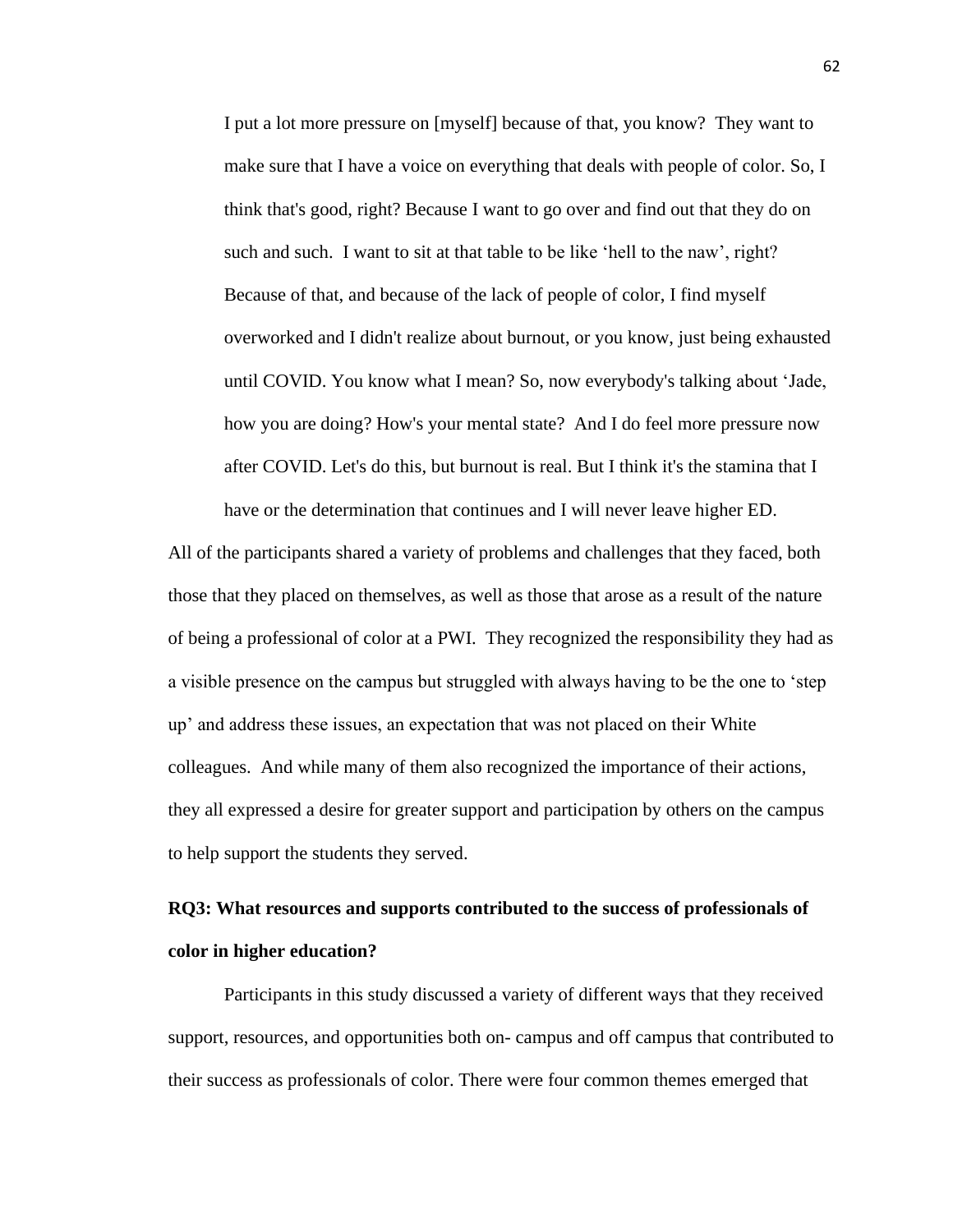> I put a lot more pressure on [myself] because of that, you know? They want to make sure that I have a voice on everything that deals with people of color. So, I think that's good, right? Because I want to go over and find out that they do on such and such. I want to sit at that table to be like 'hell to the naw', right? Because of that, and because of the lack of people of color, I find myself overworked and I didn't realize about burnout, or you know, just being exhausted until COVID. You know what I mean? So, now everybody's talking about 'Jade, how you are doing? How's your mental state? And I do feel more pressure now after COVID. Let's do this, but burnout is real. But I think it's the stamina that I have or the determination that continues and I will never leave higher ED.

All of the participants shared a variety of problems and challenges that they faced, both those that they placed on themselves, as well as those that arose as a result of the nature of being a professional of color at a PWI. They recognized the responsibility they had as a visible presence on the campus but struggled with always having to be the one to 'step up' and address these issues, an expectation that was not placed on their White colleagues. And while many of them also recognized the importance of their actions, they all expressed a desire for greater support and participation by others on the campus to help support the students they served.

**RQ3: What resources and supports contributed to the success of professionals of color in higher education?**

Participants in this study discussed a variety of different ways that they received support, resources, and opportunities both on- campus and off campus that contributed to their success as professionals of color. There were four common themes emerged that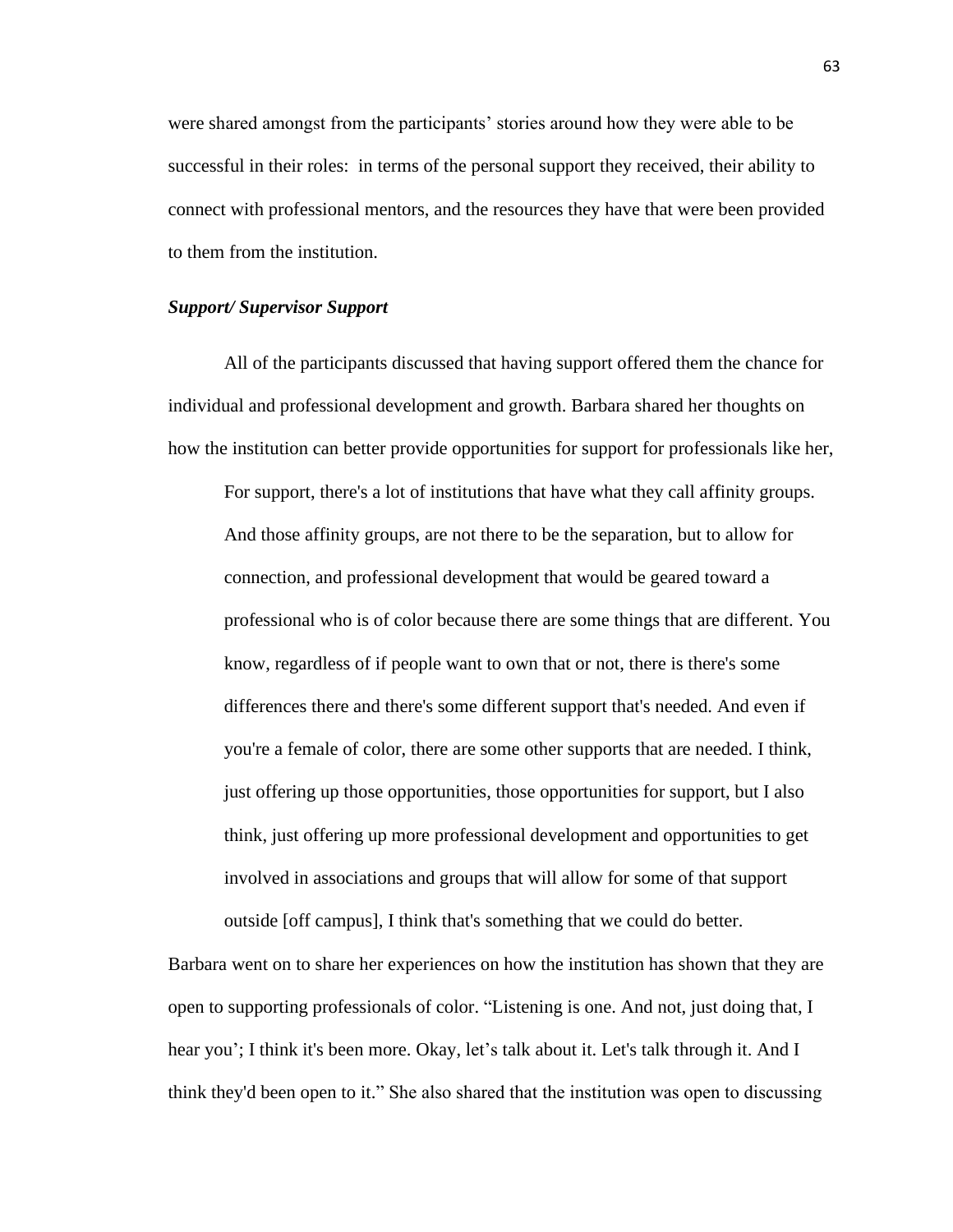were shared amongst from the participants' stories around how they were able to be successful in their roles: in terms of the personal support they received, their ability to connect with professional mentors, and the resources they have that were been provided to them from the institution.

***Support/ Supervisor Support***

All of the participants discussed that having support offered them the chance for individual and professional development and growth. Barbara shared her thoughts on how the institution can better provide opportunities for support for professionals like her,

> For support, there's a lot of institutions that have what they call affinity groups. And those affinity groups, are not there to be the separation, but to allow for connection, and professional development that would be geared toward a professional who is of color because there are some things that are different. You know, regardless of if people want to own that or not, there is there's some differences there and there's some different support that's needed. And even if you're a female of color, there are some other supports that are needed. I think, just offering up those opportunities, those opportunities for support, but I also think, just offering up more professional development and opportunities to get involved in associations and groups that will allow for some of that support outside [off campus], I think that's something that we could do better.

Barbara went on to share her experiences on how the institution has shown that they are open to supporting professionals of color. "Listening is one. And not, just doing that, I hear you'; I think it's been more. Okay, let's talk about it. Let's talk through it. And I think they'd been open to it." She also shared that the institution was open to discussing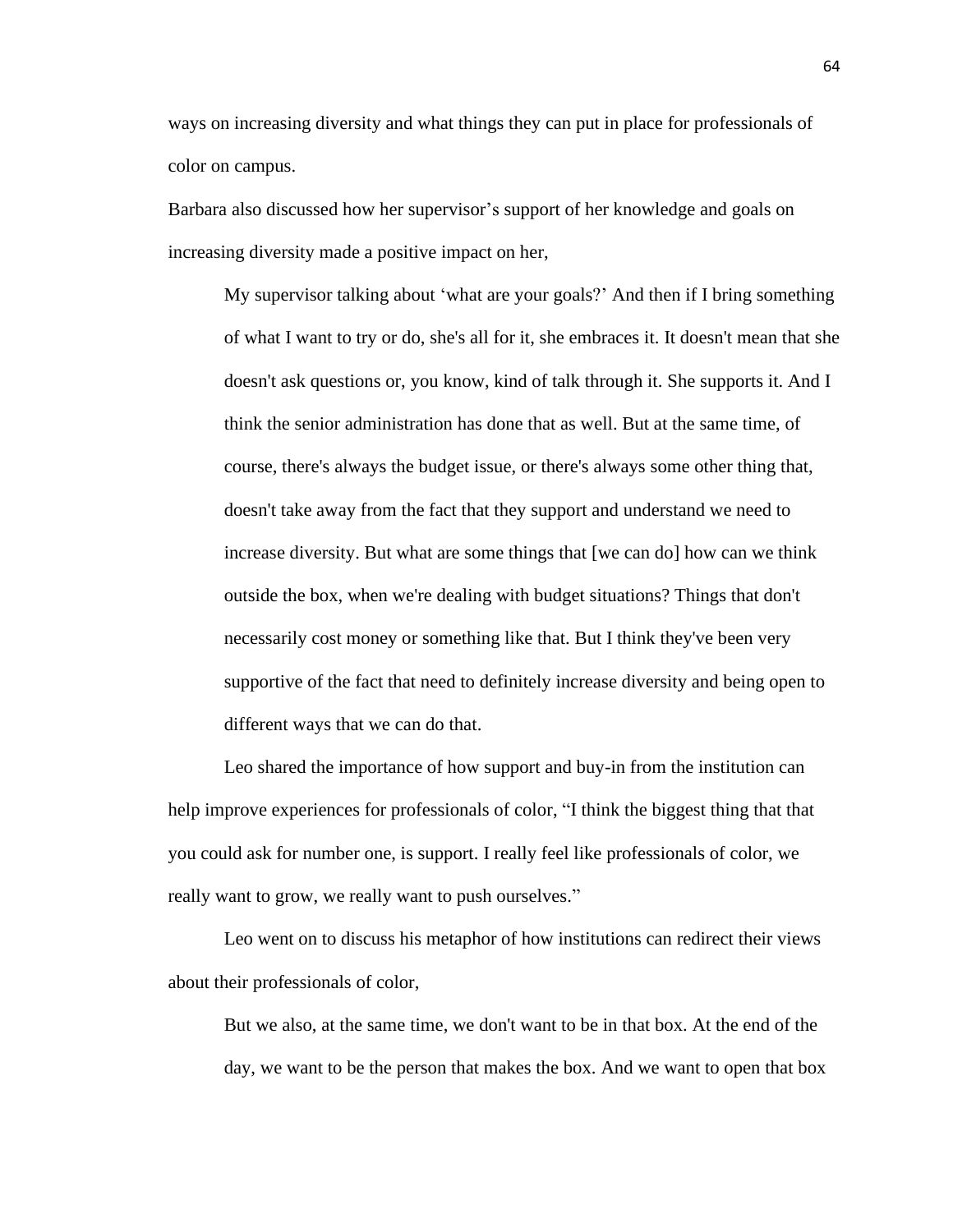ways on increasing diversity and what things they can put in place for professionals of color on campus.

Barbara also discussed how her supervisor's support of her knowledge and goals on increasing diversity made a positive impact on her,

> My supervisor talking about 'what are your goals?' And then if I bring something of what I want to try or do, she's all for it, she embraces it. It doesn't mean that she doesn't ask questions or, you know, kind of talk through it. She supports it. And I think the senior administration has done that as well. But at the same time, of course, there's always the budget issue, or there's always some other thing that, doesn't take away from the fact that they support and understand we need to increase diversity. But what are some things that [we can do] how can we think outside the box, when we're dealing with budget situations? Things that don't necessarily cost money or something like that. But I think they've been very supportive of the fact that need to definitely increase diversity and being open to different ways that we can do that.

Leo shared the importance of how support and buy-in from the institution can help improve experiences for professionals of color, "I think the biggest thing that that you could ask for number one, is support. I really feel like professionals of color, we really want to grow, we really want to push ourselves."

Leo went on to discuss his metaphor of how institutions can redirect their views about their professionals of color,

> But we also, at the same time, we don't want to be in that box. At the end of the day, we want to be the person that makes the box. And we want to open that box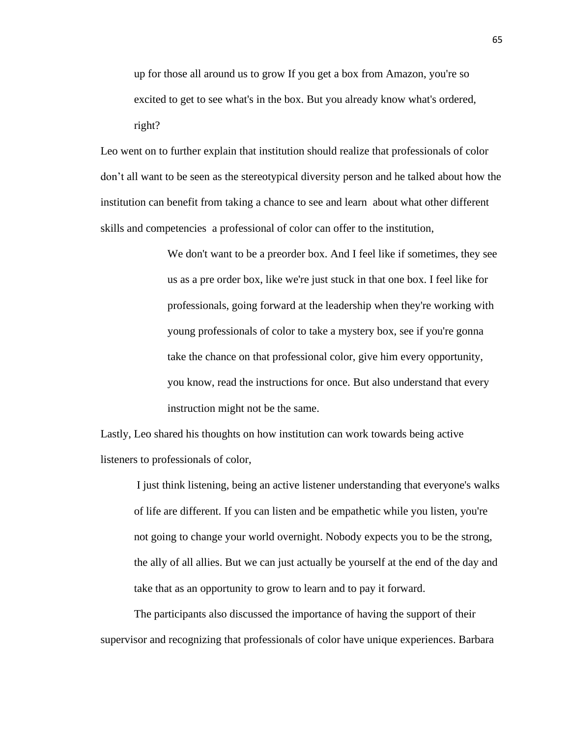> up for those all around us to grow If you get a box from Amazon, you're so excited to get to see what's in the box. But you already know what's ordered, right?

Leo went on to further explain that institution should realize that professionals of color don't all want to be seen as the stereotypical diversity person and he talked about how the institution can benefit from taking a chance to see and learn about what other different skills and competencies a professional of color can offer to the institution,

> We don't want to be a preorder box. And I feel like if sometimes, they see us as a pre order box, like we're just stuck in that one box. I feel like for professionals, going forward at the leadership when they're working with young professionals of color to take a mystery box, see if you're gonna take the chance on that professional color, give him every opportunity, you know, read the instructions for once. But also understand that every instruction might not be the same.

Lastly, Leo shared his thoughts on how institution can work towards being active listeners to professionals of color,

> I just think listening, being an active listener understanding that everyone's walks of life are different. If you can listen and be empathetic while you listen, you're not going to change your world overnight. Nobody expects you to be the strong, the ally of all allies. But we can just actually be yourself at the end of the day and take that as an opportunity to grow to learn and to pay it forward.

The participants also discussed the importance of having the support of their supervisor and recognizing that professionals of color have unique experiences. Barbara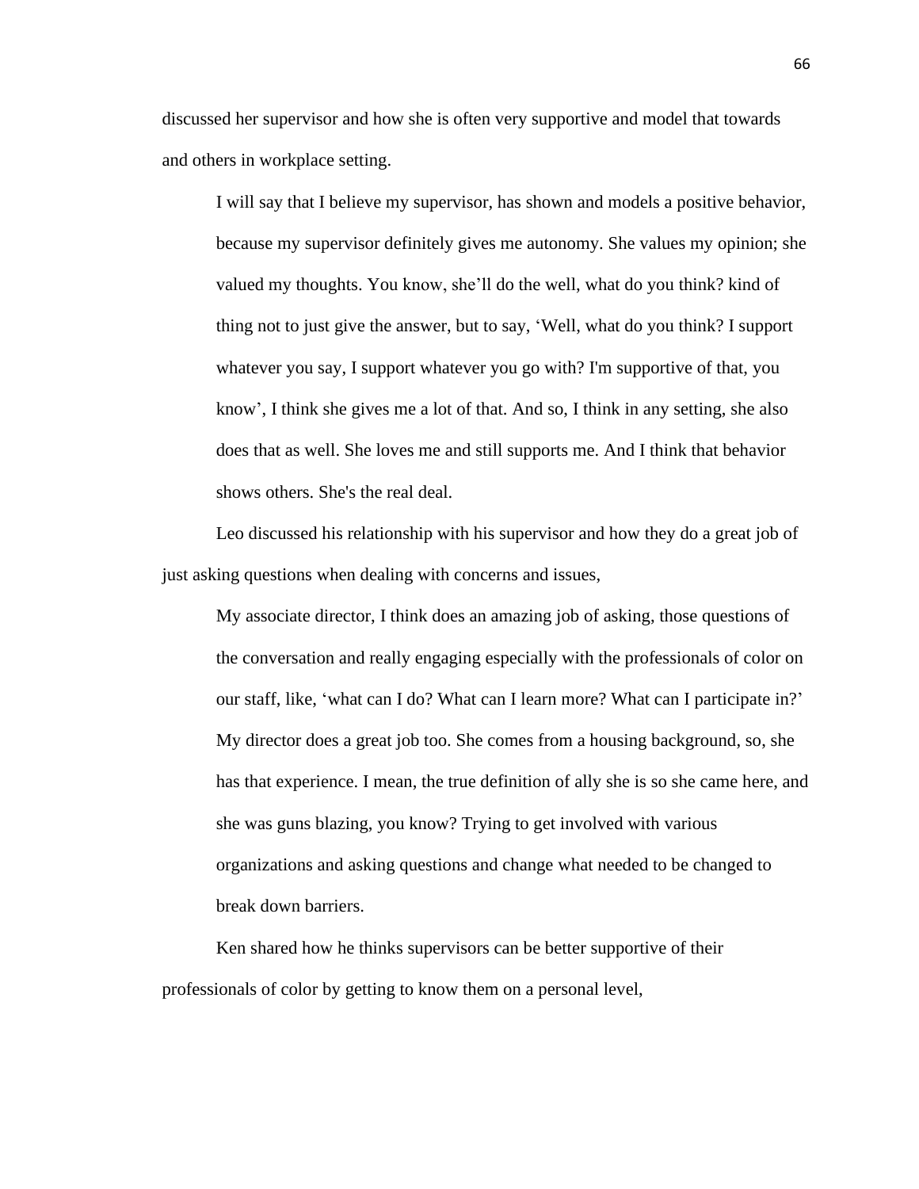discussed her supervisor and how she is often very supportive and model that towards and others in workplace setting.

> I will say that I believe my supervisor, has shown and models a positive behavior, because my supervisor definitely gives me autonomy. She values my opinion; she valued my thoughts. You know, she'll do the well, what do you think? kind of thing not to just give the answer, but to say, 'Well, what do you think? I support whatever you say, I support whatever you go with? I'm supportive of that, you know', I think she gives me a lot of that. And so, I think in any setting, she also does that as well. She loves me and still supports me. And I think that behavior shows others. She's the real deal.

Leo discussed his relationship with his supervisor and how they do a great job of just asking questions when dealing with concerns and issues,

> My associate director, I think does an amazing job of asking, those questions of the conversation and really engaging especially with the professionals of color on our staff, like, 'what can I do? What can I learn more? What can I participate in?' My director does a great job too. She comes from a housing background, so, she has that experience. I mean, the true definition of ally she is so she came here, and she was guns blazing, you know? Trying to get involved with various organizations and asking questions and change what needed to be changed to break down barriers.

Ken shared how he thinks supervisors can be better supportive of their professionals of color by getting to know them on a personal level,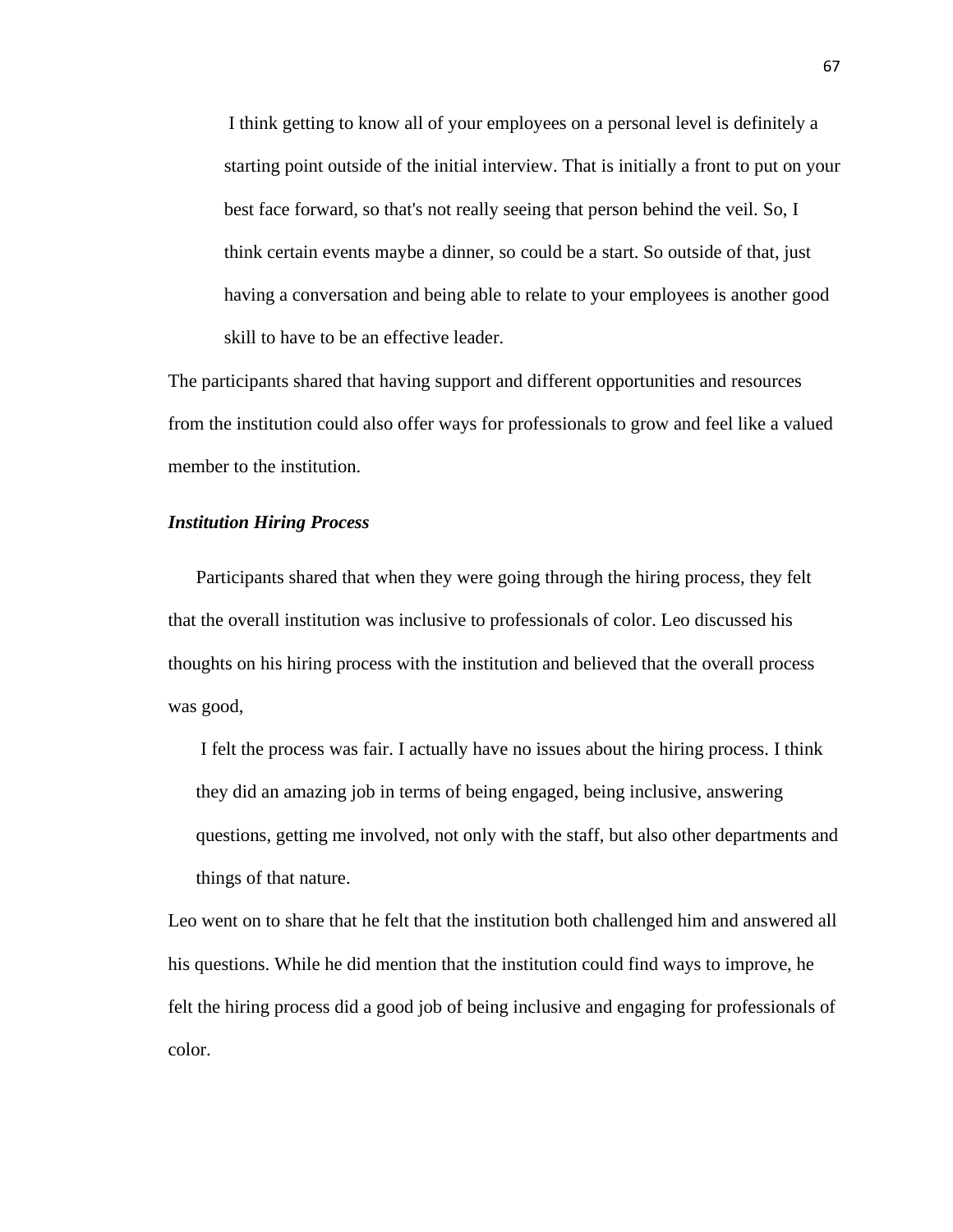> I think getting to know all of your employees on a personal level is definitely a starting point outside of the initial interview. That is initially a front to put on your best face forward, so that's not really seeing that person behind the veil. So, I think certain events maybe a dinner, so could be a start. So outside of that, just having a conversation and being able to relate to your employees is another good skill to have to be an effective leader.

The participants shared that having support and different opportunities and resources from the institution could also offer ways for professionals to grow and feel like a valued member to the institution.

### *Institution Hiring Process*

Participants shared that when they were going through the hiring process, they felt that the overall institution was inclusive to professionals of color. Leo discussed his thoughts on his hiring process with the institution and believed that the overall process was good,

> I felt the process was fair. I actually have no issues about the hiring process. I think they did an amazing job in terms of being engaged, being inclusive, answering questions, getting me involved, not only with the staff, but also other departments and things of that nature.

Leo went on to share that he felt that the institution both challenged him and answered all his questions. While he did mention that the institution could find ways to improve, he felt the hiring process did a good job of being inclusive and engaging for professionals of color.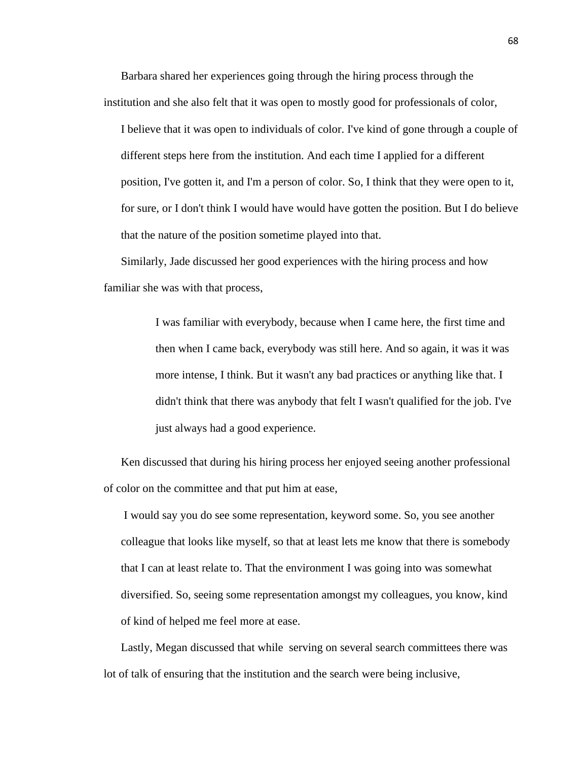Barbara shared her experiences going through the hiring process through the institution and she also felt that it was open to mostly good for professionals of color,

> I believe that it was open to individuals of color. I've kind of gone through a couple of different steps here from the institution. And each time I applied for a different position, I've gotten it, and I'm a person of color. So, I think that they were open to it, for sure, or I don't think I would have would have gotten the position. But I do believe that the nature of the position sometime played into that.

Similarly, Jade discussed her good experiences with the hiring process and how familiar she was with that process,

> I was familiar with everybody, because when I came here, the first time and then when I came back, everybody was still here. And so again, it was it was more intense, I think. But it wasn't any bad practices or anything like that. I didn't think that there was anybody that felt I wasn't qualified for the job. I've just always had a good experience.

Ken discussed that during his hiring process her enjoyed seeing another professional of color on the committee and that put him at ease,

> I would say you do see some representation, keyword some. So, you see another colleague that looks like myself, so that at least lets me know that there is somebody that I can at least relate to. That the environment I was going into was somewhat diversified. So, seeing some representation amongst my colleagues, you know, kind of kind of helped me feel more at ease.

Lastly, Megan discussed that while serving on several search committees there was lot of talk of ensuring that the institution and the search were being inclusive,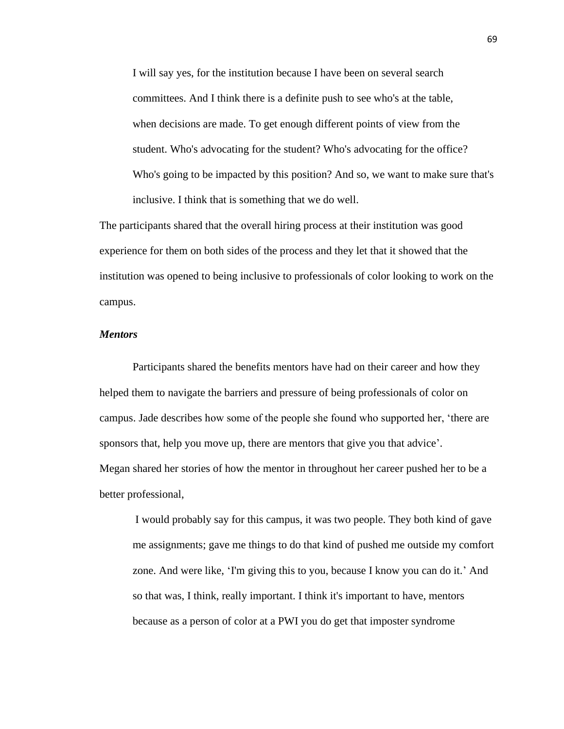> I will say yes, for the institution because I have been on several search committees. And I think there is a definite push to see who's at the table, when decisions are made. To get enough different points of view from the student. Who's advocating for the student? Who's advocating for the office? Who's going to be impacted by this position? And so, we want to make sure that's inclusive. I think that is something that we do well.

The participants shared that the overall hiring process at their institution was good experience for them on both sides of the process and they let that it showed that the institution was opened to being inclusive to professionals of color looking to work on the campus.

***Mentors***

Participants shared the benefits mentors have had on their career and how they helped them to navigate the barriers and pressure of being professionals of color on campus. Jade describes how some of the people she found who supported her, 'there are sponsors that, help you move up, there are mentors that give you that advice'. Megan shared her stories of how the mentor in throughout her career pushed her to be a better professional,

> I would probably say for this campus, it was two people. They both kind of gave me assignments; gave me things to do that kind of pushed me outside my comfort zone. And were like, 'I'm giving this to you, because I know you can do it.' And so that was, I think, really important. I think it's important to have, mentors because as a person of color at a PWI you do get that imposter syndrome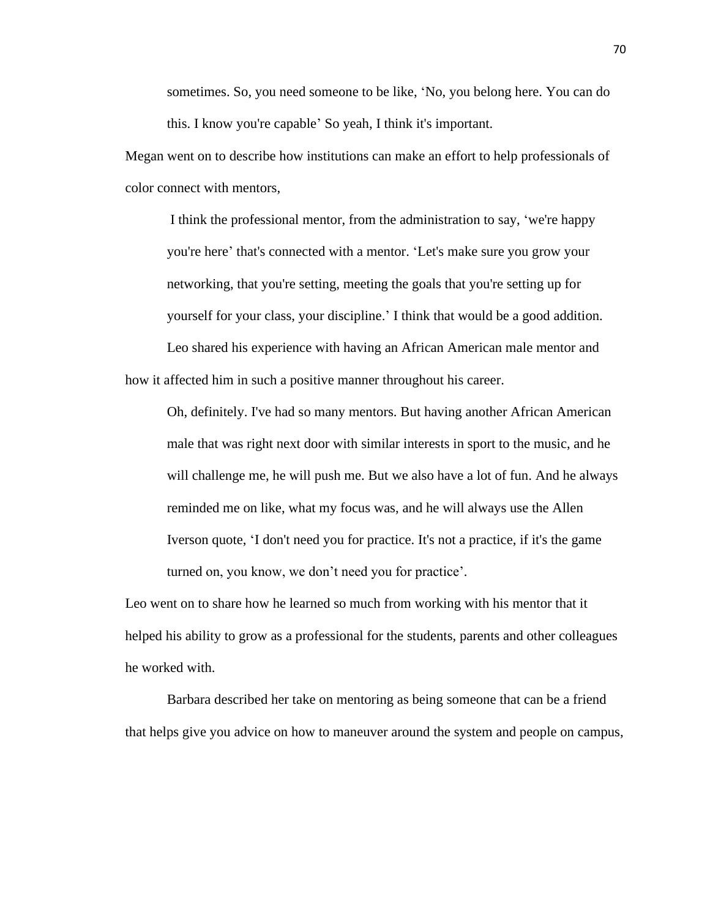> sometimes. So, you need someone to be like, 'No, you belong here. You can do this. I know you're capable' So yeah, I think it's important.

Megan went on to describe how institutions can make an effort to help professionals of color connect with mentors,

> I think the professional mentor, from the administration to say, 'we're happy you're here' that's connected with a mentor. 'Let's make sure you grow your networking, that you're setting, meeting the goals that you're setting up for yourself for your class, your discipline.' I think that would be a good addition.

Leo shared his experience with having an African American male mentor and how it affected him in such a positive manner throughout his career.

> Oh, definitely. I've had so many mentors. But having another African American male that was right next door with similar interests in sport to the music, and he will challenge me, he will push me. But we also have a lot of fun. And he always reminded me on like, what my focus was, and he will always use the Allen Iverson quote, 'I don't need you for practice. It's not a practice, if it's the game turned on, you know, we don't need you for practice'.

Leo went on to share how he learned so much from working with his mentor that it helped his ability to grow as a professional for the students, parents and other colleagues he worked with.

Barbara described her take on mentoring as being someone that can be a friend that helps give you advice on how to maneuver around the system and people on campus,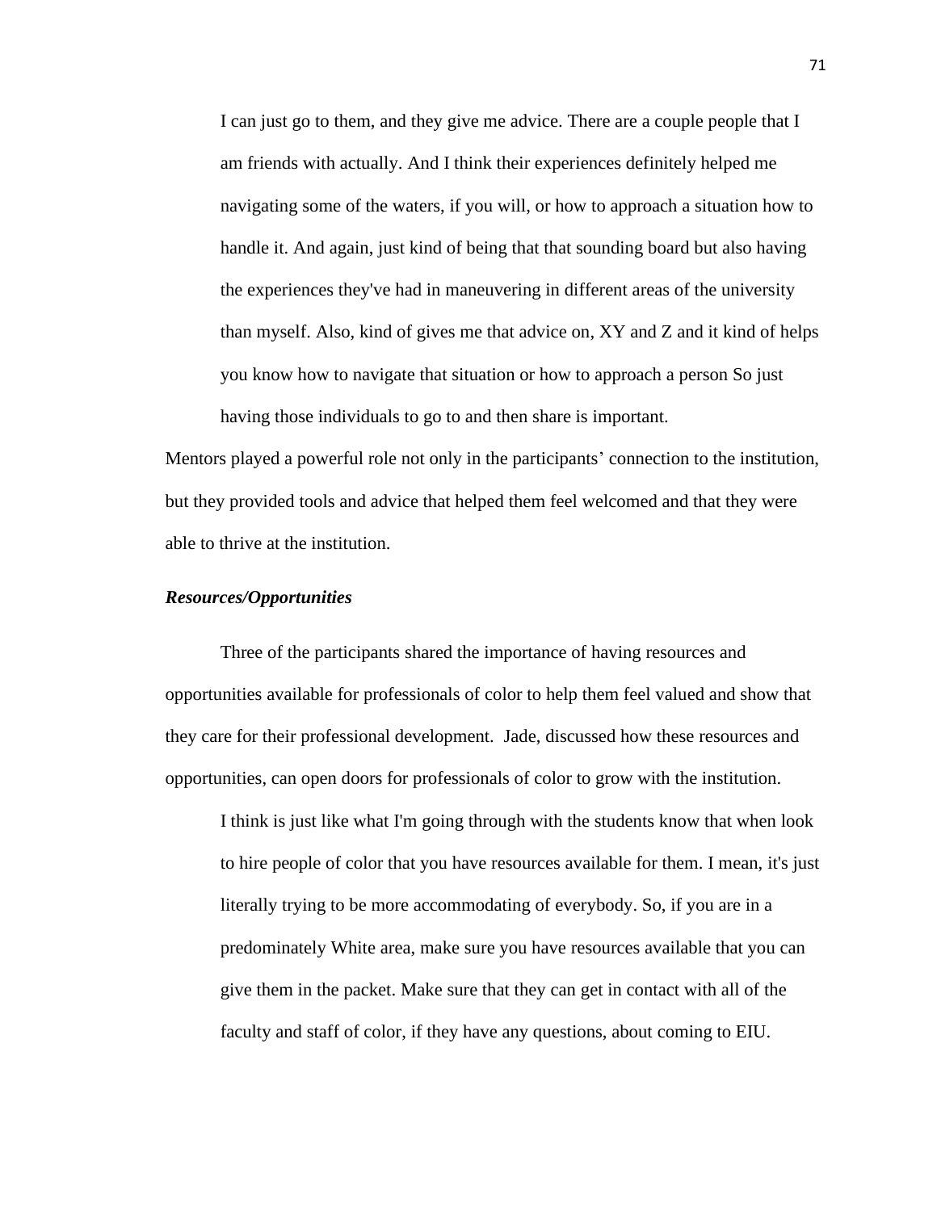> I can just go to them, and they give me advice. There are a couple people that I am friends with actually. And I think their experiences definitely helped me navigating some of the waters, if you will, or how to approach a situation how to handle it. And again, just kind of being that that sounding board but also having the experiences they've had in maneuvering in different areas of the university than myself. Also, kind of gives me that advice on, XY and Z and it kind of helps you know how to navigate that situation or how to approach a person So just having those individuals to go to and then share is important.

Mentors played a powerful role not only in the participants' connection to the institution, but they provided tools and advice that helped them feel welcomed and that they were able to thrive at the institution.

### ***Resources/Opportunities***

Three of the participants shared the importance of having resources and opportunities available for professionals of color to help them feel valued and show that they care for their professional development. Jade, discussed how these resources and opportunities, can open doors for professionals of color to grow with the institution.

> I think is just like what I'm going through with the students know that when look to hire people of color that you have resources available for them. I mean, it's just literally trying to be more accommodating of everybody. So, if you are in a predominately White area, make sure you have resources available that you can give them in the packet. Make sure that they can get in contact with all of the faculty and staff of color, if they have any questions, about coming to EIU.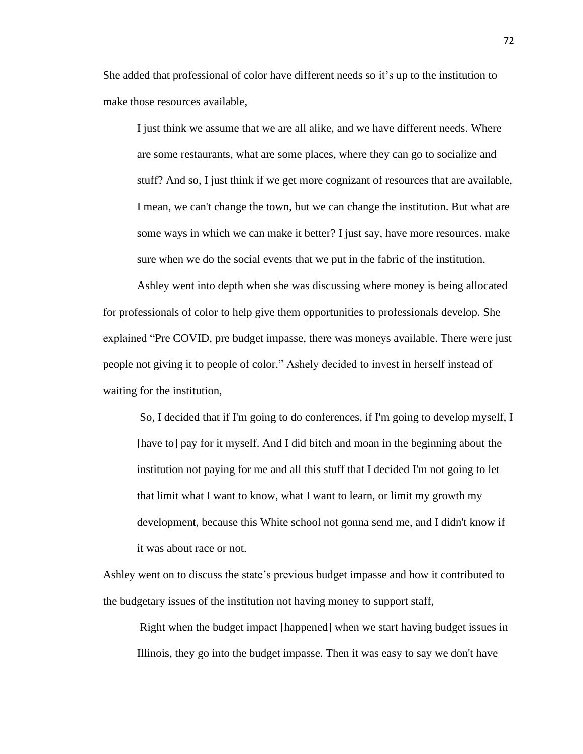She added that professional of color have different needs so it's up to the institution to make those resources available,

> I just think we assume that we are all alike, and we have different needs. Where are some restaurants, what are some places, where they can go to socialize and stuff? And so, I just think if we get more cognizant of resources that are available, I mean, we can't change the town, but we can change the institution. But what are some ways in which we can make it better? I just say, have more resources. make sure when we do the social events that we put in the fabric of the institution.

Ashley went into depth when she was discussing where money is being allocated for professionals of color to help give them opportunities to professionals develop. She explained "Pre COVID, pre budget impasse, there was moneys available. There were just people not giving it to people of color." Ashely decided to invest in herself instead of waiting for the institution,

> So, I decided that if I'm going to do conferences, if I'm going to develop myself, I [have to] pay for it myself. And I did bitch and moan in the beginning about the institution not paying for me and all this stuff that I decided I'm not going to let that limit what I want to know, what I want to learn, or limit my growth my development, because this White school not gonna send me, and I didn't know if it was about race or not.

Ashley went on to discuss the state's previous budget impasse and how it contributed to the budgetary issues of the institution not having money to support staff,

> Right when the budget impact [happened] when we start having budget issues in Illinois, they go into the budget impasse. Then it was easy to say we don't have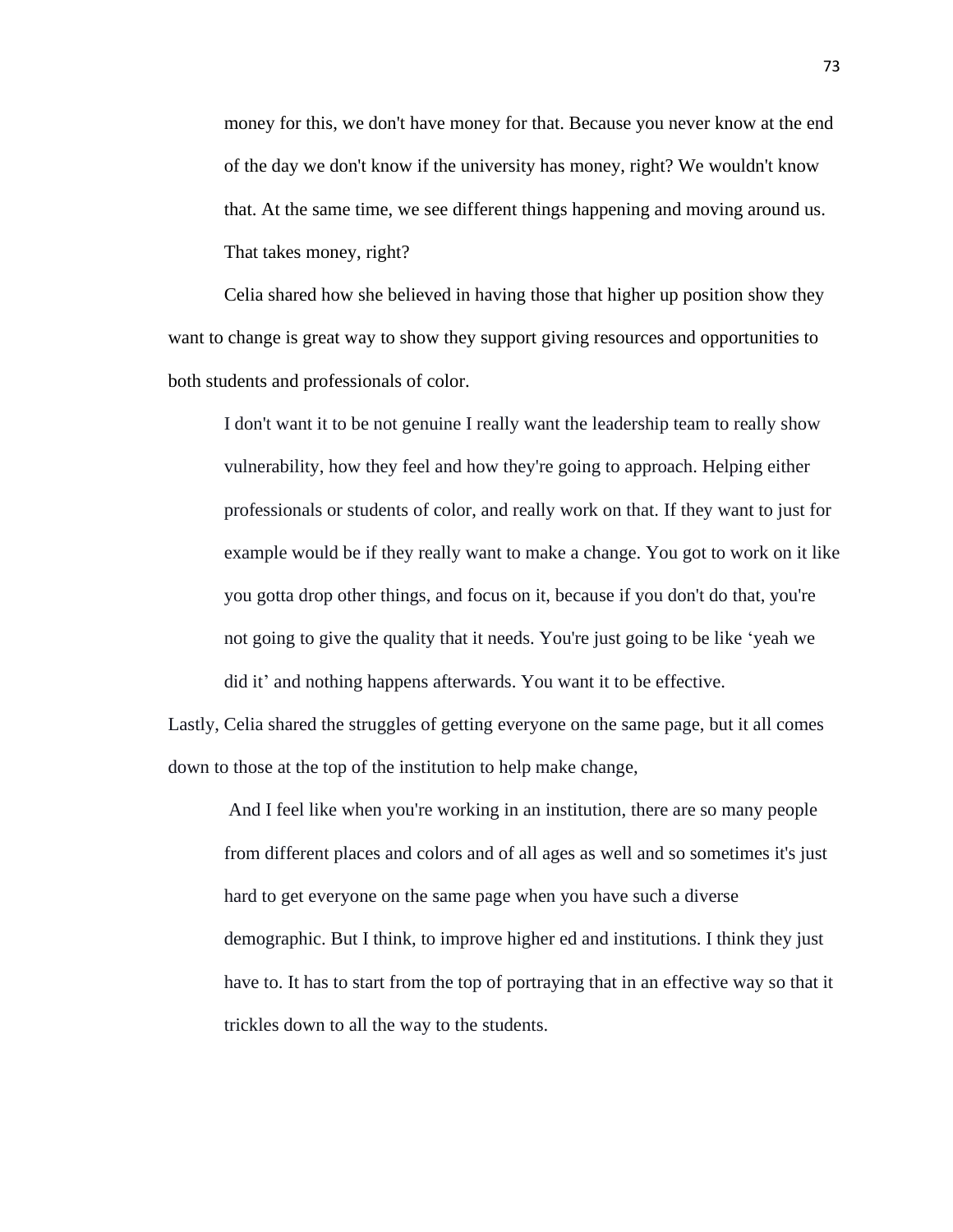> money for this, we don't have money for that. Because you never know at the end of the day we don't know if the university has money, right? We wouldn't know that. At the same time, we see different things happening and moving around us. That takes money, right?

Celia shared how she believed in having those that higher up position show they want to change is great way to show they support giving resources and opportunities to both students and professionals of color.

> I don't want it to be not genuine I really want the leadership team to really show vulnerability, how they feel and how they're going to approach. Helping either professionals or students of color, and really work on that. If they want to just for example would be if they really want to make a change. You got to work on it like you gotta drop other things, and focus on it, because if you don't do that, you're not going to give the quality that it needs. You're just going to be like 'yeah we did it' and nothing happens afterwards. You want it to be effective.

Lastly, Celia shared the struggles of getting everyone on the same page, but it all comes down to those at the top of the institution to help make change,

> And I feel like when you're working in an institution, there are so many people from different places and colors and of all ages as well and so sometimes it's just hard to get everyone on the same page when you have such a diverse demographic. But I think, to improve higher ed and institutions. I think they just have to. It has to start from the top of portraying that in an effective way so that it trickles down to all the way to the students.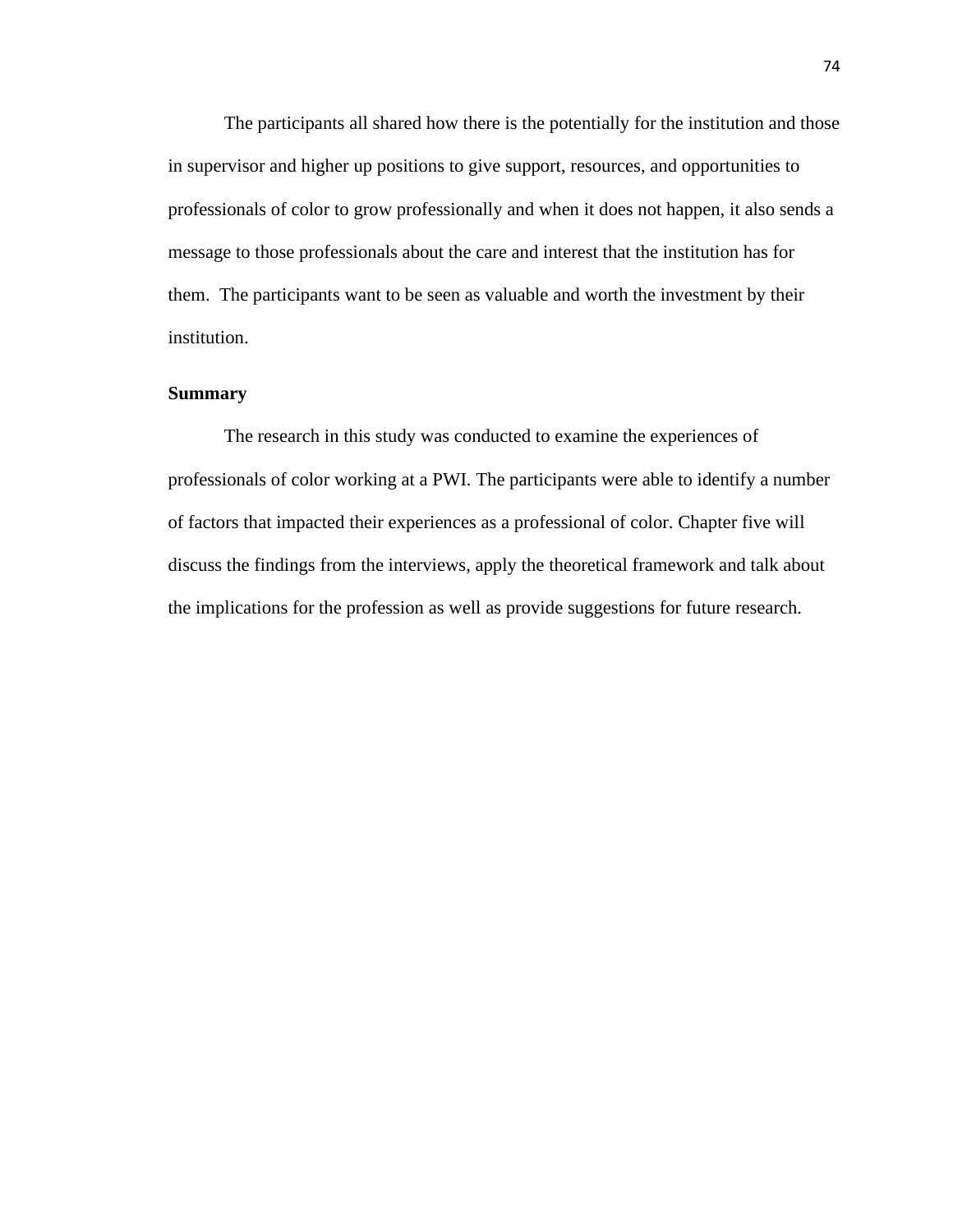The participants all shared how there is the potentially for the institution and those in supervisor and higher up positions to give support, resources, and opportunities to professionals of color to grow professionally and when it does not happen, it also sends a message to those professionals about the care and interest that the institution has for them.  The participants want to be seen as valuable and worth the investment by their institution.

**Summary**

The research in this study was conducted to examine the experiences of professionals of color working at a PWI. The participants were able to identify a number of factors that impacted their experiences as a professional of color. Chapter five will discuss the findings from the interviews, apply the theoretical framework and talk about the implications for the profession as well as provide suggestions for future research.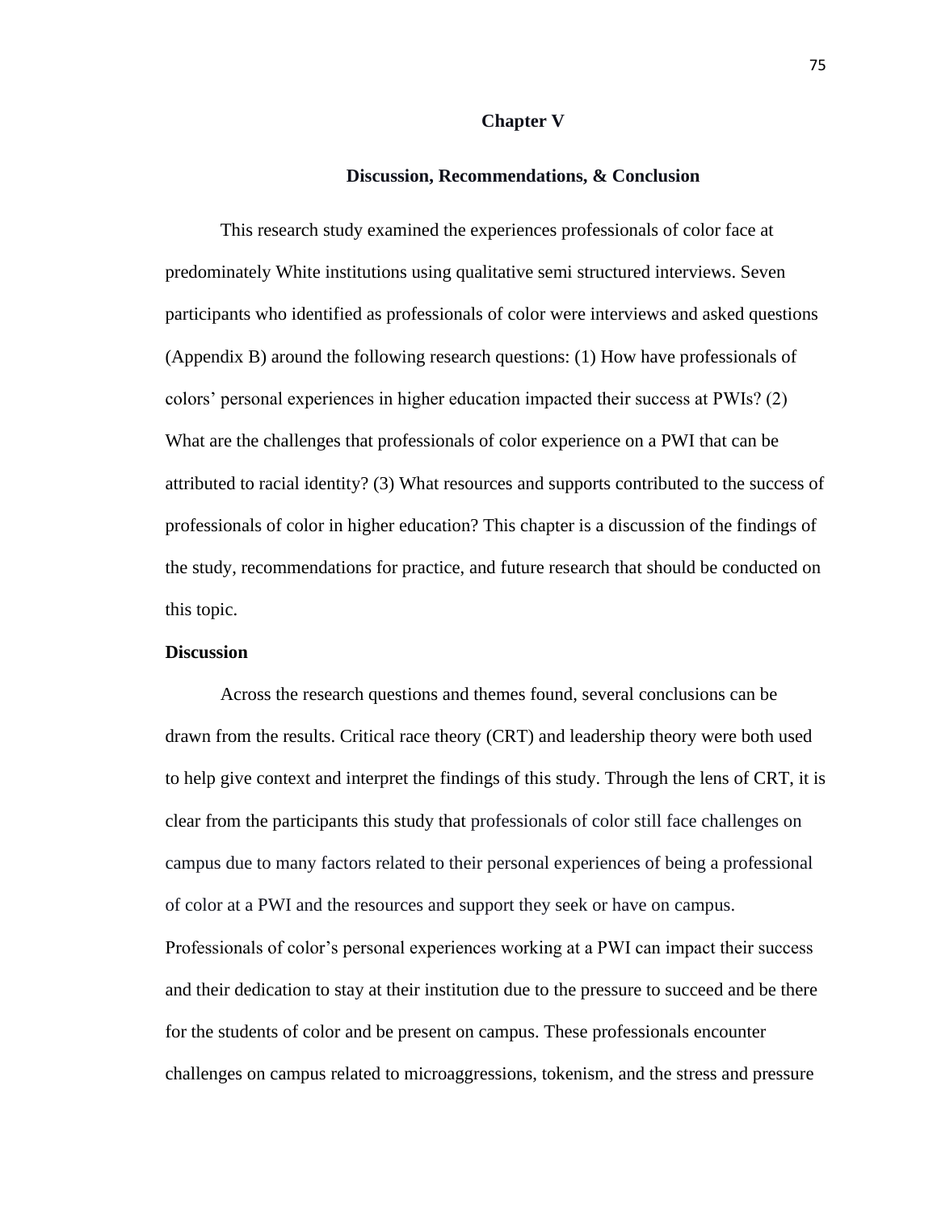# Chapter V

## Discussion, Recommendations, & Conclusion

This research study examined the experiences professionals of color face at predominately White institutions using qualitative semi structured interviews. Seven participants who identified as professionals of color were interviews and asked questions (Appendix B) around the following research questions: (1) How have professionals of colors' personal experiences in higher education impacted their success at PWIs? (2) What are the challenges that professionals of color experience on a PWI that can be attributed to racial identity? (3) What resources and supports contributed to the success of professionals of color in higher education? This chapter is a discussion of the findings of the study, recommendations for practice, and future research that should be conducted on this topic.

### Discussion

Across the research questions and themes found, several conclusions can be drawn from the results. Critical race theory (CRT) and leadership theory were both used to help give context and interpret the findings of this study. Through the lens of CRT, it is clear from the participants this study that professionals of color still face challenges on campus due to many factors related to their personal experiences of being a professional of color at a PWI and the resources and support they seek or have on campus. Professionals of color's personal experiences working at a PWI can impact their success and their dedication to stay at their institution due to the pressure to succeed and be there for the students of color and be present on campus. These professionals encounter challenges on campus related to microaggressions, tokenism, and the stress and pressure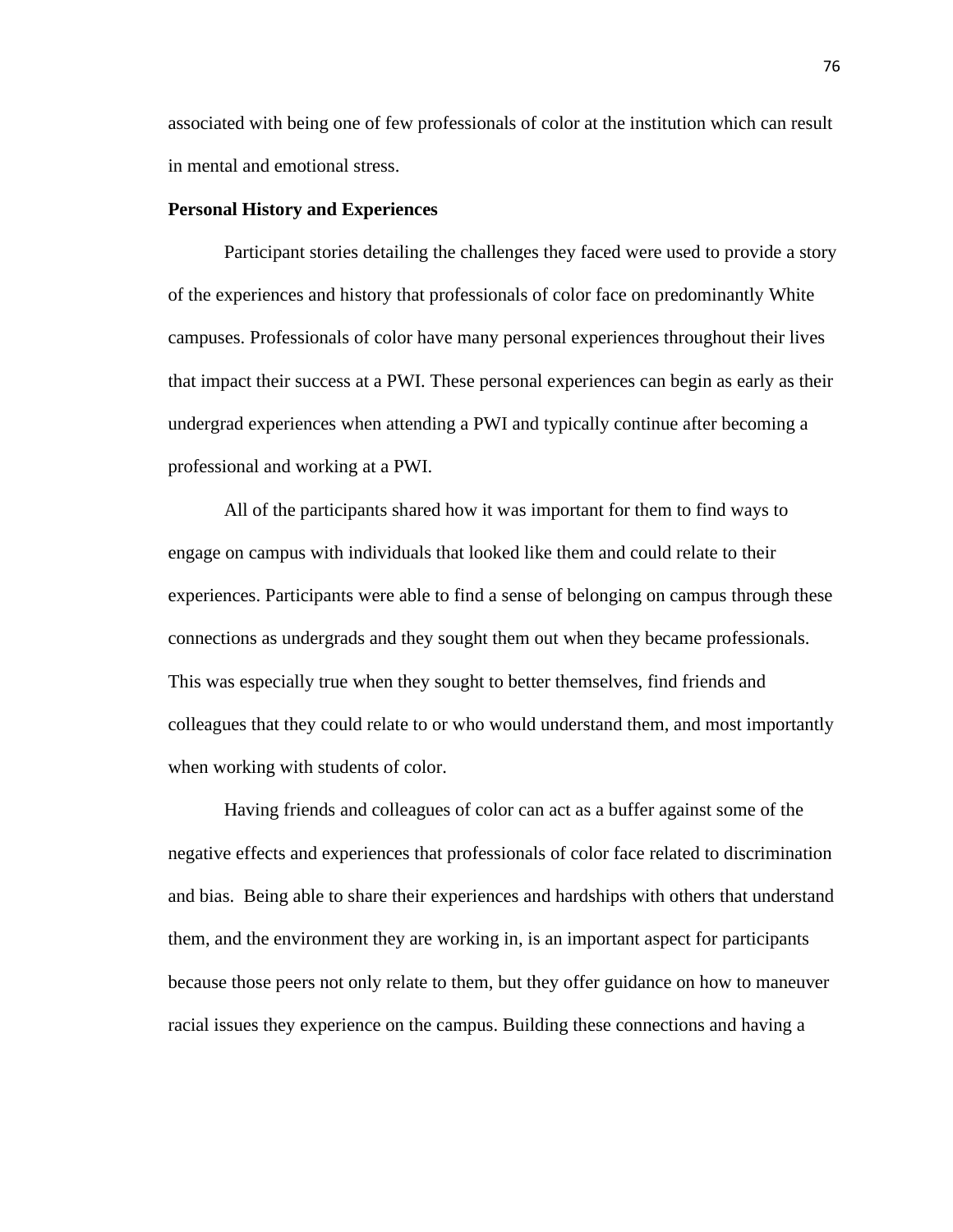associated with being one of few professionals of color at the institution which can result in mental and emotional stress.

**Personal History and Experiences**

Participant stories detailing the challenges they faced were used to provide a story of the experiences and history that professionals of color face on predominantly White campuses. Professionals of color have many personal experiences throughout their lives that impact their success at a PWI. These personal experiences can begin as early as their undergrad experiences when attending a PWI and typically continue after becoming a professional and working at a PWI.

All of the participants shared how it was important for them to find ways to engage on campus with individuals that looked like them and could relate to their experiences. Participants were able to find a sense of belonging on campus through these connections as undergrads and they sought them out when they became professionals. This was especially true when they sought to better themselves, find friends and colleagues that they could relate to or who would understand them, and most importantly when working with students of color.

Having friends and colleagues of color can act as a buffer against some of the negative effects and experiences that professionals of color face related to discrimination and bias. Being able to share their experiences and hardships with others that understand them, and the environment they are working in, is an important aspect for participants because those peers not only relate to them, but they offer guidance on how to maneuver racial issues they experience on the campus. Building these connections and having a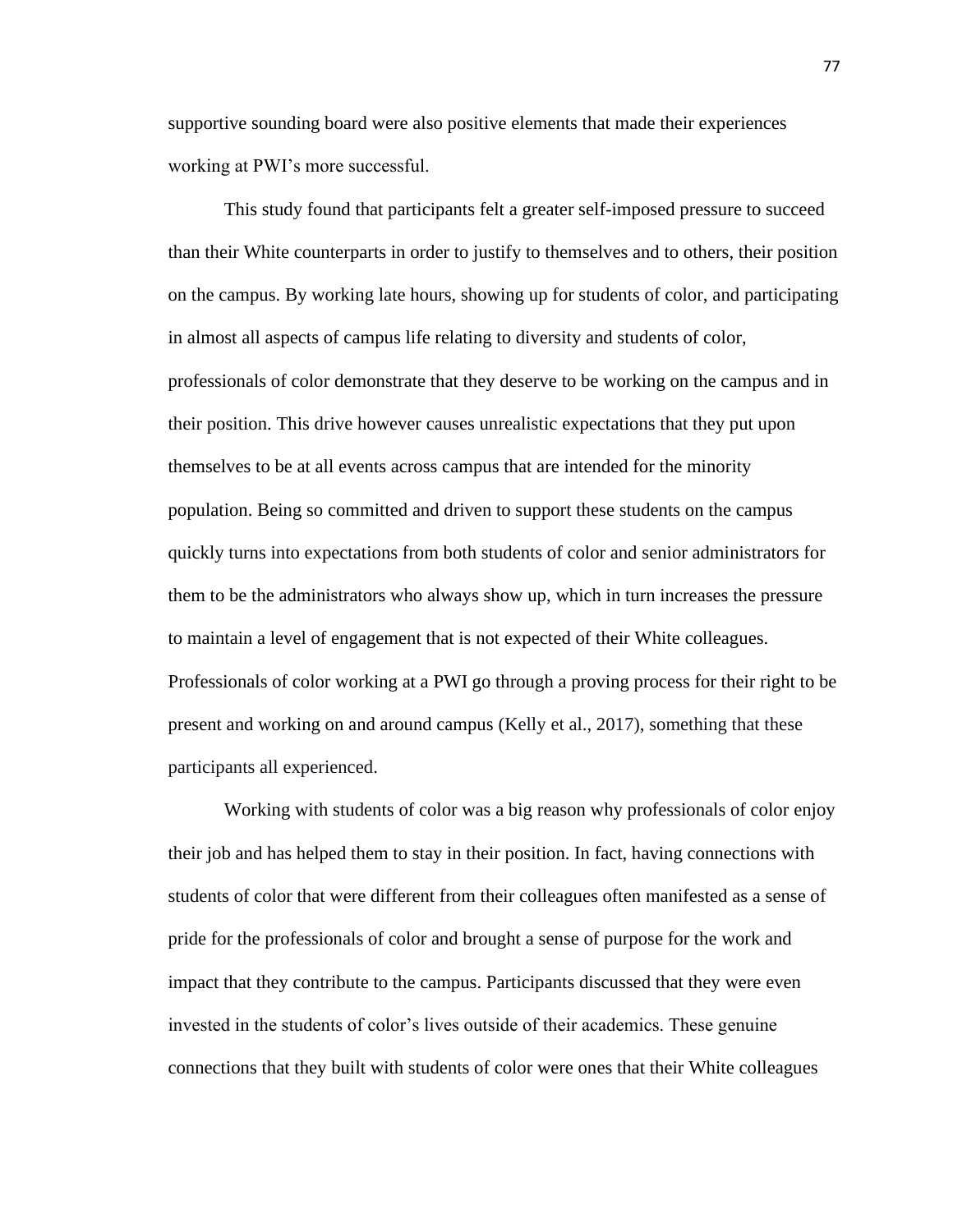supportive sounding board were also positive elements that made their experiences working at PWI's more successful.

This study found that participants felt a greater self-imposed pressure to succeed than their White counterparts in order to justify to themselves and to others, their position on the campus. By working late hours, showing up for students of color, and participating in almost all aspects of campus life relating to diversity and students of color, professionals of color demonstrate that they deserve to be working on the campus and in their position. This drive however causes unrealistic expectations that they put upon themselves to be at all events across campus that are intended for the minority population. Being so committed and driven to support these students on the campus quickly turns into expectations from both students of color and senior administrators for them to be the administrators who always show up, which in turn increases the pressure to maintain a level of engagement that is not expected of their White colleagues. Professionals of color working at a PWI go through a proving process for their right to be present and working on and around campus (Kelly et al., 2017), something that these participants all experienced.

Working with students of color was a big reason why professionals of color enjoy their job and has helped them to stay in their position. In fact, having connections with students of color that were different from their colleagues often manifested as a sense of pride for the professionals of color and brought a sense of purpose for the work and impact that they contribute to the campus. Participants discussed that they were even invested in the students of color's lives outside of their academics. These genuine connections that they built with students of color were ones that their White colleagues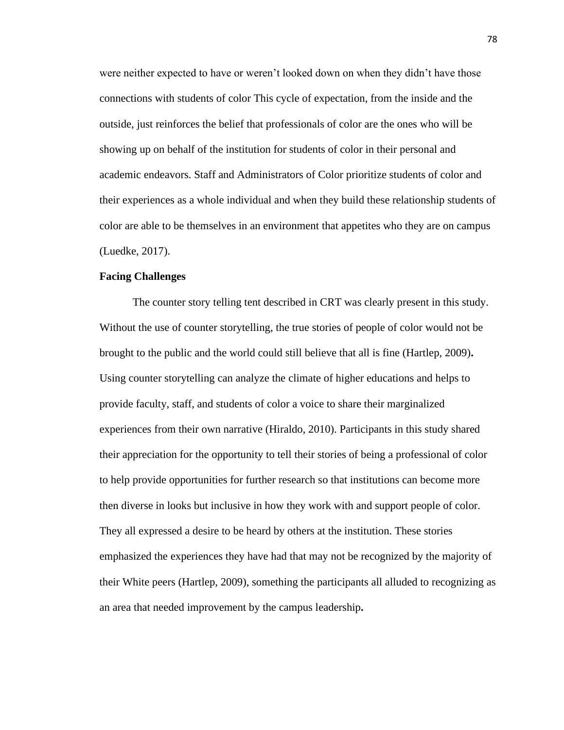were neither expected to have or weren't looked down on when they didn't have those connections with students of color This cycle of expectation, from the inside and the outside, just reinforces the belief that professionals of color are the ones who will be showing up on behalf of the institution for students of color in their personal and academic endeavors. Staff and Administrators of Color prioritize students of color and their experiences as a whole individual and when they build these relationship students of color are able to be themselves in an environment that appetites who they are on campus (Luedke, 2017).

**Facing Challenges**

The counter story telling tent described in CRT was clearly present in this study. Without the use of counter storytelling, the true stories of people of color would not be brought to the public and the world could still believe that all is fine (Hartlep, 2009)**.** Using counter storytelling can analyze the climate of higher educations and helps to provide faculty, staff, and students of color a voice to share their marginalized experiences from their own narrative (Hiraldo, 2010). Participants in this study shared their appreciation for the opportunity to tell their stories of being a professional of color to help provide opportunities for further research so that institutions can become more then diverse in looks but inclusive in how they work with and support people of color. They all expressed a desire to be heard by others at the institution. These stories emphasized the experiences they have had that may not be recognized by the majority of their White peers (Hartlep, 2009), something the participants all alluded to recognizing as an area that needed improvement by the campus leadership**.**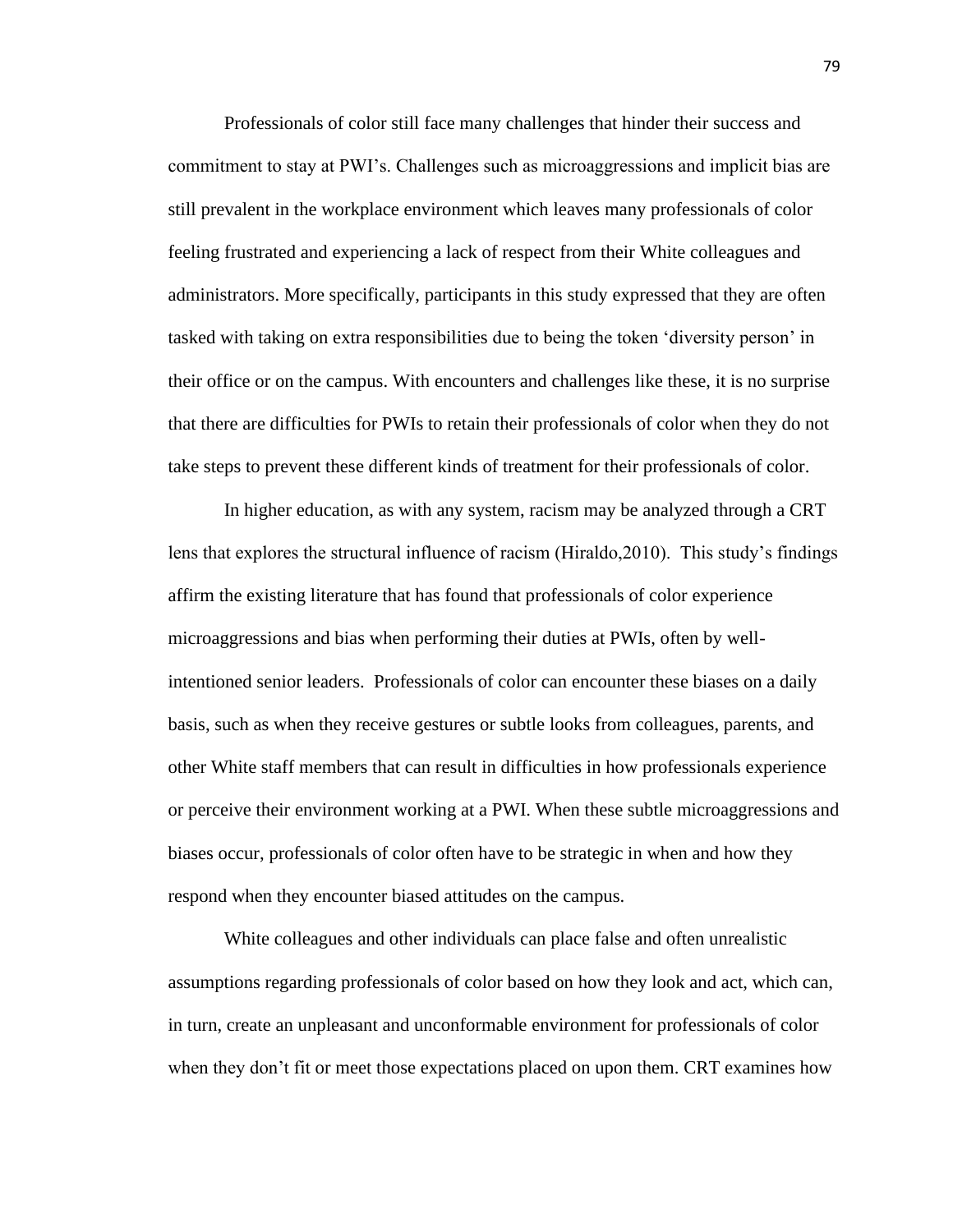Professionals of color still face many challenges that hinder their success and commitment to stay at PWI's. Challenges such as microaggressions and implicit bias are still prevalent in the workplace environment which leaves many professionals of color feeling frustrated and experiencing a lack of respect from their White colleagues and administrators. More specifically, participants in this study expressed that they are often tasked with taking on extra responsibilities due to being the token 'diversity person' in their office or on the campus. With encounters and challenges like these, it is no surprise that there are difficulties for PWIs to retain their professionals of color when they do not take steps to prevent these different kinds of treatment for their professionals of color.

In higher education, as with any system, racism may be analyzed through a CRT lens that explores the structural influence of racism (Hiraldo,2010). This study's findings affirm the existing literature that has found that professionals of color experience microaggressions and bias when performing their duties at PWIs, often by well-intentioned senior leaders. Professionals of color can encounter these biases on a daily basis, such as when they receive gestures or subtle looks from colleagues, parents, and other White staff members that can result in difficulties in how professionals experience or perceive their environment working at a PWI. When these subtle microaggressions and biases occur, professionals of color often have to be strategic in when and how they respond when they encounter biased attitudes on the campus.

White colleagues and other individuals can place false and often unrealistic assumptions regarding professionals of color based on how they look and act, which can, in turn, create an unpleasant and unconformable environment for professionals of color when they don't fit or meet those expectations placed on upon them. CRT examines how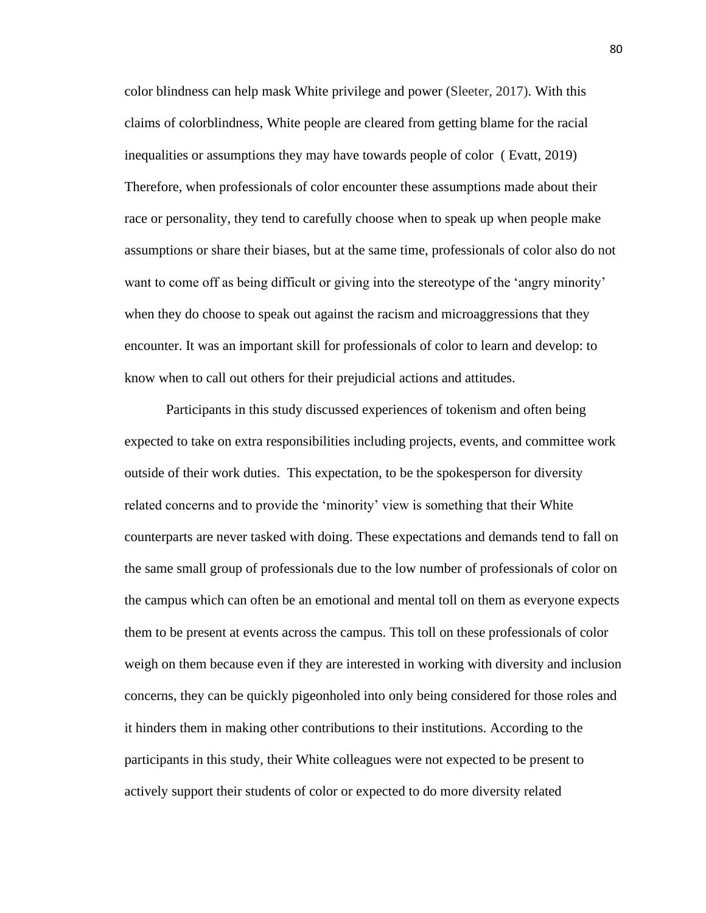color blindness can help mask White privilege and power (Sleeter, 2017). With this claims of colorblindness, White people are cleared from getting blame for the racial inequalities or assumptions they may have towards people of color ( Evatt, 2019) Therefore, when professionals of color encounter these assumptions made about their race or personality, they tend to carefully choose when to speak up when people make assumptions or share their biases, but at the same time, professionals of color also do not want to come off as being difficult or giving into the stereotype of the 'angry minority' when they do choose to speak out against the racism and microaggressions that they encounter. It was an important skill for professionals of color to learn and develop: to know when to call out others for their prejudicial actions and attitudes.

Participants in this study discussed experiences of tokenism and often being expected to take on extra responsibilities including projects, events, and committee work outside of their work duties. This expectation, to be the spokesperson for diversity related concerns and to provide the 'minority' view is something that their White counterparts are never tasked with doing. These expectations and demands tend to fall on the same small group of professionals due to the low number of professionals of color on the campus which can often be an emotional and mental toll on them as everyone expects them to be present at events across the campus. This toll on these professionals of color weigh on them because even if they are interested in working with diversity and inclusion concerns, they can be quickly pigeonholed into only being considered for those roles and it hinders them in making other contributions to their institutions. According to the participants in this study, their White colleagues were not expected to be present to actively support their students of color or expected to do more diversity related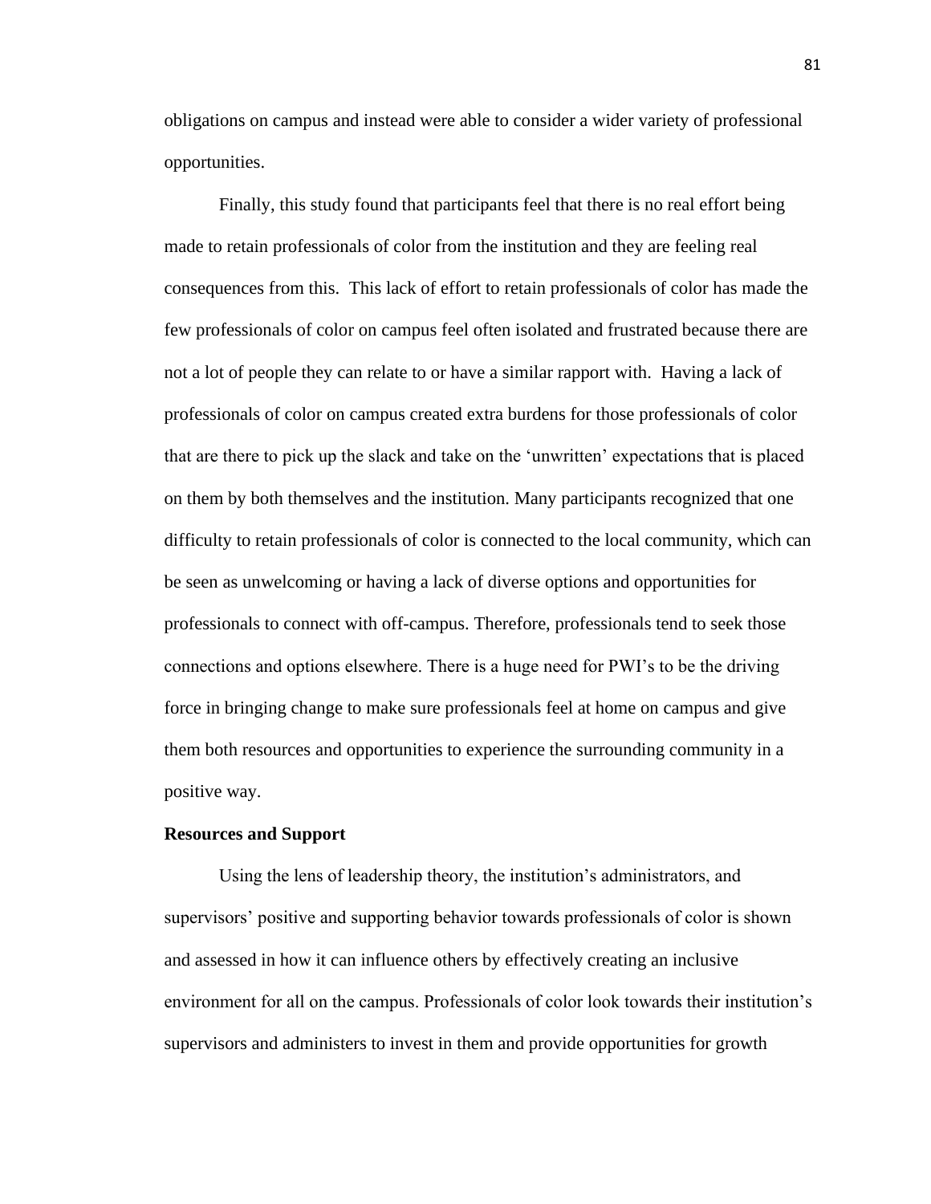obligations on campus and instead were able to consider a wider variety of professional opportunities.

Finally, this study found that participants feel that there is no real effort being made to retain professionals of color from the institution and they are feeling real consequences from this. This lack of effort to retain professionals of color has made the few professionals of color on campus feel often isolated and frustrated because there are not a lot of people they can relate to or have a similar rapport with. Having a lack of professionals of color on campus created extra burdens for those professionals of color that are there to pick up the slack and take on the 'unwritten' expectations that is placed on them by both themselves and the institution. Many participants recognized that one difficulty to retain professionals of color is connected to the local community, which can be seen as unwelcoming or having a lack of diverse options and opportunities for professionals to connect with off-campus. Therefore, professionals tend to seek those connections and options elsewhere. There is a huge need for PWI's to be the driving force in bringing change to make sure professionals feel at home on campus and give them both resources and opportunities to experience the surrounding community in a positive way.

**Resources and Support**

Using the lens of leadership theory, the institution's administrators, and supervisors' positive and supporting behavior towards professionals of color is shown and assessed in how it can influence others by effectively creating an inclusive environment for all on the campus. Professionals of color look towards their institution's supervisors and administers to invest in them and provide opportunities for growth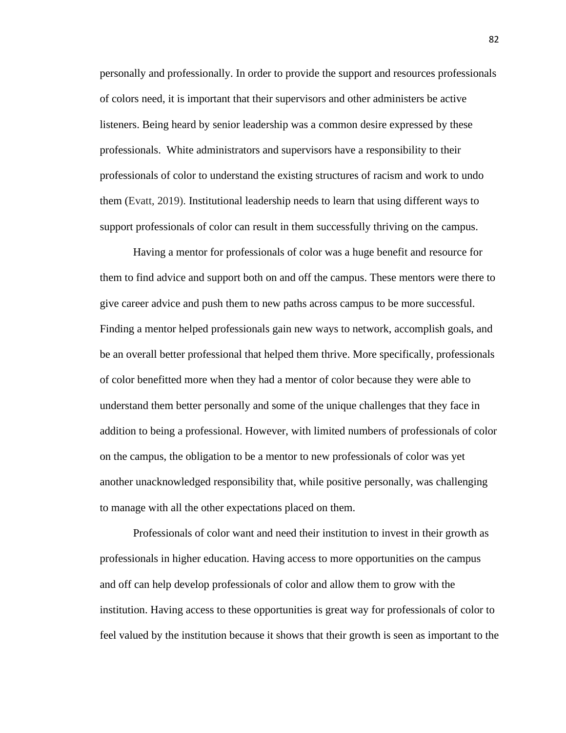personally and professionally. In order to provide the support and resources professionals of colors need, it is important that their supervisors and other administers be active listeners. Being heard by senior leadership was a common desire expressed by these professionals. White administrators and supervisors have a responsibility to their professionals of color to understand the existing structures of racism and work to undo them (Evatt, 2019). Institutional leadership needs to learn that using different ways to support professionals of color can result in them successfully thriving on the campus.

Having a mentor for professionals of color was a huge benefit and resource for them to find advice and support both on and off the campus. These mentors were there to give career advice and push them to new paths across campus to be more successful. Finding a mentor helped professionals gain new ways to network, accomplish goals, and be an overall better professional that helped them thrive. More specifically, professionals of color benefitted more when they had a mentor of color because they were able to understand them better personally and some of the unique challenges that they face in addition to being a professional. However, with limited numbers of professionals of color on the campus, the obligation to be a mentor to new professionals of color was yet another unacknowledged responsibility that, while positive personally, was challenging to manage with all the other expectations placed on them.

Professionals of color want and need their institution to invest in their growth as professionals in higher education. Having access to more opportunities on the campus and off can help develop professionals of color and allow them to grow with the institution. Having access to these opportunities is great way for professionals of color to feel valued by the institution because it shows that their growth is seen as important to the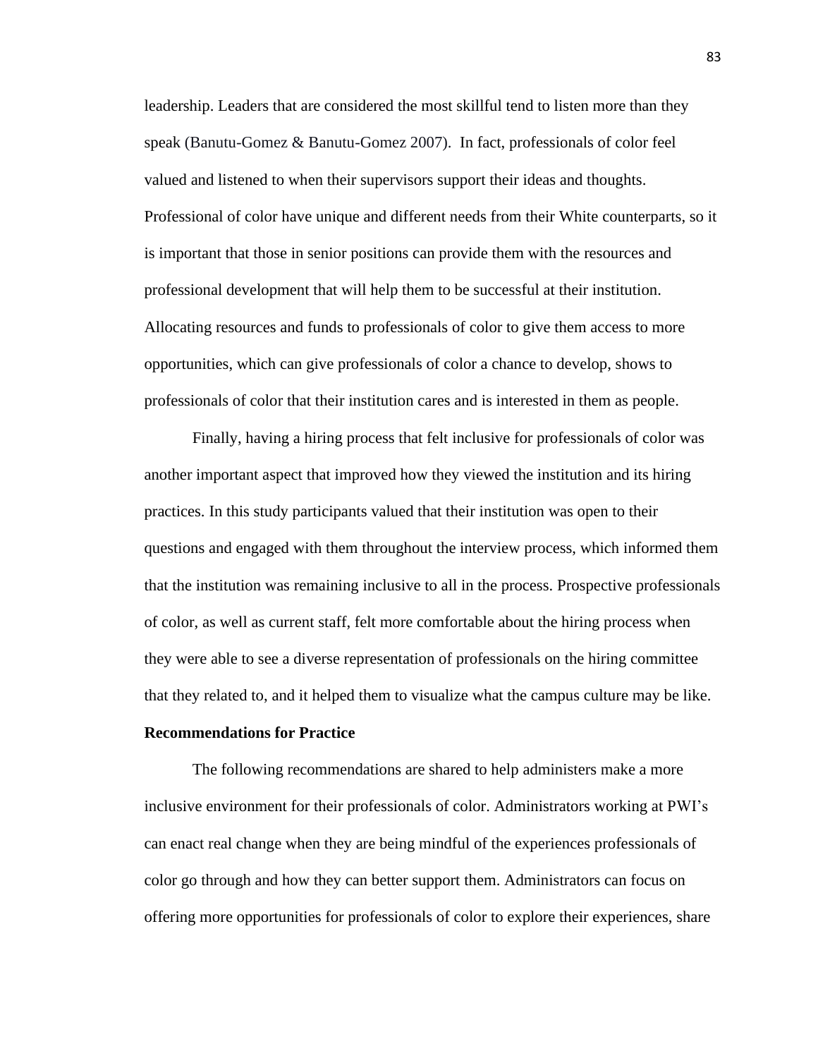leadership. Leaders that are considered the most skillful tend to listen more than they speak (Banutu-Gomez & Banutu-Gomez 2007). In fact, professionals of color feel valued and listened to when their supervisors support their ideas and thoughts. Professional of color have unique and different needs from their White counterparts, so it is important that those in senior positions can provide them with the resources and professional development that will help them to be successful at their institution. Allocating resources and funds to professionals of color to give them access to more opportunities, which can give professionals of color a chance to develop, shows to professionals of color that their institution cares and is interested in them as people.

Finally, having a hiring process that felt inclusive for professionals of color was another important aspect that improved how they viewed the institution and its hiring practices. In this study participants valued that their institution was open to their questions and engaged with them throughout the interview process, which informed them that the institution was remaining inclusive to all in the process. Prospective professionals of color, as well as current staff, felt more comfortable about the hiring process when they were able to see a diverse representation of professionals on the hiring committee that they related to, and it helped them to visualize what the campus culture may be like.

**Recommendations for Practice**

The following recommendations are shared to help administers make a more inclusive environment for their professionals of color. Administrators working at PWI's can enact real change when they are being mindful of the experiences professionals of color go through and how they can better support them. Administrators can focus on offering more opportunities for professionals of color to explore their experiences, share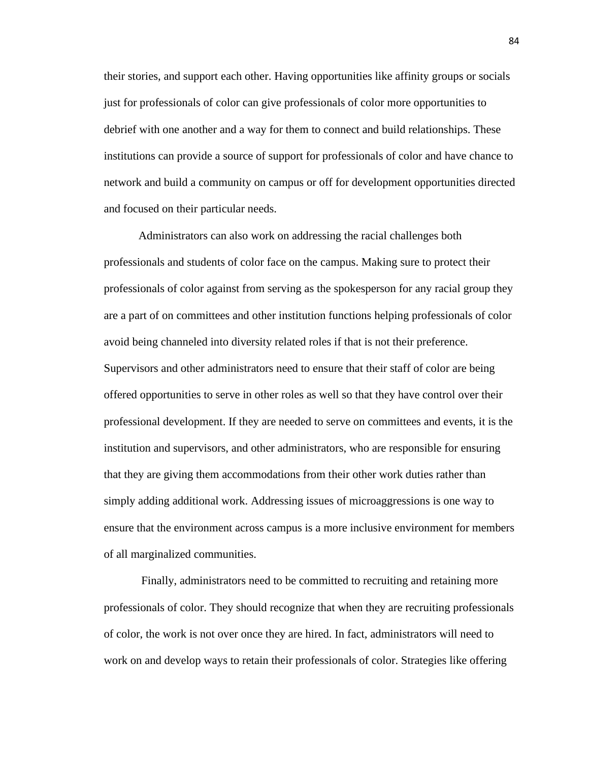their stories, and support each other. Having opportunities like affinity groups or socials just for professionals of color can give professionals of color more opportunities to debrief with one another and a way for them to connect and build relationships. These institutions can provide a source of support for professionals of color and have chance to network and build a community on campus or off for development opportunities directed and focused on their particular needs.

Administrators can also work on addressing the racial challenges both professionals and students of color face on the campus. Making sure to protect their professionals of color against from serving as the spokesperson for any racial group they are a part of on committees and other institution functions helping professionals of color avoid being channeled into diversity related roles if that is not their preference. Supervisors and other administrators need to ensure that their staff of color are being offered opportunities to serve in other roles as well so that they have control over their professional development. If they are needed to serve on committees and events, it is the institution and supervisors, and other administrators, who are responsible for ensuring that they are giving them accommodations from their other work duties rather than simply adding additional work. Addressing issues of microaggressions is one way to ensure that the environment across campus is a more inclusive environment for members of all marginalized communities.

Finally, administrators need to be committed to recruiting and retaining more professionals of color. They should recognize that when they are recruiting professionals of color, the work is not over once they are hired. In fact, administrators will need to work on and develop ways to retain their professionals of color. Strategies like offering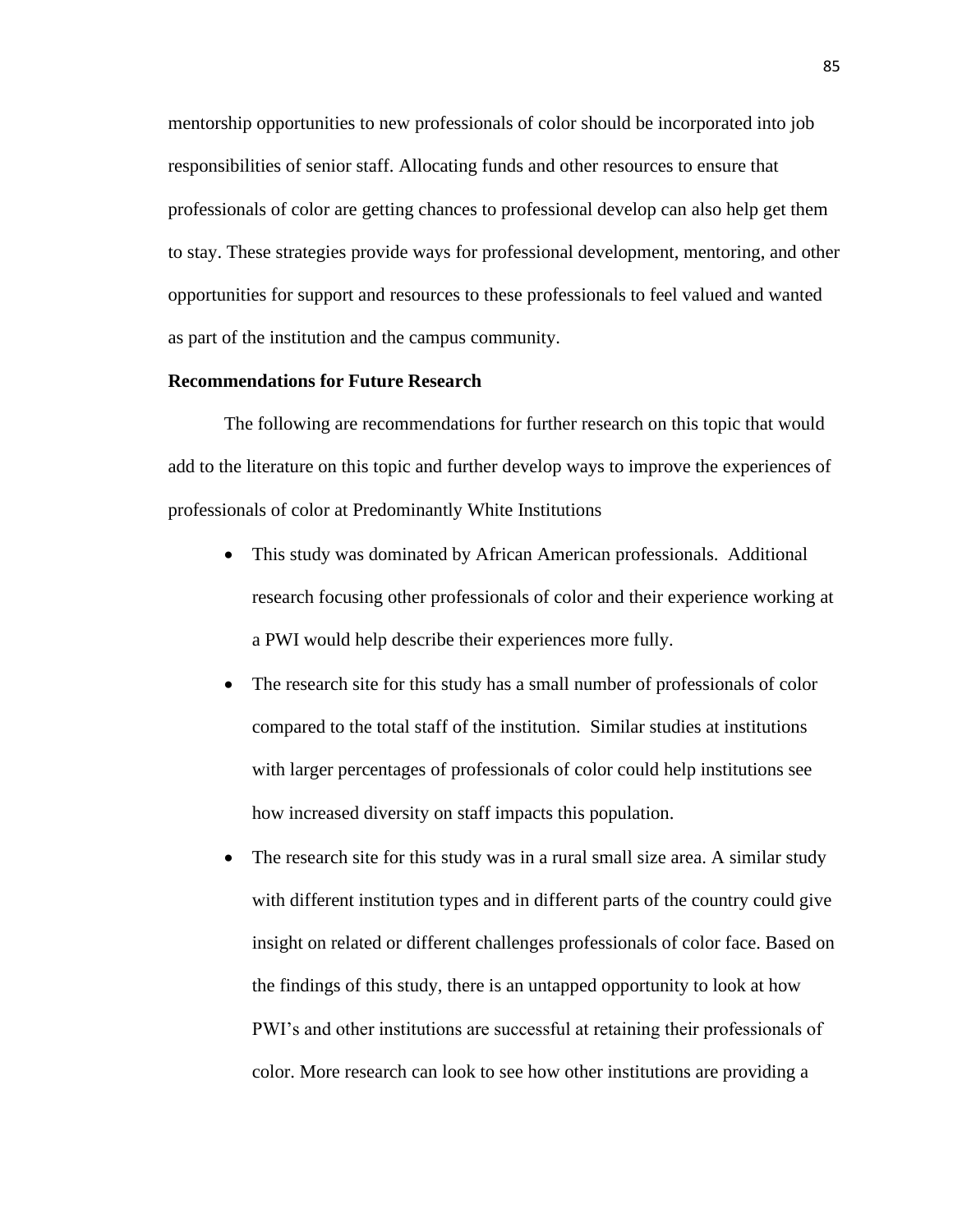mentorship opportunities to new professionals of color should be incorporated into job responsibilities of senior staff. Allocating funds and other resources to ensure that professionals of color are getting chances to professional develop can also help get them to stay. These strategies provide ways for professional development, mentoring, and other opportunities for support and resources to these professionals to feel valued and wanted as part of the institution and the campus community.

**Recommendations for Future Research**

The following are recommendations for further research on this topic that would add to the literature on this topic and further develop ways to improve the experiences of professionals of color at Predominantly White Institutions

- This study was dominated by African American professionals. Additional research focusing other professionals of color and their experience working at a PWI would help describe their experiences more fully.
- The research site for this study has a small number of professionals of color compared to the total staff of the institution. Similar studies at institutions with larger percentages of professionals of color could help institutions see how increased diversity on staff impacts this population.
- The research site for this study was in a rural small size area. A similar study with different institution types and in different parts of the country could give insight on related or different challenges professionals of color face. Based on the findings of this study, there is an untapped opportunity to look at how PWI's and other institutions are successful at retaining their professionals of color. More research can look to see how other institutions are providing a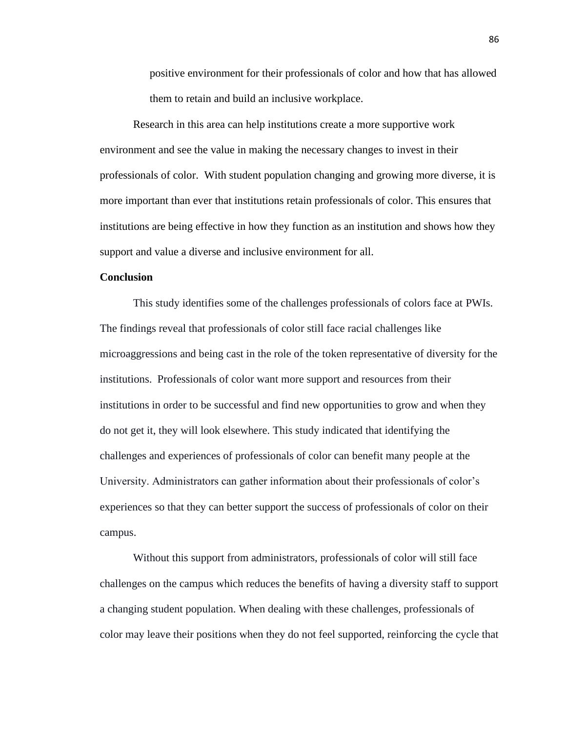positive environment for their professionals of color and how that has allowed them to retain and build an inclusive workplace.

Research in this area can help institutions create a more supportive work environment and see the value in making the necessary changes to invest in their professionals of color. With student population changing and growing more diverse, it is more important than ever that institutions retain professionals of color. This ensures that institutions are being effective in how they function as an institution and shows how they support and value a diverse and inclusive environment for all.

**Conclusion**

This study identifies some of the challenges professionals of colors face at PWIs. The findings reveal that professionals of color still face racial challenges like microaggressions and being cast in the role of the token representative of diversity for the institutions. Professionals of color want more support and resources from their institutions in order to be successful and find new opportunities to grow and when they do not get it, they will look elsewhere. This study indicated that identifying the challenges and experiences of professionals of color can benefit many people at the University. Administrators can gather information about their professionals of color's experiences so that they can better support the success of professionals of color on their campus.

Without this support from administrators, professionals of color will still face challenges on the campus which reduces the benefits of having a diversity staff to support a changing student population. When dealing with these challenges, professionals of color may leave their positions when they do not feel supported, reinforcing the cycle that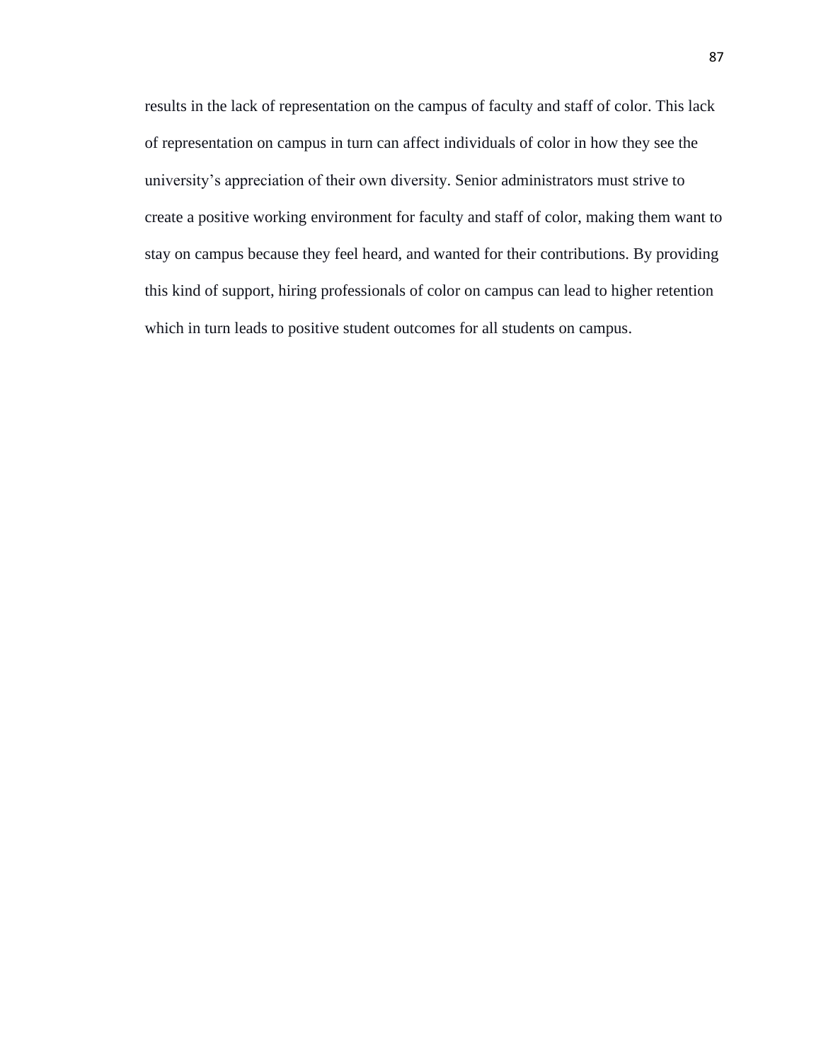results in the lack of representation on the campus of faculty and staff of color. This lack of representation on campus in turn can affect individuals of color in how they see the university's appreciation of their own diversity. Senior administrators must strive to create a positive working environment for faculty and staff of color, making them want to stay on campus because they feel heard, and wanted for their contributions. By providing this kind of support, hiring professionals of color on campus can lead to higher retention which in turn leads to positive student outcomes for all students on campus.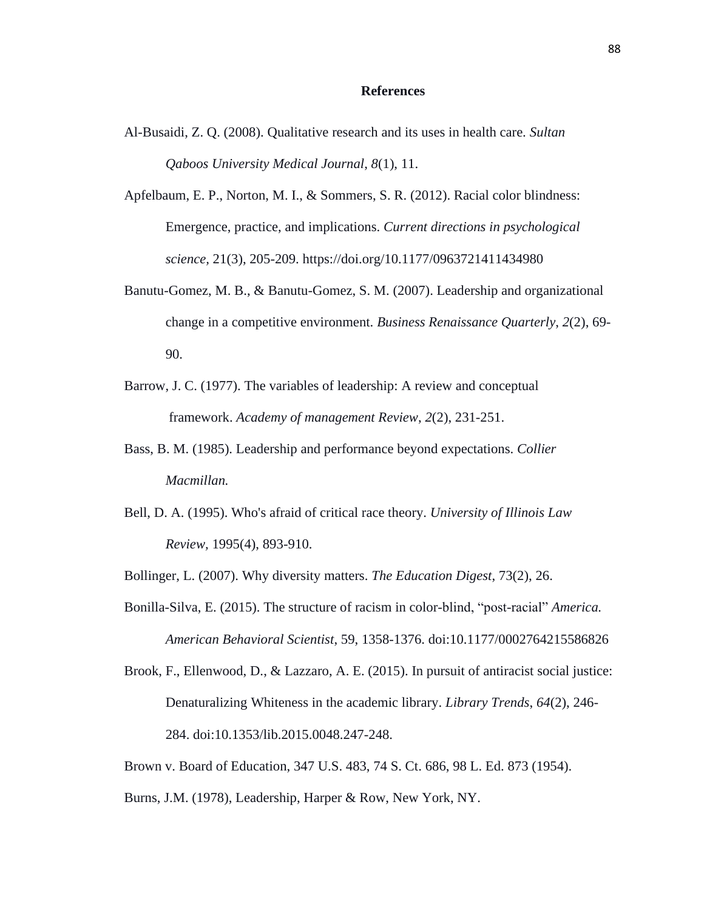# References

Al-Busaidi, Z. Q. (2008). Qualitative research and its uses in health care. *Sultan Qaboos University Medical Journal*, *8*(1), 11.

Apfelbaum, E. P., Norton, M. I., & Sommers, S. R. (2012). Racial color blindness: Emergence, practice, and implications. *Current directions in psychological science,* 21(3), 205-209. https://doi.org/10.1177/0963721411434980

Banutu-Gomez, M. B., & Banutu-Gomez, S. M. (2007). Leadership and organizational change in a competitive environment. *Business Renaissance Quarterly*, *2*(2), 69-90.

Barrow, J. C. (1977). The variables of leadership: A review and conceptual framework. *Academy of management Review*, *2*(2), 231-251.

Bass, B. M. (1985). Leadership and performance beyond expectations. *Collier Macmillan.*

Bell, D. A. (1995). Who's afraid of critical race theory. *University of Illinois Law Review,* 1995(4), 893-910.

Bollinger, L. (2007). Why diversity matters. *The Education Digest*, 73(2), 26.

Bonilla-Silva, E. (2015). The structure of racism in color-blind, "post-racial" *America. American Behavioral Scientist*, 59, 1358-1376. doi:10.1177/0002764215586826

Brook, F., Ellenwood, D., & Lazzaro, A. E. (2015). In pursuit of antiracist social justice: Denaturalizing Whiteness in the academic library. *Library Trends*, *64*(2), 246-284. doi:10.1353/lib.2015.0048.247-248.

Brown v. Board of Education, 347 U.S. 483, 74 S. Ct. 686, 98 L. Ed. 873 (1954).

Burns, J.M. (1978), Leadership, Harper & Row, New York, NY.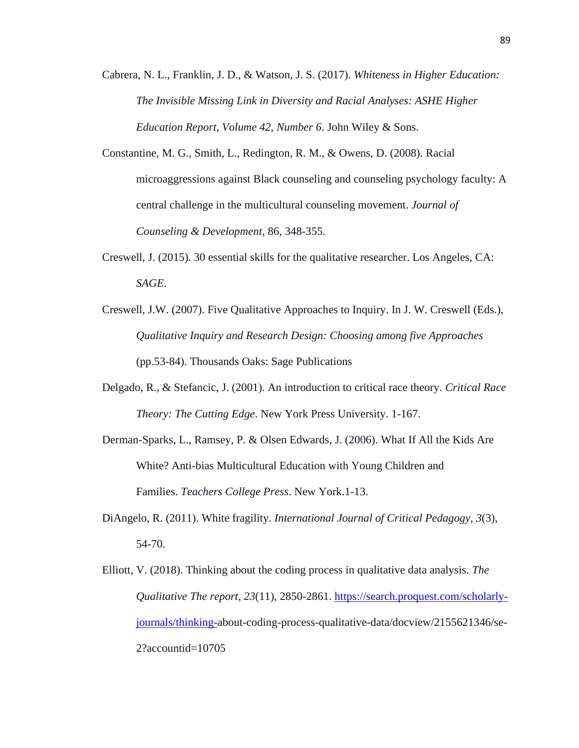Cabrera, N. L., Franklin, J. D., & Watson, J. S. (2017). *Whiteness in Higher Education: The Invisible Missing Link in Diversity and Racial Analyses: ASHE Higher Education Report, Volume 42, Number 6*. John Wiley & Sons.

Constantine, M. G., Smith, L., Redington, R. M., & Owens, D. (2008). Racial microaggressions against Black counseling and counseling psychology faculty: A central challenge in the multicultural counseling movement. *Journal of Counseling & Development*, 86, 348-355.

Creswell, J. (2015). 30 essential skills for the qualitative researcher. Los Angeles, CA: *SAGE*.

Creswell, J.W. (2007). Five Qualitative Approaches to Inquiry. In J. W. Creswell (Eds.), *Qualitative Inquiry and Research Design: Choosing among five Approaches* (pp.53-84). Thousands Oaks: Sage Publications

Delgado, R., & Stefancic, J. (2001). An introduction to critical race theory. *Critical Race Theory: The Cutting Edge*. New York Press University. 1-167.

Derman-Sparks, L., Ramsey, P. & Olsen Edwards, J. (2006). What If All the Kids Are White? Anti-bias Multicultural Education with Young Children and Families. *Teachers College Press*. New York.1-13.

DiAngelo, R. (2011). White fragility. *International Journal of Critical Pedagogy*, *3*(3), 54-70.

Elliott, V. (2018). Thinking about the coding process in qualitative data analysis. *The Qualitative The report*, *23*(11), 2850-2861. https://search.proquest.com/scholarly-journals/thinking-about-coding-process-qualitative-data/docview/2155621346/se-2?accountid=10705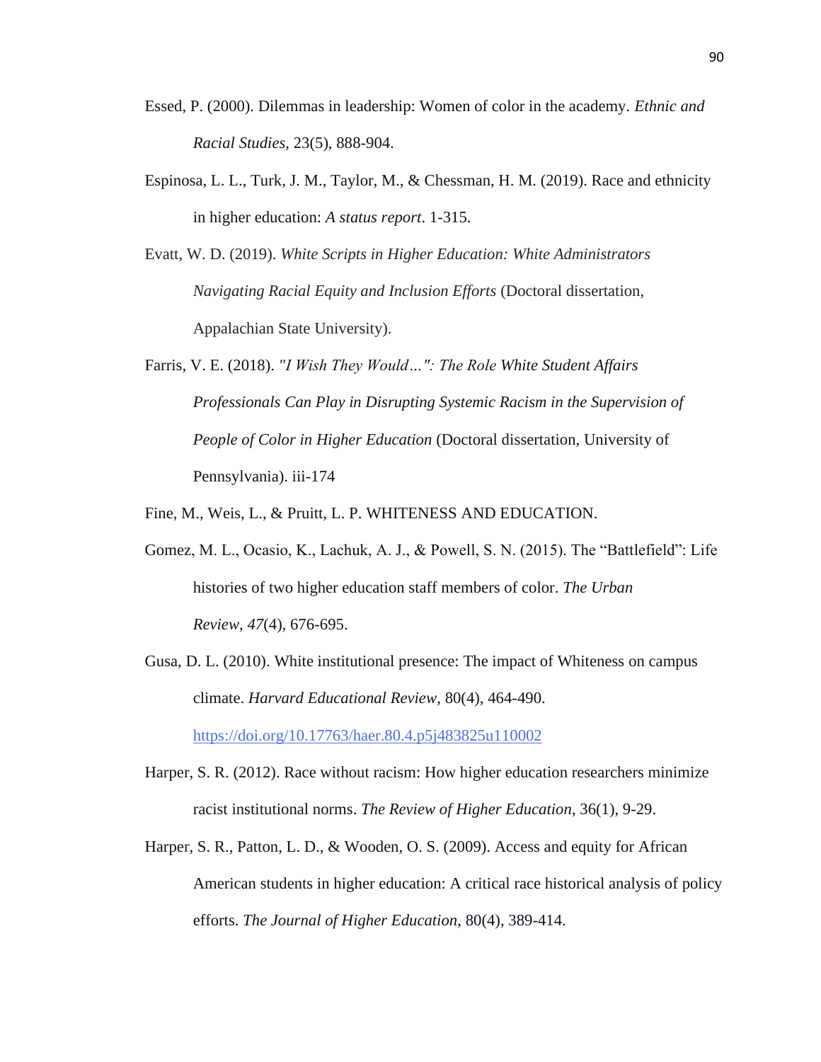Essed, P. (2000). Dilemmas in leadership: Women of color in the academy. *Ethnic and Racial Studies*, 23(5), 888-904.

Espinosa, L. L., Turk, J. M., Taylor, M., & Chessman, H. M. (2019). Race and ethnicity in higher education: *A status report*. 1-315.

Evatt, W. D. (2019). *White Scripts in Higher Education: White Administrators Navigating Racial Equity and Inclusion Efforts* (Doctoral dissertation, Appalachian State University).

Farris, V. E. (2018). *"I Wish They Would…": The Role White Student Affairs Professionals Can Play in Disrupting Systemic Racism in the Supervision of People of Color in Higher Education* (Doctoral dissertation, University of Pennsylvania). iii-174

Fine, M., Weis, L., & Pruitt, L. P. WHITENESS AND EDUCATION.

Gomez, M. L., Ocasio, K., Lachuk, A. J., & Powell, S. N. (2015). The "Battlefield": Life histories of two higher education staff members of color. *The Urban Review*, *47*(4), 676-695.

Gusa, D. L. (2010). White institutional presence: The impact of Whiteness on campus climate. *Harvard Educational Review*, 80(4), 464-490. https://doi.org/10.17763/haer.80.4.p5j483825u110002

Harper, S. R. (2012). Race without racism: How higher education researchers minimize racist institutional norms. *The Review of Higher Education*, 36(1), 9-29.

Harper, S. R., Patton, L. D., & Wooden, O. S. (2009). Access and equity for African American students in higher education: A critical race historical analysis of policy efforts. *The Journal of Higher Education*, 80(4), 389-414.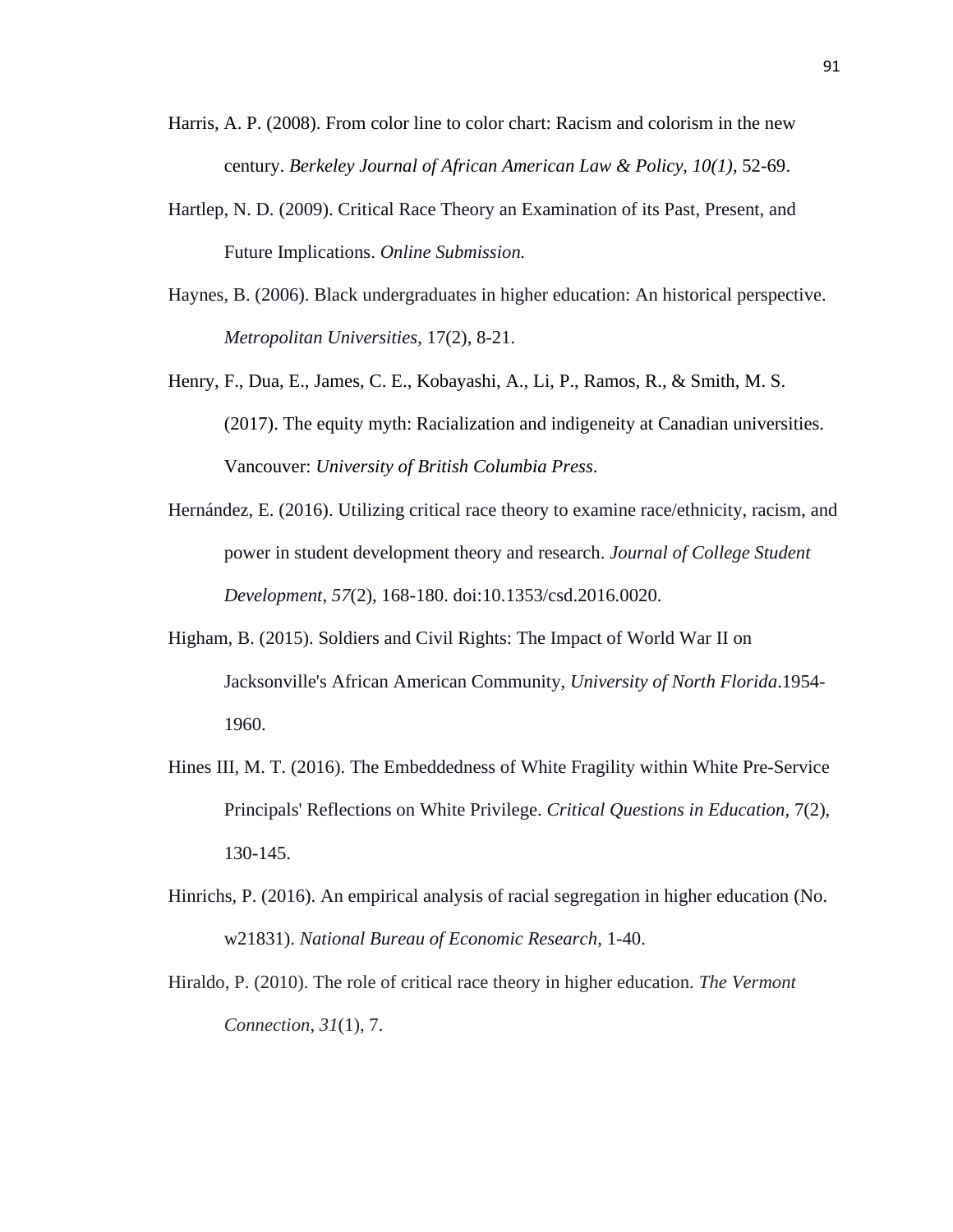Harris, A. P. (2008). From color line to color chart: Racism and colorism in the new century. *Berkeley Journal of African American Law & Policy, 10(1),* 52-69.

Hartlep, N. D. (2009). Critical Race Theory an Examination of its Past, Present, and Future Implications. *Online Submission.*

Haynes, B. (2006). Black undergraduates in higher education: An historical perspective. *Metropolitan Universities*, 17(2), 8-21.

Henry, F., Dua, E., James, C. E., Kobayashi, A., Li, P., Ramos, R., & Smith, M. S. (2017). The equity myth: Racialization and indigeneity at Canadian universities. Vancouver: *University of British Columbia Press*.

Hernández, E. (2016). Utilizing critical race theory to examine race/ethnicity, racism, and power in student development theory and research. *Journal of College Student Development*, *57*(2), 168-180. doi:10.1353/csd.2016.0020.

Higham, B. (2015). Soldiers and Civil Rights: The Impact of World War II on Jacksonville's African American Community, *University of North Florida*.1954-1960.

Hines III, M. T. (2016). The Embeddedness of White Fragility within White Pre-Service Principals' Reflections on White Privilege. *Critical Questions in Education*, 7(2), 130-145.

Hinrichs, P. (2016). An empirical analysis of racial segregation in higher education (No. w21831). *National Bureau of Economic Research*, 1-40.

Hiraldo, P. (2010). The role of critical race theory in higher education. *The Vermont Connection*, *31*(1), 7.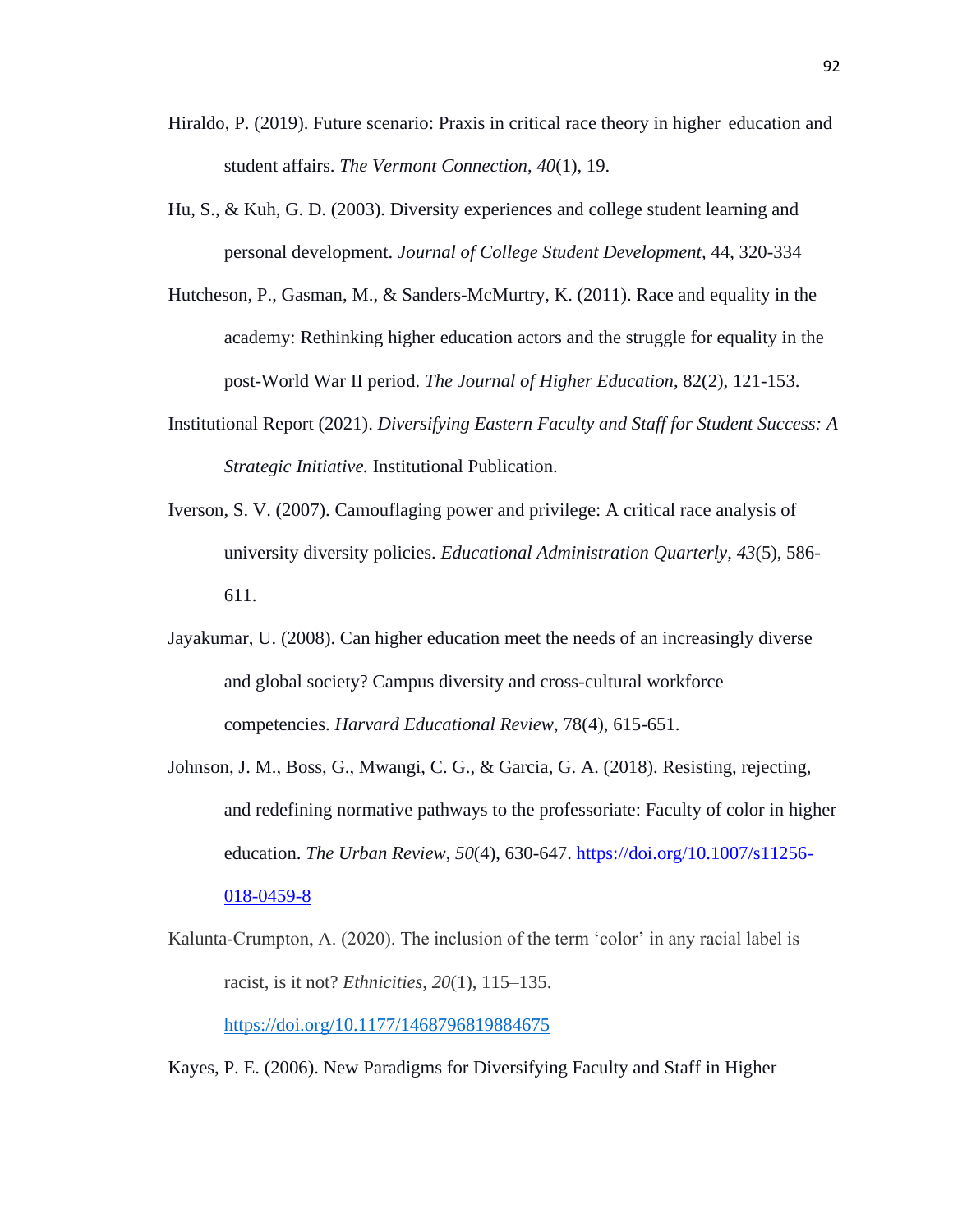Hiraldo, P. (2019). Future scenario: Praxis in critical race theory in higher education and student affairs. *The Vermont Connection*, *40*(1), 19.

Hu, S., & Kuh, G. D. (2003). Diversity experiences and college student learning and personal development. *Journal of College Student Development*, 44, 320-334

Hutcheson, P., Gasman, M., & Sanders-McMurtry, K. (2011). Race and equality in the academy: Rethinking higher education actors and the struggle for equality in the post-World War II period. *The Journal of Higher Education*, 82(2), 121-153.

Institutional Report (2021). *Diversifying Eastern Faculty and Staff for Student Success: A Strategic Initiative.* Institutional Publication.

Iverson, S. V. (2007). Camouflaging power and privilege: A critical race analysis of university diversity policies. *Educational Administration Quarterly*, *43*(5), 586-611.

Jayakumar, U. (2008). Can higher education meet the needs of an increasingly diverse and global society? Campus diversity and cross-cultural workforce competencies. *Harvard Educational Review*, 78(4), 615-651.

Johnson, J. M., Boss, G., Mwangi, C. G., & Garcia, G. A. (2018). Resisting, rejecting, and redefining normative pathways to the professoriate: Faculty of color in higher education. *The Urban Review*, *50*(4), 630-647. https://doi.org/10.1007/s11256-018-0459-8

Kalunta-Crumpton, A. (2020). The inclusion of the term 'color' in any racial label is racist, is it not? *Ethnicities*, *20*(1), 115–135. https://doi.org/10.1177/1468796819884675

Kayes, P. E. (2006). New Paradigms for Diversifying Faculty and Staff in Higher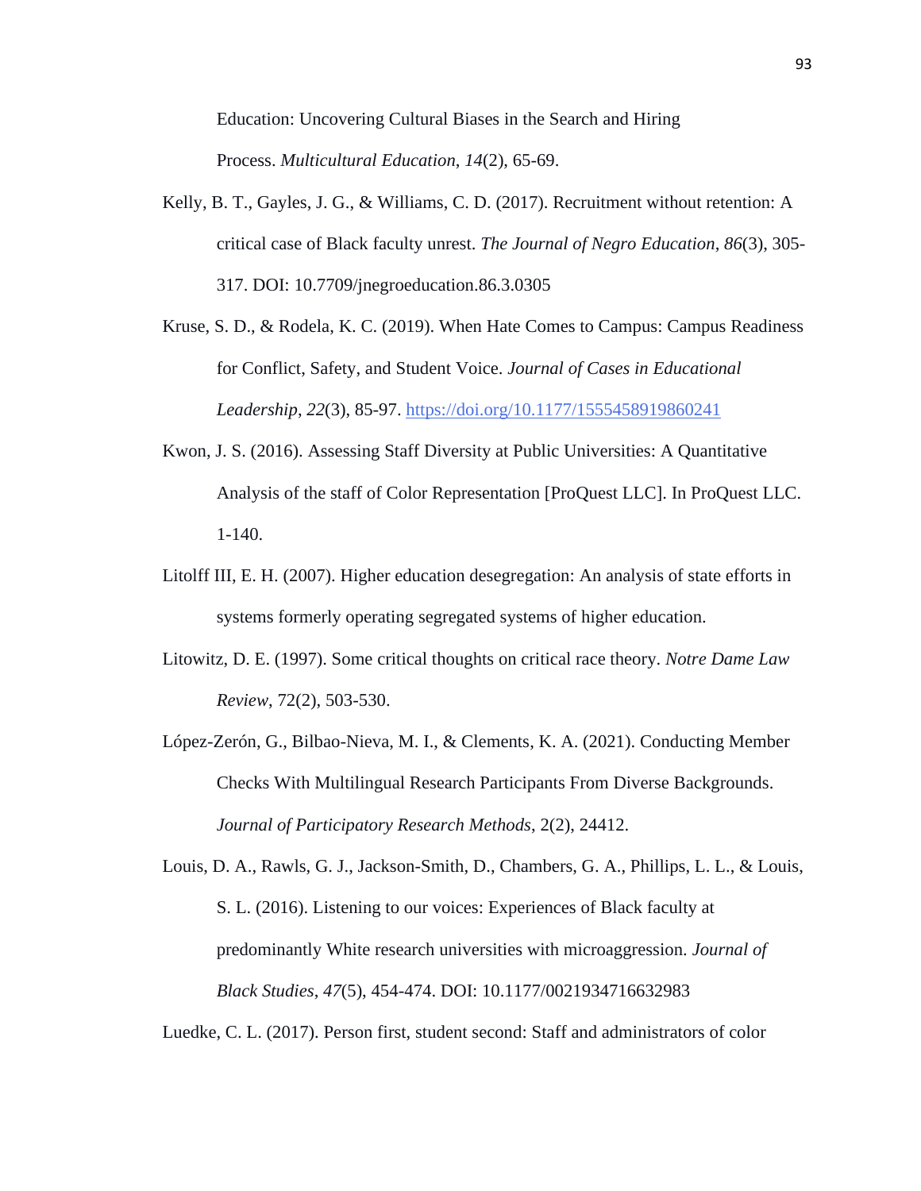Education: Uncovering Cultural Biases in the Search and Hiring Process. *Multicultural Education*, *14*(2), 65-69.

Kelly, B. T., Gayles, J. G., & Williams, C. D. (2017). Recruitment without retention: A critical case of Black faculty unrest. *The Journal of Negro Education*, *86*(3), 305-317. DOI: 10.7709/jnegroeducation.86.3.0305

Kruse, S. D., & Rodela, K. C. (2019). When Hate Comes to Campus: Campus Readiness for Conflict, Safety, and Student Voice. *Journal of Cases in Educational Leadership*, *22*(3), 85-97. https://doi.org/10.1177/1555458919860241

Kwon, J. S. (2016). Assessing Staff Diversity at Public Universities: A Quantitative Analysis of the staff of Color Representation [ProQuest LLC]. In ProQuest LLC. 1-140.

Litolff III, E. H. (2007). Higher education desegregation: An analysis of state efforts in systems formerly operating segregated systems of higher education.

Litowitz, D. E. (1997). Some critical thoughts on critical race theory. *Notre Dame Law Review*, 72(2), 503-530.

López-Zerón, G., Bilbao-Nieva, M. I., & Clements, K. A. (2021). Conducting Member Checks With Multilingual Research Participants From Diverse Backgrounds. *Journal of Participatory Research Methods*, 2(2), 24412.

Louis, D. A., Rawls, G. J., Jackson-Smith, D., Chambers, G. A., Phillips, L. L., & Louis, S. L. (2016). Listening to our voices: Experiences of Black faculty at predominantly White research universities with microaggression. *Journal of Black Studies*, *47*(5), 454-474. DOI: 10.1177/0021934716632983

Luedke, C. L. (2017). Person first, student second: Staff and administrators of color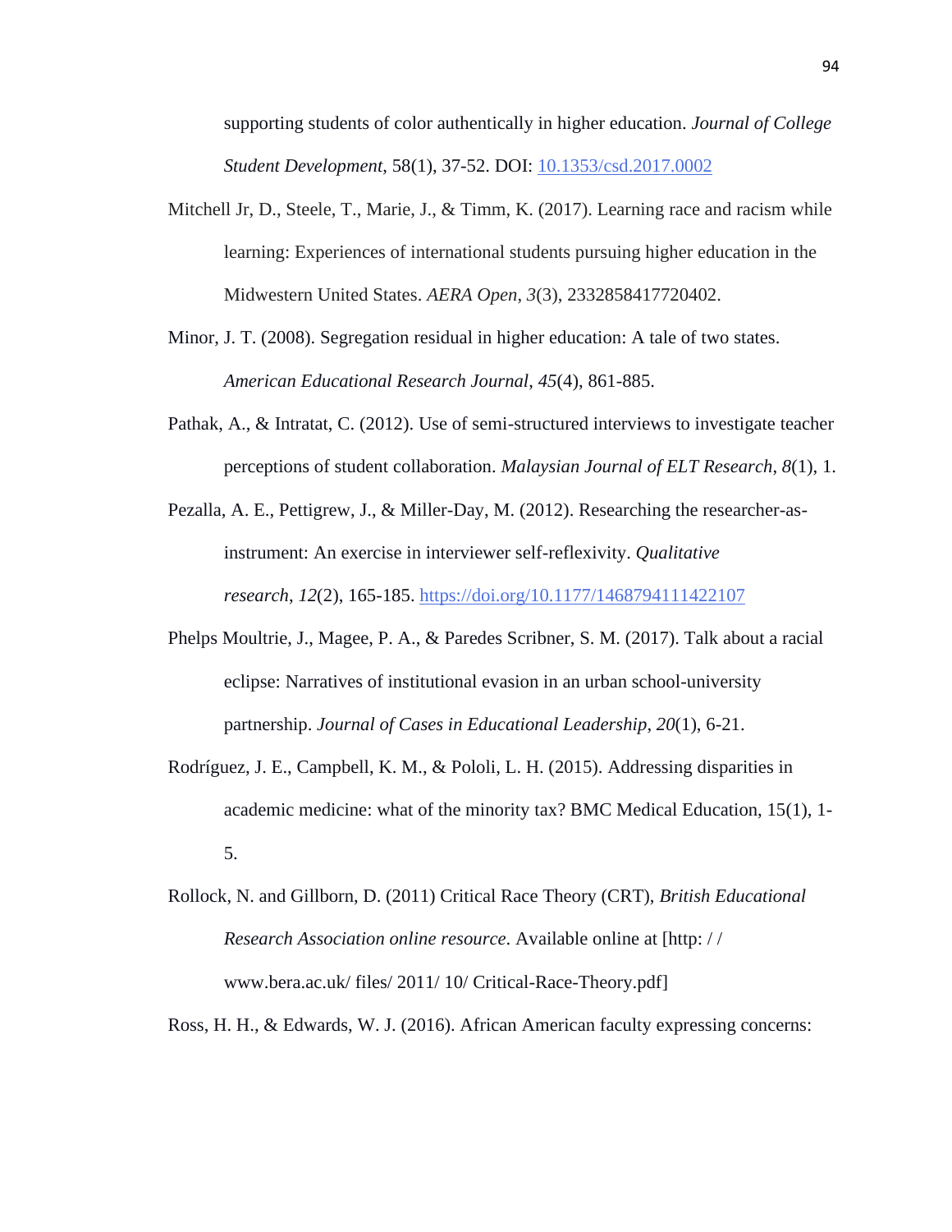supporting students of color authentically in higher education. *Journal of College Student Development*, 58(1), 37-52. DOI: 10.1353/csd.2017.0002

Mitchell Jr, D., Steele, T., Marie, J., & Timm, K. (2017). Learning race and racism while learning: Experiences of international students pursuing higher education in the Midwestern United States. *AERA Open*, *3*(3), 2332858417720402.

Minor, J. T. (2008). Segregation residual in higher education: A tale of two states. *American Educational Research Journal*, *45*(4), 861-885.

Pathak, A., & Intratat, C. (2012). Use of semi-structured interviews to investigate teacher perceptions of student collaboration. *Malaysian Journal of ELT Research*, *8*(1), 1.

Pezalla, A. E., Pettigrew, J., & Miller-Day, M. (2012). Researching the researcher-as-instrument: An exercise in interviewer self-reflexivity. *Qualitative research*, *12*(2), 165-185. https://doi.org/10.1177/1468794111422107

Phelps Moultrie, J., Magee, P. A., & Paredes Scribner, S. M. (2017). Talk about a racial eclipse: Narratives of institutional evasion in an urban school-university partnership. *Journal of Cases in Educational Leadership*, *20*(1), 6-21.

Rodríguez, J. E., Campbell, K. M., & Pololi, L. H. (2015). Addressing disparities in academic medicine: what of the minority tax? BMC Medical Education, 15(1), 1-5.

Rollock, N. and Gillborn, D. (2011) Critical Race Theory (CRT), *British Educational Research Association online resource*. Available online at [http: / / www.bera.ac.uk/ files/ 2011/ 10/ Critical-Race-Theory.pdf]

Ross, H. H., & Edwards, W. J. (2016). African American faculty expressing concerns: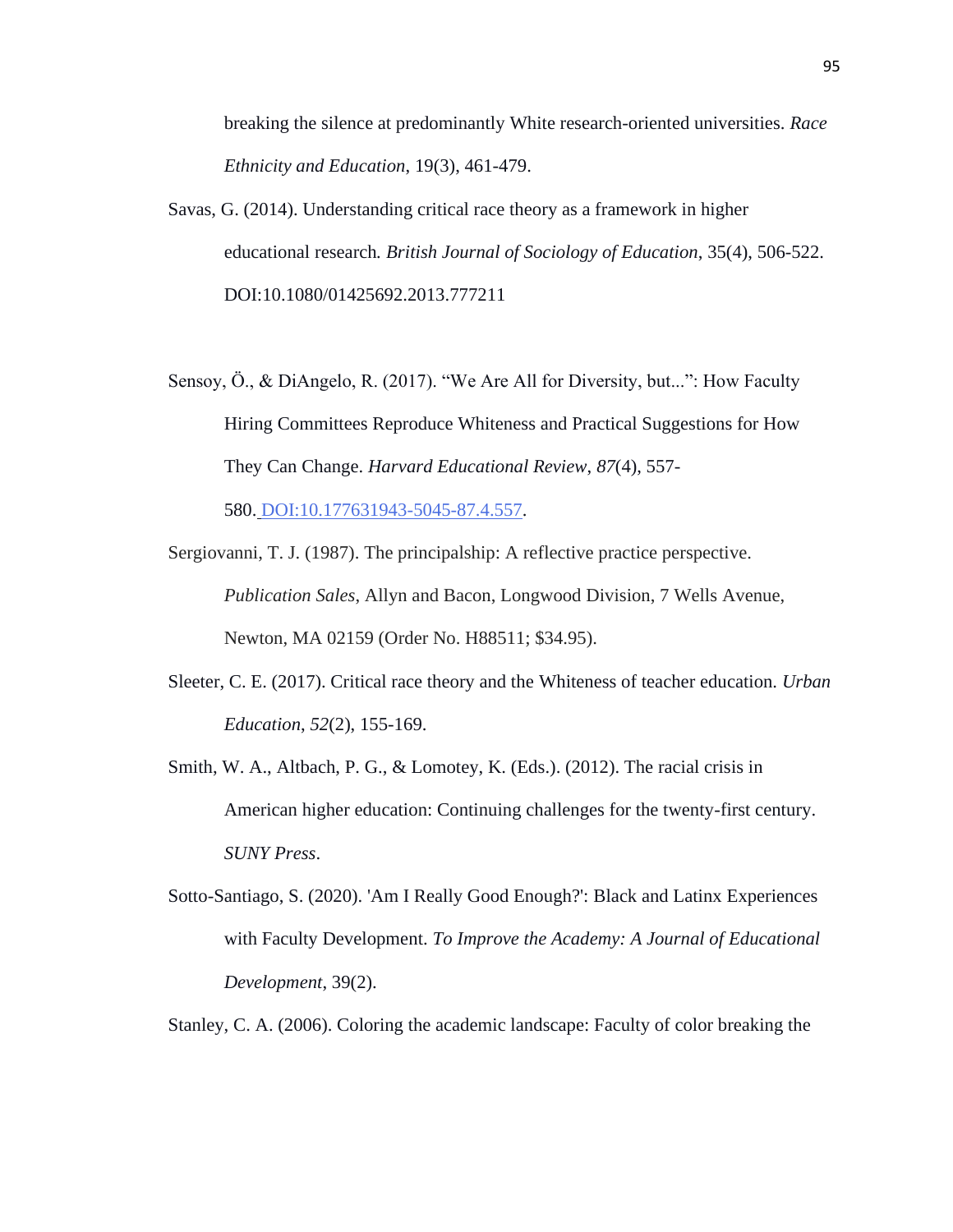breaking the silence at predominantly White research-oriented universities. *Race Ethnicity and Education*, 19(3), 461-479.

Savas, G. (2014). Understanding critical race theory as a framework in higher educational research. *British Journal of Sociology of Education*, 35(4), 506-522. DOI:10.1080/01425692.2013.777211

Sensoy, Ö., & DiAngelo, R. (2017). "We Are All for Diversity, but...": How Faculty Hiring Committees Reproduce Whiteness and Practical Suggestions for How They Can Change. *Harvard Educational Review*, *87*(4), 557-580. DOI:10.177631943-5045-87.4.557.

Sergiovanni, T. J. (1987). The principalship: A reflective practice perspective. *Publication Sales*, Allyn and Bacon, Longwood Division, 7 Wells Avenue, Newton, MA 02159 (Order No. H88511; $34.95).

Sleeter, C. E. (2017). Critical race theory and the Whiteness of teacher education. *Urban Education*, *52*(2), 155-169.

Smith, W. A., Altbach, P. G., & Lomotey, K. (Eds.). (2012). The racial crisis in American higher education: Continuing challenges for the twenty-first century. *SUNY Press*.

Sotto-Santiago, S. (2020). 'Am I Really Good Enough?': Black and Latinx Experiences with Faculty Development. *To Improve the Academy: A Journal of Educational Development*, 39(2).

Stanley, C. A. (2006). Coloring the academic landscape: Faculty of color breaking the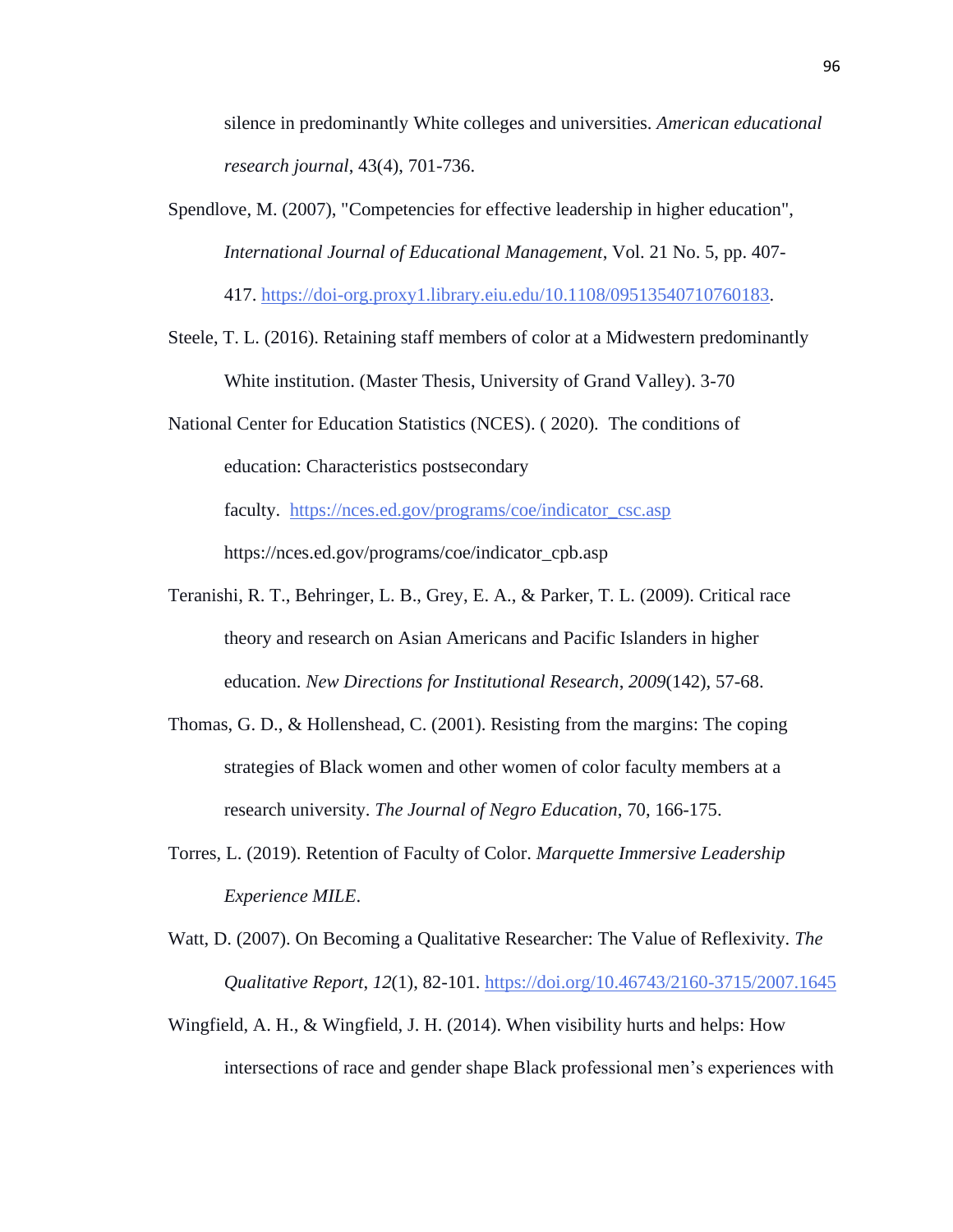silence in predominantly White colleges and universities. *American educational research journal*, 43(4), 701-736.

Spendlove, M. (2007), "Competencies for effective leadership in higher education", *International Journal of Educational Management*, Vol. 21 No. 5, pp. 407-417. https://doi-org.proxy1.library.eiu.edu/10.1108/09513540710760183.

Steele, T. L. (2016). Retaining staff members of color at a Midwestern predominantly White institution. (Master Thesis, University of Grand Valley). 3-70

National Center for Education Statistics (NCES). ( 2020). The conditions of education: Characteristics postsecondary faculty. https://nces.ed.gov/programs/coe/indicator_csc.asp https://nces.ed.gov/programs/coe/indicator_cpb.asp

Teranishi, R. T., Behringer, L. B., Grey, E. A., & Parker, T. L. (2009). Critical race theory and research on Asian Americans and Pacific Islanders in higher education. *New Directions for Institutional Research, 2009*(142), 57-68.

Thomas, G. D., & Hollenshead, C. (2001). Resisting from the margins: The coping strategies of Black women and other women of color faculty members at a research university. *The Journal of Negro Education*, 70, 166-175.

Torres, L. (2019). Retention of Faculty of Color. *Marquette Immersive Leadership Experience MILE*.

Watt, D. (2007). On Becoming a Qualitative Researcher: The Value of Reflexivity. *The Qualitative Report*, *12*(1), 82-101. https://doi.org/10.46743/2160-3715/2007.1645

Wingfield, A. H., & Wingfield, J. H. (2014). When visibility hurts and helps: How intersections of race and gender shape Black professional men's experiences with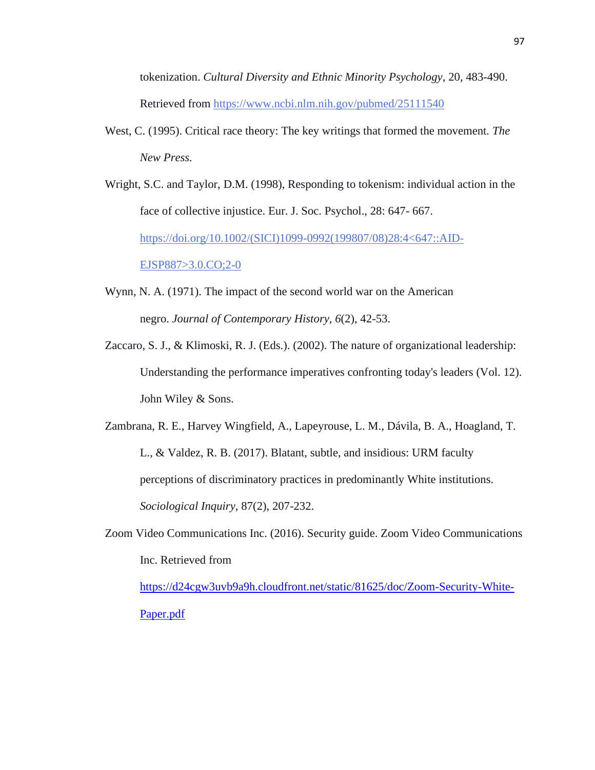tokenization. *Cultural Diversity and Ethnic Minority Psychology*, 20, 483-490. Retrieved from https://www.ncbi.nlm.nih.gov/pubmed/25111540

West, C. (1995). Critical race theory: The key writings that formed the movement. *The New Press.*

Wright, S.C. and Taylor, D.M. (1998), Responding to tokenism: individual action in the face of collective injustice. Eur. J. Soc. Psychol., 28: 647- 667. https://doi.org/10.1002/(SICI)1099-0992(199807/08)28:4<647::AID-EJSP887>3.0.CO;2-0

Wynn, N. A. (1971). The impact of the second world war on the American negro. *Journal of Contemporary History*, *6*(2), 42-53.

Zaccaro, S. J., & Klimoski, R. J. (Eds.). (2002). The nature of organizational leadership: Understanding the performance imperatives confronting today's leaders (Vol. 12). John Wiley & Sons.

Zambrana, R. E., Harvey Wingfield, A., Lapeyrouse, L. M., Dávila, B. A., Hoagland, T. L., & Valdez, R. B. (2017). Blatant, subtle, and insidious: URM faculty perceptions of discriminatory practices in predominantly White institutions. *Sociological Inquiry*, 87(2), 207-232.

Zoom Video Communications Inc. (2016). Security guide. Zoom Video Communications Inc. Retrieved from https://d24cgw3uvb9a9h.cloudfront.net/static/81625/doc/Zoom-Security-White-Paper.pdf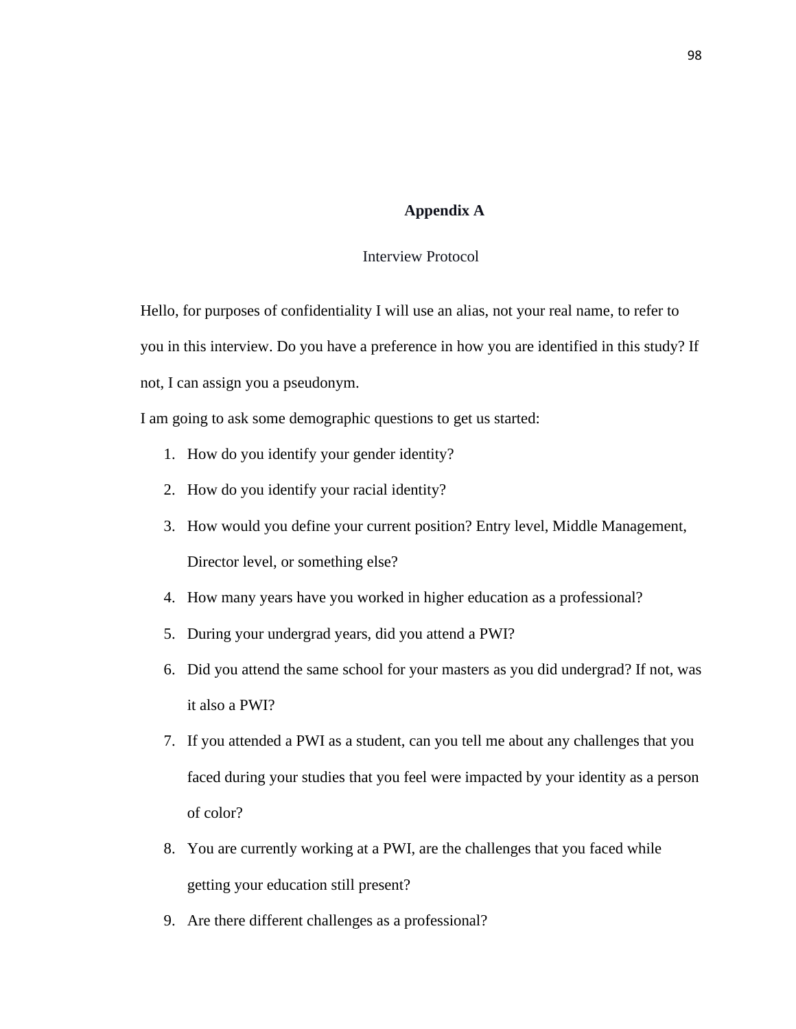# Appendix A

Interview Protocol

Hello, for purposes of confidentiality I will use an alias, not your real name, to refer to you in this interview. Do you have a preference in how you are identified in this study? If not, I can assign you a pseudonym.

I am going to ask some demographic questions to get us started:

1. How do you identify your gender identity?
2. How do you identify your racial identity?
3. How would you define your current position? Entry level, Middle Management, Director level, or something else?
4. How many years have you worked in higher education as a professional?
5. During your undergrad years, did you attend a PWI?
6. Did you attend the same school for your masters as you did undergrad? If not, was it also a PWI?
7. If you attended a PWI as a student, can you tell me about any challenges that you faced during your studies that you feel were impacted by your identity as a person of color?
8. You are currently working at a PWI, are the challenges that you faced while getting your education still present?
9. Are there different challenges as a professional?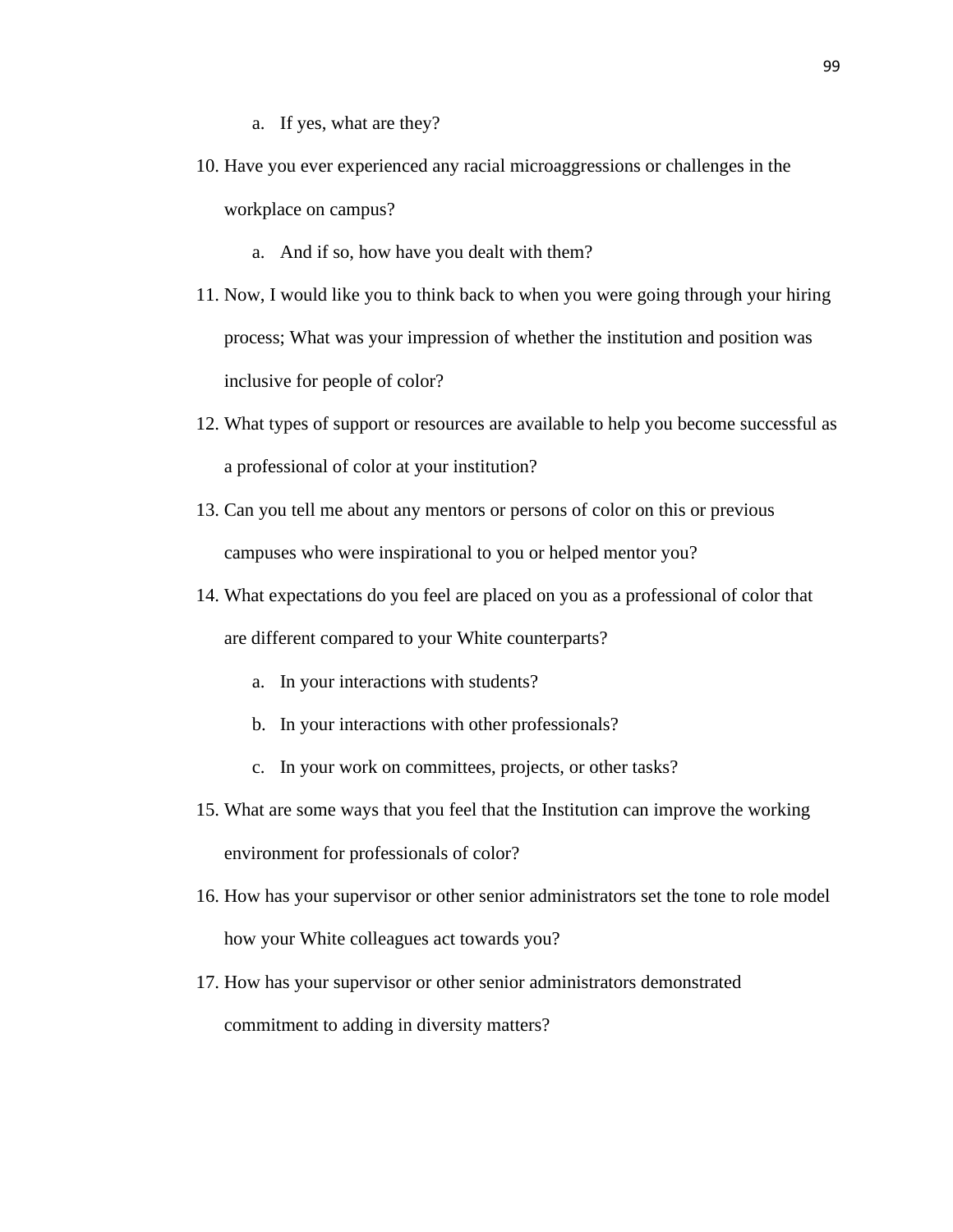a. If yes, what are they?

10. Have you ever experienced any racial microaggressions or challenges in the workplace on campus?
    a. And if so, how have you dealt with them?
11. Now, I would like you to think back to when you were going through your hiring process; What was your impression of whether the institution and position was inclusive for people of color?
12. What types of support or resources are available to help you become successful as a professional of color at your institution?
13. Can you tell me about any mentors or persons of color on this or previous campuses who were inspirational to you or helped mentor you?
14. What expectations do you feel are placed on you as a professional of color that are different compared to your White counterparts?
    a. In your interactions with students?
    b. In your interactions with other professionals?
    c. In your work on committees, projects, or other tasks?
15. What are some ways that you feel that the Institution can improve the working environment for professionals of color?
16. How has your supervisor or other senior administrators set the tone to role model how your White colleagues act towards you?
17. How has your supervisor or other senior administrators demonstrated commitment to adding in diversity matters?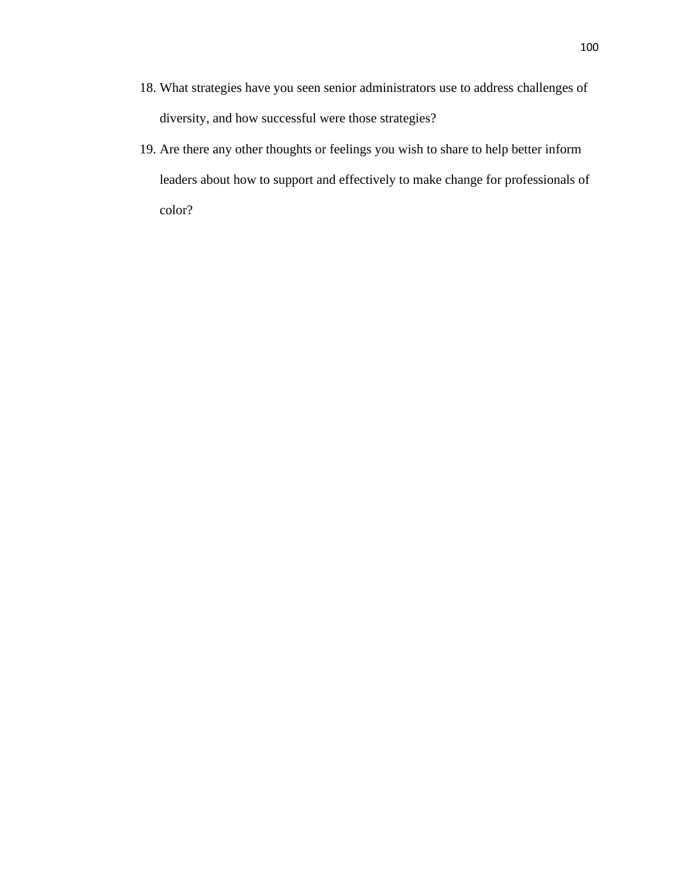18. What strategies have you seen senior administrators use to address challenges of diversity, and how successful were those strategies?
19. Are there any other thoughts or feelings you wish to share to help better inform leaders about how to support and effectively to make change for professionals of color?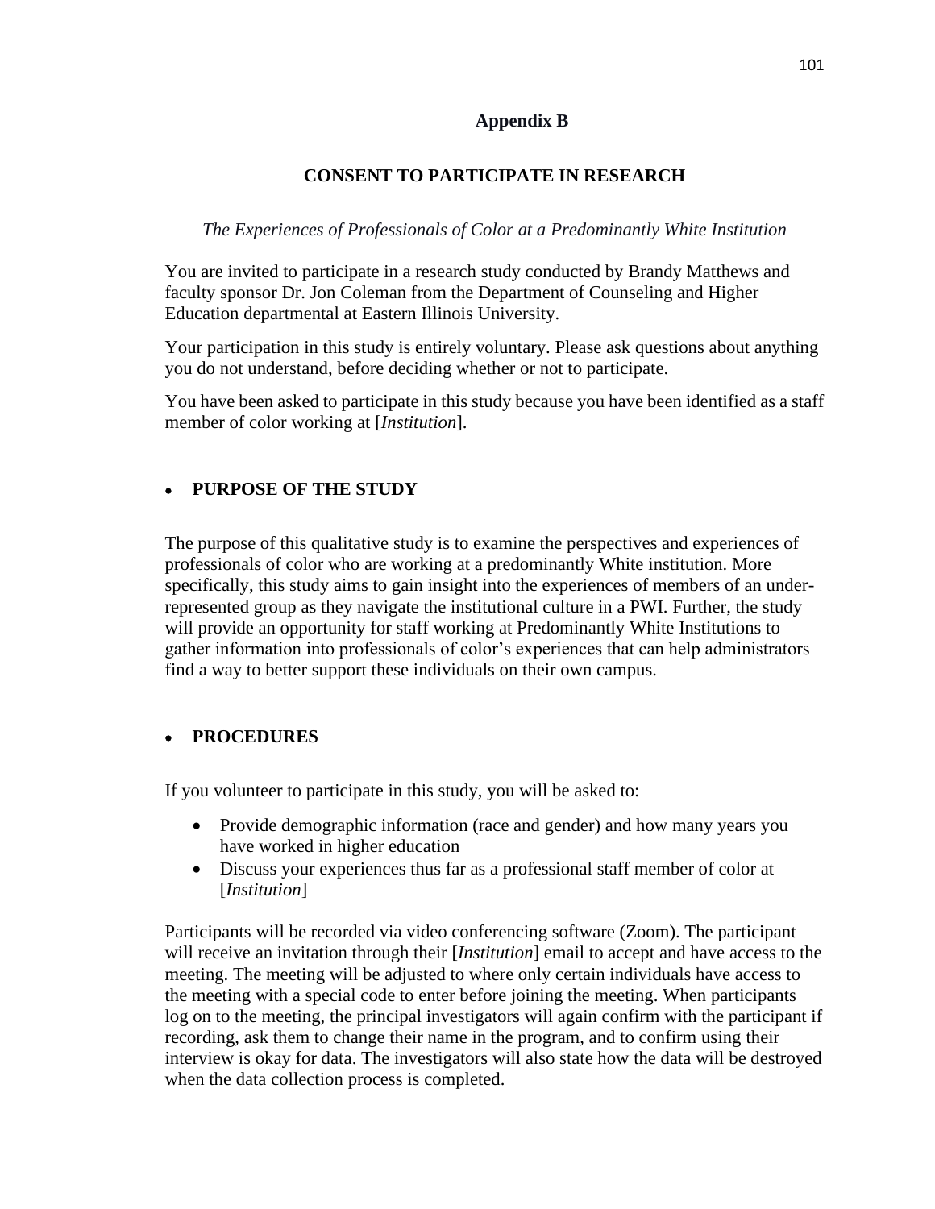## Appendix B

## CONSENT TO PARTICIPATE IN RESEARCH

*The Experiences of Professionals of Color at a Predominantly White Institution*

You are invited to participate in a research study conducted by Brandy Matthews and faculty sponsor Dr. Jon Coleman from the Department of Counseling and Higher Education departmental at Eastern Illinois University.

Your participation in this study is entirely voluntary. Please ask questions about anything you do not understand, before deciding whether or not to participate.

You have been asked to participate in this study because you have been identified as a staff member of color working at [*Institution*].

- **PURPOSE OF THE STUDY**

The purpose of this qualitative study is to examine the perspectives and experiences of professionals of color who are working at a predominantly White institution. More specifically, this study aims to gain insight into the experiences of members of an under-represented group as they navigate the institutional culture in a PWI. Further, the study will provide an opportunity for staff working at Predominantly White Institutions to gather information into professionals of color's experiences that can help administrators find a way to better support these individuals on their own campus.

- **PROCEDURES**

If you volunteer to participate in this study, you will be asked to:

- Provide demographic information (race and gender) and how many years you have worked in higher education
- Discuss your experiences thus far as a professional staff member of color at [*Institution*]

Participants will be recorded via video conferencing software (Zoom). The participant will receive an invitation through their [*Institution*] email to accept and have access to the meeting. The meeting will be adjusted to where only certain individuals have access to the meeting with a special code to enter before joining the meeting. When participants log on to the meeting, the principal investigators will again confirm with the participant if recording, ask them to change their name in the program, and to confirm using their interview is okay for data. The investigators will also state how the data will be destroyed when the data collection process is completed.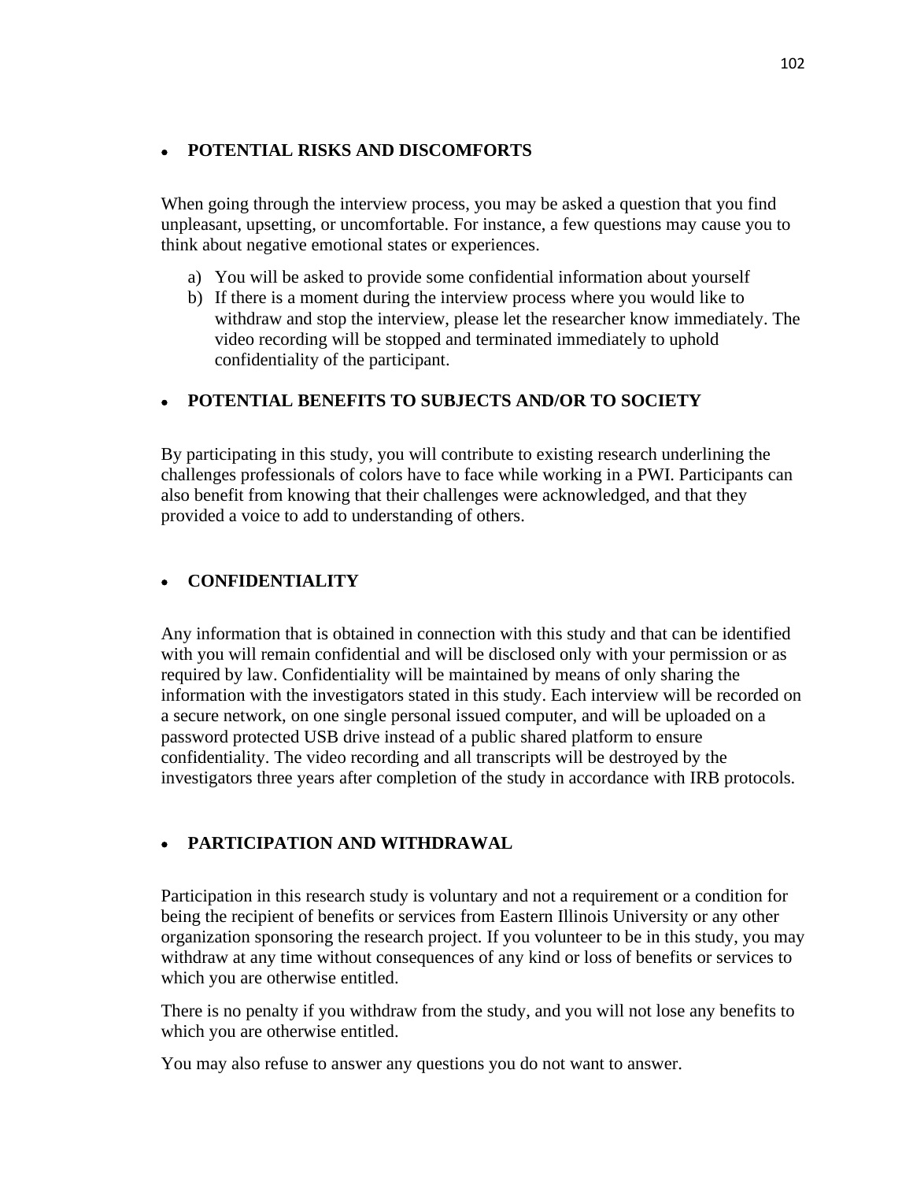- **POTENTIAL RISKS AND DISCOMFORTS**

When going through the interview process, you may be asked a question that you find unpleasant, upsetting, or uncomfortable. For instance, a few questions may cause you to think about negative emotional states or experiences.

a) You will be asked to provide some confidential information about yourself
b) If there is a moment during the interview process where you would like to withdraw and stop the interview, please let the researcher know immediately. The video recording will be stopped and terminated immediately to uphold confidentiality of the participant.

- **POTENTIAL BENEFITS TO SUBJECTS AND/OR TO SOCIETY**

By participating in this study, you will contribute to existing research underlining the challenges professionals of colors have to face while working in a PWI. Participants can also benefit from knowing that their challenges were acknowledged, and that they provided a voice to add to understanding of others.

- **CONFIDENTIALITY**

Any information that is obtained in connection with this study and that can be identified with you will remain confidential and will be disclosed only with your permission or as required by law. Confidentiality will be maintained by means of only sharing the information with the investigators stated in this study. Each interview will be recorded on a secure network, on one single personal issued computer, and will be uploaded on a password protected USB drive instead of a public shared platform to ensure confidentiality. The video recording and all transcripts will be destroyed by the investigators three years after completion of the study in accordance with IRB protocols.

- **PARTICIPATION AND WITHDRAWAL**

Participation in this research study is voluntary and not a requirement or a condition for being the recipient of benefits or services from Eastern Illinois University or any other organization sponsoring the research project. If you volunteer to be in this study, you may withdraw at any time without consequences of any kind or loss of benefits or services to which you are otherwise entitled.

There is no penalty if you withdraw from the study, and you will not lose any benefits to which you are otherwise entitled.

You may also refuse to answer any questions you do not want to answer.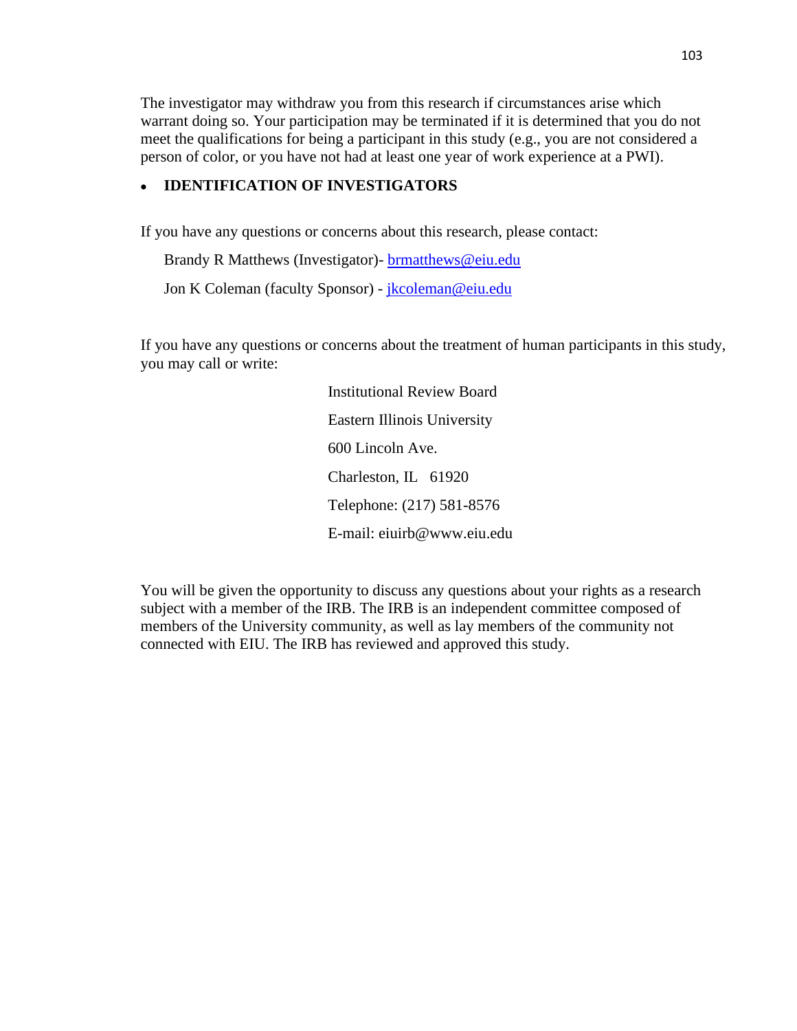The investigator may withdraw you from this research if circumstances arise which warrant doing so. Your participation may be terminated if it is determined that you do not meet the qualifications for being a participant in this study (e.g., you are not considered a person of color, or you have not had at least one year of work experience at a PWI).

- **IDENTIFICATION OF INVESTIGATORS**

If you have any questions or concerns about this research, please contact:

Brandy R Matthews (Investigator)- brmatthews@eiu.edu

Jon K Coleman (faculty Sponsor) - jkcoleman@eiu.edu

If you have any questions or concerns about the treatment of human participants in this study, you may call or write:

Institutional Review Board
Eastern Illinois University
600 Lincoln Ave.
Charleston, IL 61920
Telephone: (217) 581-8576
E-mail: eiuirb@www.eiu.edu

You will be given the opportunity to discuss any questions about your rights as a research subject with a member of the IRB. The IRB is an independent committee composed of members of the University community, as well as lay members of the community not connected with EIU. The IRB has reviewed and approved this study.